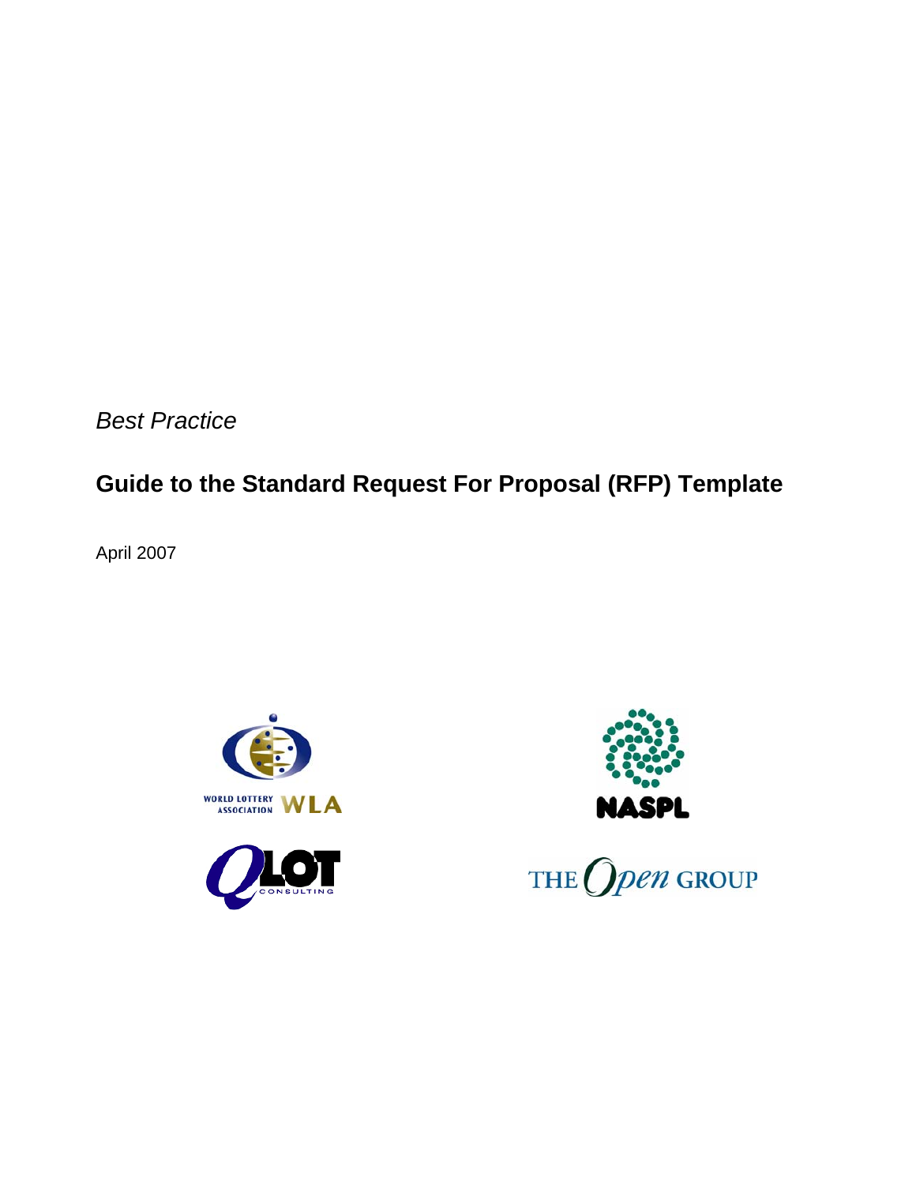*Best Practice*

# Guide to the Standard Request For Proposal (RFP) Template

April 2007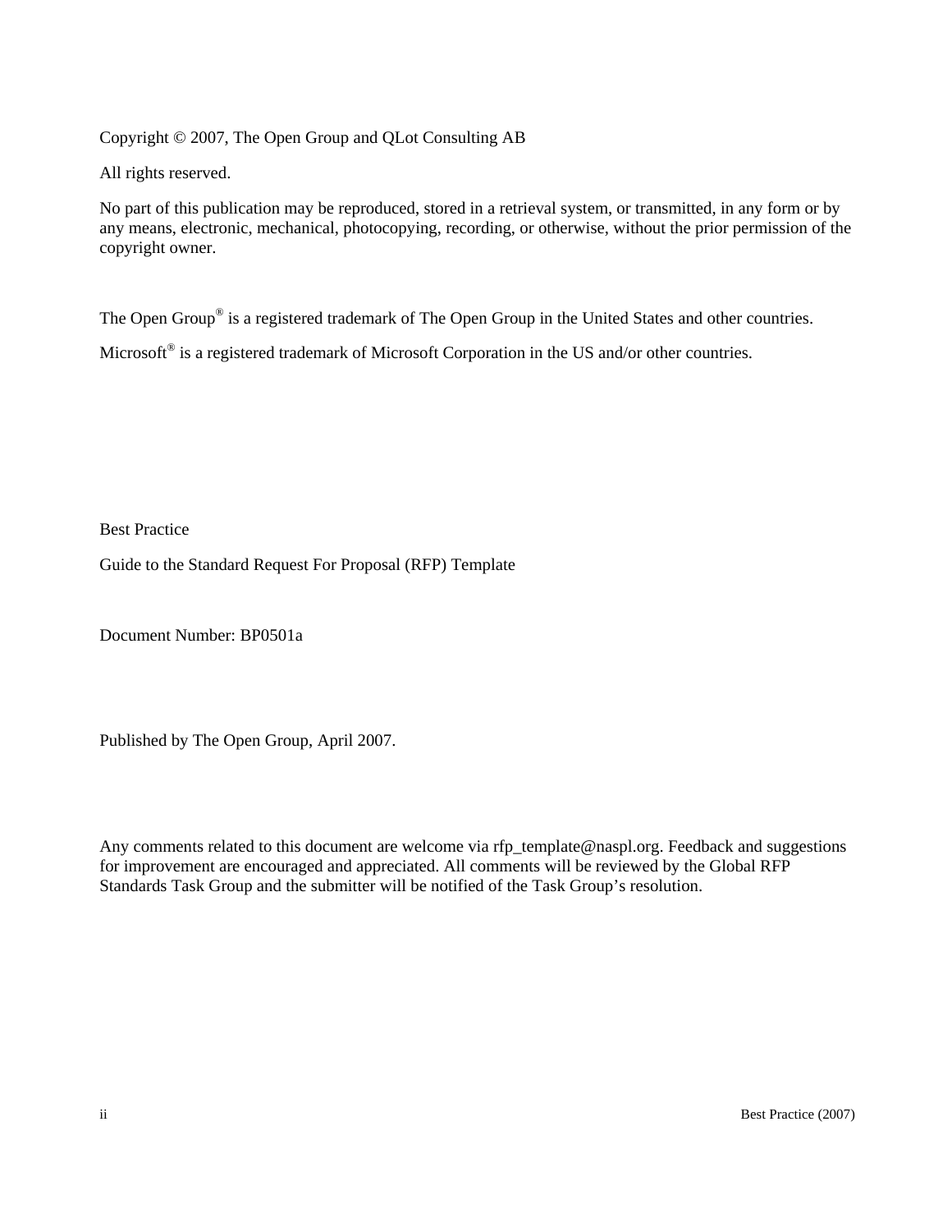Copyright © 2007, The Open Group and QLot Consulting AB

All rights reserved.

No part of this publication may be reproduced, stored in a retrieval system, or transmitted, in any form or by any means, electronic, mechanical, photocopying, recording, or otherwise, without the prior permission of the copyright owner.

The Open Group® is a registered trademark of The Open Group in the United States and other countries.

Microsoft® is a registered trademark of Microsoft Corporation in the US and/or other countries.

Best Practice

Guide to the Standard Request For Proposal (RFP) Template

Document Number: BP0501a

Published by The Open Group, April 2007.

Any comments related to this document are welcome via rfp_template@naspl.org. Feedback and suggestions for improvement are encouraged and appreciated. All comments will be reviewed by the Global RFP Standards Task Group and the submitter will be notified of the Task Group's resolution.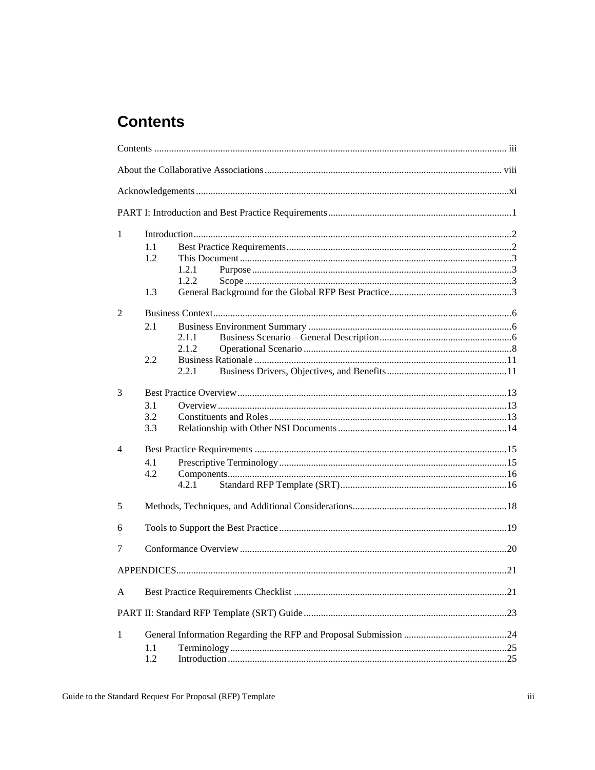# Contents

Contents ............................................................................................................................................ iii

About the Collaborative Associations ................................................................................................ viii

Acknowledgements ............................................................................................................................. xi

PART I: Introduction and Best Practice Requirements .......................................................................... 1

1 Introduction ..................................................................................................................................... 2
- 1.1 Best Practice Requirements ........................................................................................... 2
- 1.2 This Document ............................................................................................................... 3
  - 1.2.1 Purpose ................................................................................................................ 3
  - 1.2.2 Scope ................................................................................................................... 3
- 1.3 General Background for the Global RFP Best Practice .................................................. 3

2 Business Context ............................................................................................................................. 6
- 2.1 Business Environment Summary .................................................................................... 6
  - 2.1.1 Business Scenario – General Description ............................................................. 6
  - 2.1.2 Operational Scenario ........................................................................................... 8
- 2.2 Business Rationale ........................................................................................................ 11
  - 2.2.1 Business Drivers, Objectives, and Benefits ......................................................... 11

3 Best Practice Overview ................................................................................................................... 13
- 3.1 Overview ...................................................................................................................... 13
- 3.2 Constituents and Roles ................................................................................................. 13
- 3.3 Relationship with Other NSI Documents ...................................................................... 14

4 Best Practice Requirements ........................................................................................................... 15
- 4.1 Prescriptive Terminology ............................................................................................. 15
- 4.2 Components ................................................................................................................. 16
  - 4.2.1 Standard RFP Template (SRT) ............................................................................ 16

5 Methods, Techniques, and Additional Considerations .................................................................... 18

6 Tools to Support the Best Practice .................................................................................................. 19

7 Conformance Overview .................................................................................................................. 20

APPENDICES ...................................................................................................................................... 21

A Best Practice Requirements Checklist ............................................................................................ 21

PART II: Standard RFP Template (SRT) Guide ................................................................................... 23

1 General Information Regarding the RFP and Proposal Submission ................................................ 24
- 1.1 Terminology ................................................................................................................. 25
- 1.2 Introduction .................................................................................................................. 25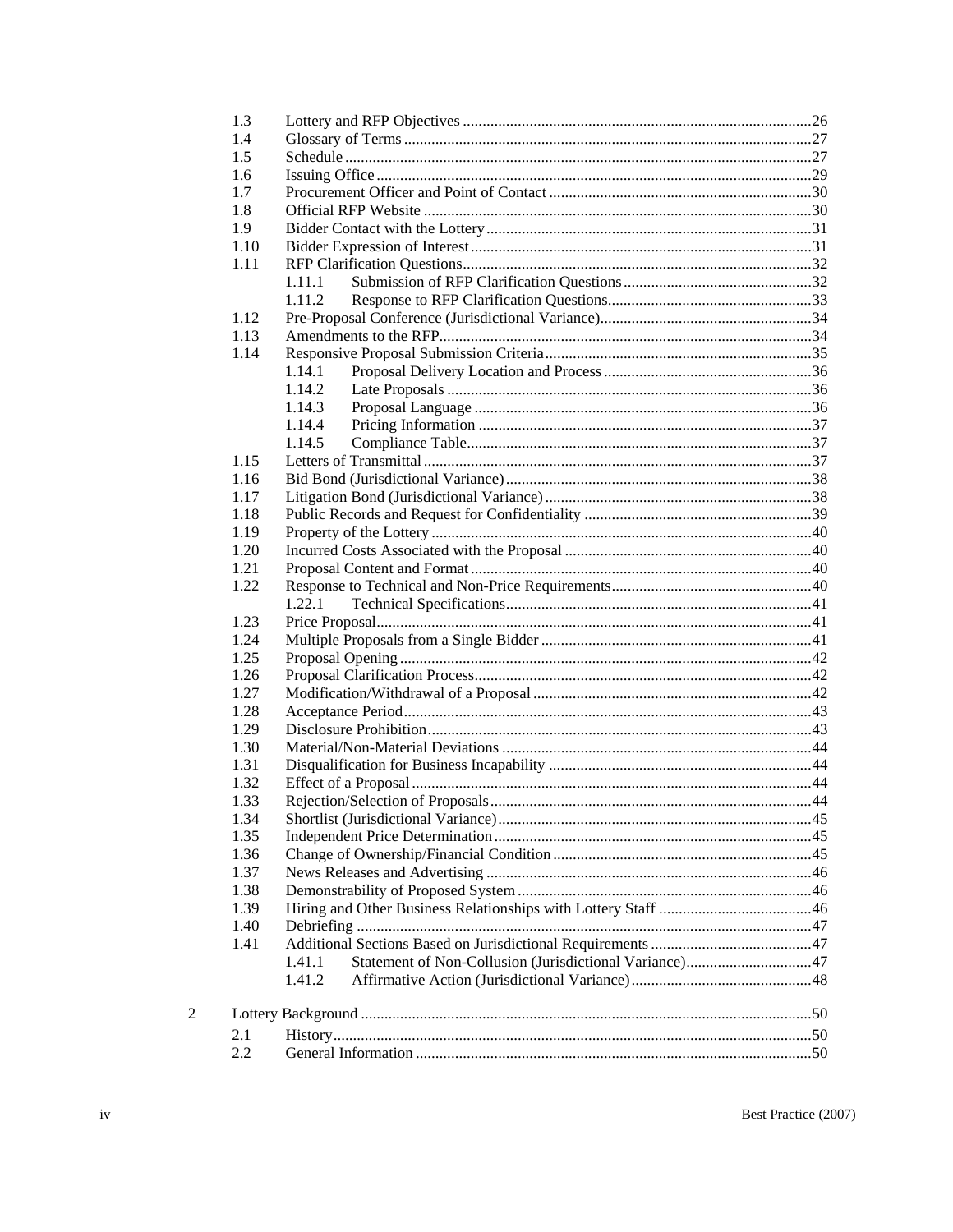1.3 Lottery and RFP Objectives ....26
1.4 Glossary of Terms ....27
1.5 Schedule ....27
1.6 Issuing Office ....29
1.7 Procurement Officer and Point of Contact ....30
1.8 Official RFP Website ....30
1.9 Bidder Contact with the Lottery ....31
1.10 Bidder Expression of Interest ....31
1.11 RFP Clarification Questions ....32
- 1.11.1 Submission of RFP Clarification Questions ....32
- 1.11.2 Response to RFP Clarification Questions ....33

1.12 Pre-Proposal Conference (Jurisdictional Variance) ....34
1.13 Amendments to the RFP ....34
1.14 Responsive Proposal Submission Criteria ....35
- 1.14.1 Proposal Delivery Location and Process ....36
- 1.14.2 Late Proposals ....36
- 1.14.3 Proposal Language ....36
- 1.14.4 Pricing Information ....37
- 1.14.5 Compliance Table ....37

1.15 Letters of Transmittal ....37
1.16 Bid Bond (Jurisdictional Variance) ....38
1.17 Litigation Bond (Jurisdictional Variance) ....38
1.18 Public Records and Request for Confidentiality ....39
1.19 Property of the Lottery ....40
1.20 Incurred Costs Associated with the Proposal ....40
1.21 Proposal Content and Format ....40
1.22 Response to Technical and Non-Price Requirements ....40
- 1.22.1 Technical Specifications ....41

1.23 Price Proposal ....41
1.24 Multiple Proposals from a Single Bidder ....41
1.25 Proposal Opening ....42
1.26 Proposal Clarification Process ....42
1.27 Modification/Withdrawal of a Proposal ....42
1.28 Acceptance Period ....43
1.29 Disclosure Prohibition ....43
1.30 Material/Non-Material Deviations ....44
1.31 Disqualification for Business Incapability ....44
1.32 Effect of a Proposal ....44
1.33 Rejection/Selection of Proposals ....44
1.34 Shortlist (Jurisdictional Variance) ....45
1.35 Independent Price Determination ....45
1.36 Change of Ownership/Financial Condition ....45
1.37 News Releases and Advertising ....46
1.38 Demonstrability of Proposed System ....46
1.39 Hiring and Other Business Relationships with Lottery Staff ....46
1.40 Debriefing ....47
1.41 Additional Sections Based on Jurisdictional Requirements ....47
- 1.41.1 Statement of Non-Collusion (Jurisdictional Variance) ....47
- 1.41.2 Affirmative Action (Jurisdictional Variance) ....48

2 Lottery Background ....50

2.1 History ....50
2.2 General Information ....50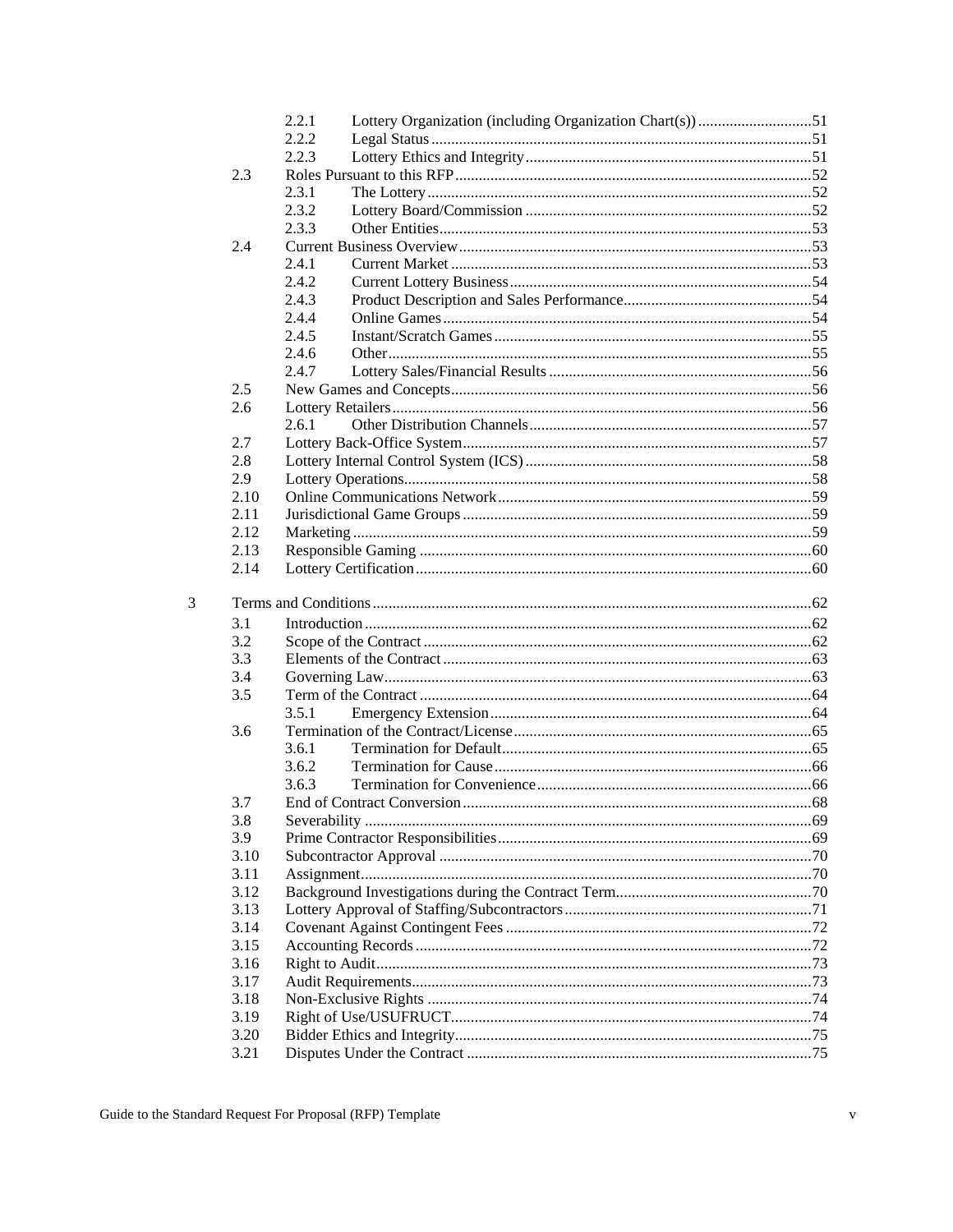- 2.2.1 Lottery Organization (including Organization Chart(s)) ....51
- 2.2.2 Legal Status ....51
- 2.2.3 Lottery Ethics and Integrity ....51

2.3 Roles Pursuant to this RFP ....52

- 2.3.1 The Lottery ....52
- 2.3.2 Lottery Board/Commission ....52
- 2.3.3 Other Entities ....53

2.4 Current Business Overview ....53

- 2.4.1 Current Market ....53
- 2.4.2 Current Lottery Business ....54
- 2.4.3 Product Description and Sales Performance ....54
- 2.4.4 Online Games ....54
- 2.4.5 Instant/Scratch Games ....55
- 2.4.6 Other ....55
- 2.4.7 Lottery Sales/Financial Results ....56

2.5 New Games and Concepts ....56

2.6 Lottery Retailers ....56

- 2.6.1 Other Distribution Channels ....57

2.7 Lottery Back-Office System ....57

2.8 Lottery Internal Control System (ICS) ....58

2.9 Lottery Operations ....58

2.10 Online Communications Network ....59

2.11 Jurisdictional Game Groups ....59

2.12 Marketing ....59

2.13 Responsible Gaming ....60

2.14 Lottery Certification ....60

3 Terms and Conditions ....62

3.1 Introduction ....62

3.2 Scope of the Contract ....62

3.3 Elements of the Contract ....63

3.4 Governing Law ....63

3.5 Term of the Contract ....64

- 3.5.1 Emergency Extension ....64

3.6 Termination of the Contract/License ....65

- 3.6.1 Termination for Default ....65
- 3.6.2 Termination for Cause ....66
- 3.6.3 Termination for Convenience ....66

3.7 End of Contract Conversion ....68

3.8 Severability ....69

3.9 Prime Contractor Responsibilities ....69

3.10 Subcontractor Approval ....70

3.11 Assignment ....70

3.12 Background Investigations during the Contract Term ....70

3.13 Lottery Approval of Staffing/Subcontractors ....71

3.14 Covenant Against Contingent Fees ....72

3.15 Accounting Records ....72

3.16 Right to Audit ....73

3.17 Audit Requirements ....73

3.18 Non-Exclusive Rights ....74

3.19 Right of Use/USUFRUCT ....74

3.20 Bidder Ethics and Integrity ....75

3.21 Disputes Under the Contract ....75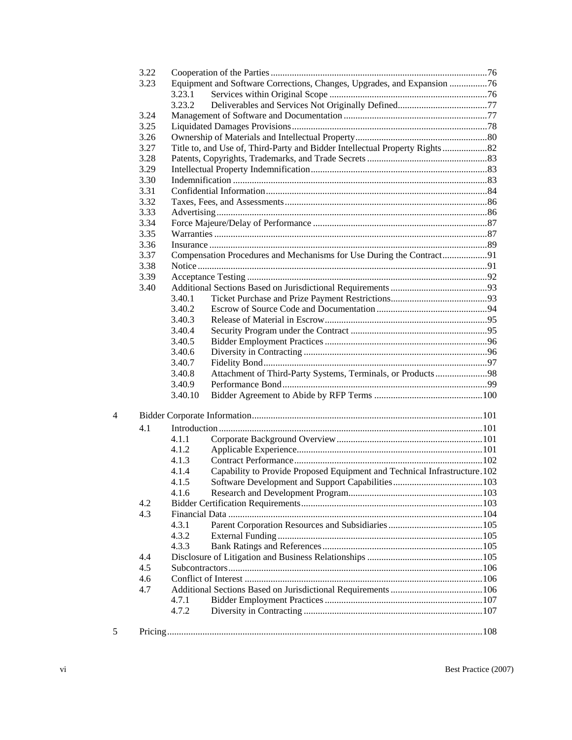| | | | |
|---|---|---|---|
| | 3.22 | Cooperation of the Parties | 76 |
| | 3.23 | Equipment and Software Corrections, Changes, Upgrades, and Expansion | 76 |
| | | 3.23.1 Services within Original Scope | 76 |
| | | 3.23.2 Deliverables and Services Not Originally Defined | 77 |
| | 3.24 | Management of Software and Documentation | 77 |
| | 3.25 | Liquidated Damages Provisions | 78 |
| | 3.26 | Ownership of Materials and Intellectual Property | 80 |
| | 3.27 | Title to, and Use of, Third-Party and Bidder Intellectual Property Rights | 82 |
| | 3.28 | Patents, Copyrights, Trademarks, and Trade Secrets | 83 |
| | 3.29 | Intellectual Property Indemnification | 83 |
| | 3.30 | Indemnification | 83 |
| | 3.31 | Confidential Information | 84 |
| | 3.32 | Taxes, Fees, and Assessments | 86 |
| | 3.33 | Advertising | 86 |
| | 3.34 | Force Majeure/Delay of Performance | 87 |
| | 3.35 | Warranties | 87 |
| | 3.36 | Insurance | 89 |
| | 3.37 | Compensation Procedures and Mechanisms for Use During the Contract | 91 |
| | 3.38 | Notice | 91 |
| | 3.39 | Acceptance Testing | 92 |
| | 3.40 | Additional Sections Based on Jurisdictional Requirements | 93 |
| | | 3.40.1 Ticket Purchase and Prize Payment Restrictions | 93 |
| | | 3.40.2 Escrow of Source Code and Documentation | 94 |
| | | 3.40.3 Release of Material in Escrow | 95 |
| | | 3.40.4 Security Program under the Contract | 95 |
| | | 3.40.5 Bidder Employment Practices | 96 |
| | | 3.40.6 Diversity in Contracting | 96 |
| | | 3.40.7 Fidelity Bond | 97 |
| | | 3.40.8 Attachment of Third-Party Systems, Terminals, or Products | 98 |
| | | 3.40.9 Performance Bond | 99 |
| | | 3.40.10 Bidder Agreement to Abide by RFP Terms | 100 |
| 4 | Bidder Corporate Information | | 101 |
| | 4.1 | Introduction | 101 |
| | | 4.1.1 Corporate Background Overview | 101 |
| | | 4.1.2 Applicable Experience | 101 |
| | | 4.1.3 Contract Performance | 102 |
| | | 4.1.4 Capability to Provide Proposed Equipment and Technical Infrastructure | 102 |
| | | 4.1.5 Software Development and Support Capabilities | 103 |
| | | 4.1.6 Research and Development Program | 103 |
| | 4.2 | Bidder Certification Requirements | 103 |
| | 4.3 | Financial Data | 104 |
| | | 4.3.1 Parent Corporation Resources and Subsidiaries | 105 |
| | | 4.3.2 External Funding | 105 |
| | | 4.3.3 Bank Ratings and References | 105 |
| | 4.4 | Disclosure of Litigation and Business Relationships | 105 |
| | 4.5 | Subcontractors | 106 |
| | 4.6 | Conflict of Interest | 106 |
| | 4.7 | Additional Sections Based on Jurisdictional Requirements | 106 |
| | | 4.7.1 Bidder Employment Practices | 107 |
| | | 4.7.2 Diversity in Contracting | 107 |
| 5 | Pricing | | 108 |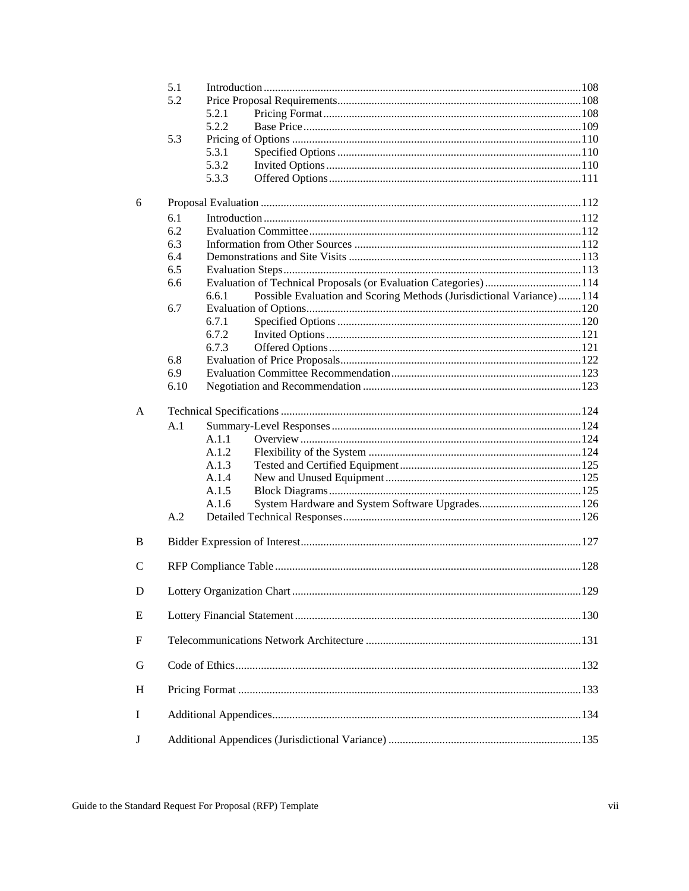| | | | | |
|---|---|---|---|---|
| | 5.1 | Introduction | | 108 |
| | 5.2 | Price Proposal Requirements | | 108 |
| | | 5.2.1 | Pricing Format | 108 |
| | | 5.2.2 | Base Price | 109 |
| | 5.3 | Pricing of Options | | 110 |
| | | 5.3.1 | Specified Options | 110 |
| | | 5.3.2 | Invited Options | 110 |
| | | 5.3.3 | Offered Options | 111 |
| 6 | Proposal Evaluation | | | 112 |
| | 6.1 | Introduction | | 112 |
| | 6.2 | Evaluation Committee | | 112 |
| | 6.3 | Information from Other Sources | | 112 |
| | 6.4 | Demonstrations and Site Visits | | 113 |
| | 6.5 | Evaluation Steps | | 113 |
| | 6.6 | Evaluation of Technical Proposals (or Evaluation Categories) | | 114 |
| | | 6.6.1 | Possible Evaluation and Scoring Methods (Jurisdictional Variance) | 114 |
| | 6.7 | Evaluation of Options | | 120 |
| | | 6.7.1 | Specified Options | 120 |
| | | 6.7.2 | Invited Options | 121 |
| | | 6.7.3 | Offered Options | 121 |
| | 6.8 | Evaluation of Price Proposals | | 122 |
| | 6.9 | Evaluation Committee Recommendation | | 123 |
| | 6.10 | Negotiation and Recommendation | | 123 |
| A | Technical Specifications | | | 124 |
| | A.1 | Summary-Level Responses | | 124 |
| | | A.1.1 | Overview | 124 |
| | | A.1.2 | Flexibility of the System | 124 |
| | | A.1.3 | Tested and Certified Equipment | 125 |
| | | A.1.4 | New and Unused Equipment | 125 |
| | | A.1.5 | Block Diagrams | 125 |
| | | A.1.6 | System Hardware and System Software Upgrades | 126 |
| | A.2 | Detailed Technical Responses | | 126 |
| B | Bidder Expression of Interest | | | 127 |
| C | RFP Compliance Table | | | 128 |
| D | Lottery Organization Chart | | | 129 |
| E | Lottery Financial Statement | | | 130 |
| F | Telecommunications Network Architecture | | | 131 |
| G | Code of Ethics | | | 132 |
| H | Pricing Format | | | 133 |
| I | Additional Appendices | | | 134 |
| J | Additional Appendices (Jurisdictional Variance) | | | 135 |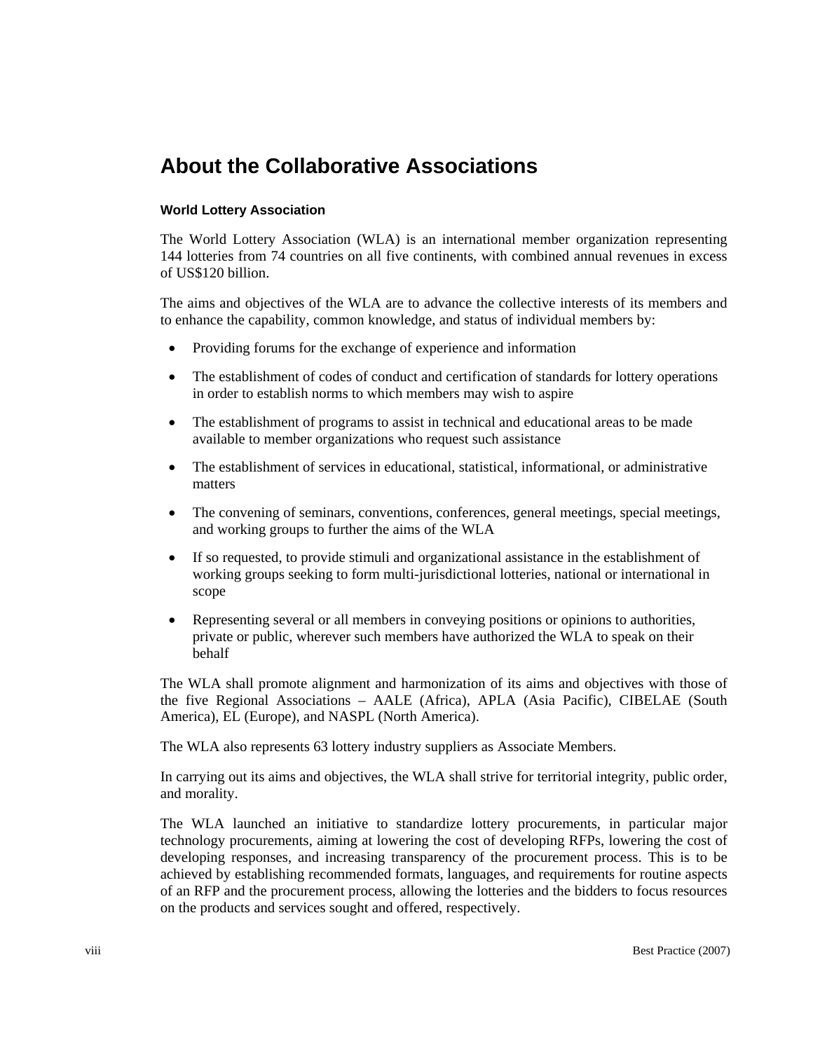# About the Collaborative Associations

### World Lottery Association

The World Lottery Association (WLA) is an international member organization representing 144 lotteries from 74 countries on all five continents, with combined annual revenues in excess of US$120 billion.

The aims and objectives of the WLA are to advance the collective interests of its members and to enhance the capability, common knowledge, and status of individual members by:

- Providing forums for the exchange of experience and information
- The establishment of codes of conduct and certification of standards for lottery operations in order to establish norms to which members may wish to aspire
- The establishment of programs to assist in technical and educational areas to be made available to member organizations who request such assistance
- The establishment of services in educational, statistical, informational, or administrative matters
- The convening of seminars, conventions, conferences, general meetings, special meetings, and working groups to further the aims of the WLA
- If so requested, to provide stimuli and organizational assistance in the establishment of working groups seeking to form multi-jurisdictional lotteries, national or international in scope
- Representing several or all members in conveying positions or opinions to authorities, private or public, wherever such members have authorized the WLA to speak on their behalf

The WLA shall promote alignment and harmonization of its aims and objectives with those of the five Regional Associations – AALE (Africa), APLA (Asia Pacific), CIBELAE (South America), EL (Europe), and NASPL (North America).

The WLA also represents 63 lottery industry suppliers as Associate Members.

In carrying out its aims and objectives, the WLA shall strive for territorial integrity, public order, and morality.

The WLA launched an initiative to standardize lottery procurements, in particular major technology procurements, aiming at lowering the cost of developing RFPs, lowering the cost of developing responses, and increasing transparency of the procurement process. This is to be achieved by establishing recommended formats, languages, and requirements for routine aspects of an RFP and the procurement process, allowing the lotteries and the bidders to focus resources on the products and services sought and offered, respectively.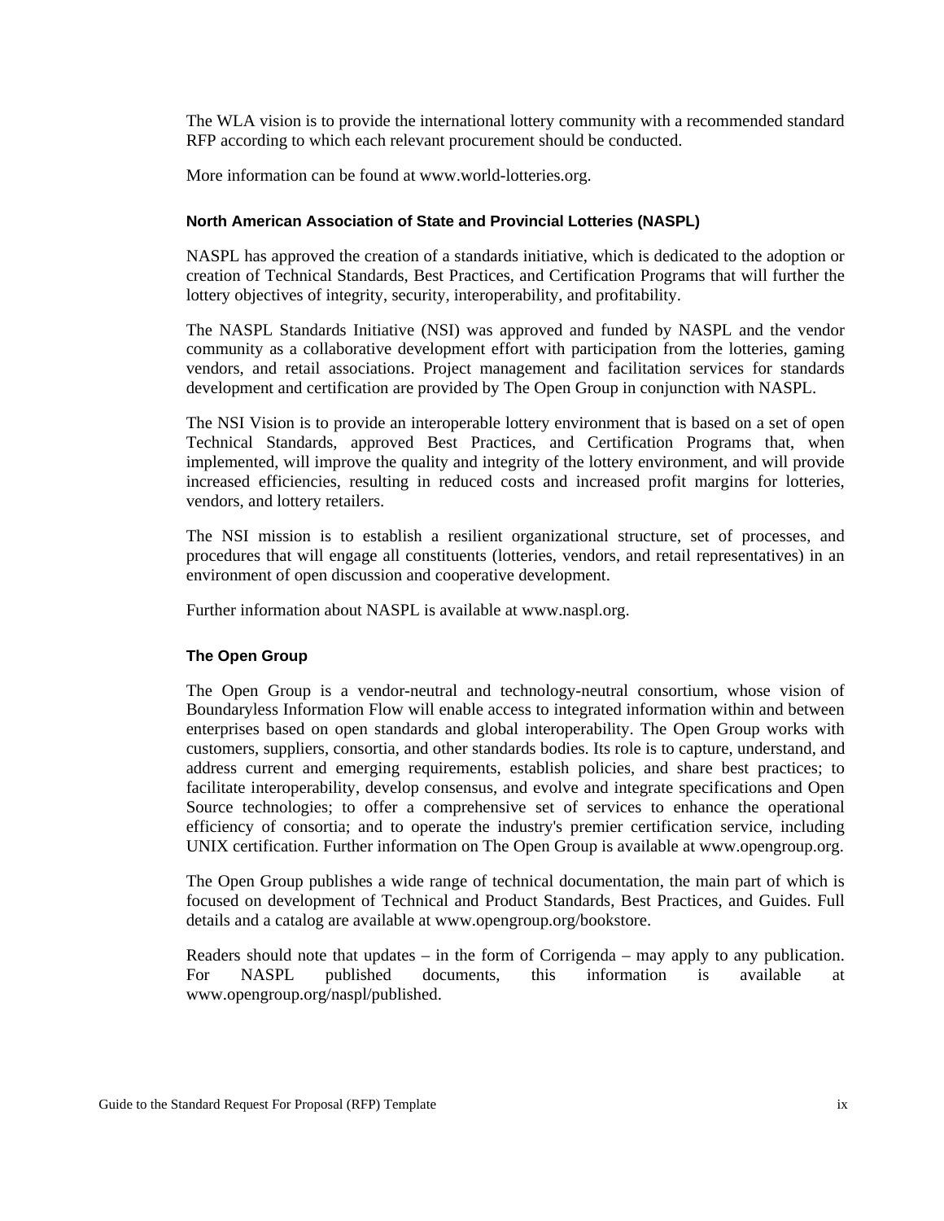The WLA vision is to provide the international lottery community with a recommended standard RFP according to which each relevant procurement should be conducted.

More information can be found at www.world-lotteries.org.

### North American Association of State and Provincial Lotteries (NASPL)

NASPL has approved the creation of a standards initiative, which is dedicated to the adoption or creation of Technical Standards, Best Practices, and Certification Programs that will further the lottery objectives of integrity, security, interoperability, and profitability.

The NASPL Standards Initiative (NSI) was approved and funded by NASPL and the vendor community as a collaborative development effort with participation from the lotteries, gaming vendors, and retail associations. Project management and facilitation services for standards development and certification are provided by The Open Group in conjunction with NASPL.

The NSI Vision is to provide an interoperable lottery environment that is based on a set of open Technical Standards, approved Best Practices, and Certification Programs that, when implemented, will improve the quality and integrity of the lottery environment, and will provide increased efficiencies, resulting in reduced costs and increased profit margins for lotteries, vendors, and lottery retailers.

The NSI mission is to establish a resilient organizational structure, set of processes, and procedures that will engage all constituents (lotteries, vendors, and retail representatives) in an environment of open discussion and cooperative development.

Further information about NASPL is available at www.naspl.org.

### The Open Group

The Open Group is a vendor-neutral and technology-neutral consortium, whose vision of Boundaryless Information Flow will enable access to integrated information within and between enterprises based on open standards and global interoperability. The Open Group works with customers, suppliers, consortia, and other standards bodies. Its role is to capture, understand, and address current and emerging requirements, establish policies, and share best practices; to facilitate interoperability, develop consensus, and evolve and integrate specifications and Open Source technologies; to offer a comprehensive set of services to enhance the operational efficiency of consortia; and to operate the industry's premier certification service, including UNIX certification. Further information on The Open Group is available at www.opengroup.org.

The Open Group publishes a wide range of technical documentation, the main part of which is focused on development of Technical and Product Standards, Best Practices, and Guides. Full details and a catalog are available at www.opengroup.org/bookstore.

Readers should note that updates – in the form of Corrigenda – may apply to any publication. For NASPL published documents, this information is available at www.opengroup.org/naspl/published.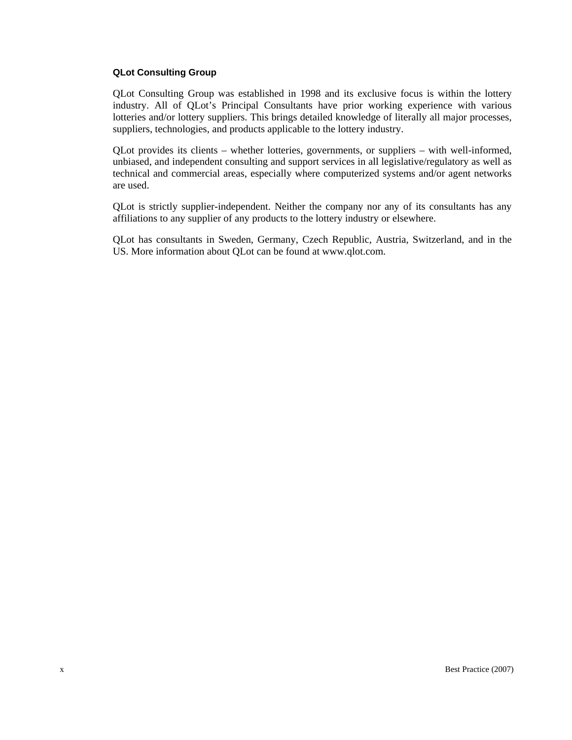### QLot Consulting Group

QLot Consulting Group was established in 1998 and its exclusive focus is within the lottery industry. All of QLot's Principal Consultants have prior working experience with various lotteries and/or lottery suppliers. This brings detailed knowledge of literally all major processes, suppliers, technologies, and products applicable to the lottery industry.

QLot provides its clients – whether lotteries, governments, or suppliers – with well-informed, unbiased, and independent consulting and support services in all legislative/regulatory as well as technical and commercial areas, especially where computerized systems and/or agent networks are used.

QLot is strictly supplier-independent. Neither the company nor any of its consultants has any affiliations to any supplier of any products to the lottery industry or elsewhere.

QLot has consultants in Sweden, Germany, Czech Republic, Austria, Switzerland, and in the US. More information about QLot can be found at www.qlot.com.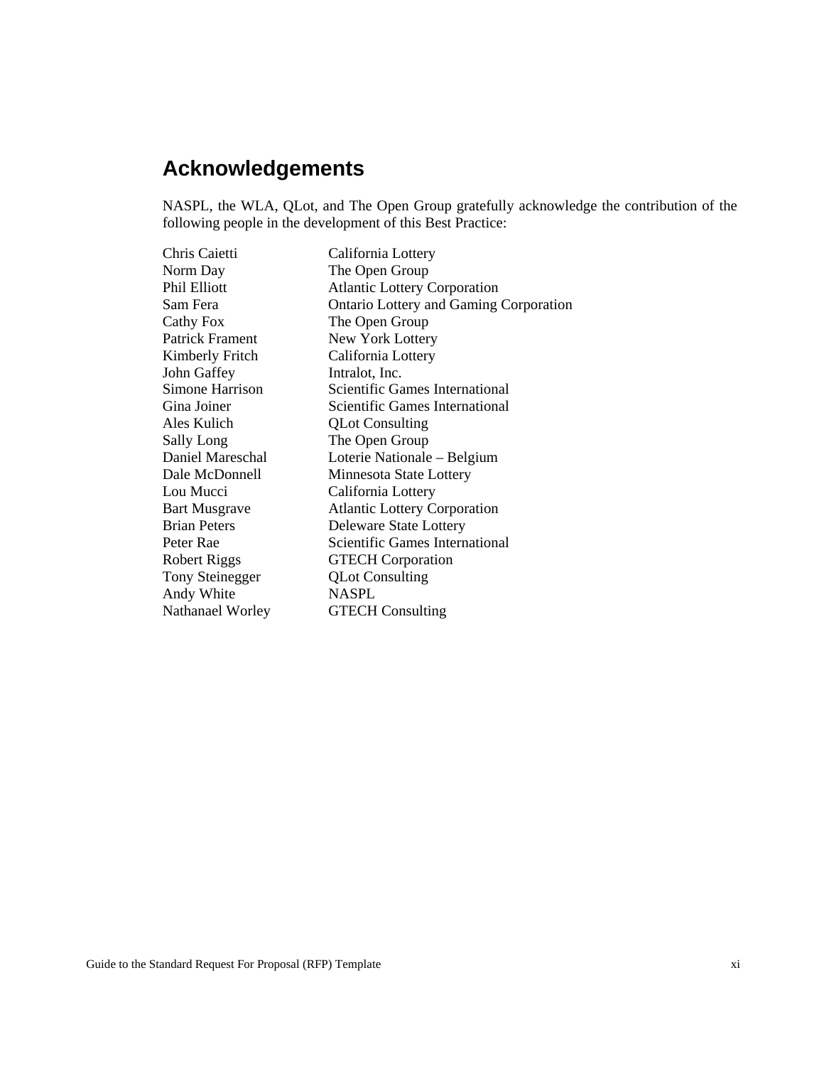## Acknowledgements

NASPL, the WLA, QLot, and The Open Group gratefully acknowledge the contribution of the following people in the development of this Best Practice:

| | |
|---|---|
| Chris Caietti | California Lottery |
| Norm Day | The Open Group |
| Phil Elliott | Atlantic Lottery Corporation |
| Sam Fera | Ontario Lottery and Gaming Corporation |
| Cathy Fox | The Open Group |
| Patrick Frament | New York Lottery |
| Kimberly Fritch | California Lottery |
| John Gaffey | Intralot, Inc. |
| Simone Harrison | Scientific Games International |
| Gina Joiner | Scientific Games International |
| Ales Kulich | QLot Consulting |
| Sally Long | The Open Group |
| Daniel Mareschal | Loterie Nationale – Belgium |
| Dale McDonnell | Minnesota State Lottery |
| Lou Mucci | California Lottery |
| Bart Musgrave | Atlantic Lottery Corporation |
| Brian Peters | Deleware State Lottery |
| Peter Rae | Scientific Games International |
| Robert Riggs | GTECH Corporation |
| Tony Steinegger | QLot Consulting |
| Andy White | NASPL |
| Nathanael Worley | GTECH Consulting |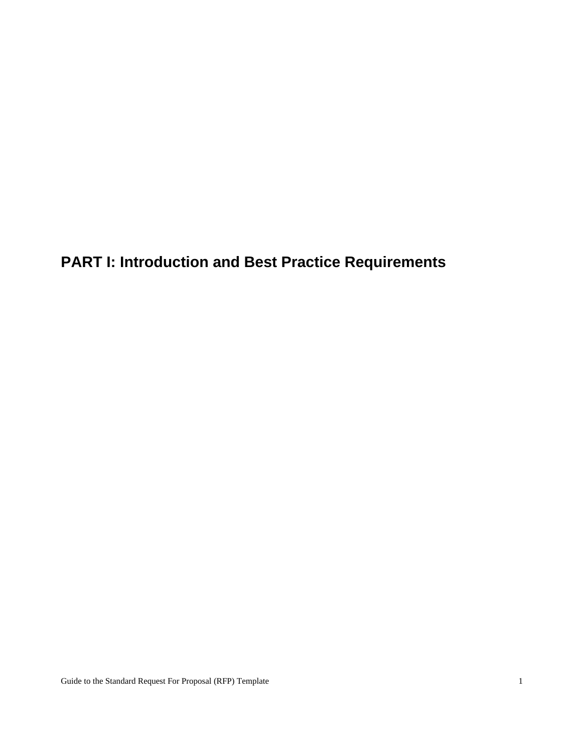# PART I: Introduction and Best Practice Requirements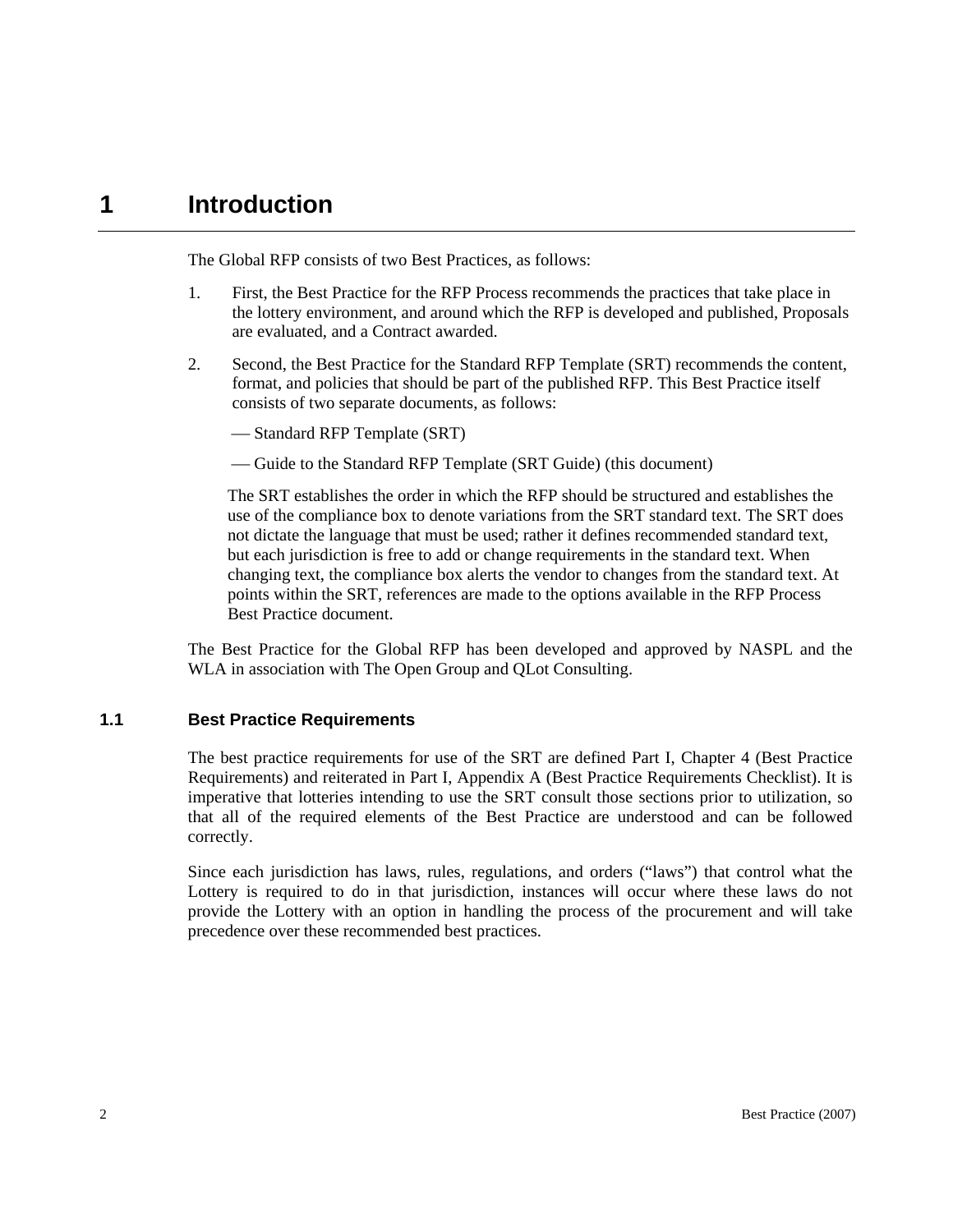# 1 Introduction

The Global RFP consists of two Best Practices, as follows:

1. First, the Best Practice for the RFP Process recommends the practices that take place in the lottery environment, and around which the RFP is developed and published, Proposals are evaluated, and a Contract awarded.

2. Second, the Best Practice for the Standard RFP Template (SRT) recommends the content, format, and policies that should be part of the published RFP. This Best Practice itself consists of two separate documents, as follows:

   — Standard RFP Template (SRT)

   — Guide to the Standard RFP Template (SRT Guide) (this document)

   The SRT establishes the order in which the RFP should be structured and establishes the use of the compliance box to denote variations from the SRT standard text. The SRT does not dictate the language that must be used; rather it defines recommended standard text, but each jurisdiction is free to add or change requirements in the standard text. When changing text, the compliance box alerts the vendor to changes from the standard text. At points within the SRT, references are made to the options available in the RFP Process Best Practice document.

The Best Practice for the Global RFP has been developed and approved by NASPL and the WLA in association with The Open Group and QLot Consulting.

## 1.1 Best Practice Requirements

The best practice requirements for use of the SRT are defined Part I, Chapter 4 (Best Practice Requirements) and reiterated in Part I, Appendix A (Best Practice Requirements Checklist). It is imperative that lotteries intending to use the SRT consult those sections prior to utilization, so that all of the required elements of the Best Practice are understood and can be followed correctly.

Since each jurisdiction has laws, rules, regulations, and orders ("laws") that control what the Lottery is required to do in that jurisdiction, instances will occur where these laws do not provide the Lottery with an option in handling the process of the procurement and will take precedence over these recommended best practices.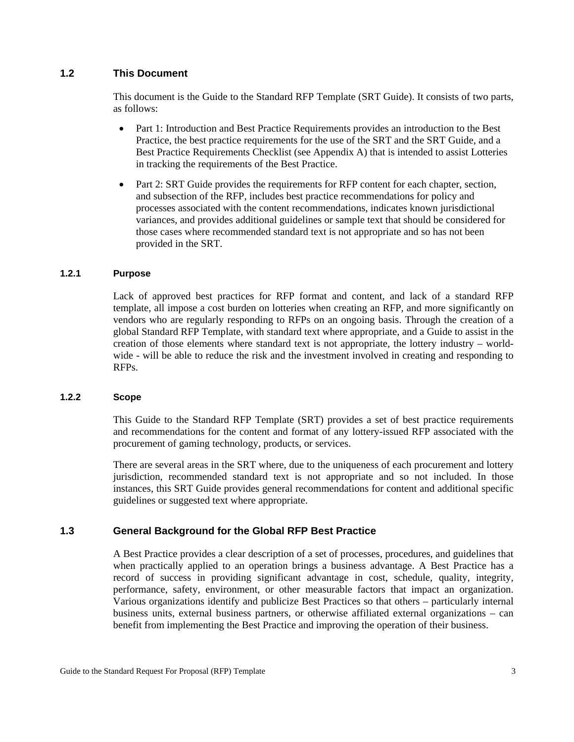## 1.2 This Document

This document is the Guide to the Standard RFP Template (SRT Guide). It consists of two parts, as follows:

- Part 1: Introduction and Best Practice Requirements provides an introduction to the Best Practice, the best practice requirements for the use of the SRT and the SRT Guide, and a Best Practice Requirements Checklist (see Appendix A) that is intended to assist Lotteries in tracking the requirements of the Best Practice.
- Part 2: SRT Guide provides the requirements for RFP content for each chapter, section, and subsection of the RFP, includes best practice recommendations for policy and processes associated with the content recommendations, indicates known jurisdictional variances, and provides additional guidelines or sample text that should be considered for those cases where recommended standard text is not appropriate and so has not been provided in the SRT.

### 1.2.1 Purpose

Lack of approved best practices for RFP format and content, and lack of a standard RFP template, all impose a cost burden on lotteries when creating an RFP, and more significantly on vendors who are regularly responding to RFPs on an ongoing basis. Through the creation of a global Standard RFP Template, with standard text where appropriate, and a Guide to assist in the creation of those elements where standard text is not appropriate, the lottery industry – world-wide - will be able to reduce the risk and the investment involved in creating and responding to RFPs.

### 1.2.2 Scope

This Guide to the Standard RFP Template (SRT) provides a set of best practice requirements and recommendations for the content and format of any lottery-issued RFP associated with the procurement of gaming technology, products, or services.

There are several areas in the SRT where, due to the uniqueness of each procurement and lottery jurisdiction, recommended standard text is not appropriate and so not included. In those instances, this SRT Guide provides general recommendations for content and additional specific guidelines or suggested text where appropriate.

## 1.3 General Background for the Global RFP Best Practice

A Best Practice provides a clear description of a set of processes, procedures, and guidelines that when practically applied to an operation brings a business advantage. A Best Practice has a record of success in providing significant advantage in cost, schedule, quality, integrity, performance, safety, environment, or other measurable factors that impact an organization. Various organizations identify and publicize Best Practices so that others – particularly internal business units, external business partners, or otherwise affiliated external organizations – can benefit from implementing the Best Practice and improving the operation of their business.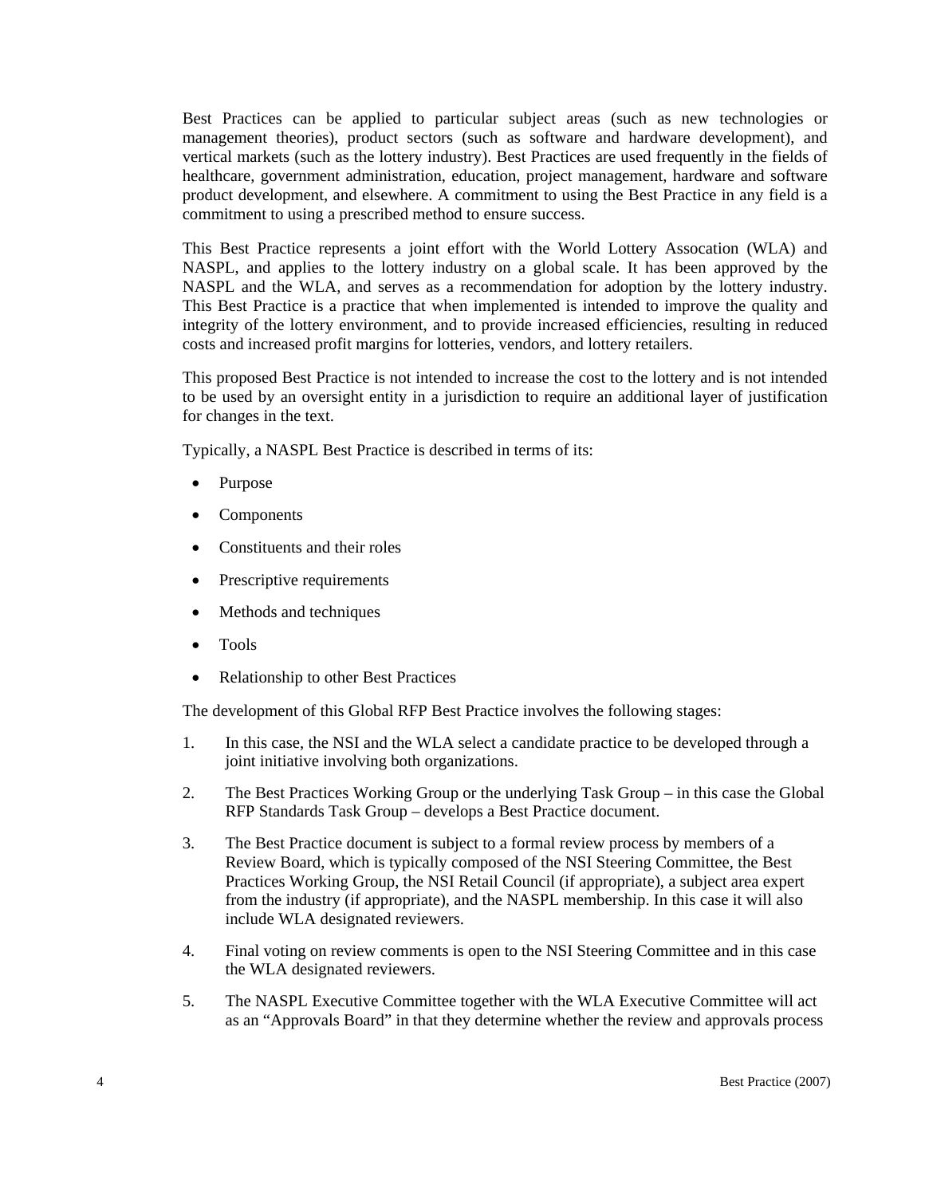Best Practices can be applied to particular subject areas (such as new technologies or management theories), product sectors (such as software and hardware development), and vertical markets (such as the lottery industry). Best Practices are used frequently in the fields of healthcare, government administration, education, project management, hardware and software product development, and elsewhere. A commitment to using the Best Practice in any field is a commitment to using a prescribed method to ensure success.

This Best Practice represents a joint effort with the World Lottery Assocation (WLA) and NASPL, and applies to the lottery industry on a global scale. It has been approved by the NASPL and the WLA, and serves as a recommendation for adoption by the lottery industry. This Best Practice is a practice that when implemented is intended to improve the quality and integrity of the lottery environment, and to provide increased efficiencies, resulting in reduced costs and increased profit margins for lotteries, vendors, and lottery retailers.

This proposed Best Practice is not intended to increase the cost to the lottery and is not intended to be used by an oversight entity in a jurisdiction to require an additional layer of justification for changes in the text.

Typically, a NASPL Best Practice is described in terms of its:

- Purpose
- Components
- Constituents and their roles
- Prescriptive requirements
- Methods and techniques
- Tools
- Relationship to other Best Practices

The development of this Global RFP Best Practice involves the following stages:

1. In this case, the NSI and the WLA select a candidate practice to be developed through a joint initiative involving both organizations.
2. The Best Practices Working Group or the underlying Task Group – in this case the Global RFP Standards Task Group – develops a Best Practice document.
3. The Best Practice document is subject to a formal review process by members of a Review Board, which is typically composed of the NSI Steering Committee, the Best Practices Working Group, the NSI Retail Council (if appropriate), a subject area expert from the industry (if appropriate), and the NASPL membership. In this case it will also include WLA designated reviewers.
4. Final voting on review comments is open to the NSI Steering Committee and in this case the WLA designated reviewers.
5. The NASPL Executive Committee together with the WLA Executive Committee will act as an "Approvals Board" in that they determine whether the review and approvals process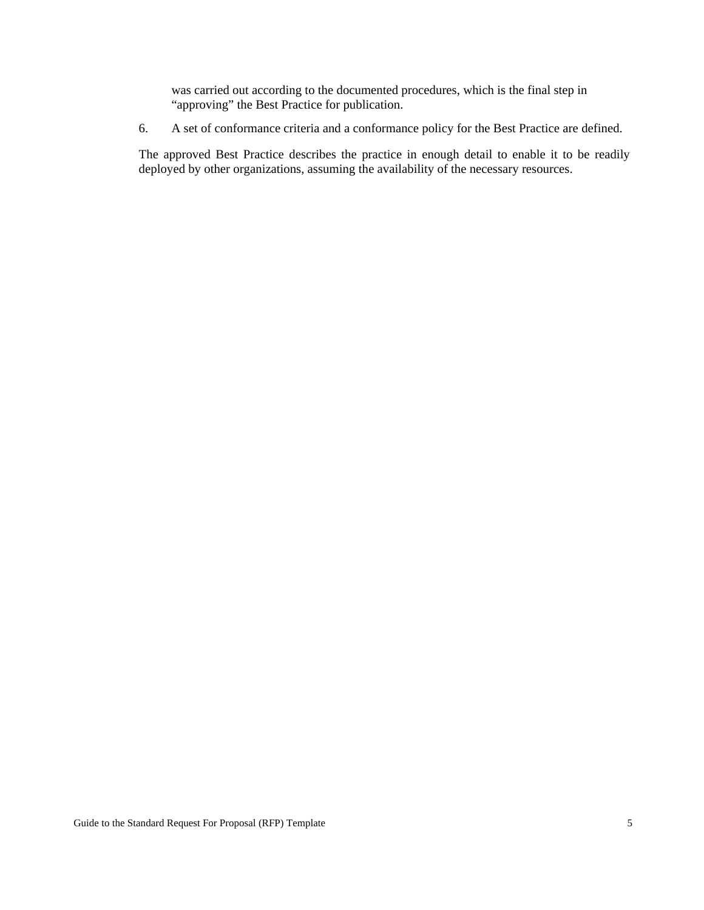was carried out according to the documented procedures, which is the final step in "approving" the Best Practice for publication.

6. A set of conformance criteria and a conformance policy for the Best Practice are defined.

The approved Best Practice describes the practice in enough detail to enable it to be readily deployed by other organizations, assuming the availability of the necessary resources.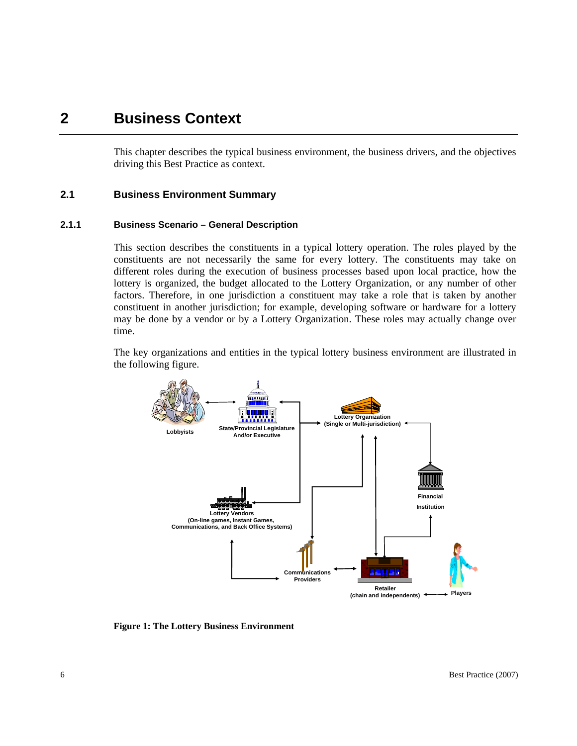# 2 Business Context

This chapter describes the typical business environment, the business drivers, and the objectives driving this Best Practice as context.

## 2.1 Business Environment Summary

### 2.1.1 Business Scenario – General Description

This section describes the constituents in a typical lottery operation. The roles played by the constituents are not necessarily the same for every lottery. The constituents may take on different roles during the execution of business processes based upon local practice, how the lottery is organized, the budget allocated to the Lottery Organization, or any number of other factors. Therefore, in one jurisdiction a constituent may take a role that is taken by another constituent in another jurisdiction; for example, developing software or hardware for a lottery may be done by a vendor or by a Lottery Organization. These roles may actually change over time.

The key organizations and entities in the typical lottery business environment are illustrated in the following figure.

Lobbyists

State/Provincial Legislature And/or Executive

Lottery Organization (Single or Multi-jurisdiction)

Financial Institution

Lottery Vendors (On-line games, Instant Games, Communications, and Back Office Systems)

Communications Providers

Retailer (chain and independents)

Players

**Figure 1: The Lottery Business Environment**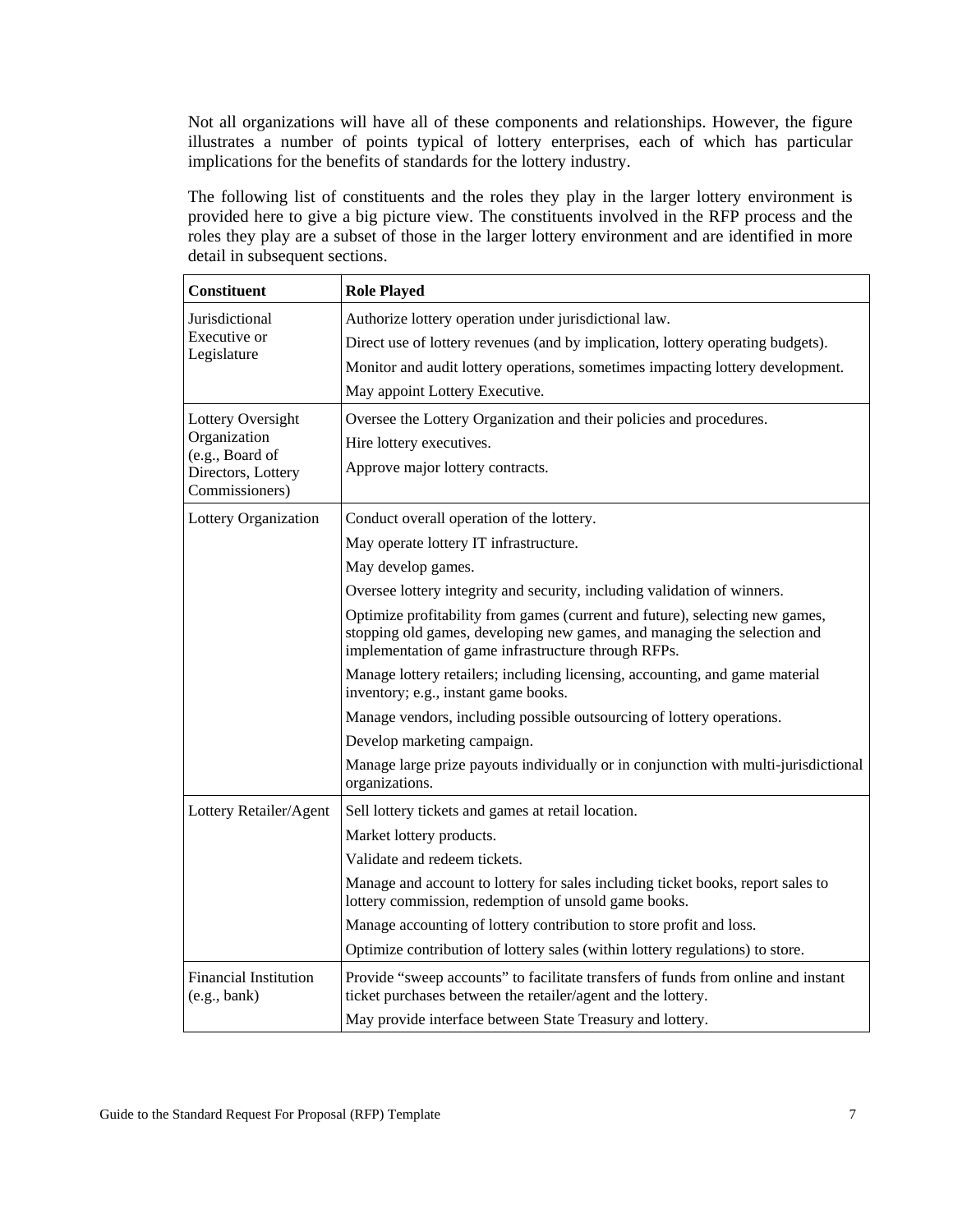Not all organizations will have all of these components and relationships. However, the figure illustrates a number of points typical of lottery enterprises, each of which has particular implications for the benefits of standards for the lottery industry.

The following list of constituents and the roles they play in the larger lottery environment is provided here to give a big picture view. The constituents involved in the RFP process and the roles they play are a subset of those in the larger lottery environment and are identified in more detail in subsequent sections.

| Constituent | Role Played |
|---|---|
| Jurisdictional Executive or Legislature | Authorize lottery operation under jurisdictional law.<br>Direct use of lottery revenues (and by implication, lottery operating budgets).<br>Monitor and audit lottery operations, sometimes impacting lottery development.<br>May appoint Lottery Executive. |
| Lottery Oversight Organization (e.g., Board of Directors, Lottery Commissioners) | Oversee the Lottery Organization and their policies and procedures.<br>Hire lottery executives.<br>Approve major lottery contracts. |
| Lottery Organization | Conduct overall operation of the lottery.<br>May operate lottery IT infrastructure.<br>May develop games.<br>Oversee lottery integrity and security, including validation of winners.<br>Optimize profitability from games (current and future), selecting new games, stopping old games, developing new games, and managing the selection and implementation of game infrastructure through RFPs.<br>Manage lottery retailers; including licensing, accounting, and game material inventory; e.g., instant game books.<br>Manage vendors, including possible outsourcing of lottery operations.<br>Develop marketing campaign.<br>Manage large prize payouts individually or in conjunction with multi-jurisdictional organizations. |
| Lottery Retailer/Agent | Sell lottery tickets and games at retail location.<br>Market lottery products.<br>Validate and redeem tickets.<br>Manage and account to lottery for sales including ticket books, report sales to lottery commission, redemption of unsold game books.<br>Manage accounting of lottery contribution to store profit and loss.<br>Optimize contribution of lottery sales (within lottery regulations) to store. |
| Financial Institution (e.g., bank) | Provide “sweep accounts” to facilitate transfers of funds from online and instant ticket purchases between the retailer/agent and the lottery.<br>May provide interface between State Treasury and lottery. |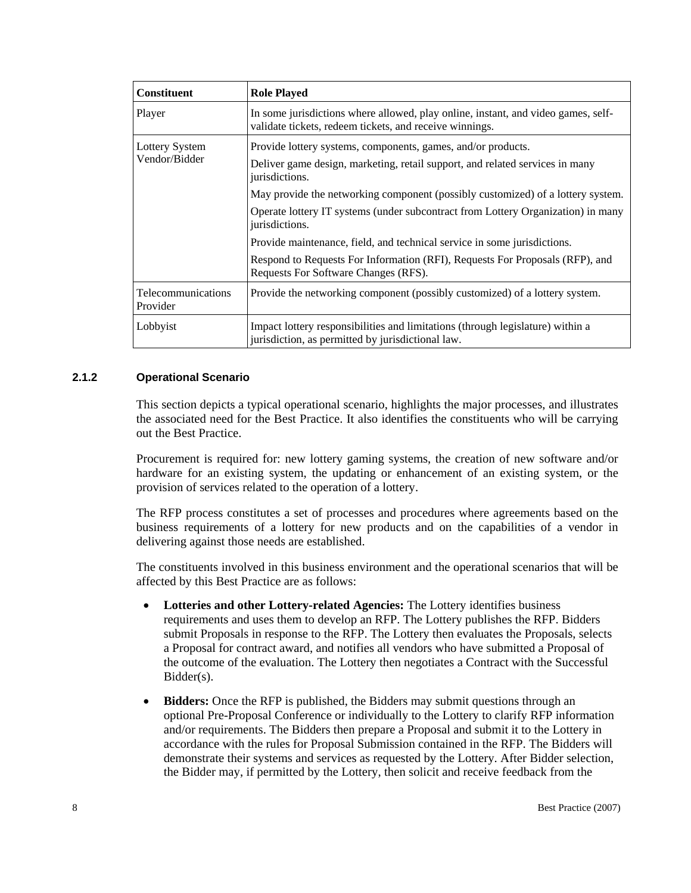| Constituent | Role Played |
|---|---|
| Player | In some jurisdictions where allowed, play online, instant, and video games, self-validate tickets, redeem tickets, and receive winnings. |
| Lottery System Vendor/Bidder | Provide lottery systems, components, games, and/or products.<br>Deliver game design, marketing, retail support, and related services in many jurisdictions.<br>May provide the networking component (possibly customized) of a lottery system.<br>Operate lottery IT systems (under subcontract from Lottery Organization) in many jurisdictions.<br>Provide maintenance, field, and technical service in some jurisdictions.<br>Respond to Requests For Information (RFI), Requests For Proposals (RFP), and Requests For Software Changes (RFS). |
| Telecommunications Provider | Provide the networking component (possibly customized) of a lottery system. |
| Lobbyist | Impact lottery responsibilities and limitations (through legislature) within a jurisdiction, as permitted by jurisdictional law. |

### 2.1.2 Operational Scenario

This section depicts a typical operational scenario, highlights the major processes, and illustrates the associated need for the Best Practice. It also identifies the constituents who will be carrying out the Best Practice.

Procurement is required for: new lottery gaming systems, the creation of new software and/or hardware for an existing system, the updating or enhancement of an existing system, or the provision of services related to the operation of a lottery.

The RFP process constitutes a set of processes and procedures where agreements based on the business requirements of a lottery for new products and on the capabilities of a vendor in delivering against those needs are established.

The constituents involved in this business environment and the operational scenarios that will be affected by this Best Practice are as follows:

- **Lotteries and other Lottery-related Agencies:** The Lottery identifies business requirements and uses them to develop an RFP. The Lottery publishes the RFP. Bidders submit Proposals in response to the RFP. The Lottery then evaluates the Proposals, selects a Proposal for contract award, and notifies all vendors who have submitted a Proposal of the outcome of the evaluation. The Lottery then negotiates a Contract with the Successful Bidder(s).
- **Bidders:** Once the RFP is published, the Bidders may submit questions through an optional Pre-Proposal Conference or individually to the Lottery to clarify RFP information and/or requirements. The Bidders then prepare a Proposal and submit it to the Lottery in accordance with the rules for Proposal Submission contained in the RFP. The Bidders will demonstrate their systems and services as requested by the Lottery. After Bidder selection, the Bidder may, if permitted by the Lottery, then solicit and receive feedback from the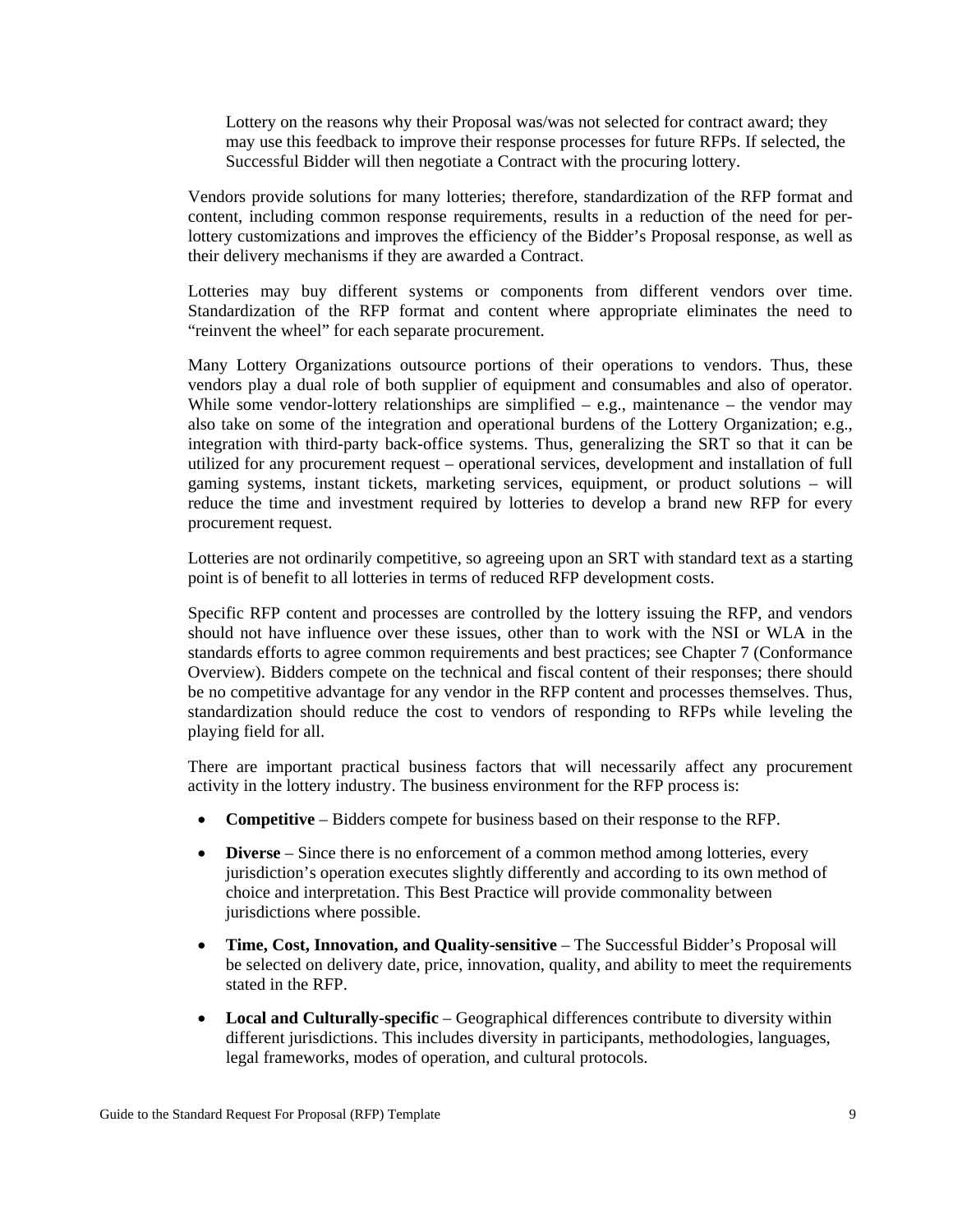Lottery on the reasons why their Proposal was/was not selected for contract award; they may use this feedback to improve their response processes for future RFPs. If selected, the Successful Bidder will then negotiate a Contract with the procuring lottery.

Vendors provide solutions for many lotteries; therefore, standardization of the RFP format and content, including common response requirements, results in a reduction of the need for per-lottery customizations and improves the efficiency of the Bidder's Proposal response, as well as their delivery mechanisms if they are awarded a Contract.

Lotteries may buy different systems or components from different vendors over time. Standardization of the RFP format and content where appropriate eliminates the need to "reinvent the wheel" for each separate procurement.

Many Lottery Organizations outsource portions of their operations to vendors. Thus, these vendors play a dual role of both supplier of equipment and consumables and also of operator. While some vendor-lottery relationships are simplified – e.g., maintenance – the vendor may also take on some of the integration and operational burdens of the Lottery Organization; e.g., integration with third-party back-office systems. Thus, generalizing the SRT so that it can be utilized for any procurement request – operational services, development and installation of full gaming systems, instant tickets, marketing services, equipment, or product solutions – will reduce the time and investment required by lotteries to develop a brand new RFP for every procurement request.

Lotteries are not ordinarily competitive, so agreeing upon an SRT with standard text as a starting point is of benefit to all lotteries in terms of reduced RFP development costs.

Specific RFP content and processes are controlled by the lottery issuing the RFP, and vendors should not have influence over these issues, other than to work with the NSI or WLA in the standards efforts to agree common requirements and best practices; see Chapter 7 (Conformance Overview). Bidders compete on the technical and fiscal content of their responses; there should be no competitive advantage for any vendor in the RFP content and processes themselves. Thus, standardization should reduce the cost to vendors of responding to RFPs while leveling the playing field for all.

There are important practical business factors that will necessarily affect any procurement activity in the lottery industry. The business environment for the RFP process is:

- **Competitive** – Bidders compete for business based on their response to the RFP.
- **Diverse** – Since there is no enforcement of a common method among lotteries, every jurisdiction's operation executes slightly differently and according to its own method of choice and interpretation. This Best Practice will provide commonality between jurisdictions where possible.
- **Time, Cost, Innovation, and Quality-sensitive** – The Successful Bidder's Proposal will be selected on delivery date, price, innovation, quality, and ability to meet the requirements stated in the RFP.
- **Local and Culturally-specific** – Geographical differences contribute to diversity within different jurisdictions. This includes diversity in participants, methodologies, languages, legal frameworks, modes of operation, and cultural protocols.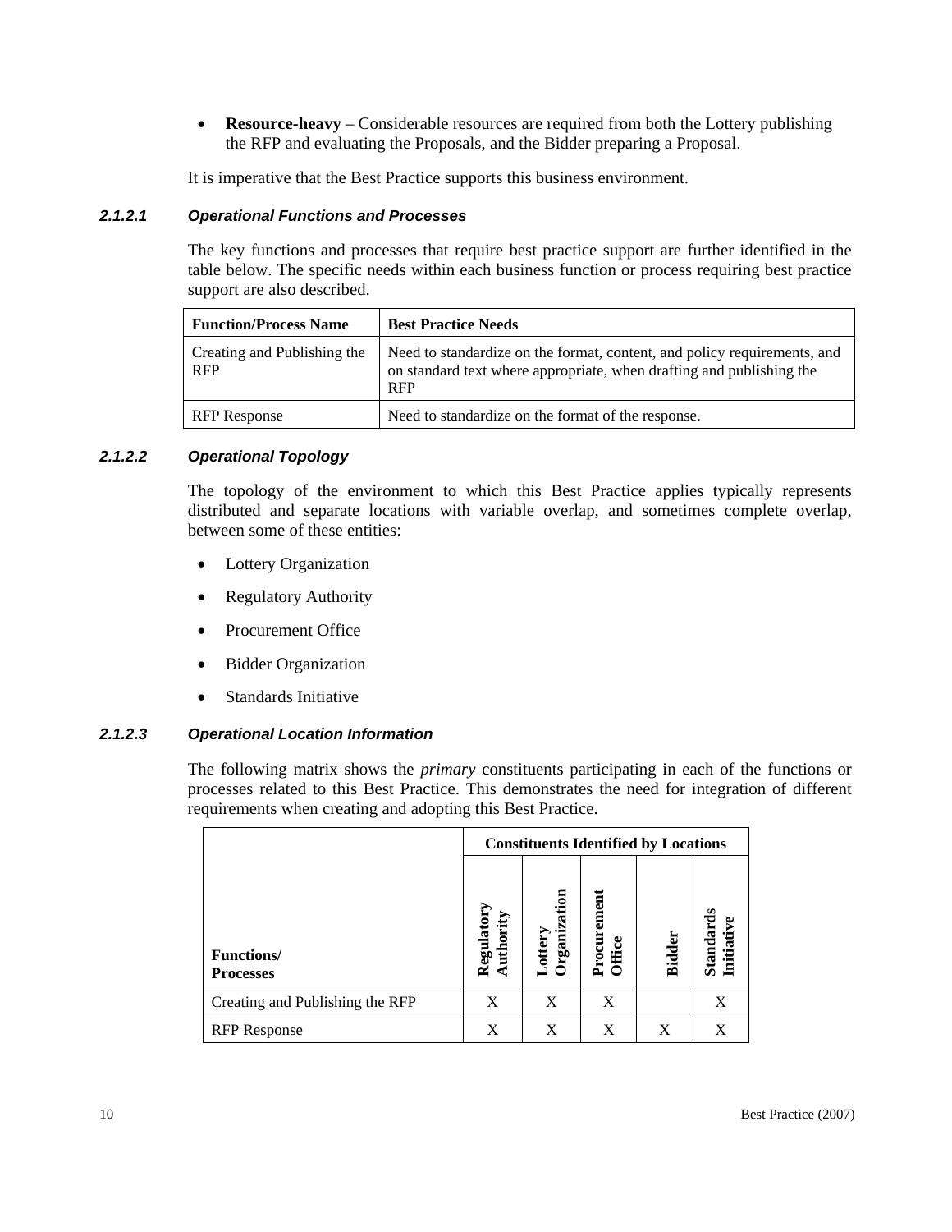- **Resource-heavy** – Considerable resources are required from both the Lottery publishing the RFP and evaluating the Proposals, and the Bidder preparing a Proposal.

It is imperative that the Best Practice supports this business environment.

#### 2.1.2.1 Operational Functions and Processes

The key functions and processes that require best practice support are further identified in the table below. The specific needs within each business function or process requiring best practice support are also described.

| Function/Process Name | Best Practice Needs |
|---|---|
| Creating and Publishing the RFP | Need to standardize on the format, content, and policy requirements, and on standard text where appropriate, when drafting and publishing the RFP |
| RFP Response | Need to standardize on the format of the response. |

#### 2.1.2.2 Operational Topology

The topology of the environment to which this Best Practice applies typically represents distributed and separate locations with variable overlap, and sometimes complete overlap, between some of these entities:

- Lottery Organization
- Regulatory Authority
- Procurement Office
- Bidder Organization
- Standards Initiative

#### 2.1.2.3 Operational Location Information

The following matrix shows the *primary* constituents participating in each of the functions or processes related to this Best Practice. This demonstrates the need for integration of different requirements when creating and adopting this Best Practice.

| | Constituents Identified by Locations | | | | |
|---|---|---|---|---|---|
| **Functions/ Processes** | **Regulatory Authority** | **Lottery Organization** | **Procurement Office** | **Bidder** | **Standards Initiative** |
| Creating and Publishing the RFP | X | X | X | | X |
| RFP Response | X | X | X | X | X |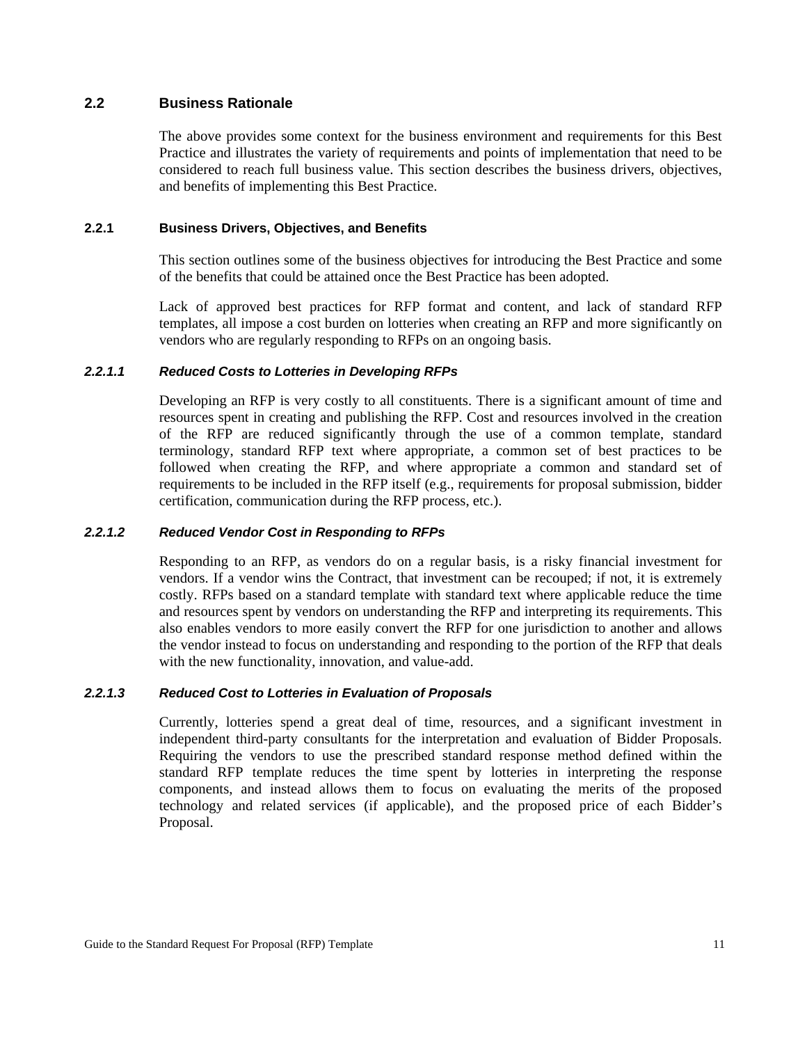## 2.2 Business Rationale

The above provides some context for the business environment and requirements for this Best Practice and illustrates the variety of requirements and points of implementation that need to be considered to reach full business value. This section describes the business drivers, objectives, and benefits of implementing this Best Practice.

### 2.2.1 Business Drivers, Objectives, and Benefits

This section outlines some of the business objectives for introducing the Best Practice and some of the benefits that could be attained once the Best Practice has been adopted.

Lack of approved best practices for RFP format and content, and lack of standard RFP templates, all impose a cost burden on lotteries when creating an RFP and more significantly on vendors who are regularly responding to RFPs on an ongoing basis.

#### *2.2.1.1 Reduced Costs to Lotteries in Developing RFPs*

Developing an RFP is very costly to all constituents. There is a significant amount of time and resources spent in creating and publishing the RFP. Cost and resources involved in the creation of the RFP are reduced significantly through the use of a common template, standard terminology, standard RFP text where appropriate, a common set of best practices to be followed when creating the RFP, and where appropriate a common and standard set of requirements to be included in the RFP itself (e.g., requirements for proposal submission, bidder certification, communication during the RFP process, etc.).

#### *2.2.1.2 Reduced Vendor Cost in Responding to RFPs*

Responding to an RFP, as vendors do on a regular basis, is a risky financial investment for vendors. If a vendor wins the Contract, that investment can be recouped; if not, it is extremely costly. RFPs based on a standard template with standard text where applicable reduce the time and resources spent by vendors on understanding the RFP and interpreting its requirements. This also enables vendors to more easily convert the RFP for one jurisdiction to another and allows the vendor instead to focus on understanding and responding to the portion of the RFP that deals with the new functionality, innovation, and value-add.

#### *2.2.1.3 Reduced Cost to Lotteries in Evaluation of Proposals*

Currently, lotteries spend a great deal of time, resources, and a significant investment in independent third-party consultants for the interpretation and evaluation of Bidder Proposals. Requiring the vendors to use the prescribed standard response method defined within the standard RFP template reduces the time spent by lotteries in interpreting the response components, and instead allows them to focus on evaluating the merits of the proposed technology and related services (if applicable), and the proposed price of each Bidder's Proposal.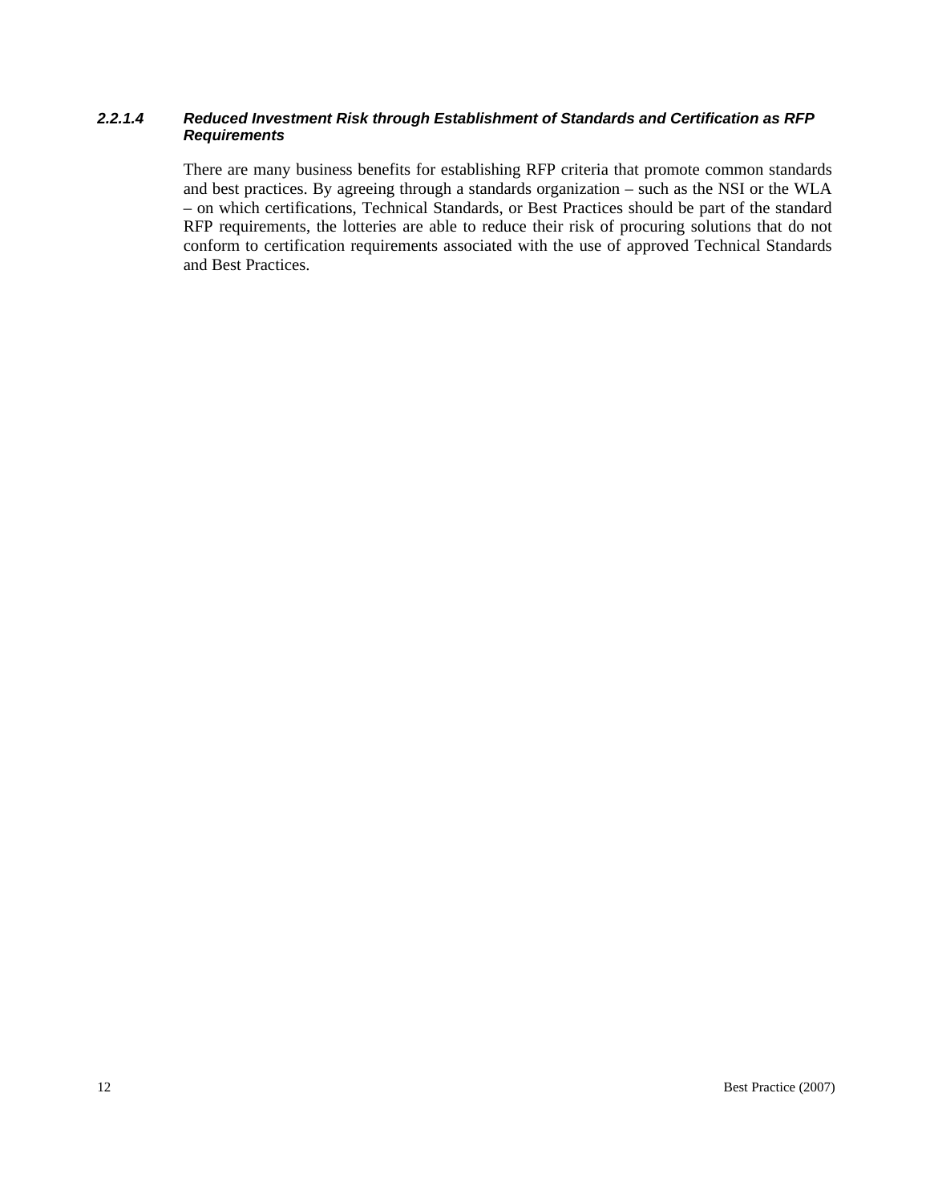#### *2.2.1.4 Reduced Investment Risk through Establishment of Standards and Certification as RFP Requirements*

There are many business benefits for establishing RFP criteria that promote common standards and best practices. By agreeing through a standards organization – such as the NSI or the WLA – on which certifications, Technical Standards, or Best Practices should be part of the standard RFP requirements, the lotteries are able to reduce their risk of procuring solutions that do not conform to certification requirements associated with the use of approved Technical Standards and Best Practices.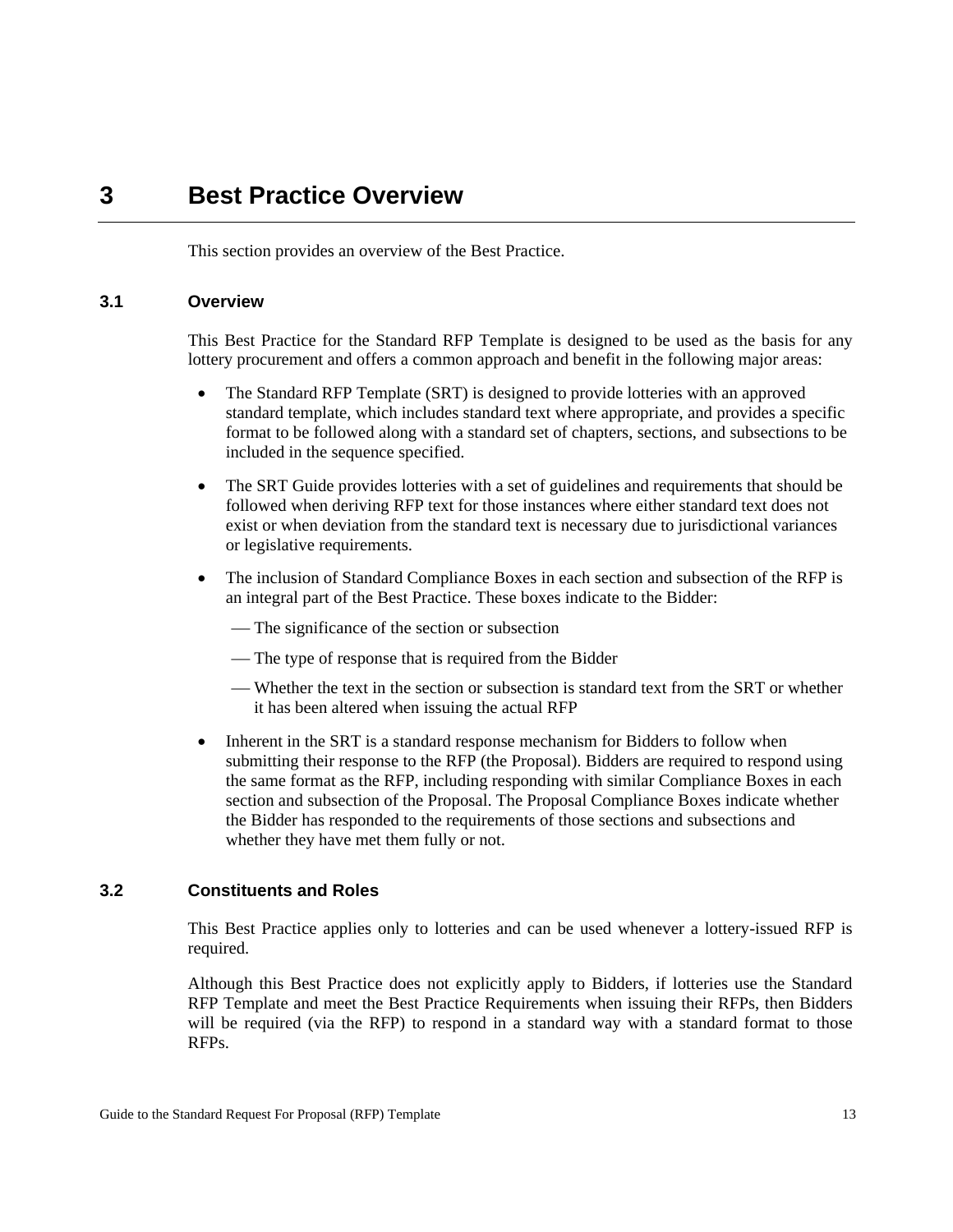# 3 Best Practice Overview

This section provides an overview of the Best Practice.

## 3.1 Overview

This Best Practice for the Standard RFP Template is designed to be used as the basis for any lottery procurement and offers a common approach and benefit in the following major areas:

- The Standard RFP Template (SRT) is designed to provide lotteries with an approved standard template, which includes standard text where appropriate, and provides a specific format to be followed along with a standard set of chapters, sections, and subsections to be included in the sequence specified.
- The SRT Guide provides lotteries with a set of guidelines and requirements that should be followed when deriving RFP text for those instances where either standard text does not exist or when deviation from the standard text is necessary due to jurisdictional variances or legislative requirements.
- The inclusion of Standard Compliance Boxes in each section and subsection of the RFP is an integral part of the Best Practice. These boxes indicate to the Bidder:
  - The significance of the section or subsection
  - The type of response that is required from the Bidder
  - Whether the text in the section or subsection is standard text from the SRT or whether it has been altered when issuing the actual RFP
- Inherent in the SRT is a standard response mechanism for Bidders to follow when submitting their response to the RFP (the Proposal). Bidders are required to respond using the same format as the RFP, including responding with similar Compliance Boxes in each section and subsection of the Proposal. The Proposal Compliance Boxes indicate whether the Bidder has responded to the requirements of those sections and subsections and whether they have met them fully or not.

## 3.2 Constituents and Roles

This Best Practice applies only to lotteries and can be used whenever a lottery-issued RFP is required.

Although this Best Practice does not explicitly apply to Bidders, if lotteries use the Standard RFP Template and meet the Best Practice Requirements when issuing their RFPs, then Bidders will be required (via the RFP) to respond in a standard way with a standard format to those RFPs.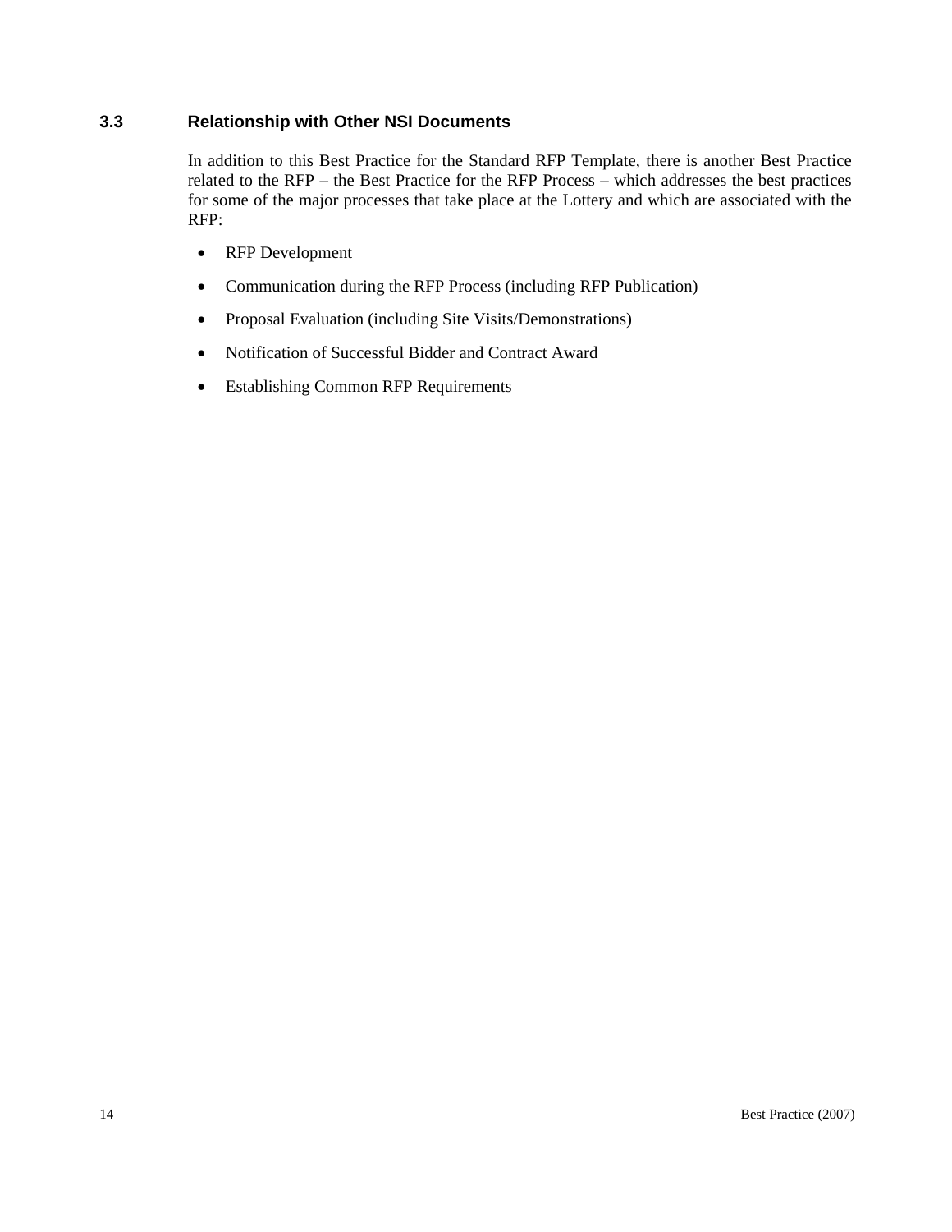### 3.3 Relationship with Other NSI Documents

In addition to this Best Practice for the Standard RFP Template, there is another Best Practice related to the RFP – the Best Practice for the RFP Process – which addresses the best practices for some of the major processes that take place at the Lottery and which are associated with the RFP:

- RFP Development
- Communication during the RFP Process (including RFP Publication)
- Proposal Evaluation (including Site Visits/Demonstrations)
- Notification of Successful Bidder and Contract Award
- Establishing Common RFP Requirements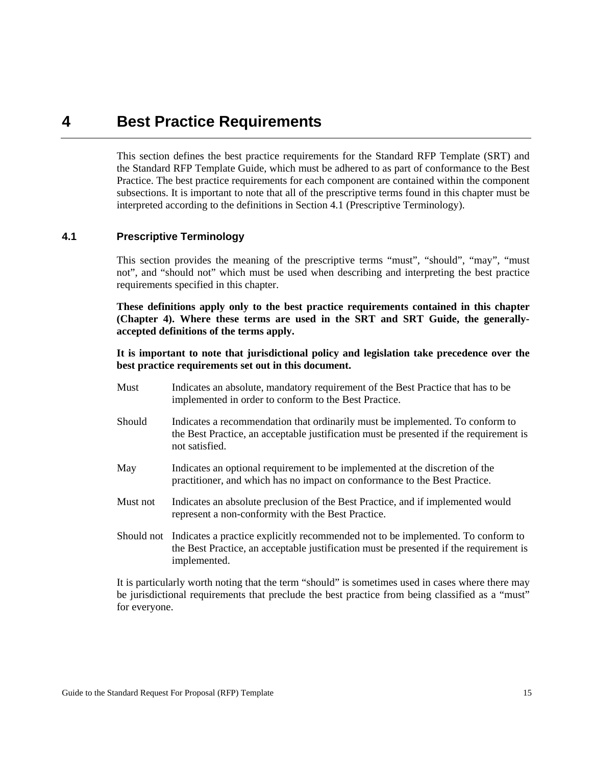# 4 Best Practice Requirements

This section defines the best practice requirements for the Standard RFP Template (SRT) and the Standard RFP Template Guide, which must be adhered to as part of conformance to the Best Practice. The best practice requirements for each component are contained within the component subsections. It is important to note that all of the prescriptive terms found in this chapter must be interpreted according to the definitions in Section 4.1 (Prescriptive Terminology).

## 4.1 Prescriptive Terminology

This section provides the meaning of the prescriptive terms “must”, “should”, “may”, “must not”, and “should not” which must be used when describing and interpreting the best practice requirements specified in this chapter.

**These definitions apply only to the best practice requirements contained in this chapter (Chapter 4). Where these terms are used in the SRT and SRT Guide, the generally-accepted definitions of the terms apply.**

**It is important to note that jurisdictional policy and legislation take precedence over the best practice requirements set out in this document.**

| | |
|---|---|
| Must | Indicates an absolute, mandatory requirement of the Best Practice that has to be implemented in order to conform to the Best Practice. |
| Should | Indicates a recommendation that ordinarily must be implemented. To conform to the Best Practice, an acceptable justification must be presented if the requirement is not satisfied. |
| May | Indicates an optional requirement to be implemented at the discretion of the practitioner, and which has no impact on conformance to the Best Practice. |
| Must not | Indicates an absolute preclusion of the Best Practice, and if implemented would represent a non-conformity with the Best Practice. |
| Should not | Indicates a practice explicitly recommended not to be implemented. To conform to the Best Practice, an acceptable justification must be presented if the requirement is implemented. |

It is particularly worth noting that the term “should” is sometimes used in cases where there may be jurisdictional requirements that preclude the best practice from being classified as a “must” for everyone.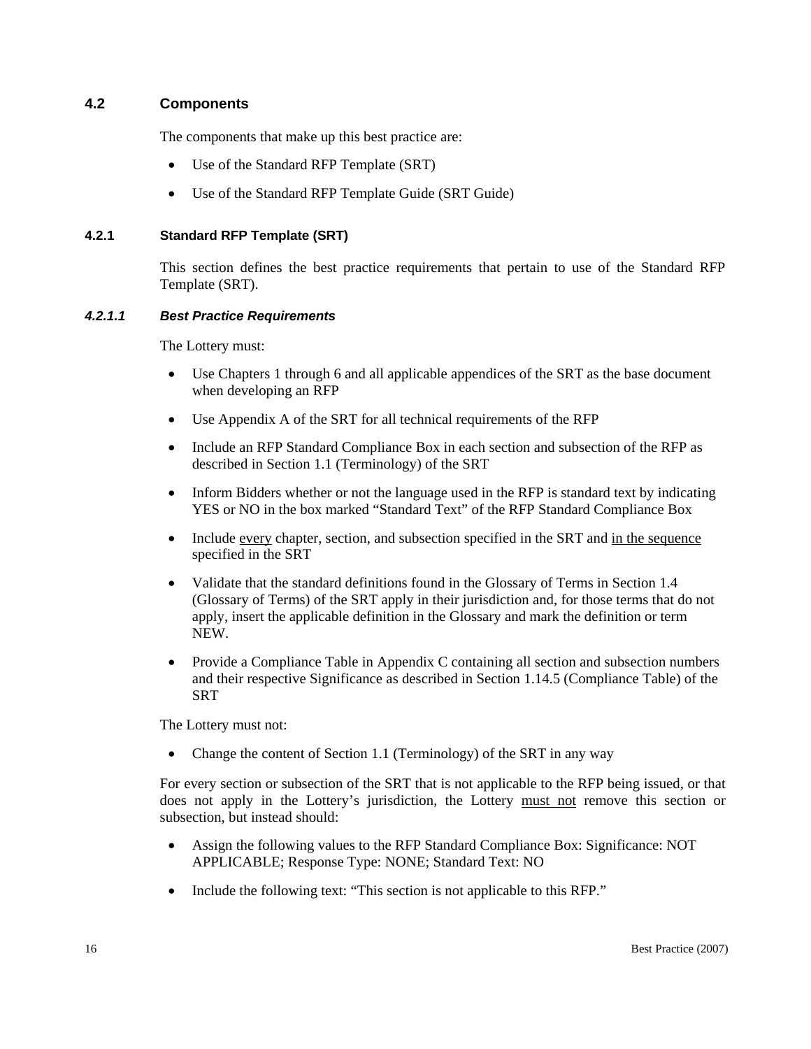## 4.2 Components

The components that make up this best practice are:

- Use of the Standard RFP Template (SRT)
- Use of the Standard RFP Template Guide (SRT Guide)

### 4.2.1 Standard RFP Template (SRT)

This section defines the best practice requirements that pertain to use of the Standard RFP Template (SRT).

#### *4.2.1.1 Best Practice Requirements*

The Lottery must:

- Use Chapters 1 through 6 and all applicable appendices of the SRT as the base document when developing an RFP
- Use Appendix A of the SRT for all technical requirements of the RFP
- Include an RFP Standard Compliance Box in each section and subsection of the RFP as described in Section 1.1 (Terminology) of the SRT
- Inform Bidders whether or not the language used in the RFP is standard text by indicating YES or NO in the box marked "Standard Text" of the RFP Standard Compliance Box
- Include <u>every</u> chapter, section, and subsection specified in the SRT and <u>in the sequence</u> specified in the SRT
- Validate that the standard definitions found in the Glossary of Terms in Section 1.4 (Glossary of Terms) of the SRT apply in their jurisdiction and, for those terms that do not apply, insert the applicable definition in the Glossary and mark the definition or term NEW.
- Provide a Compliance Table in Appendix C containing all section and subsection numbers and their respective Significance as described in Section 1.14.5 (Compliance Table) of the SRT

The Lottery must not:

- Change the content of Section 1.1 (Terminology) of the SRT in any way

For every section or subsection of the SRT that is not applicable to the RFP being issued, or that does not apply in the Lottery's jurisdiction, the Lottery <u>must not</u> remove this section or subsection, but instead should:

- Assign the following values to the RFP Standard Compliance Box: Significance: NOT APPLICABLE; Response Type: NONE; Standard Text: NO
- Include the following text: "This section is not applicable to this RFP."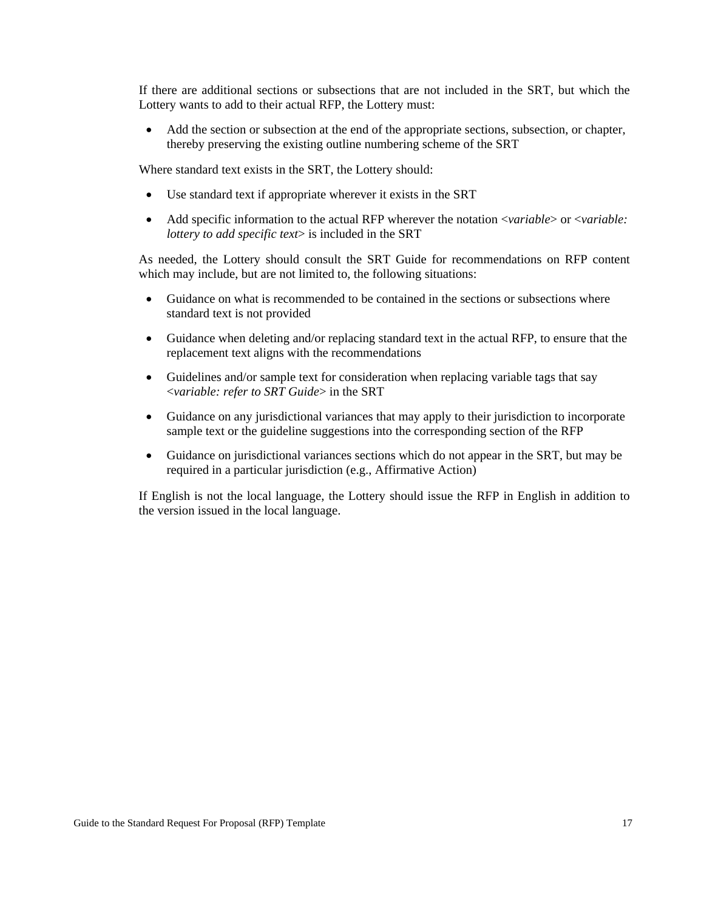If there are additional sections or subsections that are not included in the SRT, but which the Lottery wants to add to their actual RFP, the Lottery must:

- Add the section or subsection at the end of the appropriate sections, subsection, or chapter, thereby preserving the existing outline numbering scheme of the SRT

Where standard text exists in the SRT, the Lottery should:

- Use standard text if appropriate wherever it exists in the SRT
- Add specific information to the actual RFP wherever the notation <*variable*> or <*variable: lottery to add specific text*> is included in the SRT

As needed, the Lottery should consult the SRT Guide for recommendations on RFP content which may include, but are not limited to, the following situations:

- Guidance on what is recommended to be contained in the sections or subsections where standard text is not provided
- Guidance when deleting and/or replacing standard text in the actual RFP, to ensure that the replacement text aligns with the recommendations
- Guidelines and/or sample text for consideration when replacing variable tags that say <*variable: refer to SRT Guide*> in the SRT
- Guidance on any jurisdictional variances that may apply to their jurisdiction to incorporate sample text or the guideline suggestions into the corresponding section of the RFP
- Guidance on jurisdictional variances sections which do not appear in the SRT, but may be required in a particular jurisdiction (e.g., Affirmative Action)

If English is not the local language, the Lottery should issue the RFP in English in addition to the version issued in the local language.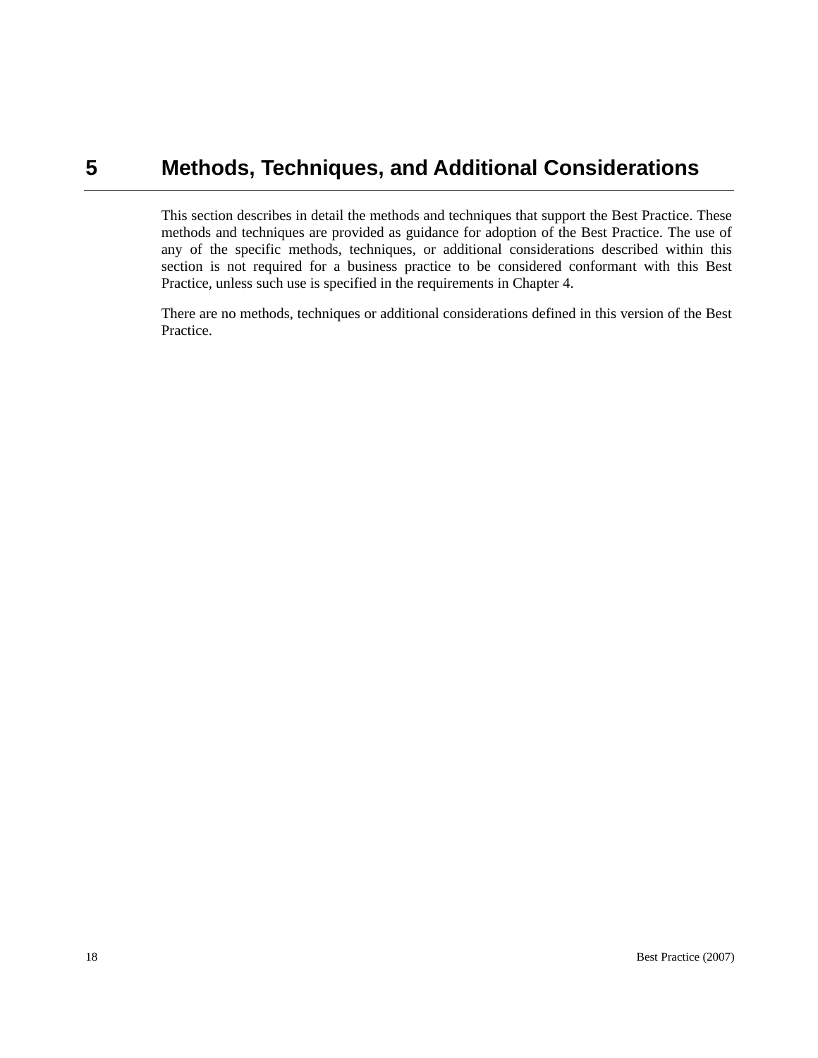# 5 Methods, Techniques, and Additional Considerations

This section describes in detail the methods and techniques that support the Best Practice. These methods and techniques are provided as guidance for adoption of the Best Practice. The use of any of the specific methods, techniques, or additional considerations described within this section is not required for a business practice to be considered conformant with this Best Practice, unless such use is specified in the requirements in Chapter 4.

There are no methods, techniques or additional considerations defined in this version of the Best Practice.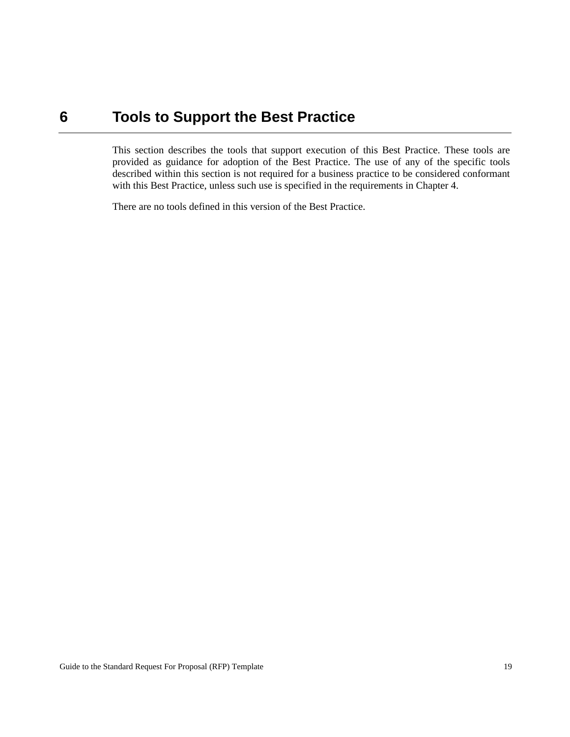# 6 Tools to Support the Best Practice

This section describes the tools that support execution of this Best Practice. These tools are provided as guidance for adoption of the Best Practice. The use of any of the specific tools described within this section is not required for a business practice to be considered conformant with this Best Practice, unless such use is specified in the requirements in Chapter 4.

There are no tools defined in this version of the Best Practice.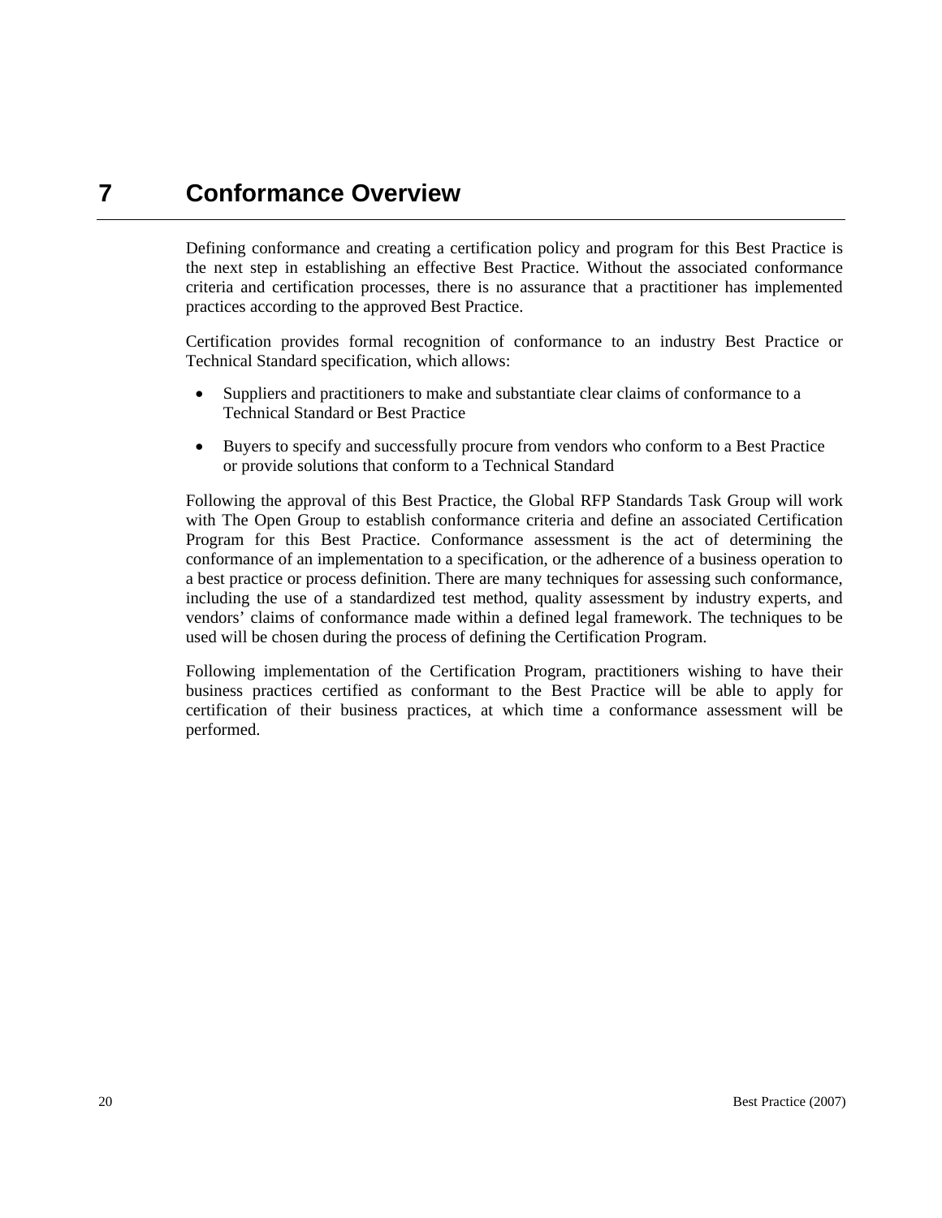# 7 Conformance Overview

Defining conformance and creating a certification policy and program for this Best Practice is the next step in establishing an effective Best Practice. Without the associated conformance criteria and certification processes, there is no assurance that a practitioner has implemented practices according to the approved Best Practice.

Certification provides formal recognition of conformance to an industry Best Practice or Technical Standard specification, which allows:

- Suppliers and practitioners to make and substantiate clear claims of conformance to a Technical Standard or Best Practice
- Buyers to specify and successfully procure from vendors who conform to a Best Practice or provide solutions that conform to a Technical Standard

Following the approval of this Best Practice, the Global RFP Standards Task Group will work with The Open Group to establish conformance criteria and define an associated Certification Program for this Best Practice. Conformance assessment is the act of determining the conformance of an implementation to a specification, or the adherence of a business operation to a best practice or process definition. There are many techniques for assessing such conformance, including the use of a standardized test method, quality assessment by industry experts, and vendors' claims of conformance made within a defined legal framework. The techniques to be used will be chosen during the process of defining the Certification Program.

Following implementation of the Certification Program, practitioners wishing to have their business practices certified as conformant to the Best Practice will be able to apply for certification of their business practices, at which time a conformance assessment will be performed.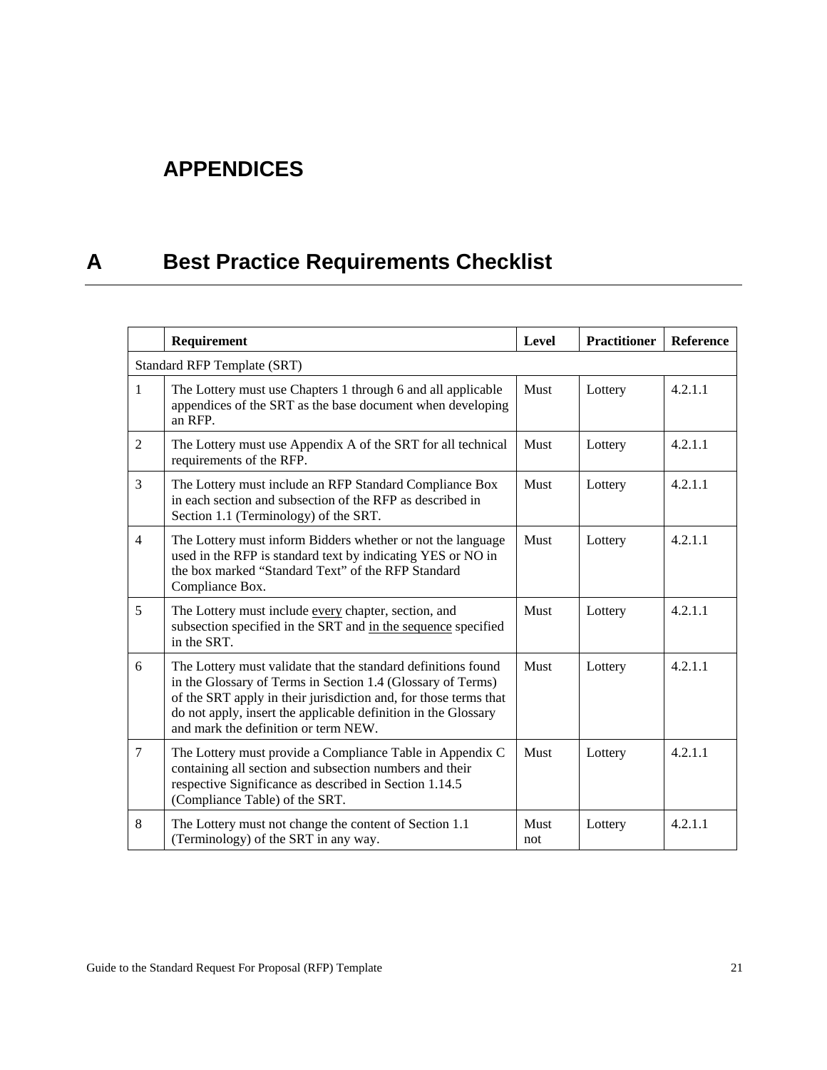# APPENDICES

# A Best Practice Requirements Checklist

| | Requirement | Level | Practitioner | Reference |
|---|---|---|---|---|
| Standard RFP Template (SRT) | | | | |
| 1 | The Lottery must use Chapters 1 through 6 and all applicable appendices of the SRT as the base document when developing an RFP. | Must | Lottery | 4.2.1.1 |
| 2 | The Lottery must use Appendix A of the SRT for all technical requirements of the RFP. | Must | Lottery | 4.2.1.1 |
| 3 | The Lottery must include an RFP Standard Compliance Box in each section and subsection of the RFP as described in Section 1.1 (Terminology) of the SRT. | Must | Lottery | 4.2.1.1 |
| 4 | The Lottery must inform Bidders whether or not the language used in the RFP is standard text by indicating YES or NO in the box marked "Standard Text" of the RFP Standard Compliance Box. | Must | Lottery | 4.2.1.1 |
| 5 | The Lottery must include every chapter, section, and subsection specified in the SRT and in the sequence specified in the SRT. | Must | Lottery | 4.2.1.1 |
| 6 | The Lottery must validate that the standard definitions found in the Glossary of Terms in Section 1.4 (Glossary of Terms) of the SRT apply in their jurisdiction and, for those terms that do not apply, insert the applicable definition in the Glossary and mark the definition or term NEW. | Must | Lottery | 4.2.1.1 |
| 7 | The Lottery must provide a Compliance Table in Appendix C containing all section and subsection numbers and their respective Significance as described in Section 1.14.5 (Compliance Table) of the SRT. | Must | Lottery | 4.2.1.1 |
| 8 | The Lottery must not change the content of Section 1.1 (Terminology) of the SRT in any way. | Must not | Lottery | 4.2.1.1 |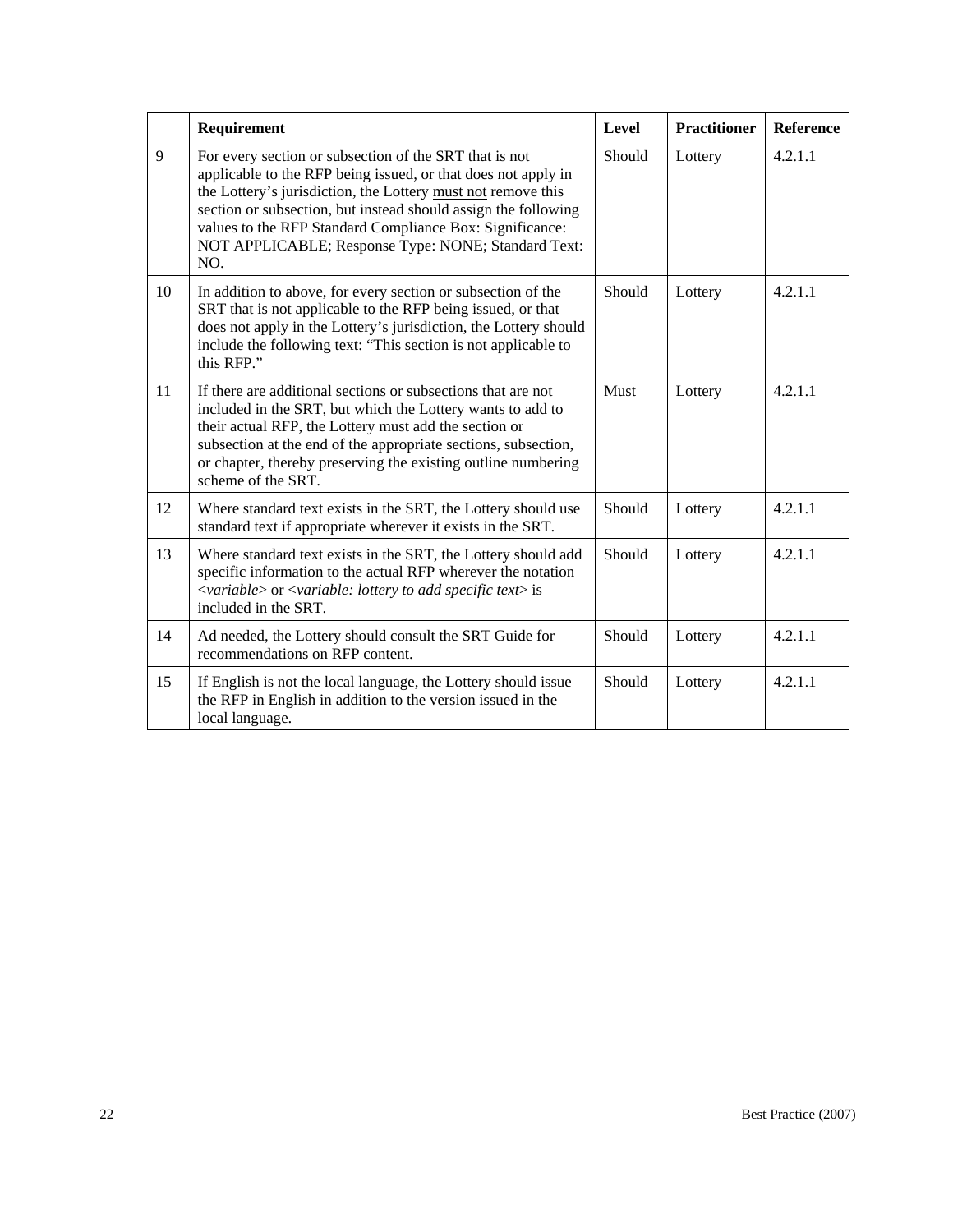| | Requirement | Level | Practitioner | Reference |
|---|---|---|---|---|
| 9 | For every section or subsection of the SRT that is not applicable to the RFP being issued, or that does not apply in the Lottery's jurisdiction, the Lottery must not remove this section or subsection, but instead should assign the following values to the RFP Standard Compliance Box: Significance: NOT APPLICABLE; Response Type: NONE; Standard Text: NO. | Should | Lottery | 4.2.1.1 |
| 10 | In addition to above, for every section or subsection of the SRT that is not applicable to the RFP being issued, or that does not apply in the Lottery's jurisdiction, the Lottery should include the following text: "This section is not applicable to this RFP." | Should | Lottery | 4.2.1.1 |
| 11 | If there are additional sections or subsections that are not included in the SRT, but which the Lottery wants to add to their actual RFP, the Lottery must add the section or subsection at the end of the appropriate sections, subsection, or chapter, thereby preserving the existing outline numbering scheme of the SRT. | Must | Lottery | 4.2.1.1 |
| 12 | Where standard text exists in the SRT, the Lottery should use standard text if appropriate wherever it exists in the SRT. | Should | Lottery | 4.2.1.1 |
| 13 | Where standard text exists in the SRT, the Lottery should add specific information to the actual RFP wherever the notation <*variable*> or <*variable: lottery to add specific text*> is included in the SRT. | Should | Lottery | 4.2.1.1 |
| 14 | Ad needed, the Lottery should consult the SRT Guide for recommendations on RFP content. | Should | Lottery | 4.2.1.1 |
| 15 | If English is not the local language, the Lottery should issue the RFP in English in addition to the version issued in the local language. | Should | Lottery | 4.2.1.1 |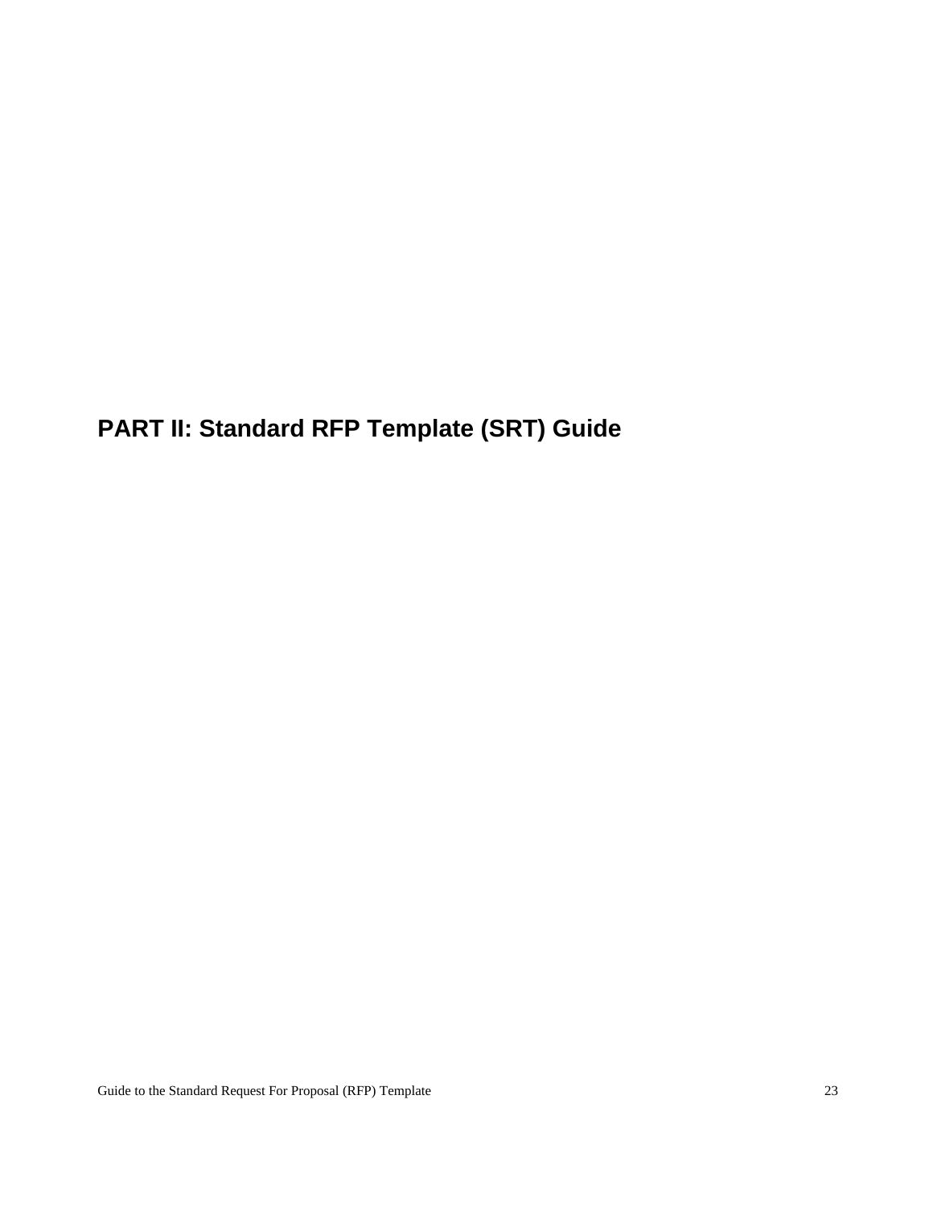# PART II: Standard RFP Template (SRT) Guide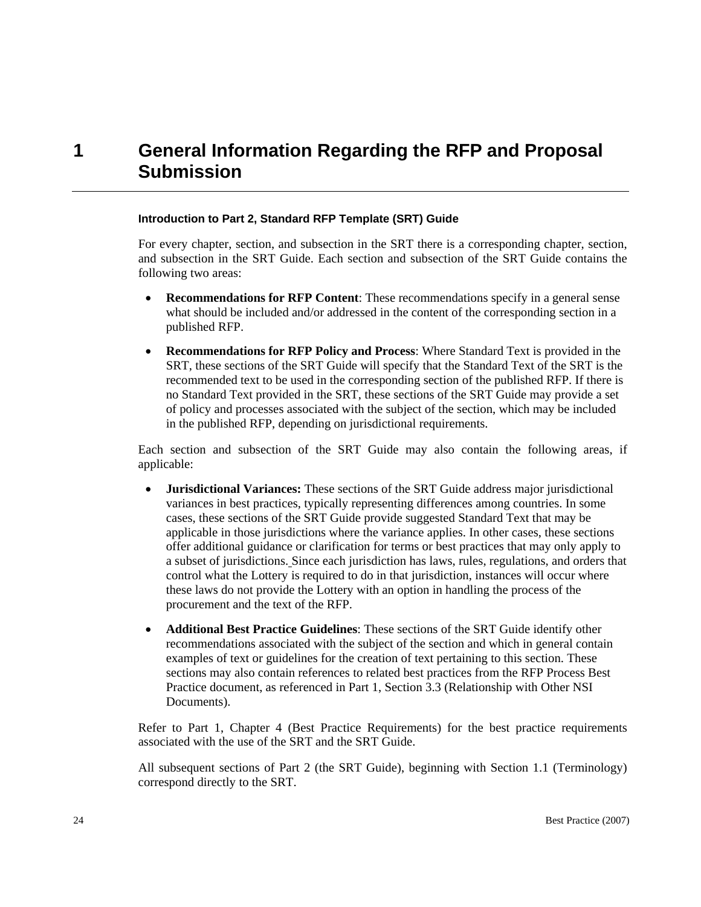# 1 General Information Regarding the RFP and Proposal Submission

#### Introduction to Part 2, Standard RFP Template (SRT) Guide

For every chapter, section, and subsection in the SRT there is a corresponding chapter, section, and subsection in the SRT Guide. Each section and subsection of the SRT Guide contains the following two areas:

- **Recommendations for RFP Content**: These recommendations specify in a general sense what should be included and/or addressed in the content of the corresponding section in a published RFP.
- **Recommendations for RFP Policy and Process**: Where Standard Text is provided in the SRT, these sections of the SRT Guide will specify that the Standard Text of the SRT is the recommended text to be used in the corresponding section of the published RFP. If there is no Standard Text provided in the SRT, these sections of the SRT Guide may provide a set of policy and processes associated with the subject of the section, which may be included in the published RFP, depending on jurisdictional requirements.

Each section and subsection of the SRT Guide may also contain the following areas, if applicable:

- **Jurisdictional Variances:** These sections of the SRT Guide address major jurisdictional variances in best practices, typically representing differences among countries. In some cases, these sections of the SRT Guide provide suggested Standard Text that may be applicable in those jurisdictions where the variance applies. In other cases, these sections offer additional guidance or clarification for terms or best practices that may only apply to a subset of jurisdictions. Since each jurisdiction has laws, rules, regulations, and orders that control what the Lottery is required to do in that jurisdiction, instances will occur where these laws do not provide the Lottery with an option in handling the process of the procurement and the text of the RFP.
- **Additional Best Practice Guidelines**: These sections of the SRT Guide identify other recommendations associated with the subject of the section and which in general contain examples of text or guidelines for the creation of text pertaining to this section. These sections may also contain references to related best practices from the RFP Process Best Practice document, as referenced in Part 1, Section 3.3 (Relationship with Other NSI Documents).

Refer to Part 1, Chapter 4 (Best Practice Requirements) for the best practice requirements associated with the use of the SRT and the SRT Guide.

All subsequent sections of Part 2 (the SRT Guide), beginning with Section 1.1 (Terminology) correspond directly to the SRT.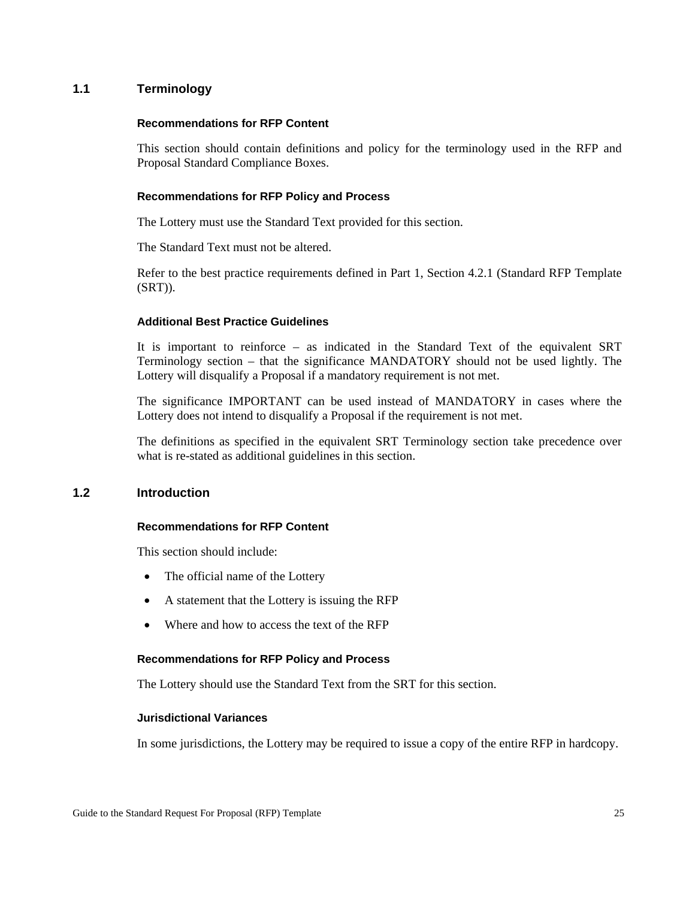## 1.1 Terminology

#### Recommendations for RFP Content

This section should contain definitions and policy for the terminology used in the RFP and Proposal Standard Compliance Boxes.

#### Recommendations for RFP Policy and Process

The Lottery must use the Standard Text provided for this section.

The Standard Text must not be altered.

Refer to the best practice requirements defined in Part 1, Section 4.2.1 (Standard RFP Template (SRT)).

#### Additional Best Practice Guidelines

It is important to reinforce – as indicated in the Standard Text of the equivalent SRT Terminology section – that the significance MANDATORY should not be used lightly. The Lottery will disqualify a Proposal if a mandatory requirement is not met.

The significance IMPORTANT can be used instead of MANDATORY in cases where the Lottery does not intend to disqualify a Proposal if the requirement is not met.

The definitions as specified in the equivalent SRT Terminology section take precedence over what is re-stated as additional guidelines in this section.

## 1.2 Introduction

#### Recommendations for RFP Content

This section should include:

- The official name of the Lottery
- A statement that the Lottery is issuing the RFP
- Where and how to access the text of the RFP

#### Recommendations for RFP Policy and Process

The Lottery should use the Standard Text from the SRT for this section.

#### Jurisdictional Variances

In some jurisdictions, the Lottery may be required to issue a copy of the entire RFP in hardcopy.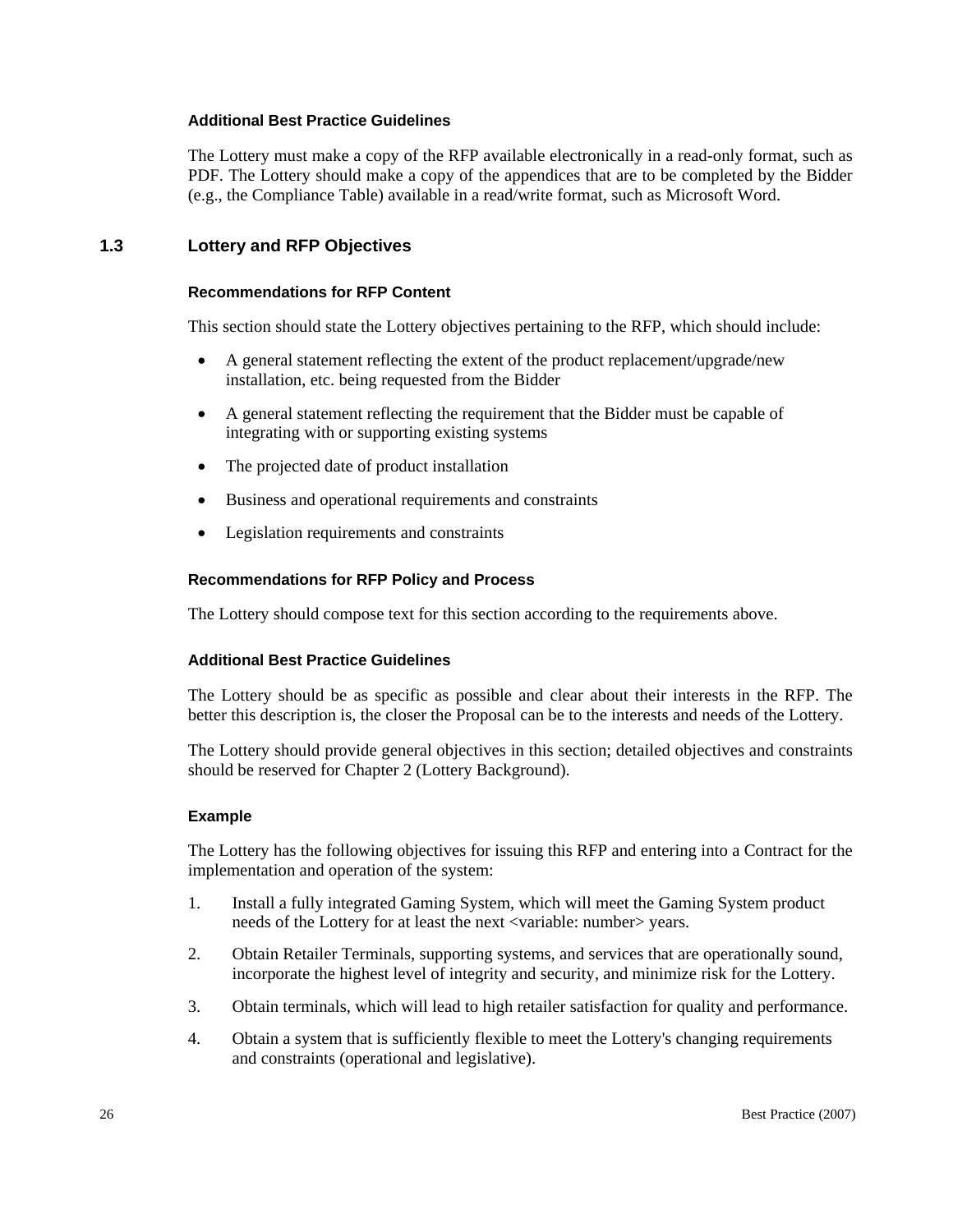#### Additional Best Practice Guidelines

The Lottery must make a copy of the RFP available electronically in a read-only format, such as PDF. The Lottery should make a copy of the appendices that are to be completed by the Bidder (e.g., the Compliance Table) available in a read/write format, such as Microsoft Word.

### 1.3 Lottery and RFP Objectives

#### Recommendations for RFP Content

This section should state the Lottery objectives pertaining to the RFP, which should include:

- A general statement reflecting the extent of the product replacement/upgrade/new installation, etc. being requested from the Bidder
- A general statement reflecting the requirement that the Bidder must be capable of integrating with or supporting existing systems
- The projected date of product installation
- Business and operational requirements and constraints
- Legislation requirements and constraints

#### Recommendations for RFP Policy and Process

The Lottery should compose text for this section according to the requirements above.

#### Additional Best Practice Guidelines

The Lottery should be as specific as possible and clear about their interests in the RFP. The better this description is, the closer the Proposal can be to the interests and needs of the Lottery.

The Lottery should provide general objectives in this section; detailed objectives and constraints should be reserved for Chapter 2 (Lottery Background).

#### Example

The Lottery has the following objectives for issuing this RFP and entering into a Contract for the implementation and operation of the system:

1. Install a fully integrated Gaming System, which will meet the Gaming System product needs of the Lottery for at least the next <variable: number> years.
2. Obtain Retailer Terminals, supporting systems, and services that are operationally sound, incorporate the highest level of integrity and security, and minimize risk for the Lottery.
3. Obtain terminals, which will lead to high retailer satisfaction for quality and performance.
4. Obtain a system that is sufficiently flexible to meet the Lottery's changing requirements and constraints (operational and legislative).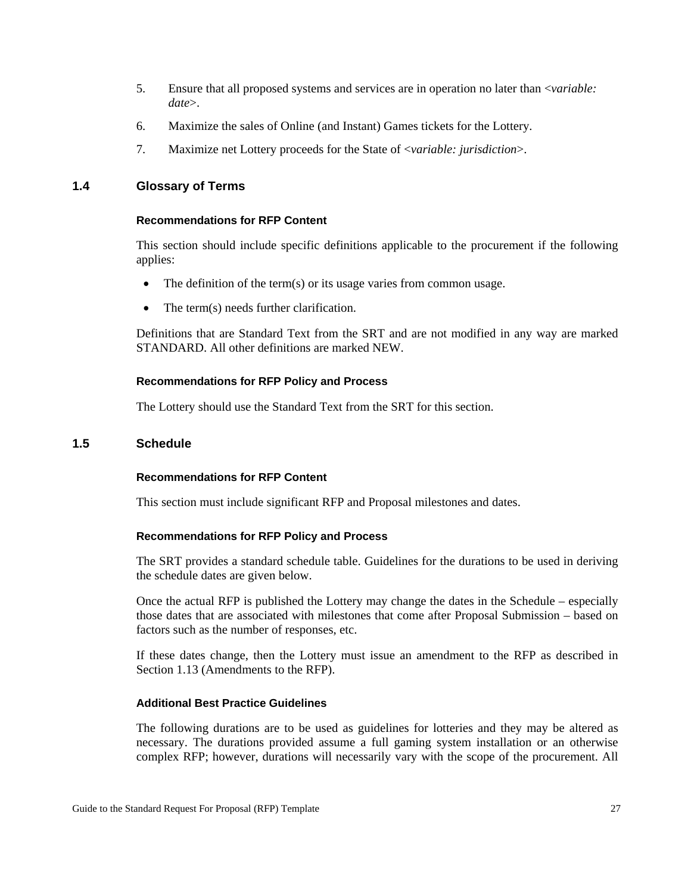5. Ensure that all proposed systems and services are in operation no later than <*variable: date*>.

6. Maximize the sales of Online (and Instant) Games tickets for the Lottery.

7. Maximize net Lottery proceeds for the State of <*variable: jurisdiction*>.

## 1.4 Glossary of Terms

#### Recommendations for RFP Content

This section should include specific definitions applicable to the procurement if the following applies:

- The definition of the term(s) or its usage varies from common usage.
- The term(s) needs further clarification.

Definitions that are Standard Text from the SRT and are not modified in any way are marked STANDARD. All other definitions are marked NEW.

#### Recommendations for RFP Policy and Process

The Lottery should use the Standard Text from the SRT for this section.

## 1.5 Schedule

#### Recommendations for RFP Content

This section must include significant RFP and Proposal milestones and dates.

#### Recommendations for RFP Policy and Process

The SRT provides a standard schedule table. Guidelines for the durations to be used in deriving the schedule dates are given below.

Once the actual RFP is published the Lottery may change the dates in the Schedule – especially those dates that are associated with milestones that come after Proposal Submission – based on factors such as the number of responses, etc.

If these dates change, then the Lottery must issue an amendment to the RFP as described in Section 1.13 (Amendments to the RFP).

#### Additional Best Practice Guidelines

The following durations are to be used as guidelines for lotteries and they may be altered as necessary. The durations provided assume a full gaming system installation or an otherwise complex RFP; however, durations will necessarily vary with the scope of the procurement. All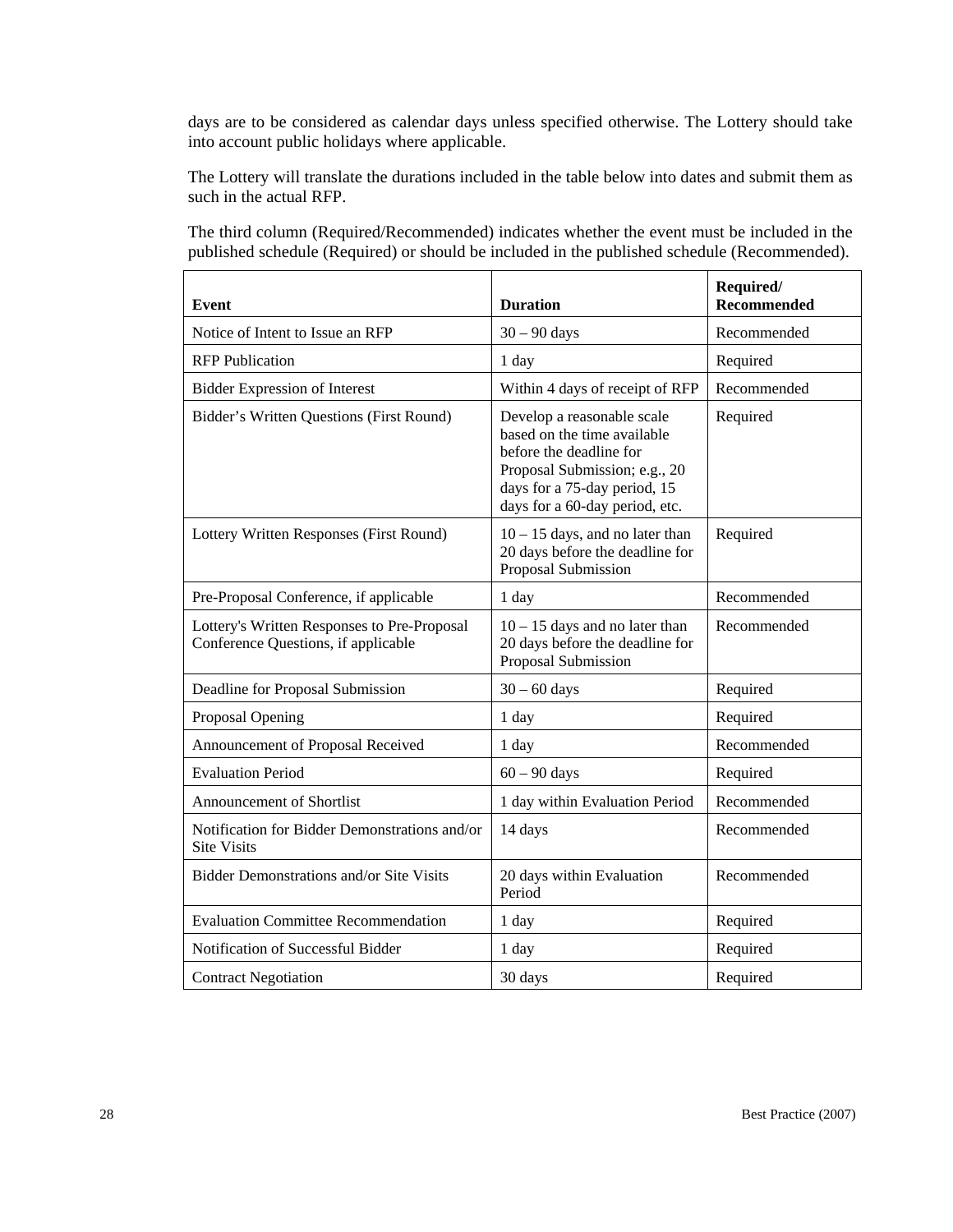days are to be considered as calendar days unless specified otherwise. The Lottery should take into account public holidays where applicable.

The Lottery will translate the durations included in the table below into dates and submit them as such in the actual RFP.

The third column (Required/Recommended) indicates whether the event must be included in the published schedule (Required) or should be included in the published schedule (Recommended).

| Event | Duration | Required/ Recommended |
|---|---|---|
| Notice of Intent to Issue an RFP | 30 – 90 days | Recommended |
| RFP Publication | 1 day | Required |
| Bidder Expression of Interest | Within 4 days of receipt of RFP | Recommended |
| Bidder's Written Questions (First Round) | Develop a reasonable scale based on the time available before the deadline for Proposal Submission; e.g., 20 days for a 75-day period, 15 days for a 60-day period, etc. | Required |
| Lottery Written Responses (First Round) | 10 – 15 days, and no later than 20 days before the deadline for Proposal Submission | Required |
| Pre-Proposal Conference, if applicable | 1 day | Recommended |
| Lottery's Written Responses to Pre-Proposal Conference Questions, if applicable | 10 – 15 days and no later than 20 days before the deadline for Proposal Submission | Recommended |
| Deadline for Proposal Submission | 30 – 60 days | Required |
| Proposal Opening | 1 day | Required |
| Announcement of Proposal Received | 1 day | Recommended |
| Evaluation Period | 60 – 90 days | Required |
| Announcement of Shortlist | 1 day within Evaluation Period | Recommended |
| Notification for Bidder Demonstrations and/or Site Visits | 14 days | Recommended |
| Bidder Demonstrations and/or Site Visits | 20 days within Evaluation Period | Recommended |
| Evaluation Committee Recommendation | 1 day | Required |
| Notification of Successful Bidder | 1 day | Required |
| Contract Negotiation | 30 days | Required |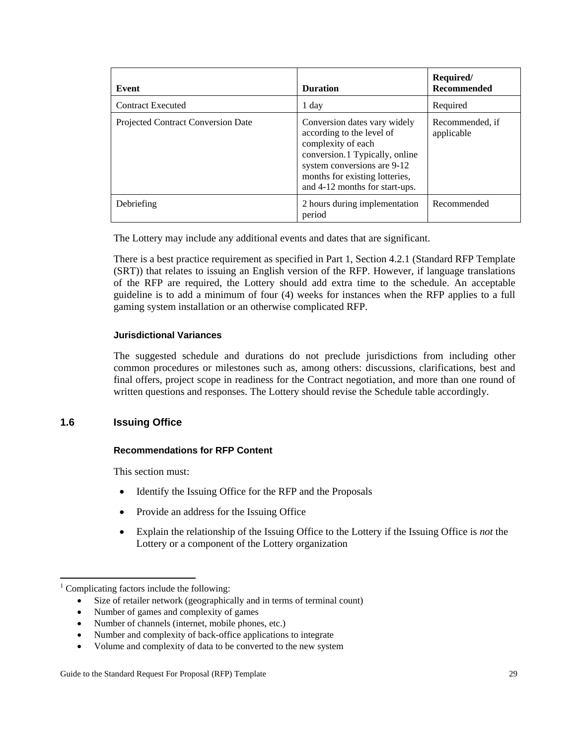| Event | Duration | Required/ Recommended |
|---|---|---|
| Contract Executed | 1 day | Required |
| Projected Contract Conversion Date | Conversion dates vary widely according to the level of complexity of each conversion.[1] Typically, online system conversions are 9-12 months for existing lotteries, and 4-12 months for start-ups. | Recommended, if applicable |
| Debriefing | 2 hours during implementation period | Recommended |

The Lottery may include any additional events and dates that are significant.

There is a best practice requirement as specified in Part 1, Section 4.2.1 (Standard RFP Template (SRT)) that relates to issuing an English version of the RFP. However, if language translations of the RFP are required, the Lottery should add extra time to the schedule. An acceptable guideline is to add a minimum of four (4) weeks for instances when the RFP applies to a full gaming system installation or an otherwise complicated RFP.

#### Jurisdictional Variances

The suggested schedule and durations do not preclude jurisdictions from including other common procedures or milestones such as, among others: discussions, clarifications, best and final offers, project scope in readiness for the Contract negotiation, and more than one round of written questions and responses. The Lottery should revise the Schedule table accordingly.

### 1.6 Issuing Office

#### Recommendations for RFP Content

This section must:

- Identify the Issuing Office for the RFP and the Proposals
- Provide an address for the Issuing Office
- Explain the relationship of the Issuing Office to the Lottery if the Issuing Office is *not* the Lottery or a component of the Lottery organization

---

[1] Complicating factors include the following:

- Size of retailer network (geographically and in terms of terminal count)
- Number of games and complexity of games
- Number of channels (internet, mobile phones, etc.)
- Number and complexity of back-office applications to integrate
- Volume and complexity of data to be converted to the new system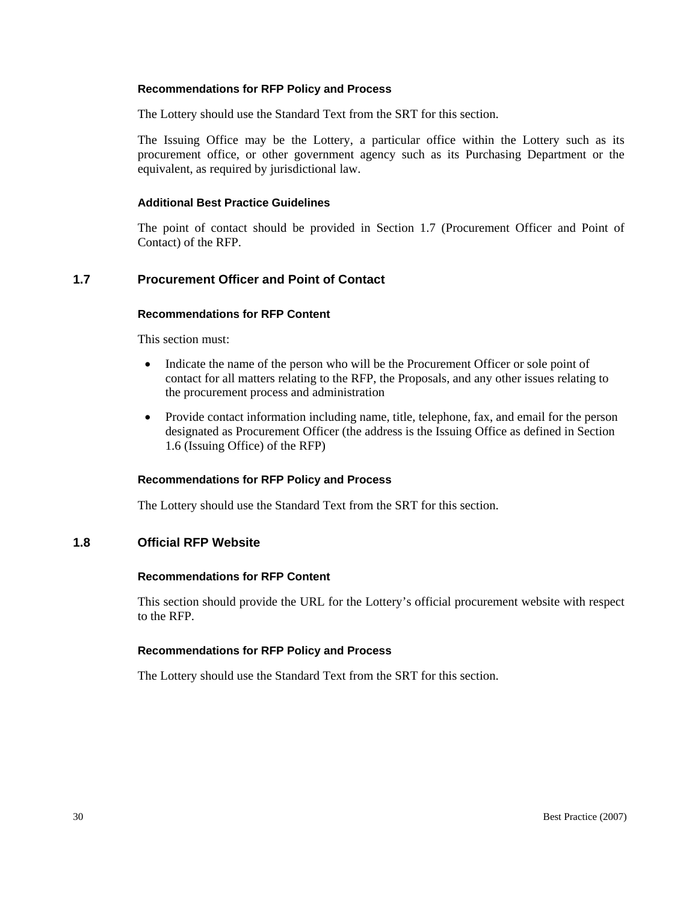#### Recommendations for RFP Policy and Process

The Lottery should use the Standard Text from the SRT for this section.

The Issuing Office may be the Lottery, a particular office within the Lottery such as its procurement office, or other government agency such as its Purchasing Department or the equivalent, as required by jurisdictional law.

#### Additional Best Practice Guidelines

The point of contact should be provided in Section 1.7 (Procurement Officer and Point of Contact) of the RFP.

### 1.7 Procurement Officer and Point of Contact

#### Recommendations for RFP Content

This section must:

- Indicate the name of the person who will be the Procurement Officer or sole point of contact for all matters relating to the RFP, the Proposals, and any other issues relating to the procurement process and administration
- Provide contact information including name, title, telephone, fax, and email for the person designated as Procurement Officer (the address is the Issuing Office as defined in Section 1.6 (Issuing Office) of the RFP)

#### Recommendations for RFP Policy and Process

The Lottery should use the Standard Text from the SRT for this section.

### 1.8 Official RFP Website

#### Recommendations for RFP Content

This section should provide the URL for the Lottery's official procurement website with respect to the RFP.

#### Recommendations for RFP Policy and Process

The Lottery should use the Standard Text from the SRT for this section.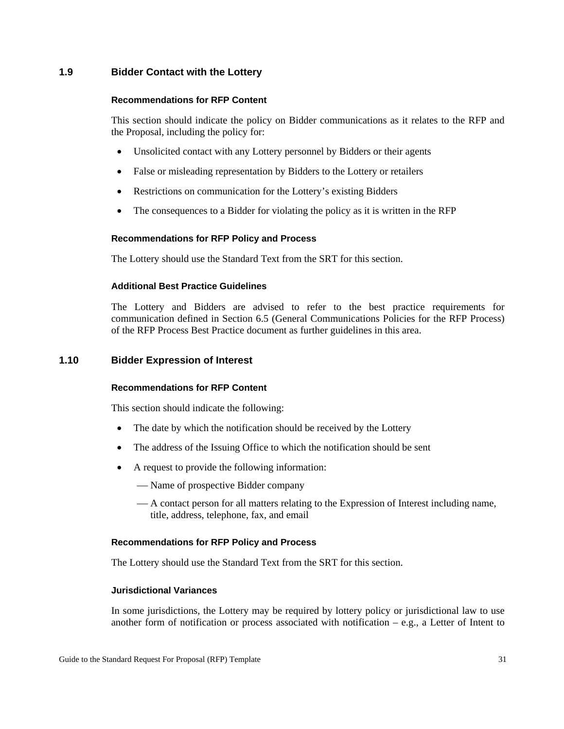## 1.9 Bidder Contact with the Lottery

#### Recommendations for RFP Content

This section should indicate the policy on Bidder communications as it relates to the RFP and the Proposal, including the policy for:

- Unsolicited contact with any Lottery personnel by Bidders or their agents
- False or misleading representation by Bidders to the Lottery or retailers
- Restrictions on communication for the Lottery's existing Bidders
- The consequences to a Bidder for violating the policy as it is written in the RFP

#### Recommendations for RFP Policy and Process

The Lottery should use the Standard Text from the SRT for this section.

#### Additional Best Practice Guidelines

The Lottery and Bidders are advised to refer to the best practice requirements for communication defined in Section 6.5 (General Communications Policies for the RFP Process) of the RFP Process Best Practice document as further guidelines in this area.

## 1.10 Bidder Expression of Interest

#### Recommendations for RFP Content

This section should indicate the following:

- The date by which the notification should be received by the Lottery
- The address of the Issuing Office to which the notification should be sent
- A request to provide the following information:
  - Name of prospective Bidder company
  - A contact person for all matters relating to the Expression of Interest including name, title, address, telephone, fax, and email

#### Recommendations for RFP Policy and Process

The Lottery should use the Standard Text from the SRT for this section.

#### Jurisdictional Variances

In some jurisdictions, the Lottery may be required by lottery policy or jurisdictional law to use another form of notification or process associated with notification – e.g., a Letter of Intent to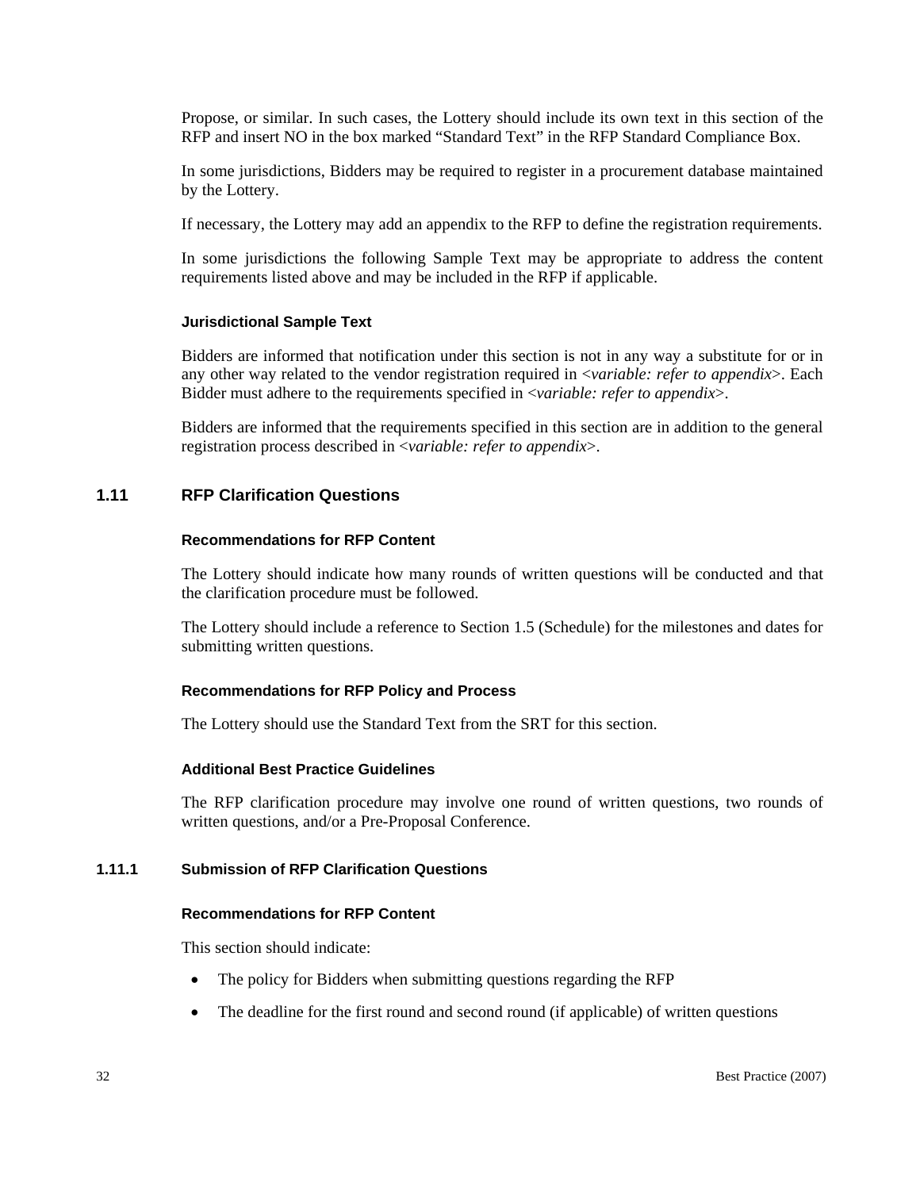Propose, or similar. In such cases, the Lottery should include its own text in this section of the RFP and insert NO in the box marked “Standard Text” in the RFP Standard Compliance Box.

In some jurisdictions, Bidders may be required to register in a procurement database maintained by the Lottery.

If necessary, the Lottery may add an appendix to the RFP to define the registration requirements.

In some jurisdictions the following Sample Text may be appropriate to address the content requirements listed above and may be included in the RFP if applicable.

#### Jurisdictional Sample Text

Bidders are informed that notification under this section is not in any way a substitute for or in any other way related to the vendor registration required in <*variable: refer to appendix*>. Each Bidder must adhere to the requirements specified in <*variable: refer to appendix*>.

Bidders are informed that the requirements specified in this section are in addition to the general registration process described in <*variable: refer to appendix*>.

## 1.11 RFP Clarification Questions

#### Recommendations for RFP Content

The Lottery should indicate how many rounds of written questions will be conducted and that the clarification procedure must be followed.

The Lottery should include a reference to Section 1.5 (Schedule) for the milestones and dates for submitting written questions.

#### Recommendations for RFP Policy and Process

The Lottery should use the Standard Text from the SRT for this section.

#### Additional Best Practice Guidelines

The RFP clarification procedure may involve one round of written questions, two rounds of written questions, and/or a Pre-Proposal Conference.

### 1.11.1 Submission of RFP Clarification Questions

#### Recommendations for RFP Content

This section should indicate:

- The policy for Bidders when submitting questions regarding the RFP
- The deadline for the first round and second round (if applicable) of written questions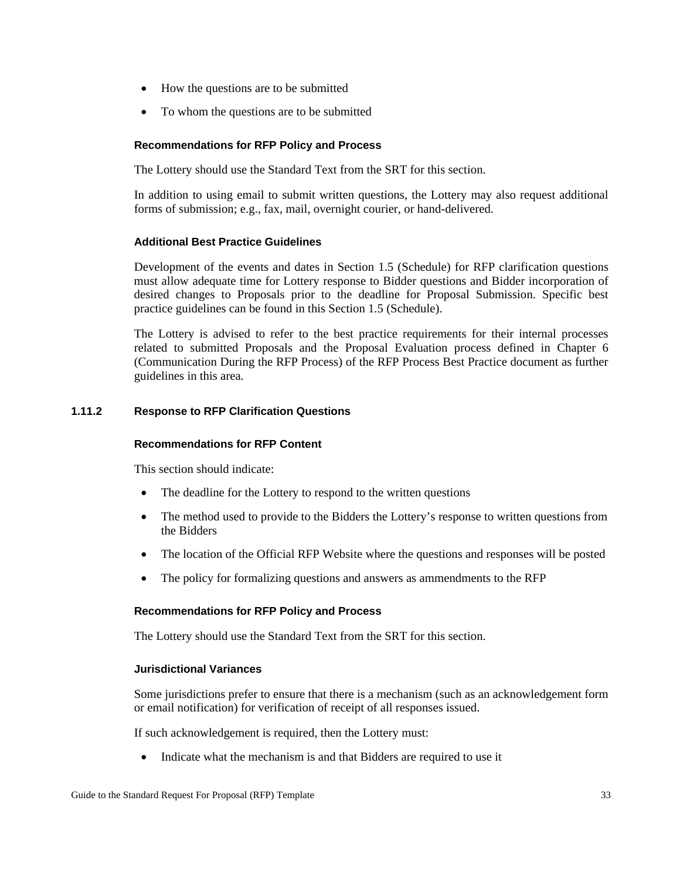- How the questions are to be submitted
- To whom the questions are to be submitted

**Recommendations for RFP Policy and Process**

The Lottery should use the Standard Text from the SRT for this section.

In addition to using email to submit written questions, the Lottery may also request additional forms of submission; e.g., fax, mail, overnight courier, or hand-delivered.

**Additional Best Practice Guidelines**

Development of the events and dates in Section 1.5 (Schedule) for RFP clarification questions must allow adequate time for Lottery response to Bidder questions and Bidder incorporation of desired changes to Proposals prior to the deadline for Proposal Submission. Specific best practice guidelines can be found in this Section 1.5 (Schedule).

The Lottery is advised to refer to the best practice requirements for their internal processes related to submitted Proposals and the Proposal Evaluation process defined in Chapter 6 (Communication During the RFP Process) of the RFP Process Best Practice document as further guidelines in this area.

### 1.11.2 Response to RFP Clarification Questions

**Recommendations for RFP Content**

This section should indicate:

- The deadline for the Lottery to respond to the written questions
- The method used to provide to the Bidders the Lottery's response to written questions from the Bidders
- The location of the Official RFP Website where the questions and responses will be posted
- The policy for formalizing questions and answers as ammendments to the RFP

**Recommendations for RFP Policy and Process**

The Lottery should use the Standard Text from the SRT for this section.

**Jurisdictional Variances**

Some jurisdictions prefer to ensure that there is a mechanism (such as an acknowledgement form or email notification) for verification of receipt of all responses issued.

If such acknowledgement is required, then the Lottery must:

- Indicate what the mechanism is and that Bidders are required to use it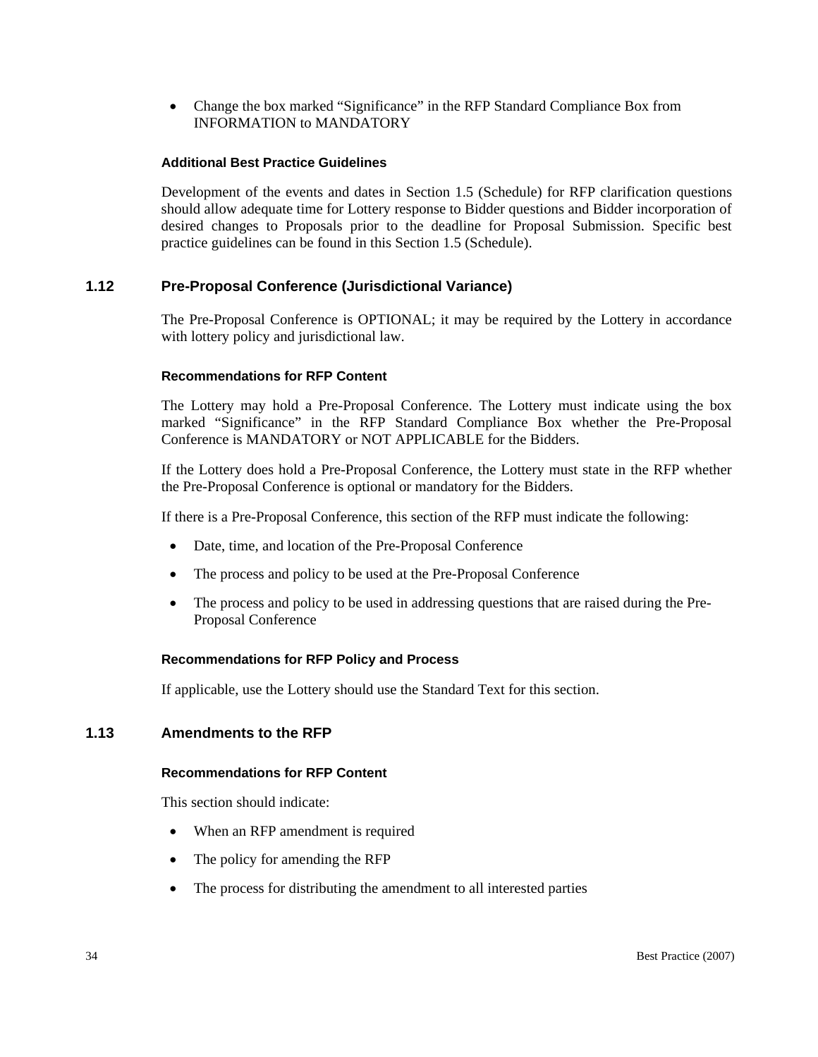- Change the box marked "Significance" in the RFP Standard Compliance Box from INFORMATION to MANDATORY

#### Additional Best Practice Guidelines

Development of the events and dates in Section 1.5 (Schedule) for RFP clarification questions should allow adequate time for Lottery response to Bidder questions and Bidder incorporation of desired changes to Proposals prior to the deadline for Proposal Submission. Specific best practice guidelines can be found in this Section 1.5 (Schedule).

### 1.12 Pre-Proposal Conference (Jurisdictional Variance)

The Pre-Proposal Conference is OPTIONAL; it may be required by the Lottery in accordance with lottery policy and jurisdictional law.

#### Recommendations for RFP Content

The Lottery may hold a Pre-Proposal Conference. The Lottery must indicate using the box marked "Significance" in the RFP Standard Compliance Box whether the Pre-Proposal Conference is MANDATORY or NOT APPLICABLE for the Bidders.

If the Lottery does hold a Pre-Proposal Conference, the Lottery must state in the RFP whether the Pre-Proposal Conference is optional or mandatory for the Bidders.

If there is a Pre-Proposal Conference, this section of the RFP must indicate the following:

- Date, time, and location of the Pre-Proposal Conference
- The process and policy to be used at the Pre-Proposal Conference
- The process and policy to be used in addressing questions that are raised during the Pre-Proposal Conference

#### Recommendations for RFP Policy and Process

If applicable, use the Lottery should use the Standard Text for this section.

### 1.13 Amendments to the RFP

#### Recommendations for RFP Content

This section should indicate:

- When an RFP amendment is required
- The policy for amending the RFP
- The process for distributing the amendment to all interested parties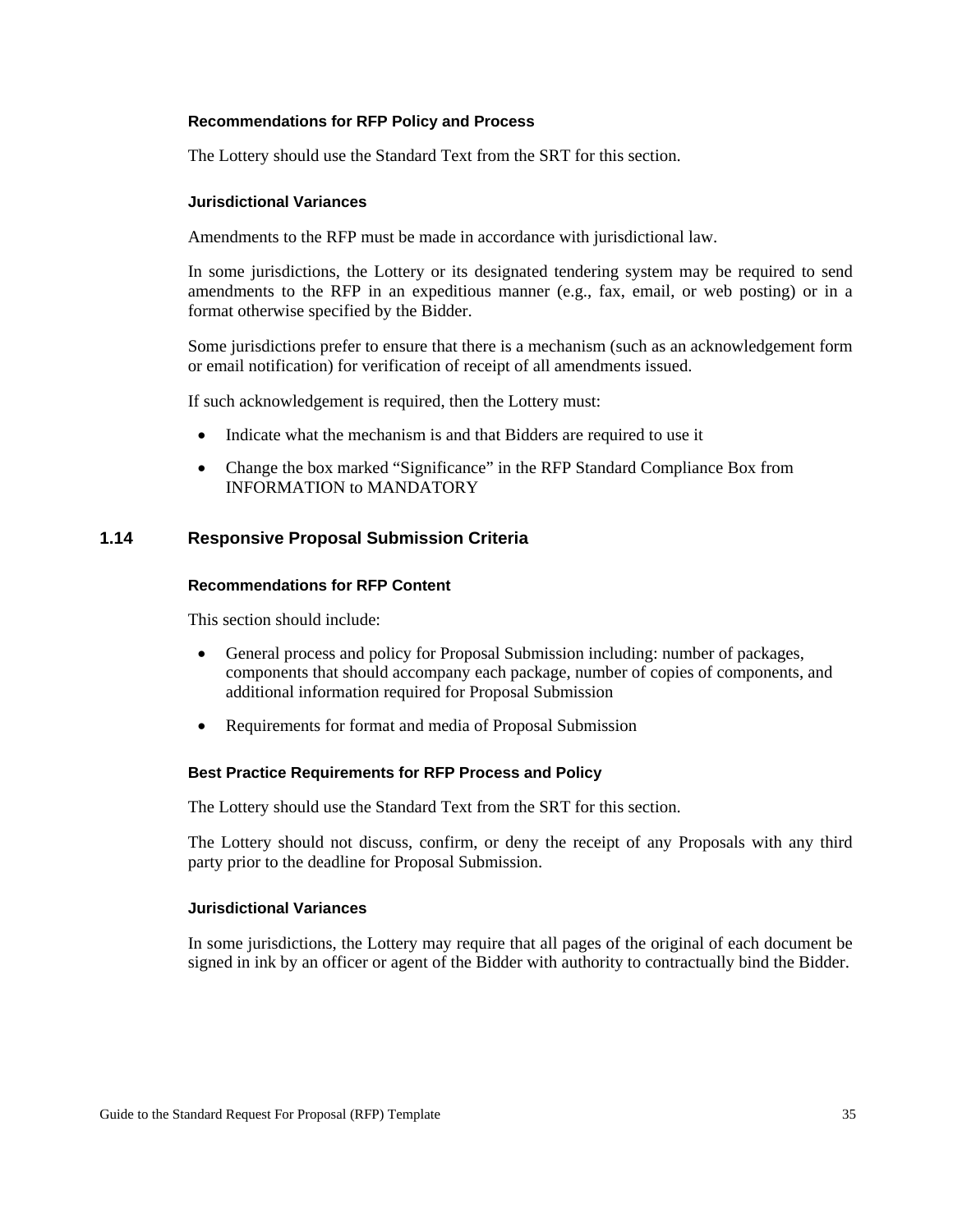#### Recommendations for RFP Policy and Process

The Lottery should use the Standard Text from the SRT for this section.

#### Jurisdictional Variances

Amendments to the RFP must be made in accordance with jurisdictional law.

In some jurisdictions, the Lottery or its designated tendering system may be required to send amendments to the RFP in an expeditious manner (e.g., fax, email, or web posting) or in a format otherwise specified by the Bidder.

Some jurisdictions prefer to ensure that there is a mechanism (such as an acknowledgement form or email notification) for verification of receipt of all amendments issued.

If such acknowledgement is required, then the Lottery must:

- Indicate what the mechanism is and that Bidders are required to use it
- Change the box marked "Significance" in the RFP Standard Compliance Box from INFORMATION to MANDATORY

### 1.14 Responsive Proposal Submission Criteria

#### Recommendations for RFP Content

This section should include:

- General process and policy for Proposal Submission including: number of packages, components that should accompany each package, number of copies of components, and additional information required for Proposal Submission
- Requirements for format and media of Proposal Submission

#### Best Practice Requirements for RFP Process and Policy

The Lottery should use the Standard Text from the SRT for this section.

The Lottery should not discuss, confirm, or deny the receipt of any Proposals with any third party prior to the deadline for Proposal Submission.

#### Jurisdictional Variances

In some jurisdictions, the Lottery may require that all pages of the original of each document be signed in ink by an officer or agent of the Bidder with authority to contractually bind the Bidder.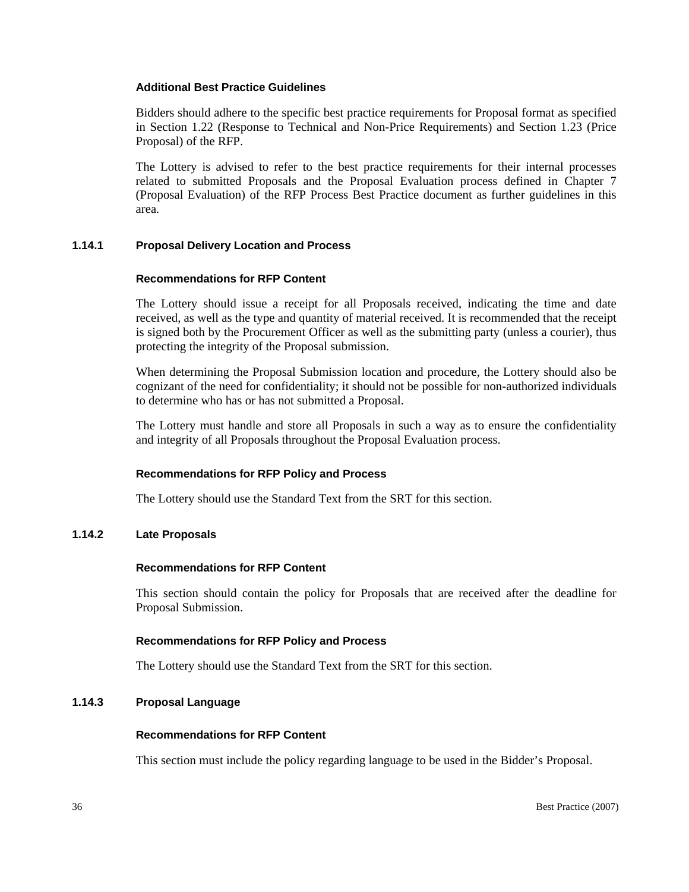#### Additional Best Practice Guidelines

Bidders should adhere to the specific best practice requirements for Proposal format as specified in Section 1.22 (Response to Technical and Non-Price Requirements) and Section 1.23 (Price Proposal) of the RFP.

The Lottery is advised to refer to the best practice requirements for their internal processes related to submitted Proposals and the Proposal Evaluation process defined in Chapter 7 (Proposal Evaluation) of the RFP Process Best Practice document as further guidelines in this area.

### 1.14.1 Proposal Delivery Location and Process

#### Recommendations for RFP Content

The Lottery should issue a receipt for all Proposals received, indicating the time and date received, as well as the type and quantity of material received. It is recommended that the receipt is signed both by the Procurement Officer as well as the submitting party (unless a courier), thus protecting the integrity of the Proposal submission.

When determining the Proposal Submission location and procedure, the Lottery should also be cognizant of the need for confidentiality; it should not be possible for non-authorized individuals to determine who has or has not submitted a Proposal.

The Lottery must handle and store all Proposals in such a way as to ensure the confidentiality and integrity of all Proposals throughout the Proposal Evaluation process.

#### Recommendations for RFP Policy and Process

The Lottery should use the Standard Text from the SRT for this section.

### 1.14.2 Late Proposals

#### Recommendations for RFP Content

This section should contain the policy for Proposals that are received after the deadline for Proposal Submission.

#### Recommendations for RFP Policy and Process

The Lottery should use the Standard Text from the SRT for this section.

### 1.14.3 Proposal Language

#### Recommendations for RFP Content

This section must include the policy regarding language to be used in the Bidder's Proposal.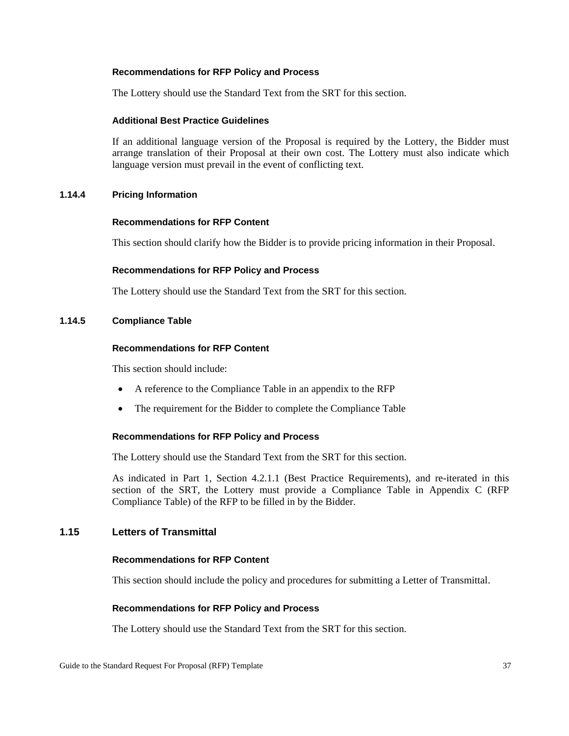#### Recommendations for RFP Policy and Process

The Lottery should use the Standard Text from the SRT for this section.

#### Additional Best Practice Guidelines

If an additional language version of the Proposal is required by the Lottery, the Bidder must arrange translation of their Proposal at their own cost. The Lottery must also indicate which language version must prevail in the event of conflicting text.

### 1.14.4 Pricing Information

#### Recommendations for RFP Content

This section should clarify how the Bidder is to provide pricing information in their Proposal.

#### Recommendations for RFP Policy and Process

The Lottery should use the Standard Text from the SRT for this section.

### 1.14.5 Compliance Table

#### Recommendations for RFP Content

This section should include:

- A reference to the Compliance Table in an appendix to the RFP
- The requirement for the Bidder to complete the Compliance Table

#### Recommendations for RFP Policy and Process

The Lottery should use the Standard Text from the SRT for this section.

As indicated in Part 1, Section 4.2.1.1 (Best Practice Requirements), and re-iterated in this section of the SRT, the Lottery must provide a Compliance Table in Appendix C (RFP Compliance Table) of the RFP to be filled in by the Bidder.

## 1.15 Letters of Transmittal

#### Recommendations for RFP Content

This section should include the policy and procedures for submitting a Letter of Transmittal.

#### Recommendations for RFP Policy and Process

The Lottery should use the Standard Text from the SRT for this section.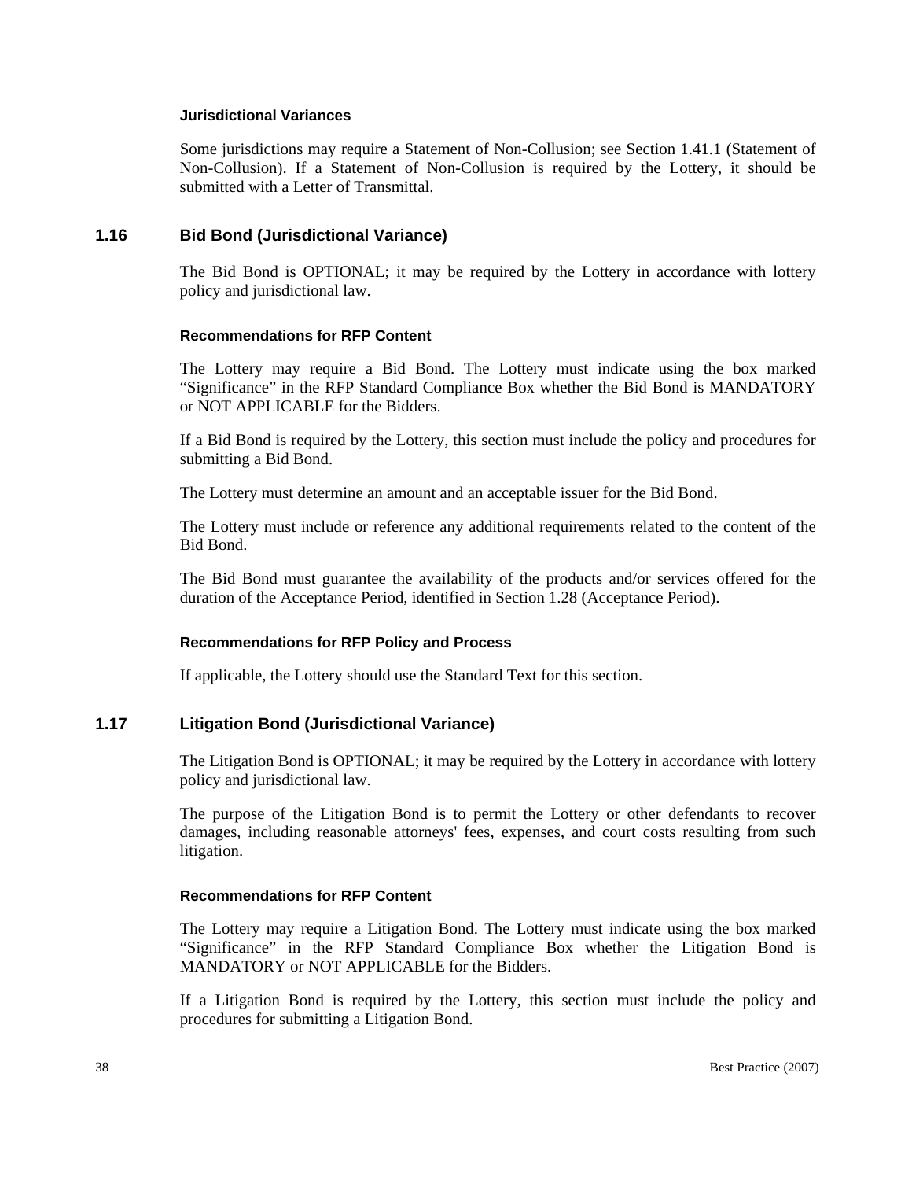#### Jurisdictional Variances

Some jurisdictions may require a Statement of Non-Collusion; see Section 1.41.1 (Statement of Non-Collusion). If a Statement of Non-Collusion is required by the Lottery, it should be submitted with a Letter of Transmittal.

## 1.16 Bid Bond (Jurisdictional Variance)

The Bid Bond is OPTIONAL; it may be required by the Lottery in accordance with lottery policy and jurisdictional law.

#### Recommendations for RFP Content

The Lottery may require a Bid Bond. The Lottery must indicate using the box marked "Significance" in the RFP Standard Compliance Box whether the Bid Bond is MANDATORY or NOT APPLICABLE for the Bidders.

If a Bid Bond is required by the Lottery, this section must include the policy and procedures for submitting a Bid Bond.

The Lottery must determine an amount and an acceptable issuer for the Bid Bond.

The Lottery must include or reference any additional requirements related to the content of the Bid Bond.

The Bid Bond must guarantee the availability of the products and/or services offered for the duration of the Acceptance Period, identified in Section 1.28 (Acceptance Period).

#### Recommendations for RFP Policy and Process

If applicable, the Lottery should use the Standard Text for this section.

## 1.17 Litigation Bond (Jurisdictional Variance)

The Litigation Bond is OPTIONAL; it may be required by the Lottery in accordance with lottery policy and jurisdictional law.

The purpose of the Litigation Bond is to permit the Lottery or other defendants to recover damages, including reasonable attorneys' fees, expenses, and court costs resulting from such litigation.

#### Recommendations for RFP Content

The Lottery may require a Litigation Bond. The Lottery must indicate using the box marked "Significance" in the RFP Standard Compliance Box whether the Litigation Bond is MANDATORY or NOT APPLICABLE for the Bidders.

If a Litigation Bond is required by the Lottery, this section must include the policy and procedures for submitting a Litigation Bond.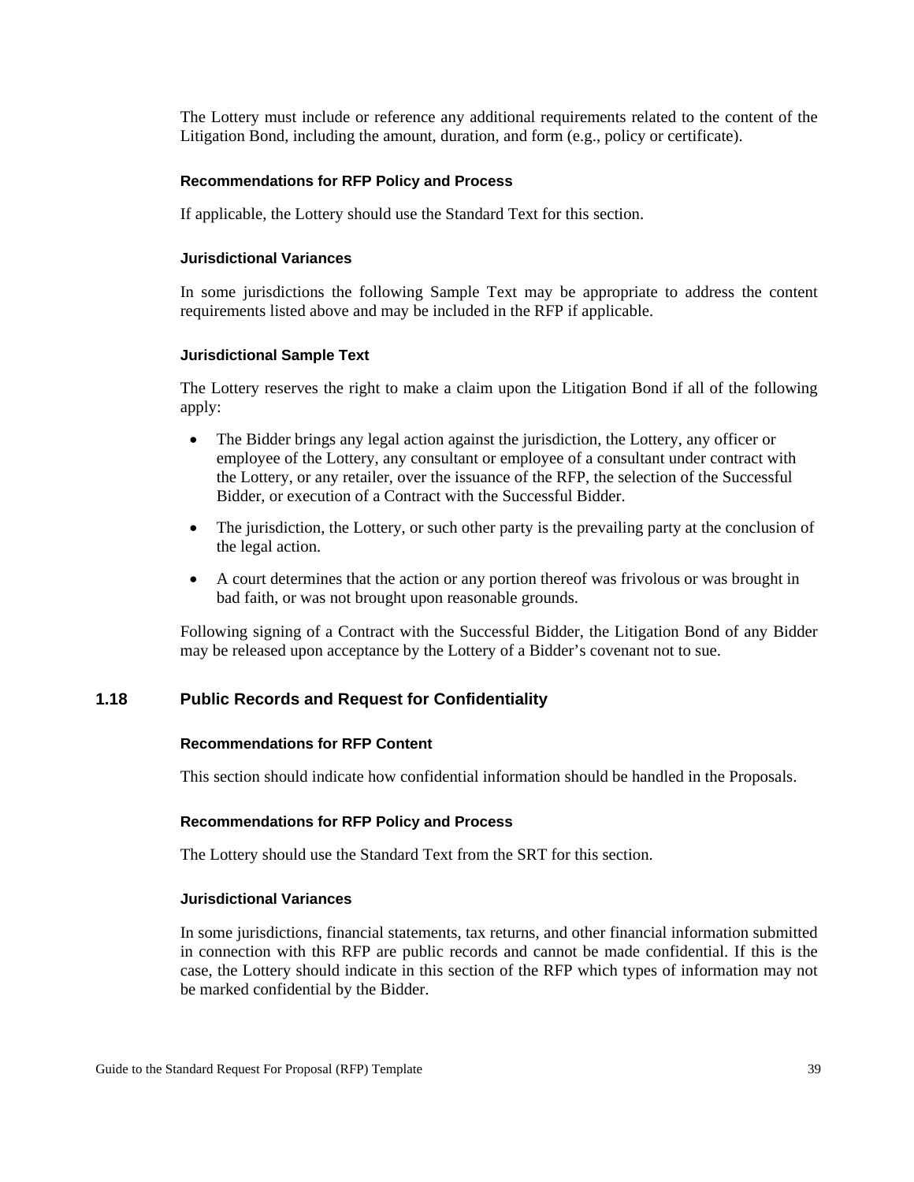The Lottery must include or reference any additional requirements related to the content of the Litigation Bond, including the amount, duration, and form (e.g., policy or certificate).

#### Recommendations for RFP Policy and Process

If applicable, the Lottery should use the Standard Text for this section.

#### Jurisdictional Variances

In some jurisdictions the following Sample Text may be appropriate to address the content requirements listed above and may be included in the RFP if applicable.

#### Jurisdictional Sample Text

The Lottery reserves the right to make a claim upon the Litigation Bond if all of the following apply:

- The Bidder brings any legal action against the jurisdiction, the Lottery, any officer or employee of the Lottery, any consultant or employee of a consultant under contract with the Lottery, or any retailer, over the issuance of the RFP, the selection of the Successful Bidder, or execution of a Contract with the Successful Bidder.
- The jurisdiction, the Lottery, or such other party is the prevailing party at the conclusion of the legal action.
- A court determines that the action or any portion thereof was frivolous or was brought in bad faith, or was not brought upon reasonable grounds.

Following signing of a Contract with the Successful Bidder, the Litigation Bond of any Bidder may be released upon acceptance by the Lottery of a Bidder's covenant not to sue.

### 1.18 Public Records and Request for Confidentiality

#### Recommendations for RFP Content

This section should indicate how confidential information should be handled in the Proposals.

#### Recommendations for RFP Policy and Process

The Lottery should use the Standard Text from the SRT for this section.

#### Jurisdictional Variances

In some jurisdictions, financial statements, tax returns, and other financial information submitted in connection with this RFP are public records and cannot be made confidential. If this is the case, the Lottery should indicate in this section of the RFP which types of information may not be marked confidential by the Bidder.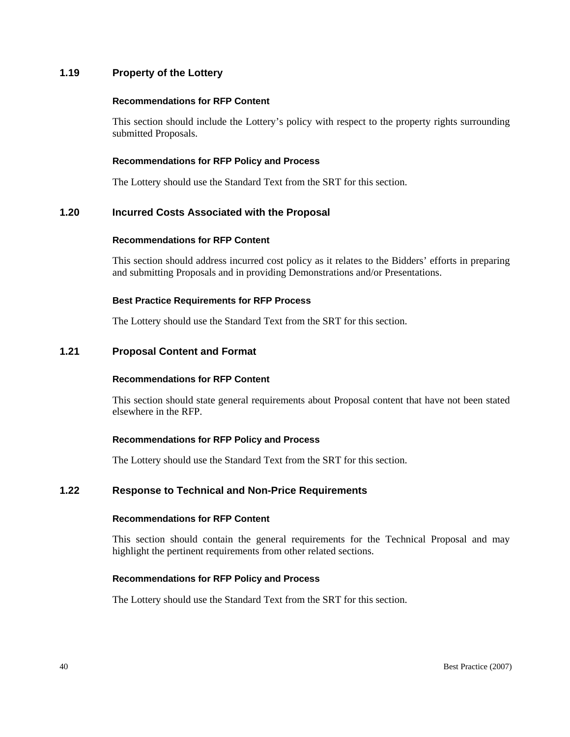## 1.19 Property of the Lottery

#### Recommendations for RFP Content

This section should include the Lottery's policy with respect to the property rights surrounding submitted Proposals.

#### Recommendations for RFP Policy and Process

The Lottery should use the Standard Text from the SRT for this section.

## 1.20 Incurred Costs Associated with the Proposal

#### Recommendations for RFP Content

This section should address incurred cost policy as it relates to the Bidders' efforts in preparing and submitting Proposals and in providing Demonstrations and/or Presentations.

#### Best Practice Requirements for RFP Process

The Lottery should use the Standard Text from the SRT for this section.

## 1.21 Proposal Content and Format

#### Recommendations for RFP Content

This section should state general requirements about Proposal content that have not been stated elsewhere in the RFP.

#### Recommendations for RFP Policy and Process

The Lottery should use the Standard Text from the SRT for this section.

## 1.22 Response to Technical and Non-Price Requirements

#### Recommendations for RFP Content

This section should contain the general requirements for the Technical Proposal and may highlight the pertinent requirements from other related sections.

#### Recommendations for RFP Policy and Process

The Lottery should use the Standard Text from the SRT for this section.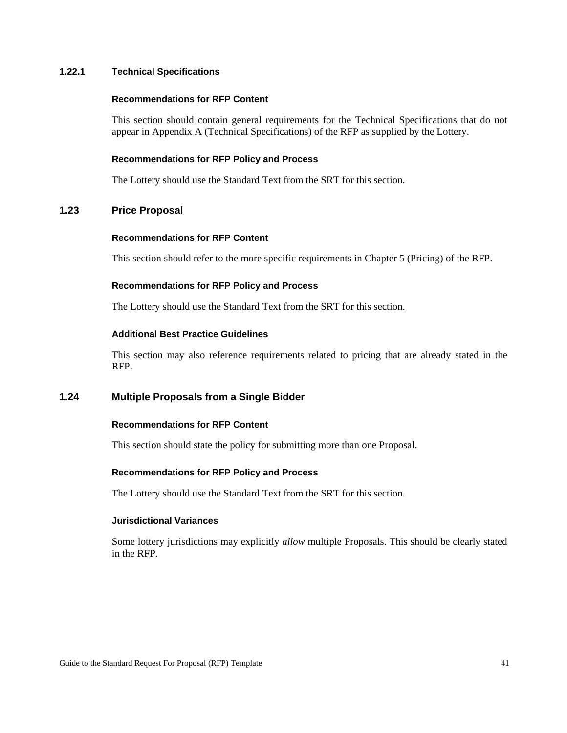### 1.22.1 Technical Specifications

#### Recommendations for RFP Content

This section should contain general requirements for the Technical Specifications that do not appear in Appendix A (Technical Specifications) of the RFP as supplied by the Lottery.

#### Recommendations for RFP Policy and Process

The Lottery should use the Standard Text from the SRT for this section.

## 1.23 Price Proposal

#### Recommendations for RFP Content

This section should refer to the more specific requirements in Chapter 5 (Pricing) of the RFP.

#### Recommendations for RFP Policy and Process

The Lottery should use the Standard Text from the SRT for this section.

#### Additional Best Practice Guidelines

This section may also reference requirements related to pricing that are already stated in the RFP.

## 1.24 Multiple Proposals from a Single Bidder

#### Recommendations for RFP Content

This section should state the policy for submitting more than one Proposal.

#### Recommendations for RFP Policy and Process

The Lottery should use the Standard Text from the SRT for this section.

#### Jurisdictional Variances

Some lottery jurisdictions may explicitly *allow* multiple Proposals. This should be clearly stated in the RFP.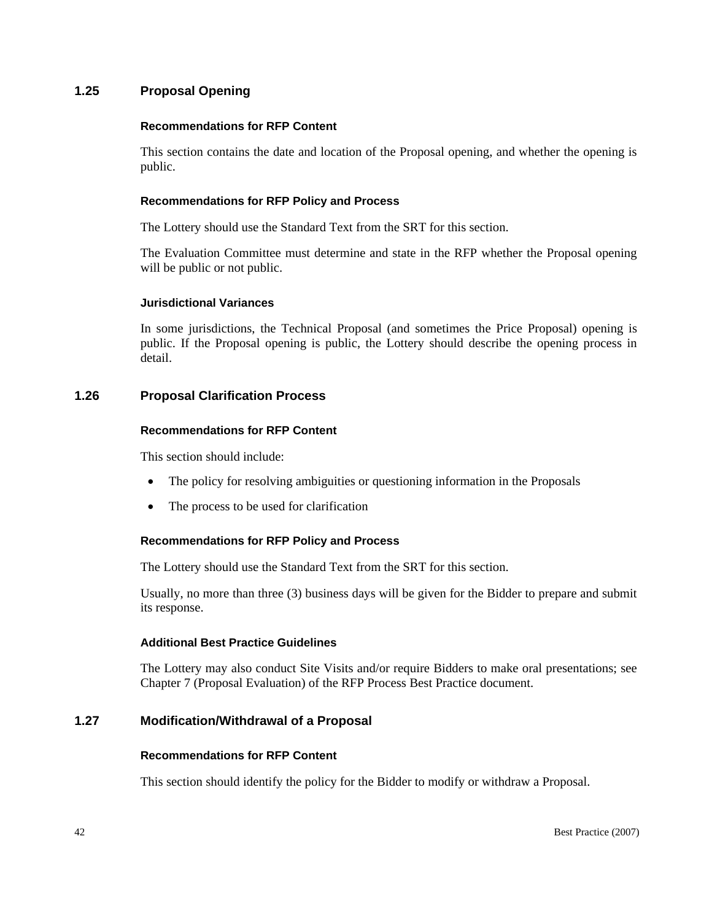## 1.25 Proposal Opening

#### Recommendations for RFP Content

This section contains the date and location of the Proposal opening, and whether the opening is public.

#### Recommendations for RFP Policy and Process

The Lottery should use the Standard Text from the SRT for this section.

The Evaluation Committee must determine and state in the RFP whether the Proposal opening will be public or not public.

#### Jurisdictional Variances

In some jurisdictions, the Technical Proposal (and sometimes the Price Proposal) opening is public. If the Proposal opening is public, the Lottery should describe the opening process in detail.

## 1.26 Proposal Clarification Process

#### Recommendations for RFP Content

This section should include:

- The policy for resolving ambiguities or questioning information in the Proposals
- The process to be used for clarification

#### Recommendations for RFP Policy and Process

The Lottery should use the Standard Text from the SRT for this section.

Usually, no more than three (3) business days will be given for the Bidder to prepare and submit its response.

#### Additional Best Practice Guidelines

The Lottery may also conduct Site Visits and/or require Bidders to make oral presentations; see Chapter 7 (Proposal Evaluation) of the RFP Process Best Practice document.

## 1.27 Modification/Withdrawal of a Proposal

#### Recommendations for RFP Content

This section should identify the policy for the Bidder to modify or withdraw a Proposal.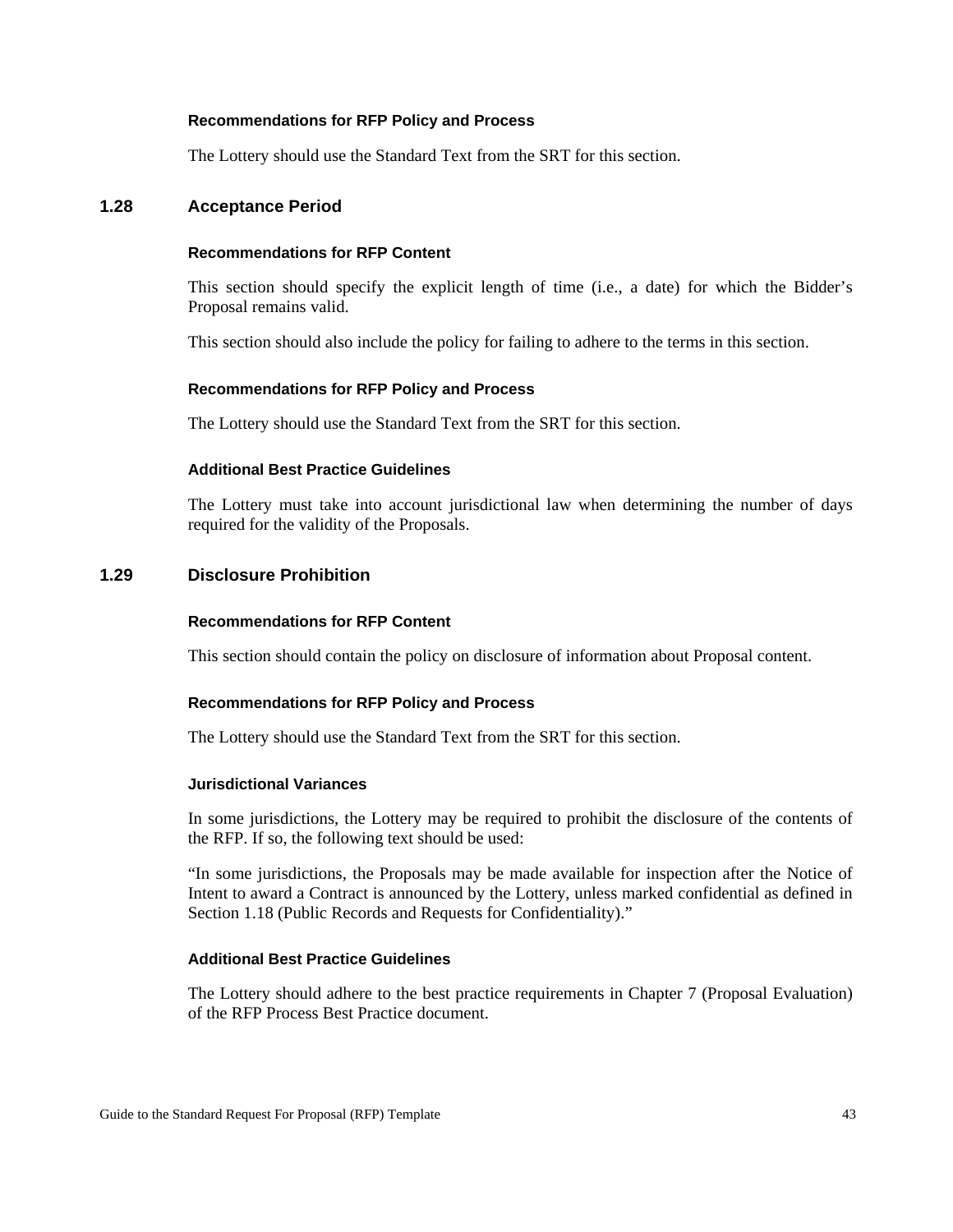#### Recommendations for RFP Policy and Process

The Lottery should use the Standard Text from the SRT for this section.

### 1.28 Acceptance Period

#### Recommendations for RFP Content

This section should specify the explicit length of time (i.e., a date) for which the Bidder's Proposal remains valid.

This section should also include the policy for failing to adhere to the terms in this section.

#### Recommendations for RFP Policy and Process

The Lottery should use the Standard Text from the SRT for this section.

#### Additional Best Practice Guidelines

The Lottery must take into account jurisdictional law when determining the number of days required for the validity of the Proposals.

### 1.29 Disclosure Prohibition

#### Recommendations for RFP Content

This section should contain the policy on disclosure of information about Proposal content.

#### Recommendations for RFP Policy and Process

The Lottery should use the Standard Text from the SRT for this section.

#### Jurisdictional Variances

In some jurisdictions, the Lottery may be required to prohibit the disclosure of the contents of the RFP. If so, the following text should be used:

"In some jurisdictions, the Proposals may be made available for inspection after the Notice of Intent to award a Contract is announced by the Lottery, unless marked confidential as defined in Section 1.18 (Public Records and Requests for Confidentiality)."

#### Additional Best Practice Guidelines

The Lottery should adhere to the best practice requirements in Chapter 7 (Proposal Evaluation) of the RFP Process Best Practice document.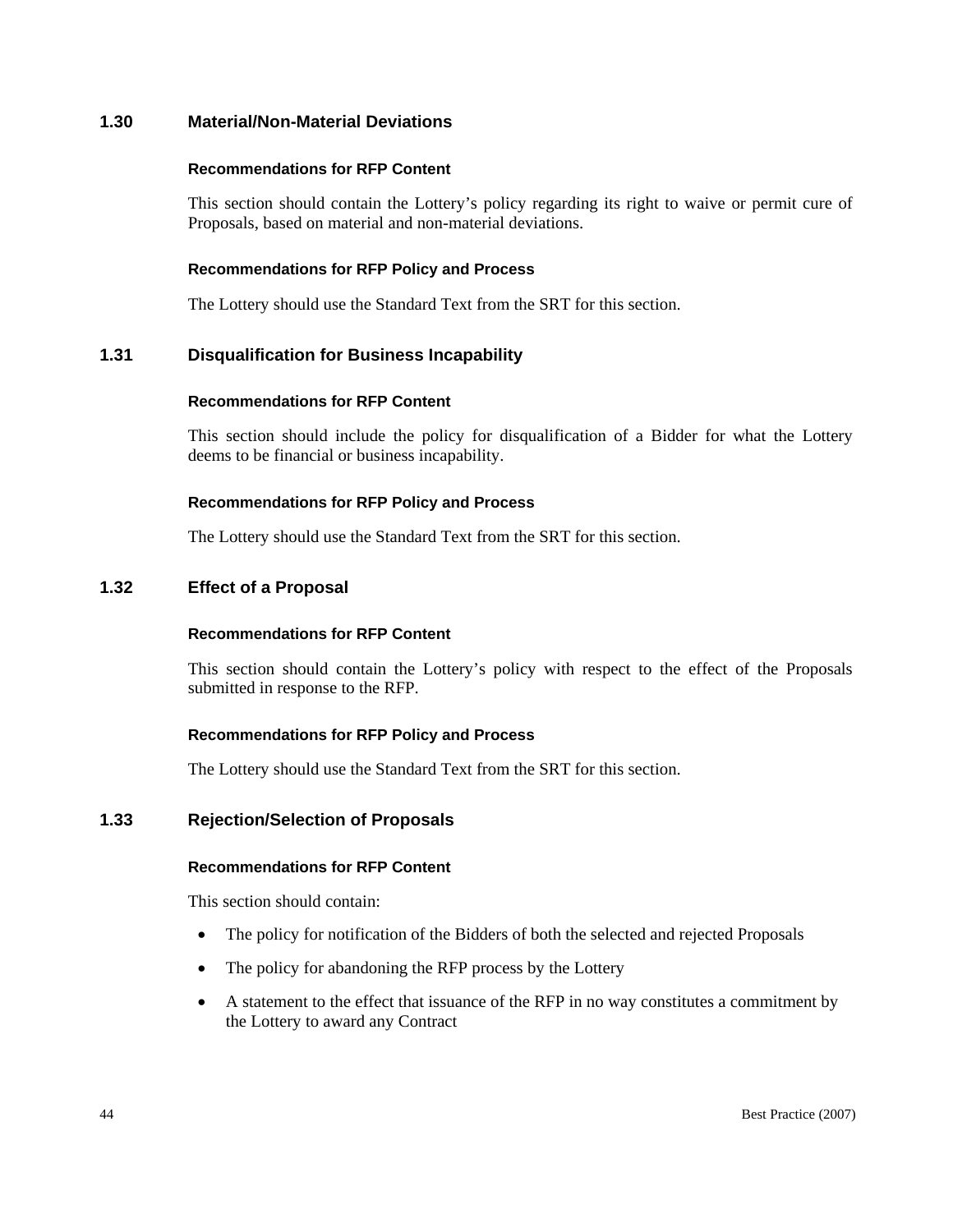## 1.30 Material/Non-Material Deviations

#### Recommendations for RFP Content

This section should contain the Lottery's policy regarding its right to waive or permit cure of Proposals, based on material and non-material deviations.

#### Recommendations for RFP Policy and Process

The Lottery should use the Standard Text from the SRT for this section.

## 1.31 Disqualification for Business Incapability

#### Recommendations for RFP Content

This section should include the policy for disqualification of a Bidder for what the Lottery deems to be financial or business incapability.

#### Recommendations for RFP Policy and Process

The Lottery should use the Standard Text from the SRT for this section.

## 1.32 Effect of a Proposal

#### Recommendations for RFP Content

This section should contain the Lottery's policy with respect to the effect of the Proposals submitted in response to the RFP.

#### Recommendations for RFP Policy and Process

The Lottery should use the Standard Text from the SRT for this section.

## 1.33 Rejection/Selection of Proposals

#### Recommendations for RFP Content

This section should contain:

- The policy for notification of the Bidders of both the selected and rejected Proposals
- The policy for abandoning the RFP process by the Lottery
- A statement to the effect that issuance of the RFP in no way constitutes a commitment by the Lottery to award any Contract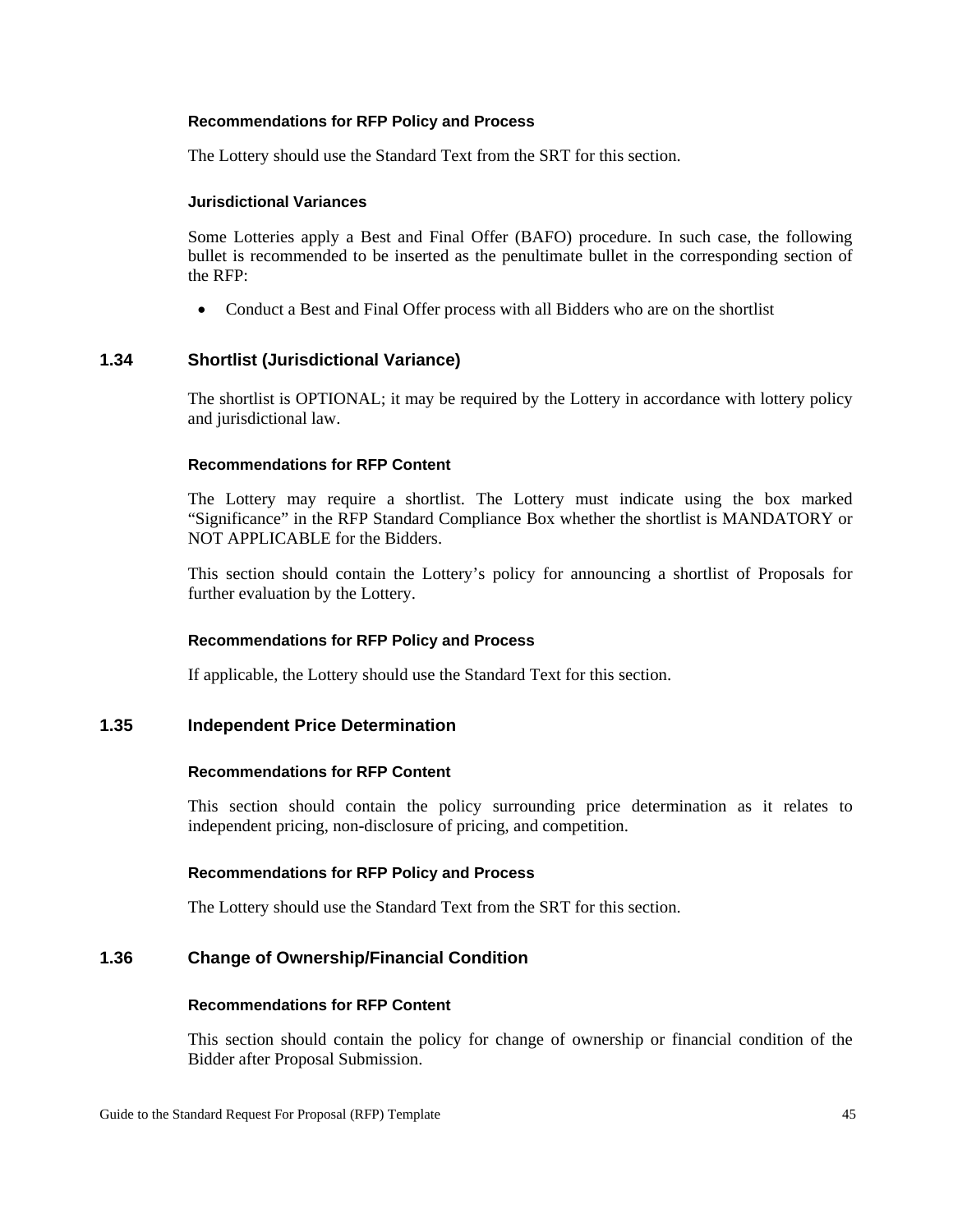#### Recommendations for RFP Policy and Process

The Lottery should use the Standard Text from the SRT for this section.

#### Jurisdictional Variances

Some Lotteries apply a Best and Final Offer (BAFO) procedure. In such case, the following bullet is recommended to be inserted as the penultimate bullet in the corresponding section of the RFP:

- Conduct a Best and Final Offer process with all Bidders who are on the shortlist

### 1.34 Shortlist (Jurisdictional Variance)

The shortlist is OPTIONAL; it may be required by the Lottery in accordance with lottery policy and jurisdictional law.

#### Recommendations for RFP Content

The Lottery may require a shortlist. The Lottery must indicate using the box marked "Significance" in the RFP Standard Compliance Box whether the shortlist is MANDATORY or NOT APPLICABLE for the Bidders.

This section should contain the Lottery's policy for announcing a shortlist of Proposals for further evaluation by the Lottery.

#### Recommendations for RFP Policy and Process

If applicable, the Lottery should use the Standard Text for this section.

### 1.35 Independent Price Determination

#### Recommendations for RFP Content

This section should contain the policy surrounding price determination as it relates to independent pricing, non-disclosure of pricing, and competition.

#### Recommendations for RFP Policy and Process

The Lottery should use the Standard Text from the SRT for this section.

### 1.36 Change of Ownership/Financial Condition

#### Recommendations for RFP Content

This section should contain the policy for change of ownership or financial condition of the Bidder after Proposal Submission.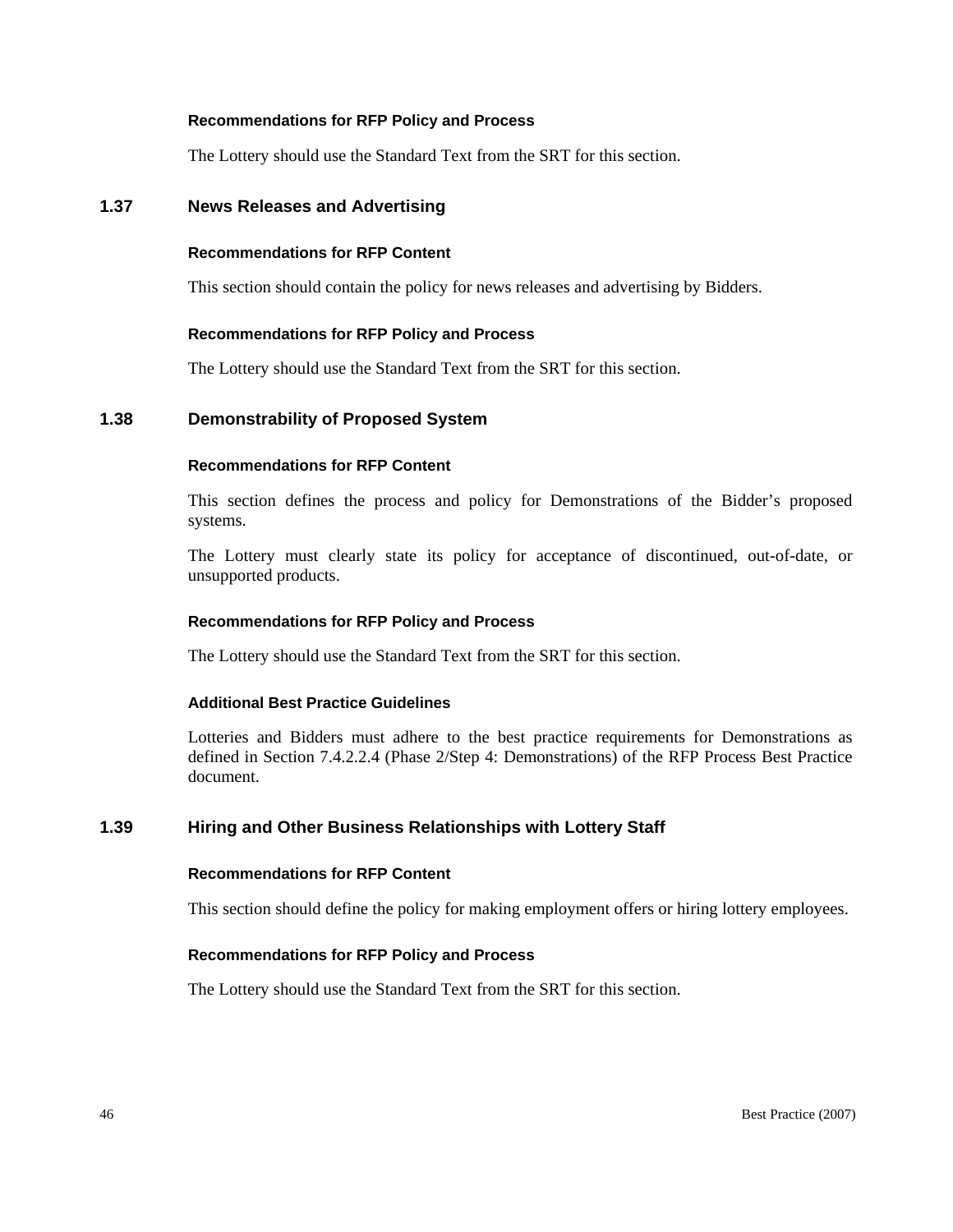#### Recommendations for RFP Policy and Process

The Lottery should use the Standard Text from the SRT for this section.

### 1.37 News Releases and Advertising

#### Recommendations for RFP Content

This section should contain the policy for news releases and advertising by Bidders.

#### Recommendations for RFP Policy and Process

The Lottery should use the Standard Text from the SRT for this section.

### 1.38 Demonstrability of Proposed System

#### Recommendations for RFP Content

This section defines the process and policy for Demonstrations of the Bidder's proposed systems.

The Lottery must clearly state its policy for acceptance of discontinued, out-of-date, or unsupported products.

#### Recommendations for RFP Policy and Process

The Lottery should use the Standard Text from the SRT for this section.

#### Additional Best Practice Guidelines

Lotteries and Bidders must adhere to the best practice requirements for Demonstrations as defined in Section 7.4.2.2.4 (Phase 2/Step 4: Demonstrations) of the RFP Process Best Practice document.

### 1.39 Hiring and Other Business Relationships with Lottery Staff

#### Recommendations for RFP Content

This section should define the policy for making employment offers or hiring lottery employees.

#### Recommendations for RFP Policy and Process

The Lottery should use the Standard Text from the SRT for this section.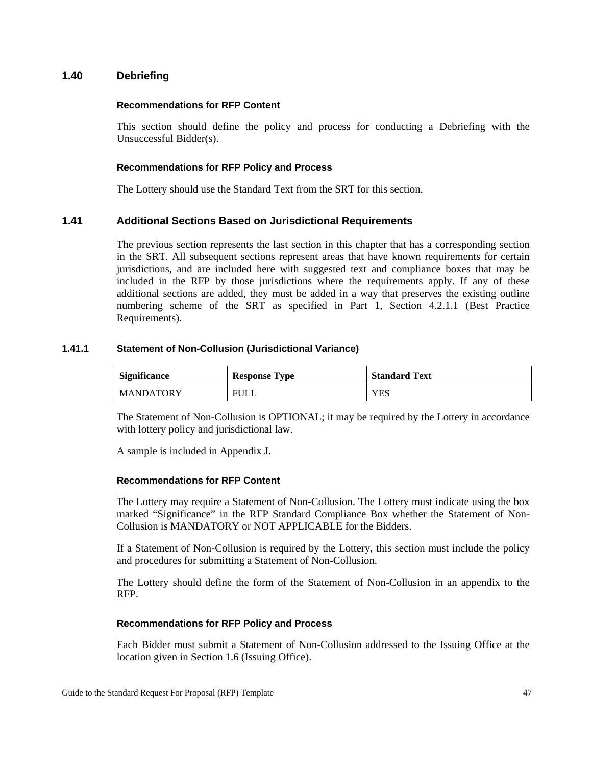## 1.40 Debriefing

#### Recommendations for RFP Content

This section should define the policy and process for conducting a Debriefing with the Unsuccessful Bidder(s).

#### Recommendations for RFP Policy and Process

The Lottery should use the Standard Text from the SRT for this section.

## 1.41 Additional Sections Based on Jurisdictional Requirements

The previous section represents the last section in this chapter that has a corresponding section in the SRT. All subsequent sections represent areas that have known requirements for certain jurisdictions, and are included here with suggested text and compliance boxes that may be included in the RFP by those jurisdictions where the requirements apply. If any of these additional sections are added, they must be added in a way that preserves the existing outline numbering scheme of the SRT as specified in Part 1, Section 4.2.1.1 (Best Practice Requirements).

### 1.41.1 Statement of Non-Collusion (Jurisdictional Variance)

| Significance | Response Type | Standard Text |
| --- | --- | --- |
| MANDATORY | FULL | YES |

The Statement of Non-Collusion is OPTIONAL; it may be required by the Lottery in accordance with lottery policy and jurisdictional law.

A sample is included in Appendix J.

#### Recommendations for RFP Content

The Lottery may require a Statement of Non-Collusion. The Lottery must indicate using the box marked "Significance" in the RFP Standard Compliance Box whether the Statement of Non-Collusion is MANDATORY or NOT APPLICABLE for the Bidders.

If a Statement of Non-Collusion is required by the Lottery, this section must include the policy and procedures for submitting a Statement of Non-Collusion.

The Lottery should define the form of the Statement of Non-Collusion in an appendix to the RFP.

#### Recommendations for RFP Policy and Process

Each Bidder must submit a Statement of Non-Collusion addressed to the Issuing Office at the location given in Section 1.6 (Issuing Office).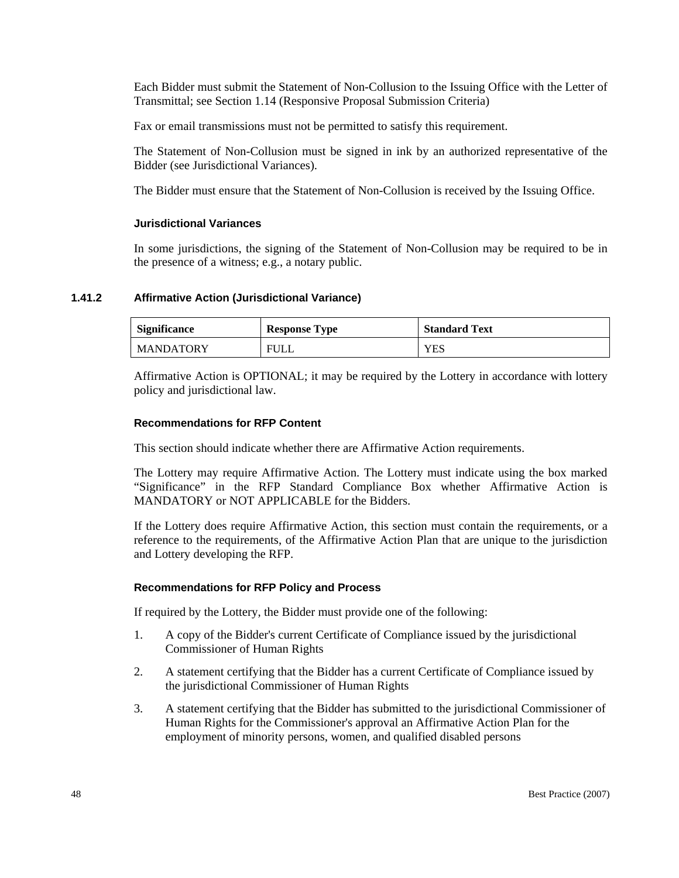Each Bidder must submit the Statement of Non-Collusion to the Issuing Office with the Letter of Transmittal; see Section 1.14 (Responsive Proposal Submission Criteria)

Fax or email transmissions must not be permitted to satisfy this requirement.

The Statement of Non-Collusion must be signed in ink by an authorized representative of the Bidder (see Jurisdictional Variances).

The Bidder must ensure that the Statement of Non-Collusion is received by the Issuing Office.

#### Jurisdictional Variances

In some jurisdictions, the signing of the Statement of Non-Collusion may be required to be in the presence of a witness; e.g., a notary public.

### 1.41.2 Affirmative Action (Jurisdictional Variance)

| Significance | Response Type | Standard Text |
|---|---|---|
| MANDATORY | FULL | YES |

Affirmative Action is OPTIONAL; it may be required by the Lottery in accordance with lottery policy and jurisdictional law.

#### Recommendations for RFP Content

This section should indicate whether there are Affirmative Action requirements.

The Lottery may require Affirmative Action. The Lottery must indicate using the box marked "Significance" in the RFP Standard Compliance Box whether Affirmative Action is MANDATORY or NOT APPLICABLE for the Bidders.

If the Lottery does require Affirmative Action, this section must contain the requirements, or a reference to the requirements, of the Affirmative Action Plan that are unique to the jurisdiction and Lottery developing the RFP.

#### Recommendations for RFP Policy and Process

If required by the Lottery, the Bidder must provide one of the following:

1. A copy of the Bidder's current Certificate of Compliance issued by the jurisdictional Commissioner of Human Rights
2. A statement certifying that the Bidder has a current Certificate of Compliance issued by the jurisdictional Commissioner of Human Rights
3. A statement certifying that the Bidder has submitted to the jurisdictional Commissioner of Human Rights for the Commissioner's approval an Affirmative Action Plan for the employment of minority persons, women, and qualified disabled persons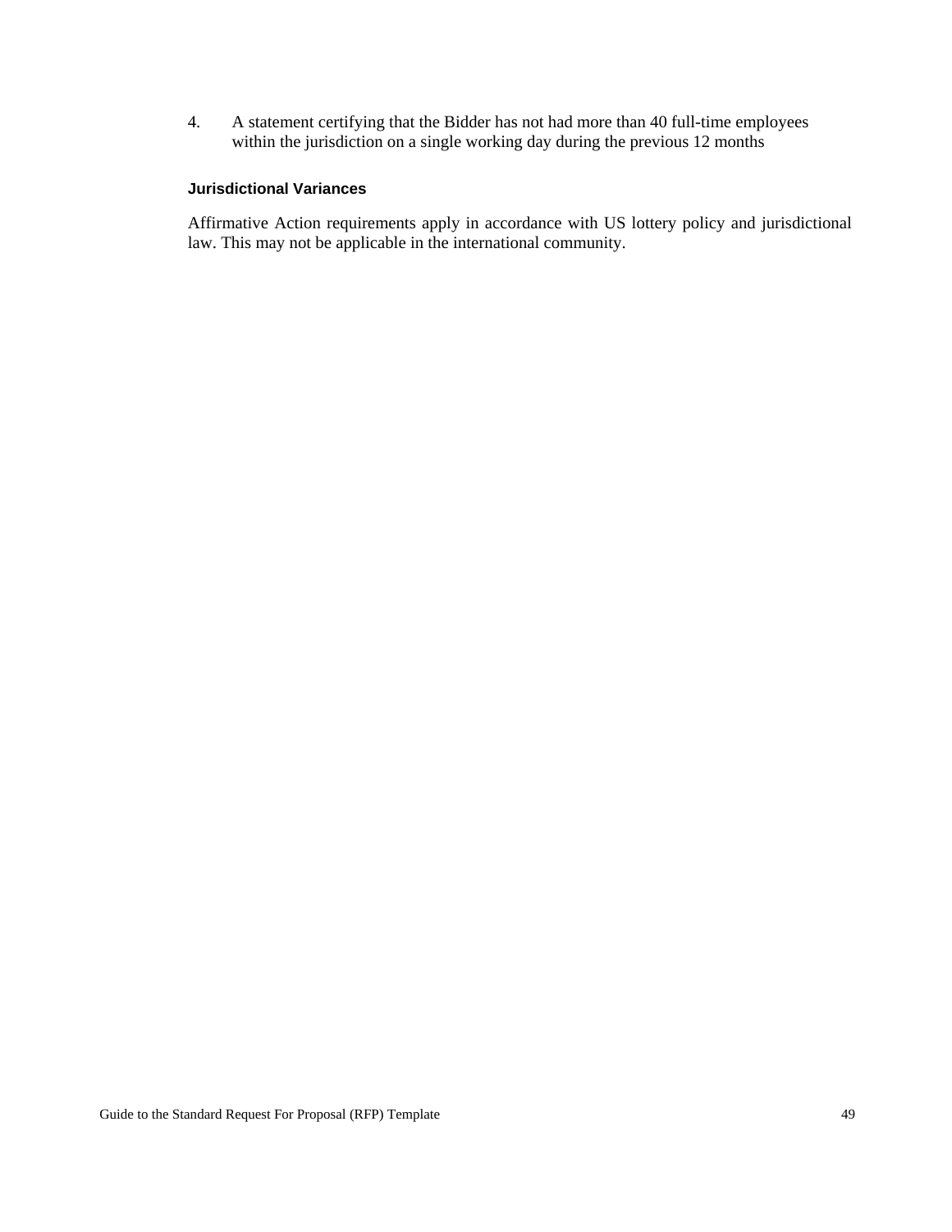4. A statement certifying that the Bidder has not had more than 40 full-time employees within the jurisdiction on a single working day during the previous 12 months

#### Jurisdictional Variances

Affirmative Action requirements apply in accordance with US lottery policy and jurisdictional law. This may not be applicable in the international community.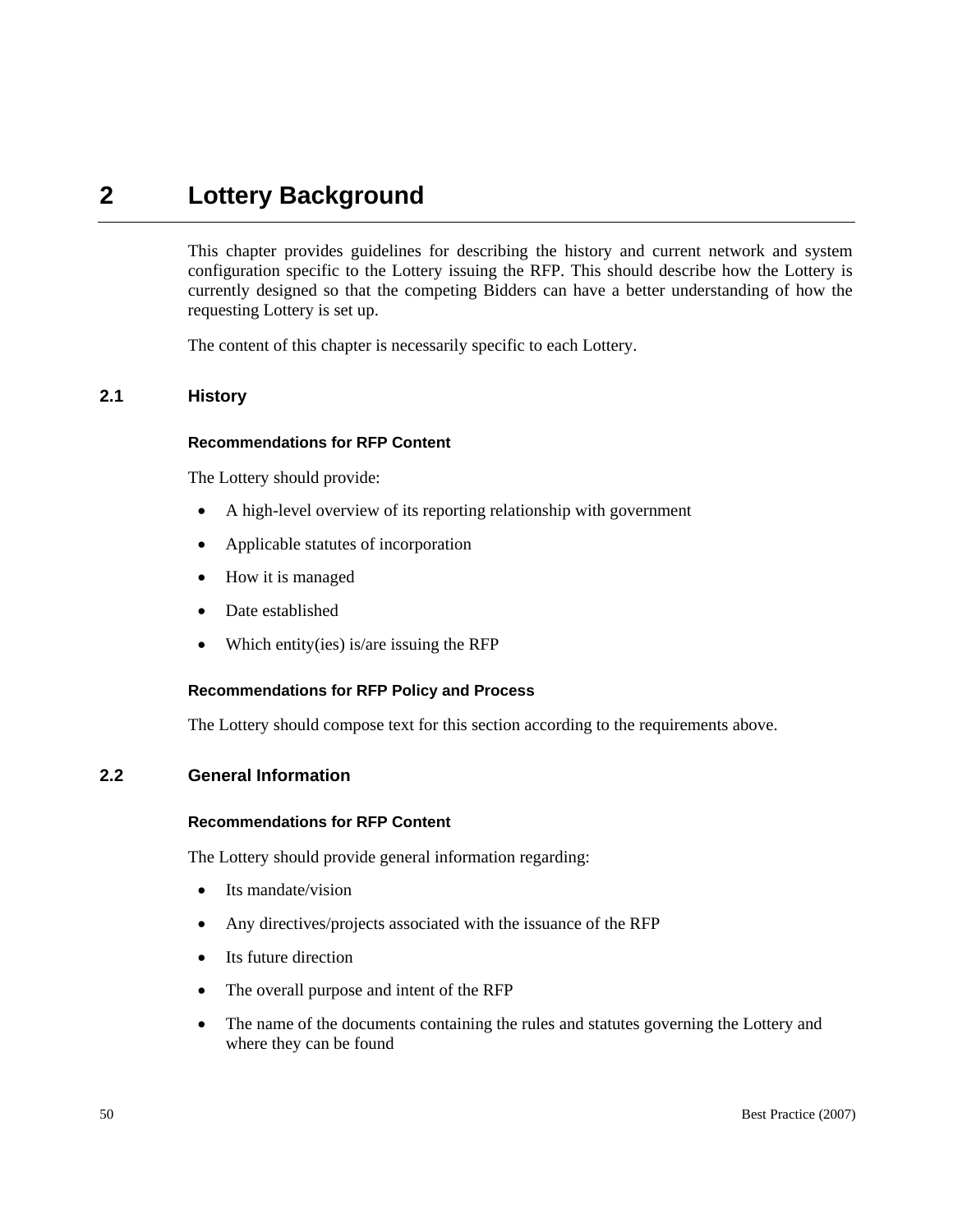# 2 Lottery Background

This chapter provides guidelines for describing the history and current network and system configuration specific to the Lottery issuing the RFP. This should describe how the Lottery is currently designed so that the competing Bidders can have a better understanding of how the requesting Lottery is set up.

The content of this chapter is necessarily specific to each Lottery.

## 2.1 History

#### Recommendations for RFP Content

The Lottery should provide:

- A high-level overview of its reporting relationship with government
- Applicable statutes of incorporation
- How it is managed
- Date established
- Which entity(ies) is/are issuing the RFP

#### Recommendations for RFP Policy and Process

The Lottery should compose text for this section according to the requirements above.

## 2.2 General Information

#### Recommendations for RFP Content

The Lottery should provide general information regarding:

- Its mandate/vision
- Any directives/projects associated with the issuance of the RFP
- Its future direction
- The overall purpose and intent of the RFP
- The name of the documents containing the rules and statutes governing the Lottery and where they can be found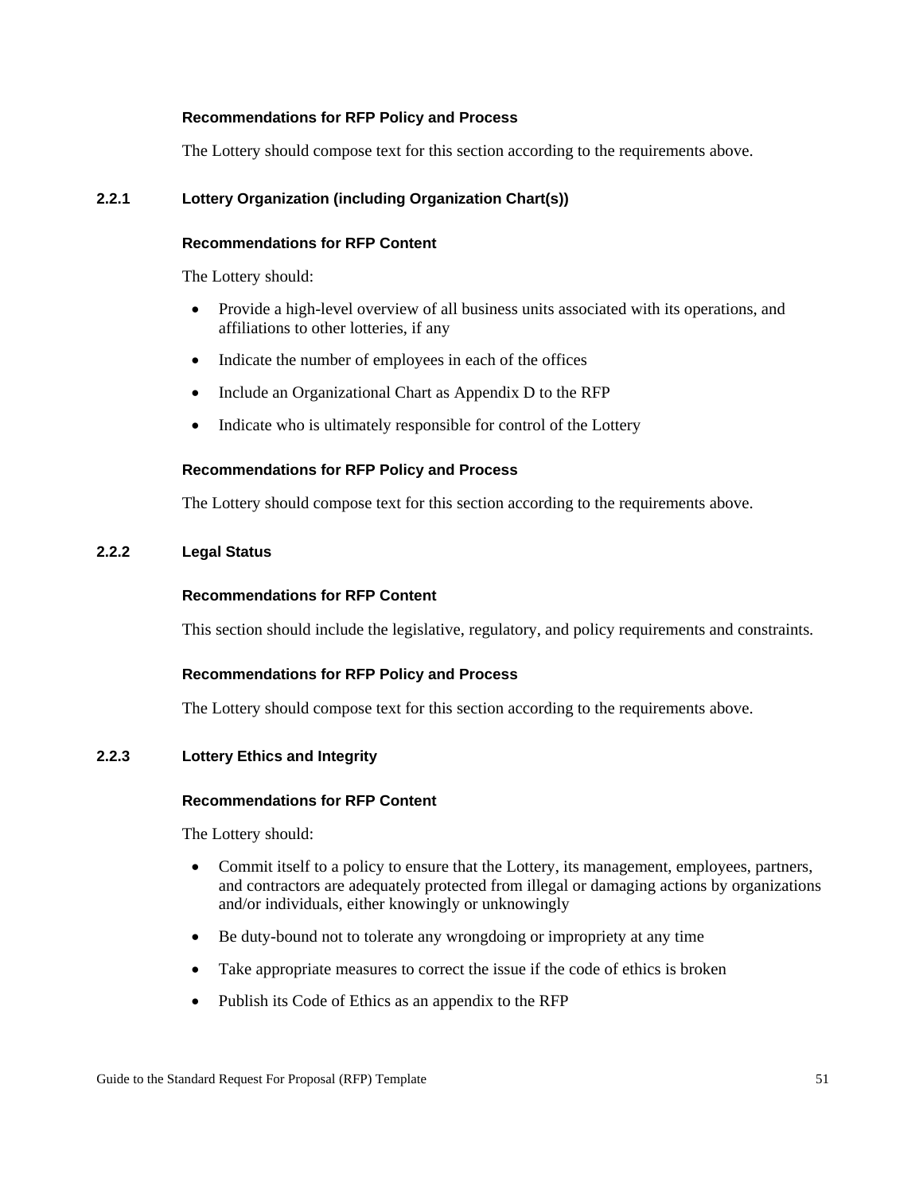#### Recommendations for RFP Policy and Process

The Lottery should compose text for this section according to the requirements above.

### 2.2.1 Lottery Organization (including Organization Chart(s))

#### Recommendations for RFP Content

The Lottery should:

- Provide a high-level overview of all business units associated with its operations, and affiliations to other lotteries, if any
- Indicate the number of employees in each of the offices
- Include an Organizational Chart as Appendix D to the RFP
- Indicate who is ultimately responsible for control of the Lottery

#### Recommendations for RFP Policy and Process

The Lottery should compose text for this section according to the requirements above.

### 2.2.2 Legal Status

#### Recommendations for RFP Content

This section should include the legislative, regulatory, and policy requirements and constraints.

#### Recommendations for RFP Policy and Process

The Lottery should compose text for this section according to the requirements above.

### 2.2.3 Lottery Ethics and Integrity

#### Recommendations for RFP Content

The Lottery should:

- Commit itself to a policy to ensure that the Lottery, its management, employees, partners, and contractors are adequately protected from illegal or damaging actions by organizations and/or individuals, either knowingly or unknowingly
- Be duty-bound not to tolerate any wrongdoing or impropriety at any time
- Take appropriate measures to correct the issue if the code of ethics is broken
- Publish its Code of Ethics as an appendix to the RFP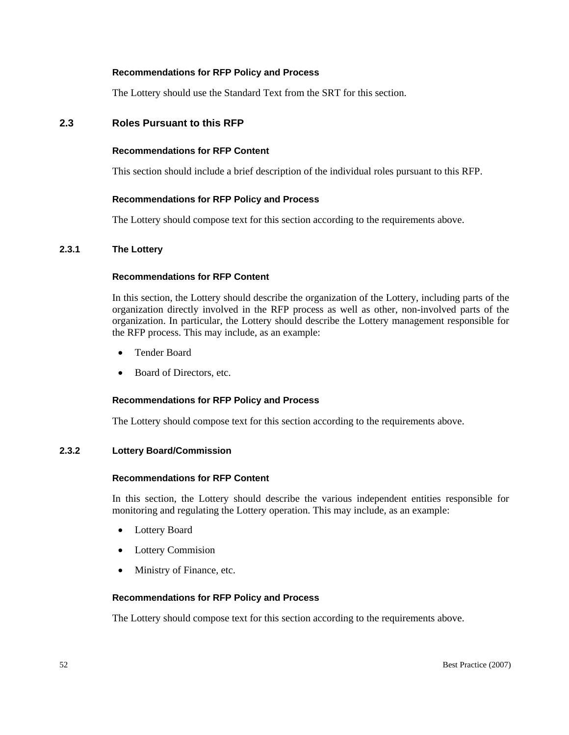#### Recommendations for RFP Policy and Process

The Lottery should use the Standard Text from the SRT for this section.

## 2.3 Roles Pursuant to this RFP

#### Recommendations for RFP Content

This section should include a brief description of the individual roles pursuant to this RFP.

#### Recommendations for RFP Policy and Process

The Lottery should compose text for this section according to the requirements above.

### 2.3.1 The Lottery

#### Recommendations for RFP Content

In this section, the Lottery should describe the organization of the Lottery, including parts of the organization directly involved in the RFP process as well as other, non-involved parts of the organization. In particular, the Lottery should describe the Lottery management responsible for the RFP process. This may include, as an example:

- Tender Board
- Board of Directors, etc.

#### Recommendations for RFP Policy and Process

The Lottery should compose text for this section according to the requirements above.

### 2.3.2 Lottery Board/Commission

#### Recommendations for RFP Content

In this section, the Lottery should describe the various independent entities responsible for monitoring and regulating the Lottery operation. This may include, as an example:

- Lottery Board
- Lottery Commision
- Ministry of Finance, etc.

#### Recommendations for RFP Policy and Process

The Lottery should compose text for this section according to the requirements above.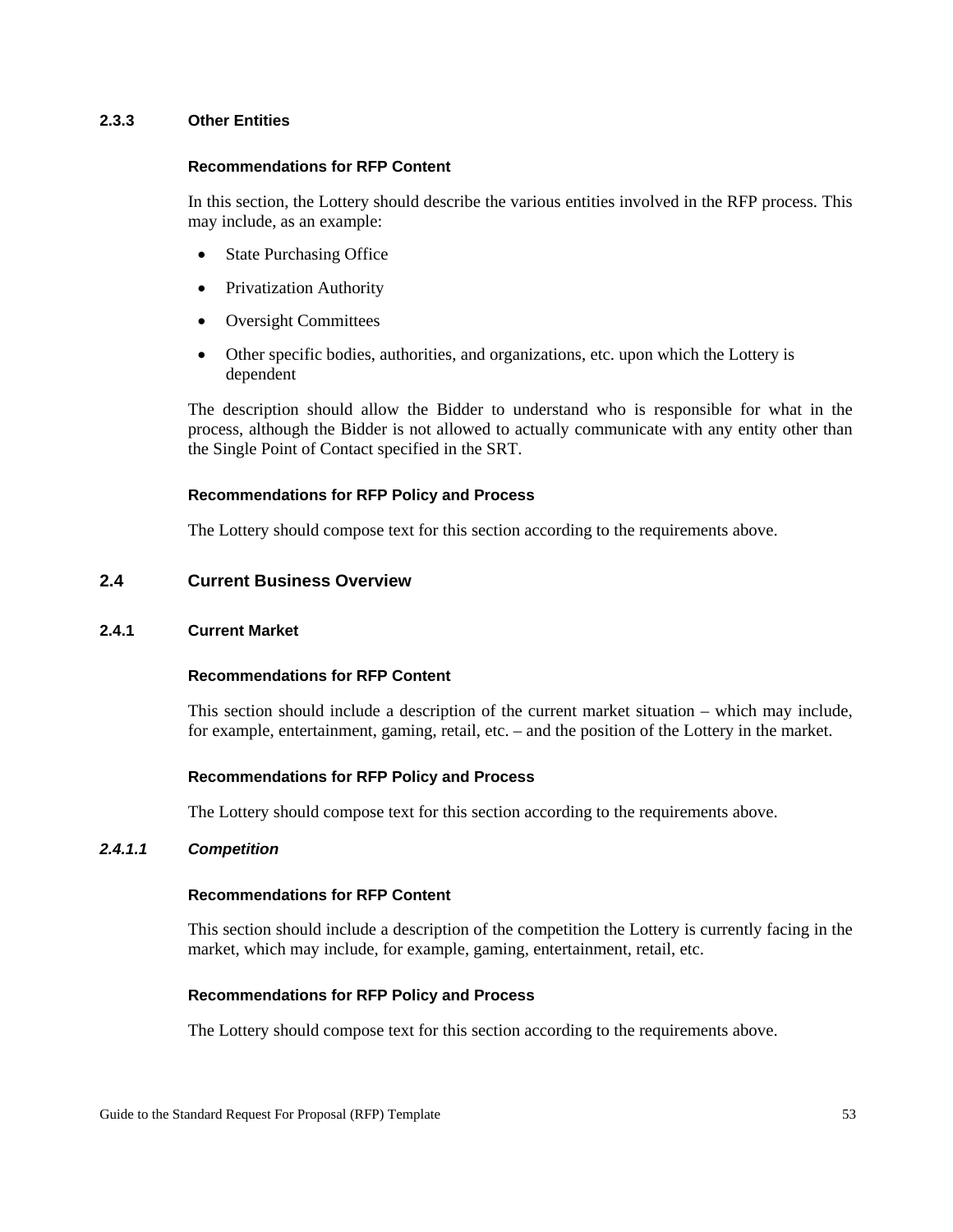### 2.3.3 Other Entities

#### Recommendations for RFP Content

In this section, the Lottery should describe the various entities involved in the RFP process. This may include, as an example:

- State Purchasing Office
- Privatization Authority
- Oversight Committees
- Other specific bodies, authorities, and organizations, etc. upon which the Lottery is dependent

The description should allow the Bidder to understand who is responsible for what in the process, although the Bidder is not allowed to actually communicate with any entity other than the Single Point of Contact specified in the SRT.

#### Recommendations for RFP Policy and Process

The Lottery should compose text for this section according to the requirements above.

## 2.4 Current Business Overview

### 2.4.1 Current Market

#### Recommendations for RFP Content

This section should include a description of the current market situation – which may include, for example, entertainment, gaming, retail, etc. – and the position of the Lottery in the market.

#### Recommendations for RFP Policy and Process

The Lottery should compose text for this section according to the requirements above.

#### *2.4.1.1 Competition*

#### Recommendations for RFP Content

This section should include a description of the competition the Lottery is currently facing in the market, which may include, for example, gaming, entertainment, retail, etc.

#### Recommendations for RFP Policy and Process

The Lottery should compose text for this section according to the requirements above.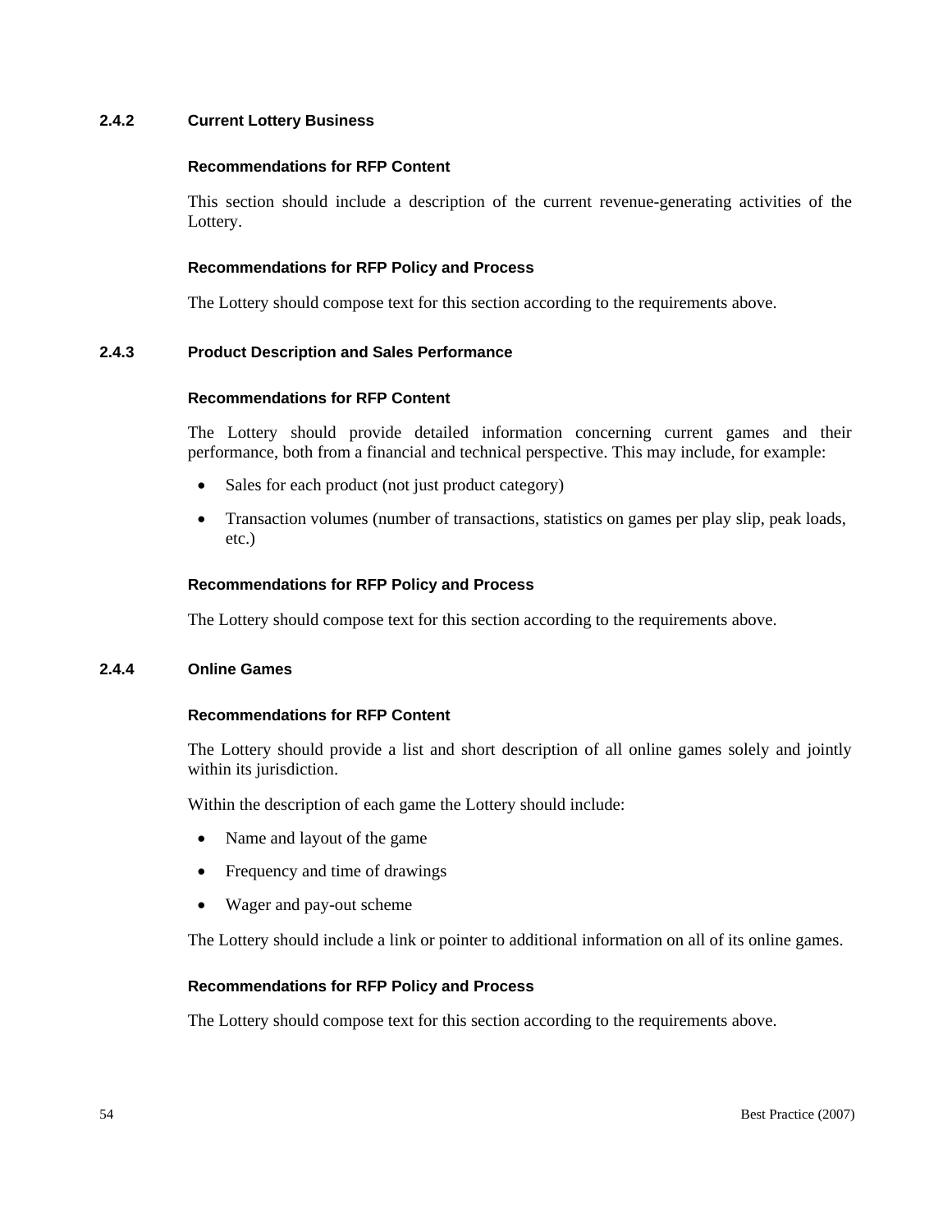### 2.4.2 Current Lottery Business

**Recommendations for RFP Content**

This section should include a description of the current revenue-generating activities of the Lottery.

**Recommendations for RFP Policy and Process**

The Lottery should compose text for this section according to the requirements above.

### 2.4.3 Product Description and Sales Performance

**Recommendations for RFP Content**

The Lottery should provide detailed information concerning current games and their performance, both from a financial and technical perspective. This may include, for example:

- Sales for each product (not just product category)
- Transaction volumes (number of transactions, statistics on games per play slip, peak loads, etc.)

**Recommendations for RFP Policy and Process**

The Lottery should compose text for this section according to the requirements above.

### 2.4.4 Online Games

**Recommendations for RFP Content**

The Lottery should provide a list and short description of all online games solely and jointly within its jurisdiction.

Within the description of each game the Lottery should include:

- Name and layout of the game
- Frequency and time of drawings
- Wager and pay-out scheme

The Lottery should include a link or pointer to additional information on all of its online games.

**Recommendations for RFP Policy and Process**

The Lottery should compose text for this section according to the requirements above.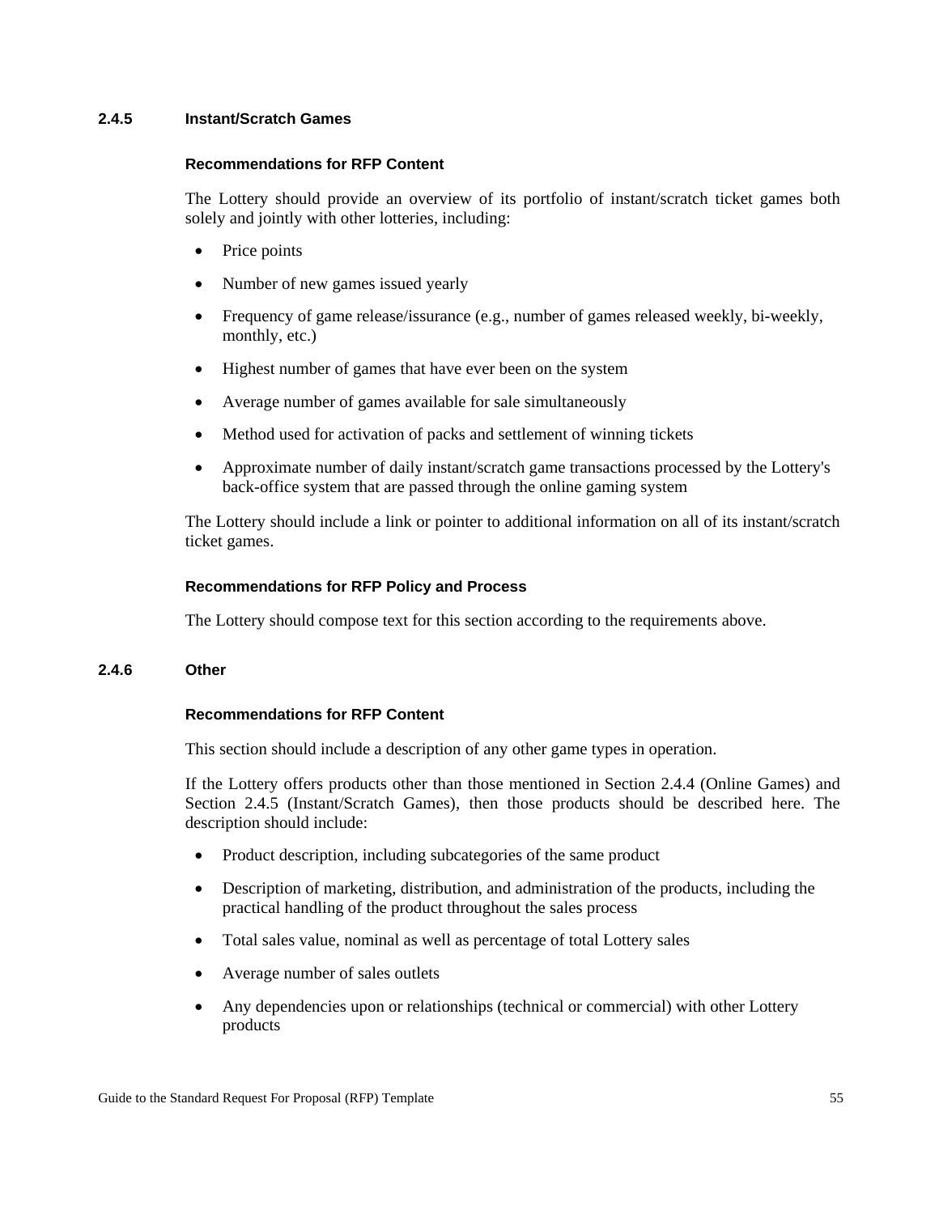### 2.4.5 Instant/Scratch Games

#### Recommendations for RFP Content

The Lottery should provide an overview of its portfolio of instant/scratch ticket games both solely and jointly with other lotteries, including:

- Price points
- Number of new games issued yearly
- Frequency of game release/issurance (e.g., number of games released weekly, bi-weekly, monthly, etc.)
- Highest number of games that have ever been on the system
- Average number of games available for sale simultaneously
- Method used for activation of packs and settlement of winning tickets
- Approximate number of daily instant/scratch game transactions processed by the Lottery's back-office system that are passed through the online gaming system

The Lottery should include a link or pointer to additional information on all of its instant/scratch ticket games.

#### Recommendations for RFP Policy and Process

The Lottery should compose text for this section according to the requirements above.

### 2.4.6 Other

#### Recommendations for RFP Content

This section should include a description of any other game types in operation.

If the Lottery offers products other than those mentioned in Section 2.4.4 (Online Games) and Section 2.4.5 (Instant/Scratch Games), then those products should be described here. The description should include:

- Product description, including subcategories of the same product
- Description of marketing, distribution, and administration of the products, including the practical handling of the product throughout the sales process
- Total sales value, nominal as well as percentage of total Lottery sales
- Average number of sales outlets
- Any dependencies upon or relationships (technical or commercial) with other Lottery products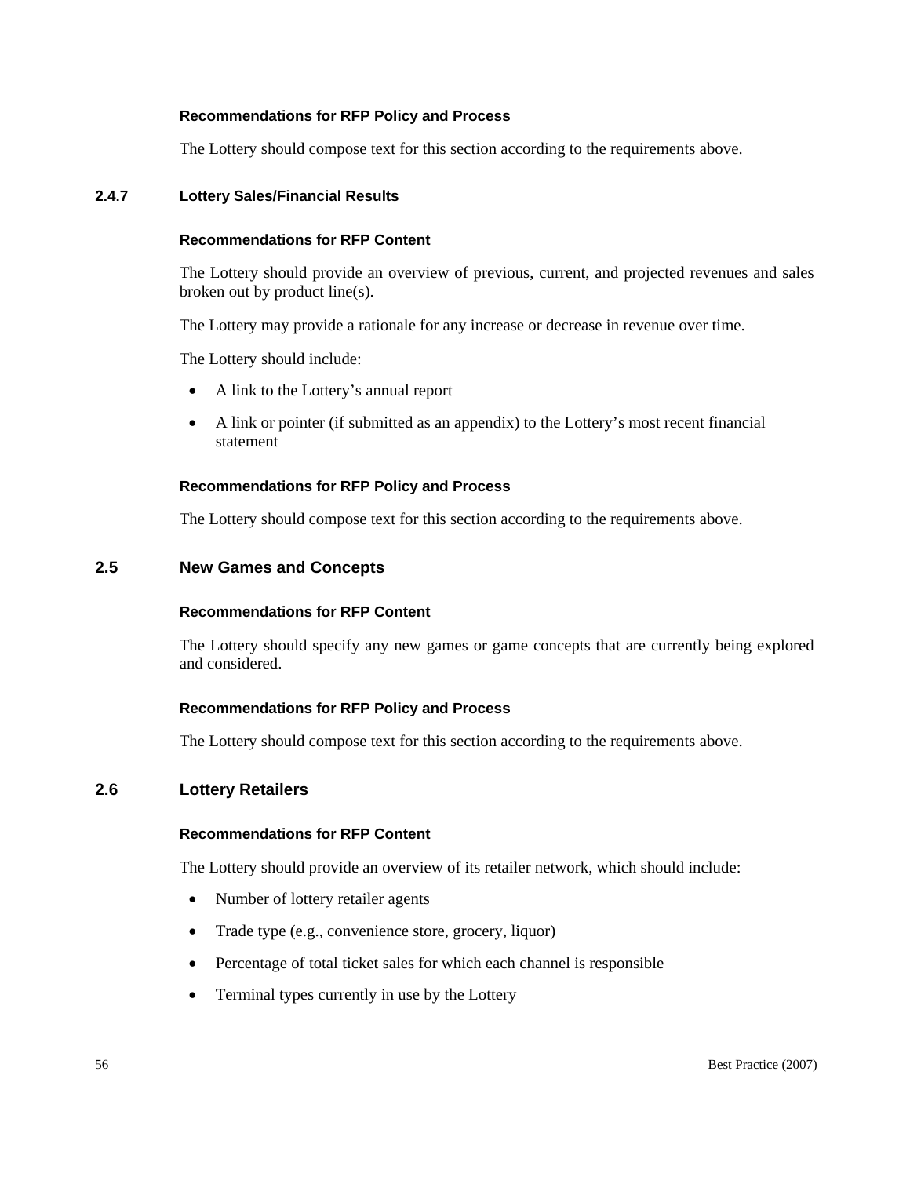#### Recommendations for RFP Policy and Process

The Lottery should compose text for this section according to the requirements above.

### 2.4.7 Lottery Sales/Financial Results

#### Recommendations for RFP Content

The Lottery should provide an overview of previous, current, and projected revenues and sales broken out by product line(s).

The Lottery may provide a rationale for any increase or decrease in revenue over time.

The Lottery should include:

- A link to the Lottery's annual report
- A link or pointer (if submitted as an appendix) to the Lottery's most recent financial statement

#### Recommendations for RFP Policy and Process

The Lottery should compose text for this section according to the requirements above.

## 2.5 New Games and Concepts

#### Recommendations for RFP Content

The Lottery should specify any new games or game concepts that are currently being explored and considered.

#### Recommendations for RFP Policy and Process

The Lottery should compose text for this section according to the requirements above.

## 2.6 Lottery Retailers

#### Recommendations for RFP Content

The Lottery should provide an overview of its retailer network, which should include:

- Number of lottery retailer agents
- Trade type (e.g., convenience store, grocery, liquor)
- Percentage of total ticket sales for which each channel is responsible
- Terminal types currently in use by the Lottery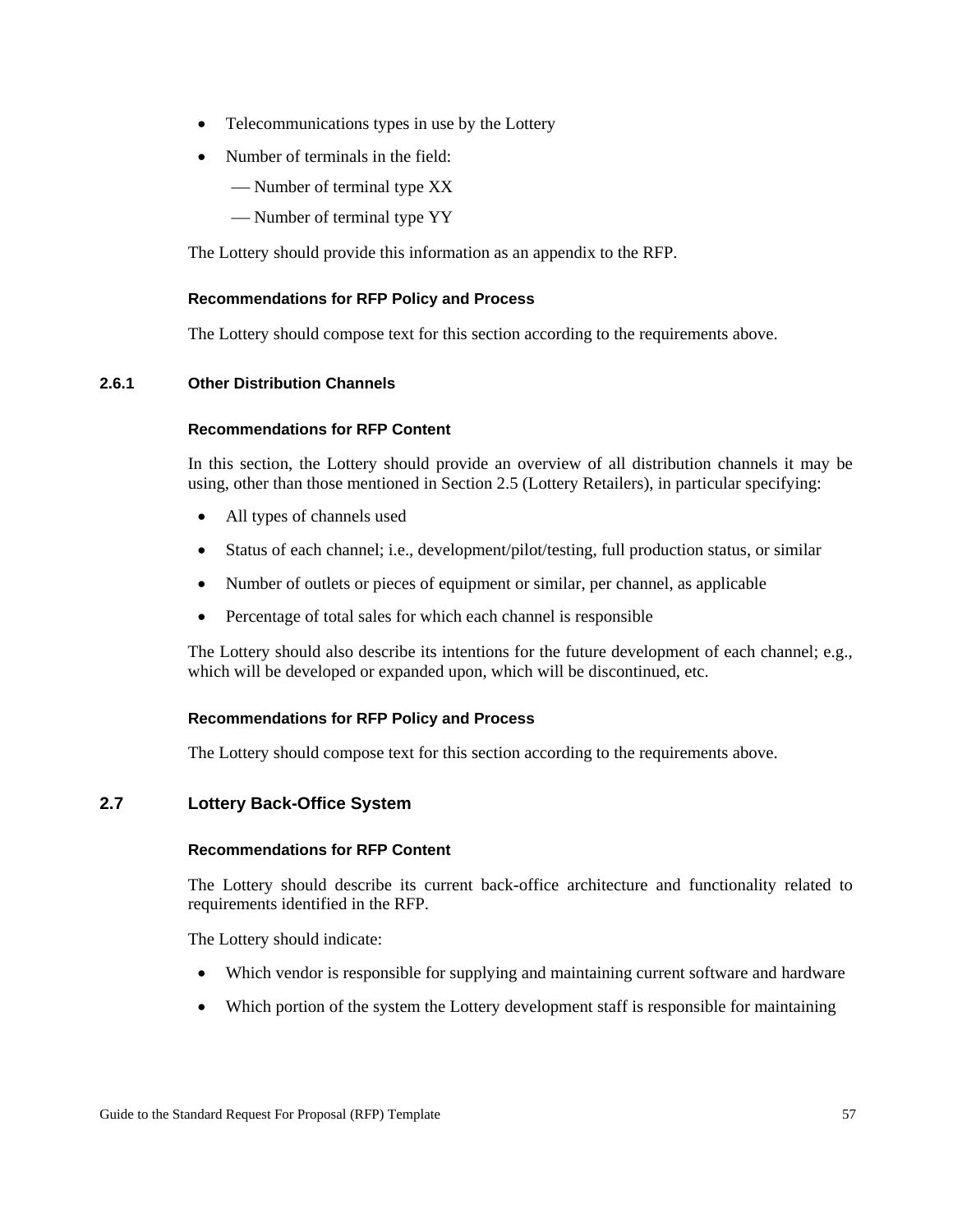- Telecommunications types in use by the Lottery
- Number of terminals in the field:
  - — Number of terminal type XX
  - — Number of terminal type YY

The Lottery should provide this information as an appendix to the RFP.

#### Recommendations for RFP Policy and Process

The Lottery should compose text for this section according to the requirements above.

### 2.6.1 Other Distribution Channels

#### Recommendations for RFP Content

In this section, the Lottery should provide an overview of all distribution channels it may be using, other than those mentioned in Section 2.5 (Lottery Retailers), in particular specifying:

- All types of channels used
- Status of each channel; i.e., development/pilot/testing, full production status, or similar
- Number of outlets or pieces of equipment or similar, per channel, as applicable
- Percentage of total sales for which each channel is responsible

The Lottery should also describe its intentions for the future development of each channel; e.g., which will be developed or expanded upon, which will be discontinued, etc.

#### Recommendations for RFP Policy and Process

The Lottery should compose text for this section according to the requirements above.

## 2.7 Lottery Back-Office System

#### Recommendations for RFP Content

The Lottery should describe its current back-office architecture and functionality related to requirements identified in the RFP.

The Lottery should indicate:

- Which vendor is responsible for supplying and maintaining current software and hardware
- Which portion of the system the Lottery development staff is responsible for maintaining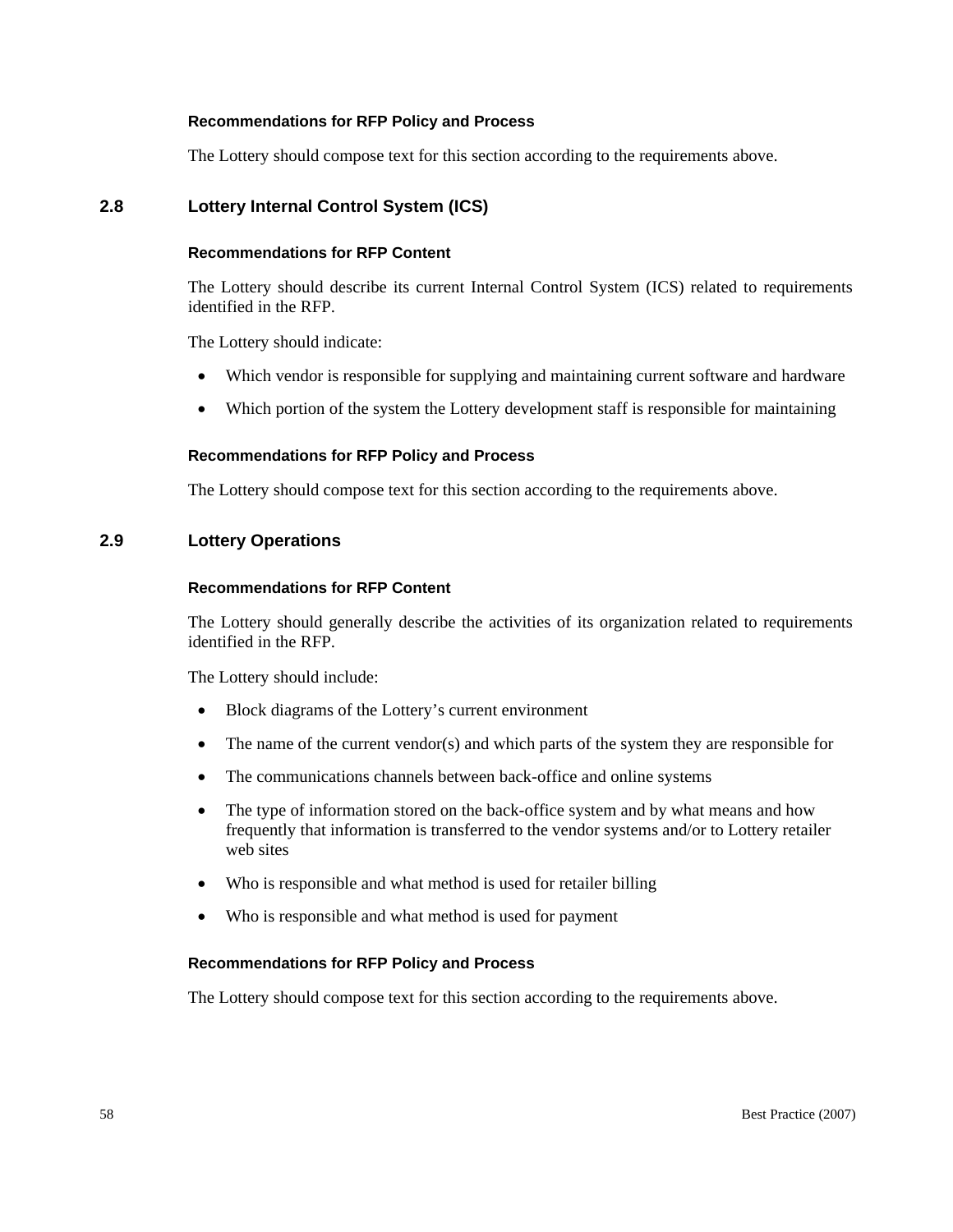#### Recommendations for RFP Policy and Process

The Lottery should compose text for this section according to the requirements above.

### 2.8 Lottery Internal Control System (ICS)

#### Recommendations for RFP Content

The Lottery should describe its current Internal Control System (ICS) related to requirements identified in the RFP.

The Lottery should indicate:

- Which vendor is responsible for supplying and maintaining current software and hardware
- Which portion of the system the Lottery development staff is responsible for maintaining

#### Recommendations for RFP Policy and Process

The Lottery should compose text for this section according to the requirements above.

### 2.9 Lottery Operations

#### Recommendations for RFP Content

The Lottery should generally describe the activities of its organization related to requirements identified in the RFP.

The Lottery should include:

- Block diagrams of the Lottery's current environment
- The name of the current vendor(s) and which parts of the system they are responsible for
- The communications channels between back-office and online systems
- The type of information stored on the back-office system and by what means and how frequently that information is transferred to the vendor systems and/or to Lottery retailer web sites
- Who is responsible and what method is used for retailer billing
- Who is responsible and what method is used for payment

#### Recommendations for RFP Policy and Process

The Lottery should compose text for this section according to the requirements above.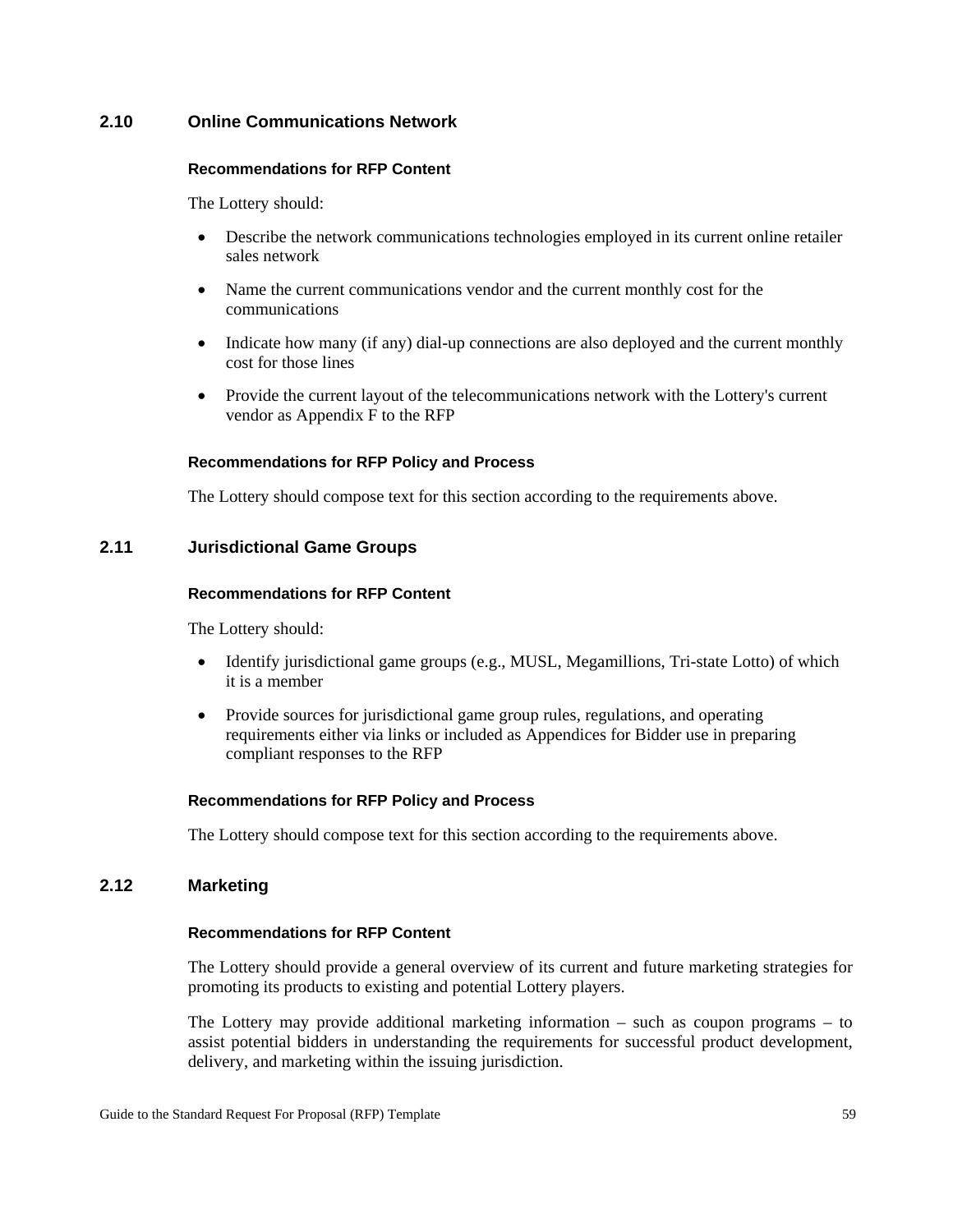## 2.10 Online Communications Network

#### Recommendations for RFP Content

The Lottery should:

- Describe the network communications technologies employed in its current online retailer sales network
- Name the current communications vendor and the current monthly cost for the communications
- Indicate how many (if any) dial-up connections are also deployed and the current monthly cost for those lines
- Provide the current layout of the telecommunications network with the Lottery's current vendor as Appendix F to the RFP

#### Recommendations for RFP Policy and Process

The Lottery should compose text for this section according to the requirements above.

## 2.11 Jurisdictional Game Groups

#### Recommendations for RFP Content

The Lottery should:

- Identify jurisdictional game groups (e.g., MUSL, Megamillions, Tri-state Lotto) of which it is a member
- Provide sources for jurisdictional game group rules, regulations, and operating requirements either via links or included as Appendices for Bidder use in preparing compliant responses to the RFP

#### Recommendations for RFP Policy and Process

The Lottery should compose text for this section according to the requirements above.

## 2.12 Marketing

#### Recommendations for RFP Content

The Lottery should provide a general overview of its current and future marketing strategies for promoting its products to existing and potential Lottery players.

The Lottery may provide additional marketing information – such as coupon programs – to assist potential bidders in understanding the requirements for successful product development, delivery, and marketing within the issuing jurisdiction.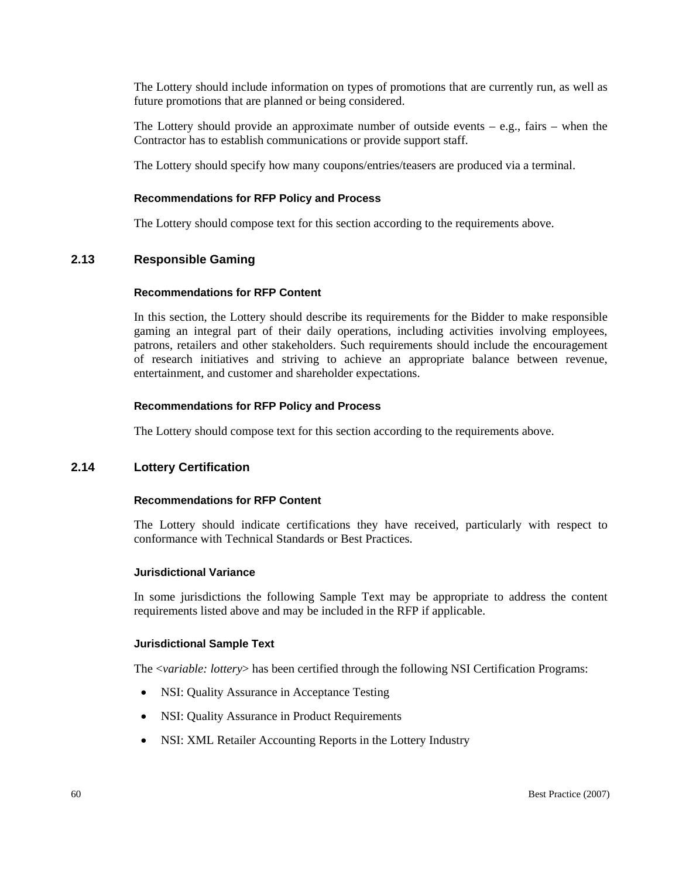The Lottery should include information on types of promotions that are currently run, as well as future promotions that are planned or being considered.

The Lottery should provide an approximate number of outside events – e.g., fairs – when the Contractor has to establish communications or provide support staff.

The Lottery should specify how many coupons/entries/teasers are produced via a terminal.

#### Recommendations for RFP Policy and Process

The Lottery should compose text for this section according to the requirements above.

### 2.13 Responsible Gaming

#### Recommendations for RFP Content

In this section, the Lottery should describe its requirements for the Bidder to make responsible gaming an integral part of their daily operations, including activities involving employees, patrons, retailers and other stakeholders. Such requirements should include the encouragement of research initiatives and striving to achieve an appropriate balance between revenue, entertainment, and customer and shareholder expectations.

#### Recommendations for RFP Policy and Process

The Lottery should compose text for this section according to the requirements above.

### 2.14 Lottery Certification

#### Recommendations for RFP Content

The Lottery should indicate certifications they have received, particularly with respect to conformance with Technical Standards or Best Practices.

#### Jurisdictional Variance

In some jurisdictions the following Sample Text may be appropriate to address the content requirements listed above and may be included in the RFP if applicable.

#### Jurisdictional Sample Text

The <*variable: lottery*> has been certified through the following NSI Certification Programs:

- NSI: Quality Assurance in Acceptance Testing
- NSI: Quality Assurance in Product Requirements
- NSI: XML Retailer Accounting Reports in the Lottery Industry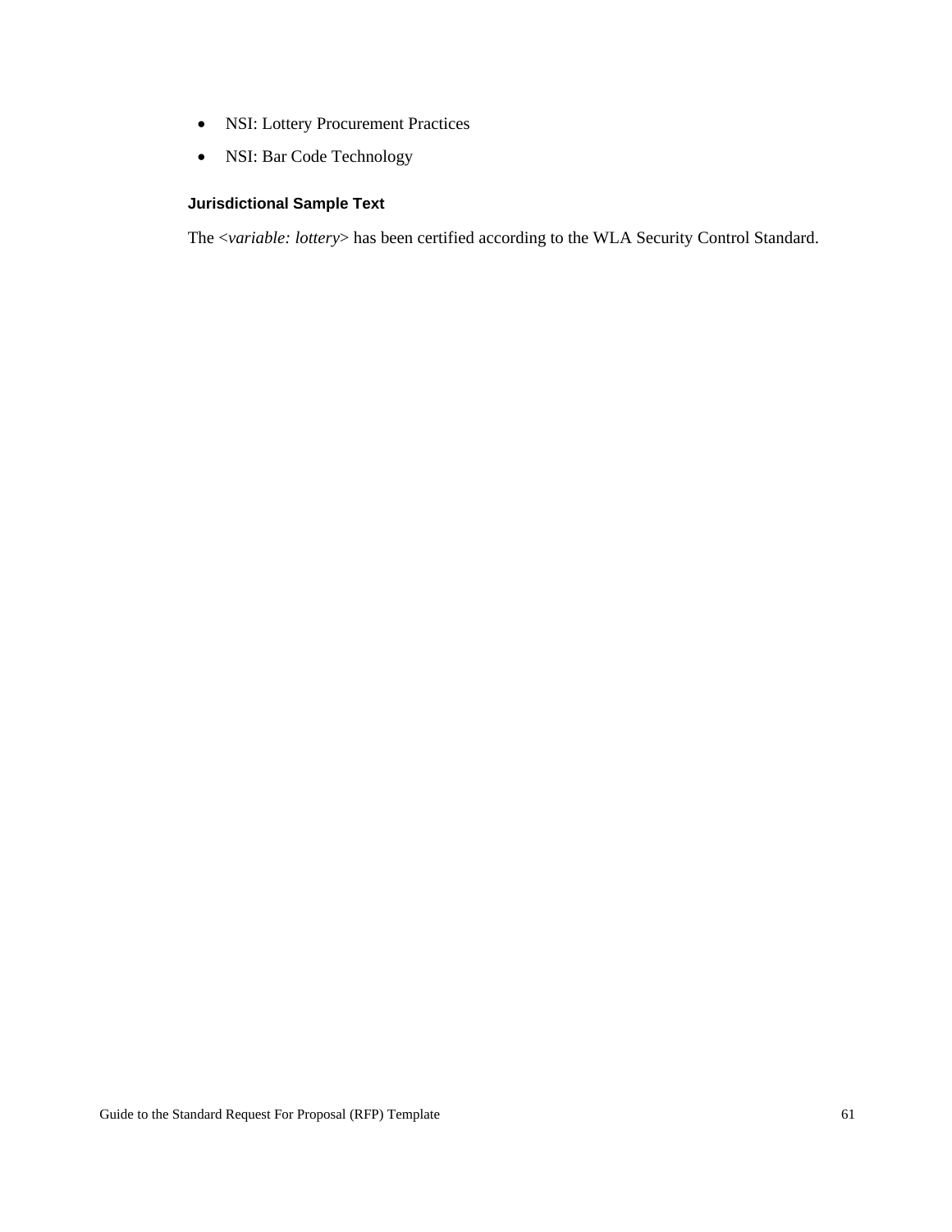- NSI: Lottery Procurement Practices
- NSI: Bar Code Technology

#### Jurisdictional Sample Text

The <*variable: lottery*> has been certified according to the WLA Security Control Standard.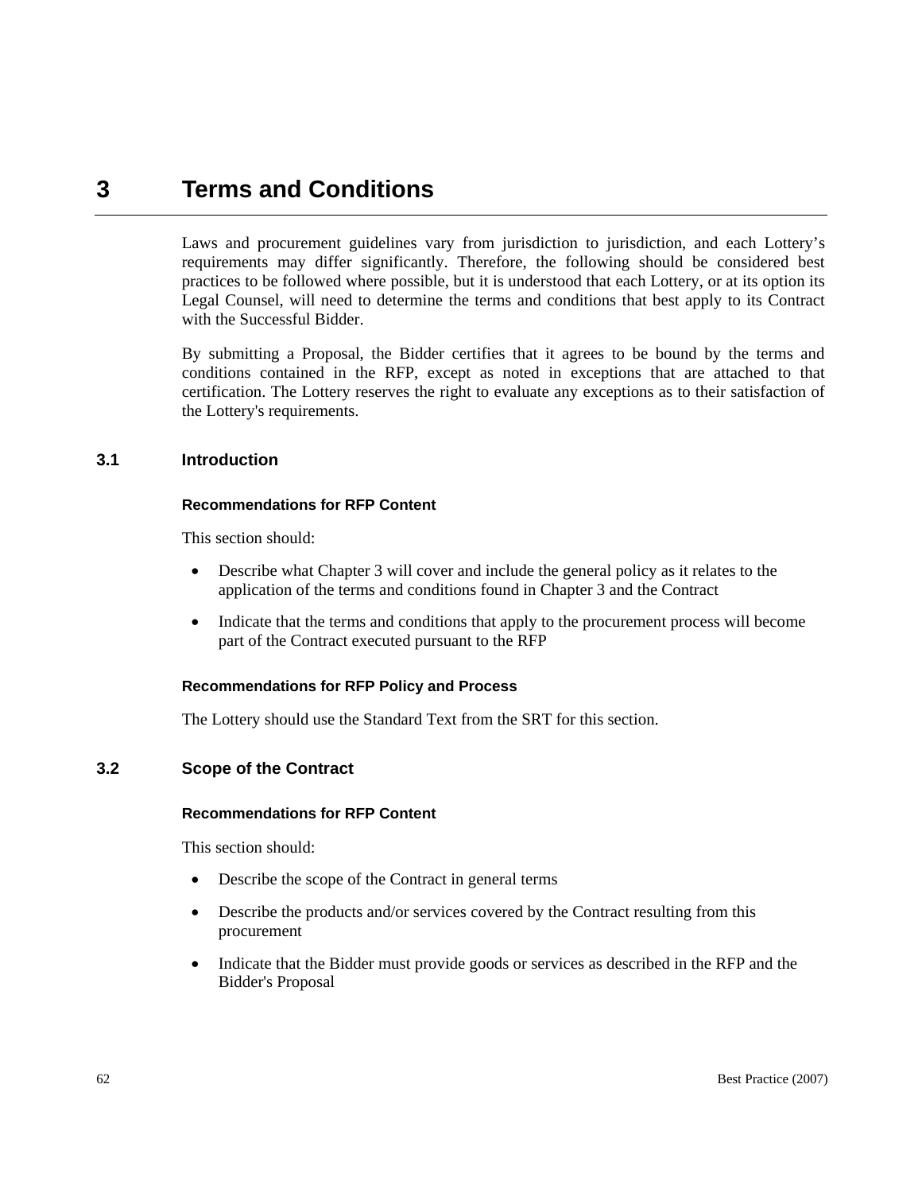# 3 Terms and Conditions

Laws and procurement guidelines vary from jurisdiction to jurisdiction, and each Lottery's requirements may differ significantly. Therefore, the following should be considered best practices to be followed where possible, but it is understood that each Lottery, or at its option its Legal Counsel, will need to determine the terms and conditions that best apply to its Contract with the Successful Bidder.

By submitting a Proposal, the Bidder certifies that it agrees to be bound by the terms and conditions contained in the RFP, except as noted in exceptions that are attached to that certification. The Lottery reserves the right to evaluate any exceptions as to their satisfaction of the Lottery's requirements.

## 3.1 Introduction

#### Recommendations for RFP Content

This section should:

- Describe what Chapter 3 will cover and include the general policy as it relates to the application of the terms and conditions found in Chapter 3 and the Contract
- Indicate that the terms and conditions that apply to the procurement process will become part of the Contract executed pursuant to the RFP

#### Recommendations for RFP Policy and Process

The Lottery should use the Standard Text from the SRT for this section.

## 3.2 Scope of the Contract

#### Recommendations for RFP Content

This section should:

- Describe the scope of the Contract in general terms
- Describe the products and/or services covered by the Contract resulting from this procurement
- Indicate that the Bidder must provide goods or services as described in the RFP and the Bidder's Proposal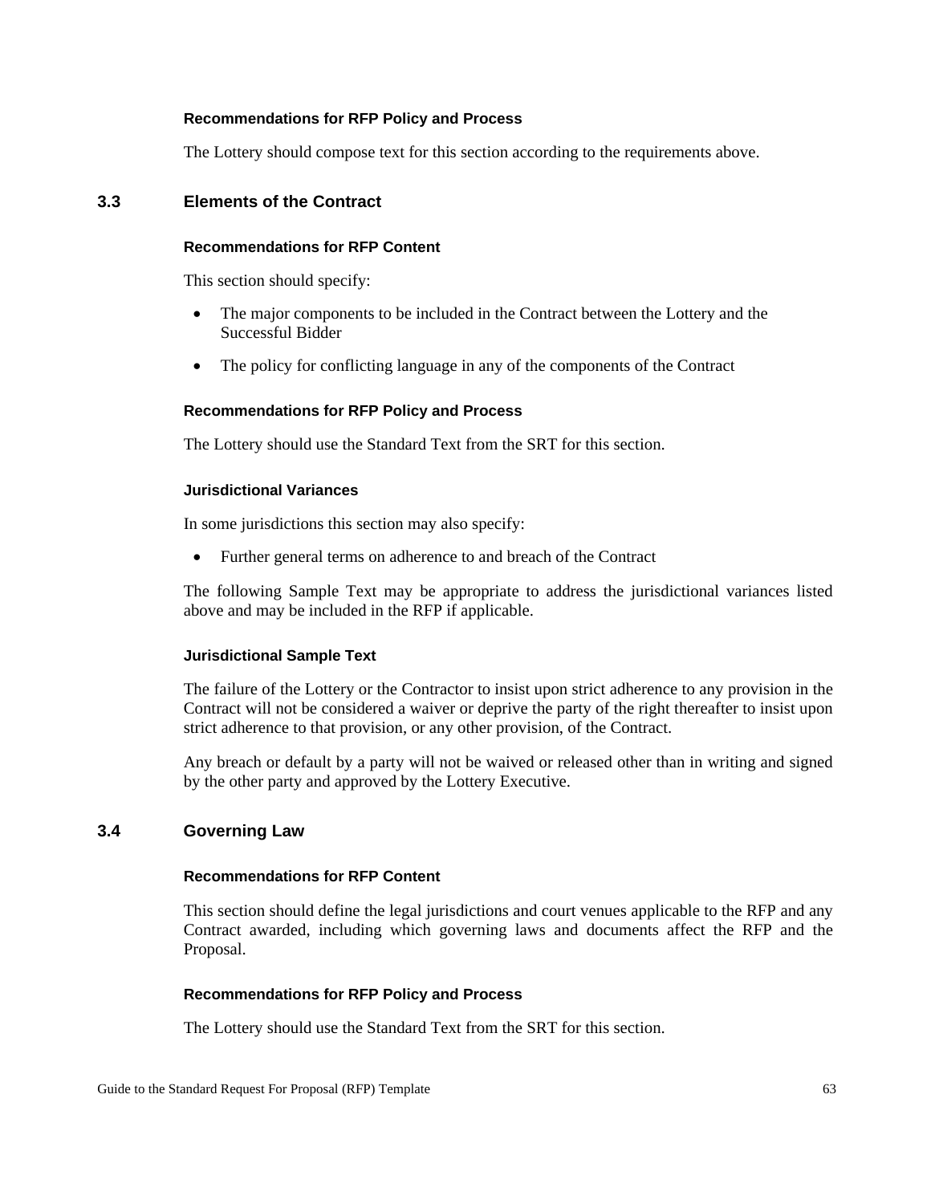#### Recommendations for RFP Policy and Process

The Lottery should compose text for this section according to the requirements above.

## 3.3 Elements of the Contract

#### Recommendations for RFP Content

This section should specify:

- The major components to be included in the Contract between the Lottery and the Successful Bidder
- The policy for conflicting language in any of the components of the Contract

#### Recommendations for RFP Policy and Process

The Lottery should use the Standard Text from the SRT for this section.

#### Jurisdictional Variances

In some jurisdictions this section may also specify:

- Further general terms on adherence to and breach of the Contract

The following Sample Text may be appropriate to address the jurisdictional variances listed above and may be included in the RFP if applicable.

#### Jurisdictional Sample Text

The failure of the Lottery or the Contractor to insist upon strict adherence to any provision in the Contract will not be considered a waiver or deprive the party of the right thereafter to insist upon strict adherence to that provision, or any other provision, of the Contract.

Any breach or default by a party will not be waived or released other than in writing and signed by the other party and approved by the Lottery Executive.

## 3.4 Governing Law

#### Recommendations for RFP Content

This section should define the legal jurisdictions and court venues applicable to the RFP and any Contract awarded, including which governing laws and documents affect the RFP and the Proposal.

#### Recommendations for RFP Policy and Process

The Lottery should use the Standard Text from the SRT for this section.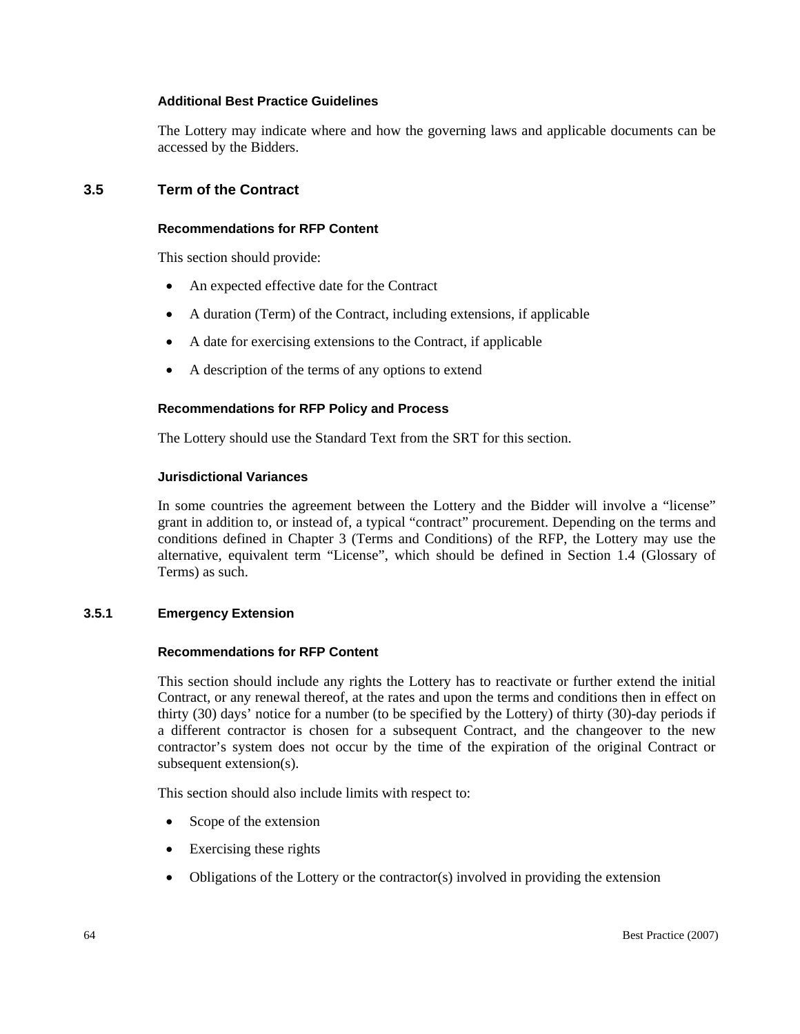#### Additional Best Practice Guidelines

The Lottery may indicate where and how the governing laws and applicable documents can be accessed by the Bidders.

## 3.5 Term of the Contract

#### Recommendations for RFP Content

This section should provide:

- An expected effective date for the Contract
- A duration (Term) of the Contract, including extensions, if applicable
- A date for exercising extensions to the Contract, if applicable
- A description of the terms of any options to extend

#### Recommendations for RFP Policy and Process

The Lottery should use the Standard Text from the SRT for this section.

#### Jurisdictional Variances

In some countries the agreement between the Lottery and the Bidder will involve a "license" grant in addition to, or instead of, a typical "contract" procurement. Depending on the terms and conditions defined in Chapter 3 (Terms and Conditions) of the RFP, the Lottery may use the alternative, equivalent term "License", which should be defined in Section 1.4 (Glossary of Terms) as such.

### 3.5.1 Emergency Extension

#### Recommendations for RFP Content

This section should include any rights the Lottery has to reactivate or further extend the initial Contract, or any renewal thereof, at the rates and upon the terms and conditions then in effect on thirty (30) days' notice for a number (to be specified by the Lottery) of thirty (30)-day periods if a different contractor is chosen for a subsequent Contract, and the changeover to the new contractor's system does not occur by the time of the expiration of the original Contract or subsequent extension(s).

This section should also include limits with respect to:

- Scope of the extension
- Exercising these rights
- Obligations of the Lottery or the contractor(s) involved in providing the extension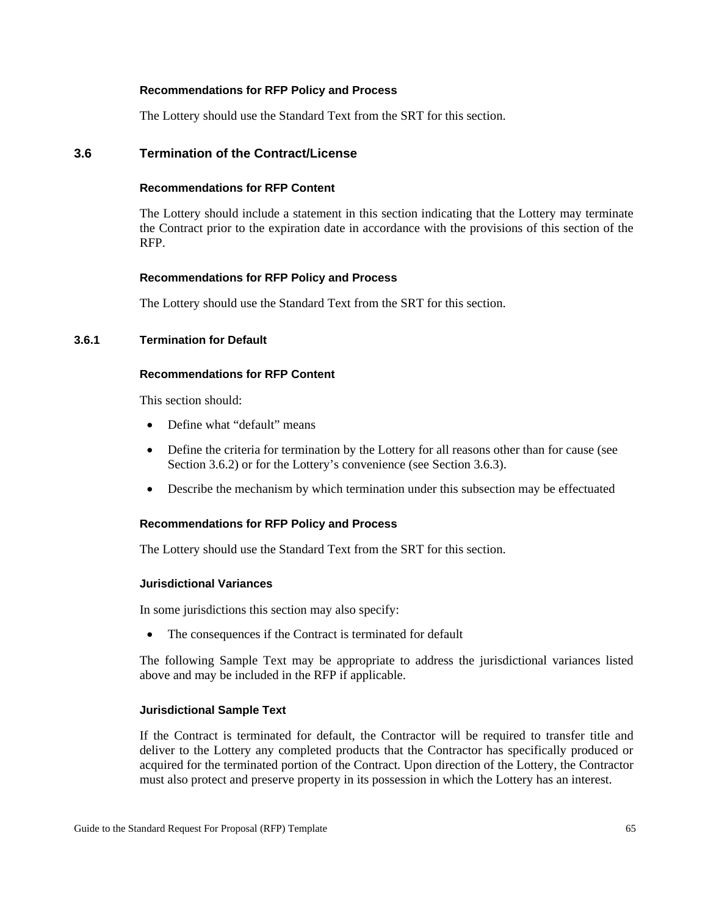#### Recommendations for RFP Policy and Process

The Lottery should use the Standard Text from the SRT for this section.

## 3.6 Termination of the Contract/License

#### Recommendations for RFP Content

The Lottery should include a statement in this section indicating that the Lottery may terminate the Contract prior to the expiration date in accordance with the provisions of this section of the RFP.

#### Recommendations for RFP Policy and Process

The Lottery should use the Standard Text from the SRT for this section.

### 3.6.1 Termination for Default

#### Recommendations for RFP Content

This section should:

- Define what "default" means
- Define the criteria for termination by the Lottery for all reasons other than for cause (see Section 3.6.2) or for the Lottery's convenience (see Section 3.6.3).
- Describe the mechanism by which termination under this subsection may be effectuated

#### Recommendations for RFP Policy and Process

The Lottery should use the Standard Text from the SRT for this section.

#### Jurisdictional Variances

In some jurisdictions this section may also specify:

- The consequences if the Contract is terminated for default

The following Sample Text may be appropriate to address the jurisdictional variances listed above and may be included in the RFP if applicable.

#### Jurisdictional Sample Text

If the Contract is terminated for default, the Contractor will be required to transfer title and deliver to the Lottery any completed products that the Contractor has specifically produced or acquired for the terminated portion of the Contract. Upon direction of the Lottery, the Contractor must also protect and preserve property in its possession in which the Lottery has an interest.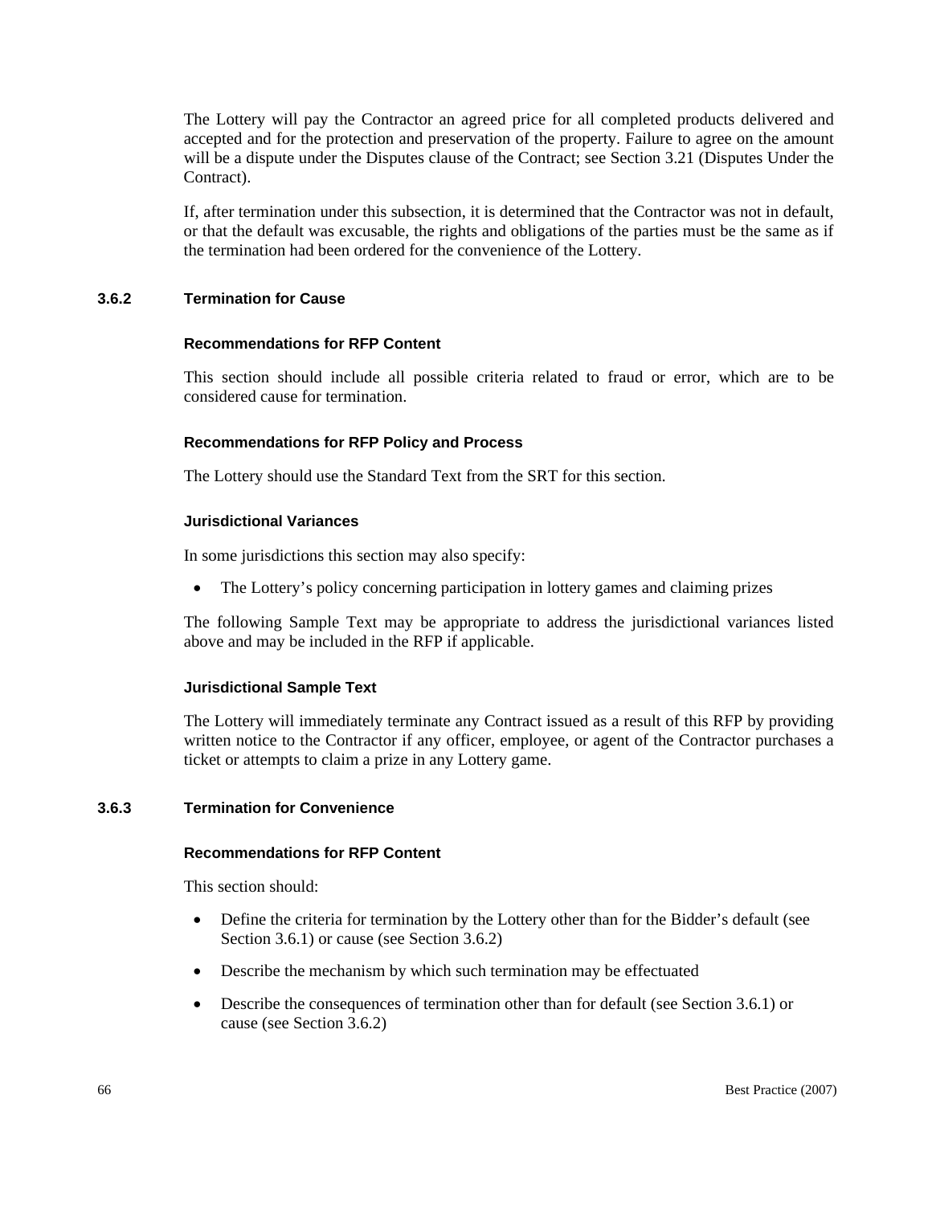The Lottery will pay the Contractor an agreed price for all completed products delivered and accepted and for the protection and preservation of the property. Failure to agree on the amount will be a dispute under the Disputes clause of the Contract; see Section 3.21 (Disputes Under the Contract).

If, after termination under this subsection, it is determined that the Contractor was not in default, or that the default was excusable, the rights and obligations of the parties must be the same as if the termination had been ordered for the convenience of the Lottery.

### 3.6.2 Termination for Cause

#### Recommendations for RFP Content

This section should include all possible criteria related to fraud or error, which are to be considered cause for termination.

#### Recommendations for RFP Policy and Process

The Lottery should use the Standard Text from the SRT for this section.

#### Jurisdictional Variances

In some jurisdictions this section may also specify:

- The Lottery's policy concerning participation in lottery games and claiming prizes

The following Sample Text may be appropriate to address the jurisdictional variances listed above and may be included in the RFP if applicable.

#### Jurisdictional Sample Text

The Lottery will immediately terminate any Contract issued as a result of this RFP by providing written notice to the Contractor if any officer, employee, or agent of the Contractor purchases a ticket or attempts to claim a prize in any Lottery game.

### 3.6.3 Termination for Convenience

#### Recommendations for RFP Content

This section should:

- Define the criteria for termination by the Lottery other than for the Bidder's default (see Section 3.6.1) or cause (see Section 3.6.2)
- Describe the mechanism by which such termination may be effectuated
- Describe the consequences of termination other than for default (see Section 3.6.1) or cause (see Section 3.6.2)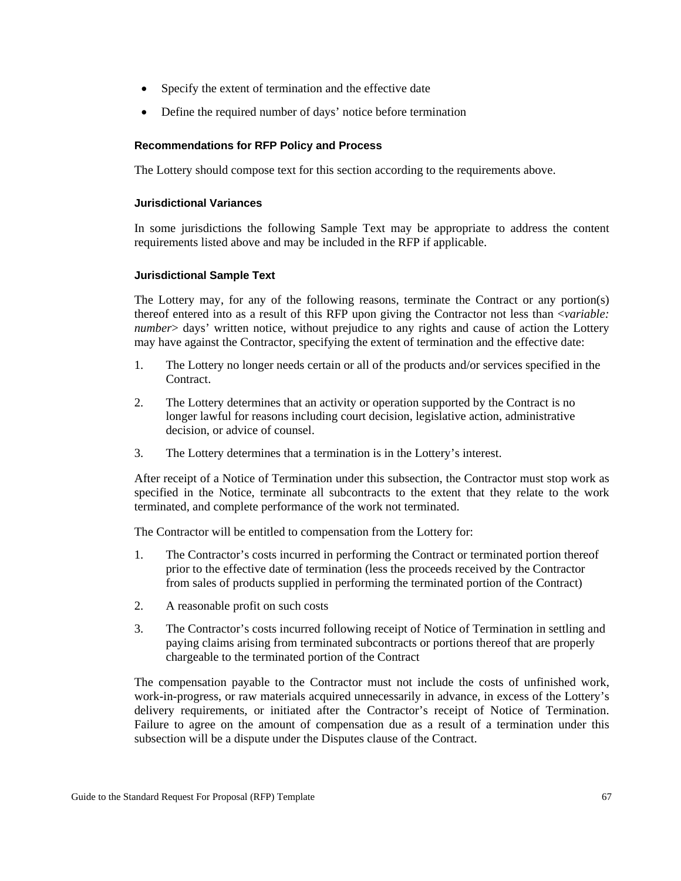- Specify the extent of termination and the effective date
- Define the required number of days' notice before termination

#### Recommendations for RFP Policy and Process

The Lottery should compose text for this section according to the requirements above.

#### Jurisdictional Variances

In some jurisdictions the following Sample Text may be appropriate to address the content requirements listed above and may be included in the RFP if applicable.

#### Jurisdictional Sample Text

The Lottery may, for any of the following reasons, terminate the Contract or any portion(s) thereof entered into as a result of this RFP upon giving the Contractor not less than <*variable: number*> days' written notice, without prejudice to any rights and cause of action the Lottery may have against the Contractor, specifying the extent of termination and the effective date:

1. The Lottery no longer needs certain or all of the products and/or services specified in the Contract.
2. The Lottery determines that an activity or operation supported by the Contract is no longer lawful for reasons including court decision, legislative action, administrative decision, or advice of counsel.
3. The Lottery determines that a termination is in the Lottery's interest.

After receipt of a Notice of Termination under this subsection, the Contractor must stop work as specified in the Notice, terminate all subcontracts to the extent that they relate to the work terminated, and complete performance of the work not terminated.

The Contractor will be entitled to compensation from the Lottery for:

1. The Contractor's costs incurred in performing the Contract or terminated portion thereof prior to the effective date of termination (less the proceeds received by the Contractor from sales of products supplied in performing the terminated portion of the Contract)
2. A reasonable profit on such costs
3. The Contractor's costs incurred following receipt of Notice of Termination in settling and paying claims arising from terminated subcontracts or portions thereof that are properly chargeable to the terminated portion of the Contract

The compensation payable to the Contractor must not include the costs of unfinished work, work-in-progress, or raw materials acquired unnecessarily in advance, in excess of the Lottery's delivery requirements, or initiated after the Contractor's receipt of Notice of Termination. Failure to agree on the amount of compensation due as a result of a termination under this subsection will be a dispute under the Disputes clause of the Contract.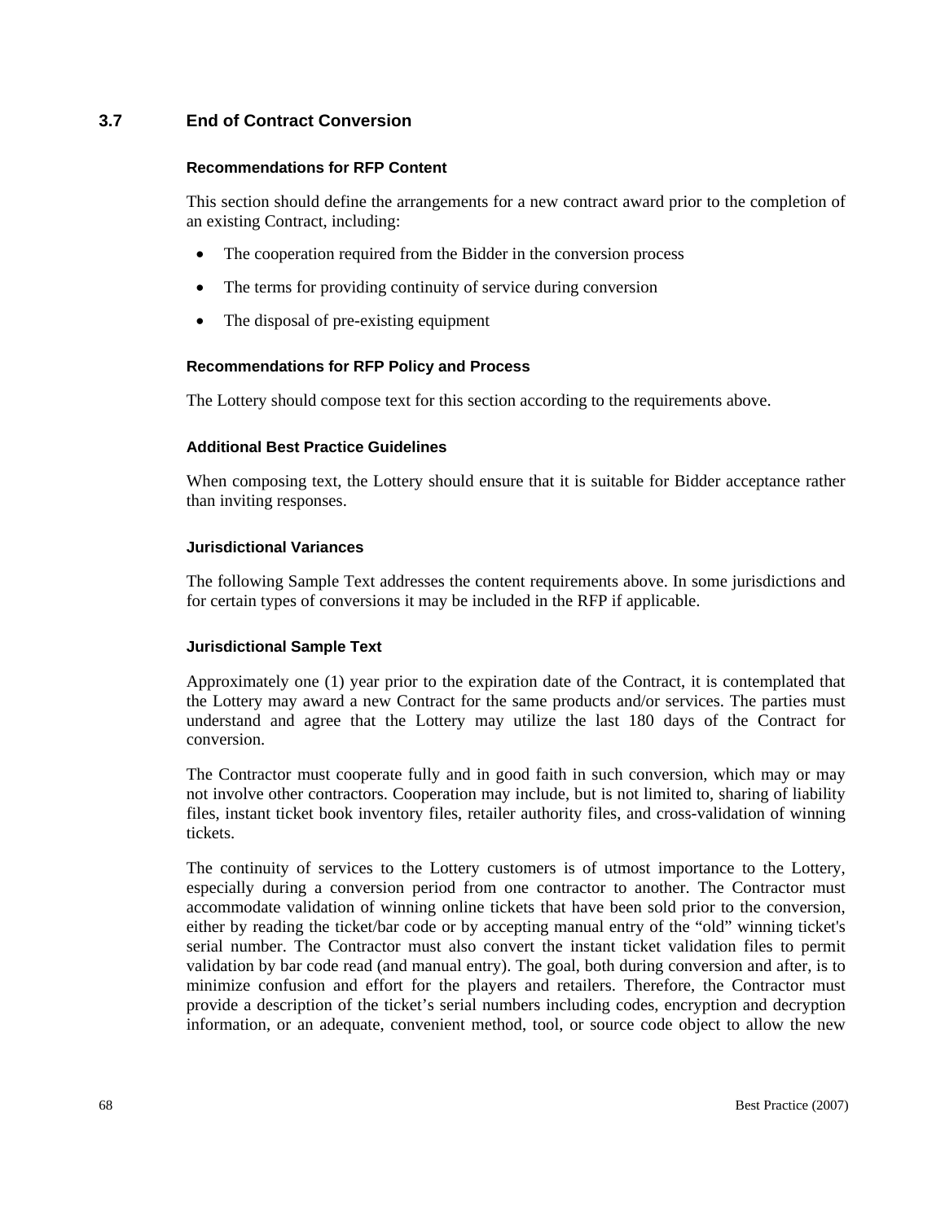## 3.7 End of Contract Conversion

#### Recommendations for RFP Content

This section should define the arrangements for a new contract award prior to the completion of an existing Contract, including:

- The cooperation required from the Bidder in the conversion process
- The terms for providing continuity of service during conversion
- The disposal of pre-existing equipment

#### Recommendations for RFP Policy and Process

The Lottery should compose text for this section according to the requirements above.

#### Additional Best Practice Guidelines

When composing text, the Lottery should ensure that it is suitable for Bidder acceptance rather than inviting responses.

#### Jurisdictional Variances

The following Sample Text addresses the content requirements above. In some jurisdictions and for certain types of conversions it may be included in the RFP if applicable.

#### Jurisdictional Sample Text

Approximately one (1) year prior to the expiration date of the Contract, it is contemplated that the Lottery may award a new Contract for the same products and/or services. The parties must understand and agree that the Lottery may utilize the last 180 days of the Contract for conversion.

The Contractor must cooperate fully and in good faith in such conversion, which may or may not involve other contractors. Cooperation may include, but is not limited to, sharing of liability files, instant ticket book inventory files, retailer authority files, and cross-validation of winning tickets.

The continuity of services to the Lottery customers is of utmost importance to the Lottery, especially during a conversion period from one contractor to another. The Contractor must accommodate validation of winning online tickets that have been sold prior to the conversion, either by reading the ticket/bar code or by accepting manual entry of the "old" winning ticket's serial number. The Contractor must also convert the instant ticket validation files to permit validation by bar code read (and manual entry). The goal, both during conversion and after, is to minimize confusion and effort for the players and retailers. Therefore, the Contractor must provide a description of the ticket's serial numbers including codes, encryption and decryption information, or an adequate, convenient method, tool, or source code object to allow the new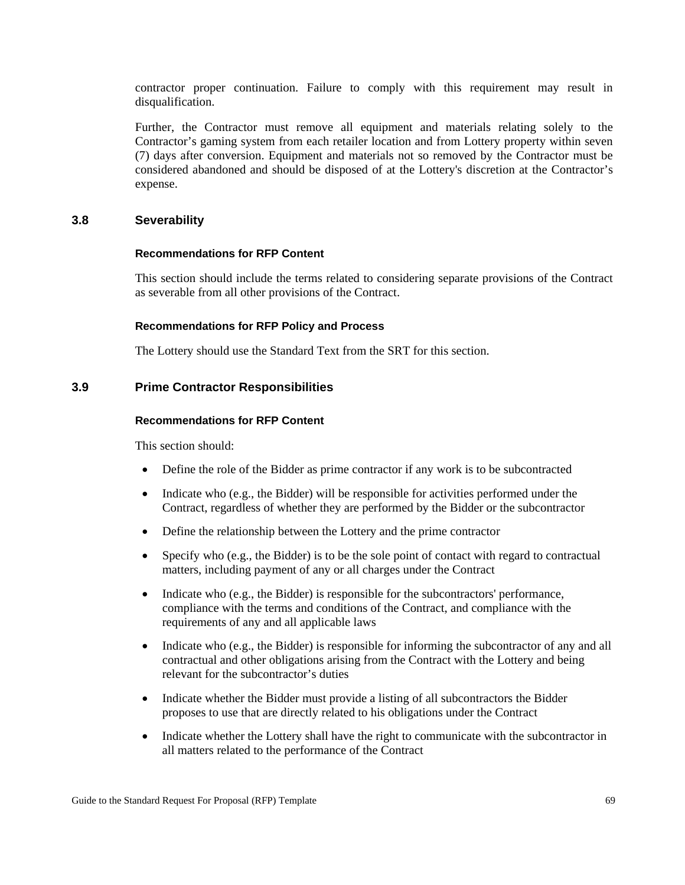contractor proper continuation. Failure to comply with this requirement may result in disqualification.

Further, the Contractor must remove all equipment and materials relating solely to the Contractor's gaming system from each retailer location and from Lottery property within seven (7) days after conversion. Equipment and materials not so removed by the Contractor must be considered abandoned and should be disposed of at the Lottery's discretion at the Contractor's expense.

### 3.8 Severability

#### Recommendations for RFP Content

This section should include the terms related to considering separate provisions of the Contract as severable from all other provisions of the Contract.

#### Recommendations for RFP Policy and Process

The Lottery should use the Standard Text from the SRT for this section.

### 3.9 Prime Contractor Responsibilities

#### Recommendations for RFP Content

This section should:

- Define the role of the Bidder as prime contractor if any work is to be subcontracted
- Indicate who (e.g., the Bidder) will be responsible for activities performed under the Contract, regardless of whether they are performed by the Bidder or the subcontractor
- Define the relationship between the Lottery and the prime contractor
- Specify who (e.g., the Bidder) is to be the sole point of contact with regard to contractual matters, including payment of any or all charges under the Contract
- Indicate who (e.g., the Bidder) is responsible for the subcontractors' performance, compliance with the terms and conditions of the Contract, and compliance with the requirements of any and all applicable laws
- Indicate who (e.g., the Bidder) is responsible for informing the subcontractor of any and all contractual and other obligations arising from the Contract with the Lottery and being relevant for the subcontractor's duties
- Indicate whether the Bidder must provide a listing of all subcontractors the Bidder proposes to use that are directly related to his obligations under the Contract
- Indicate whether the Lottery shall have the right to communicate with the subcontractor in all matters related to the performance of the Contract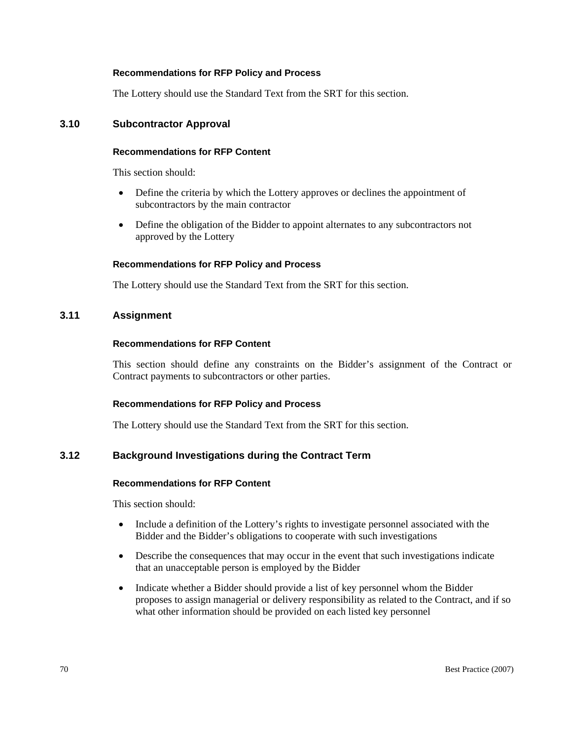#### Recommendations for RFP Policy and Process

The Lottery should use the Standard Text from the SRT for this section.

### 3.10 Subcontractor Approval

#### Recommendations for RFP Content

This section should:

- Define the criteria by which the Lottery approves or declines the appointment of subcontractors by the main contractor
- Define the obligation of the Bidder to appoint alternates to any subcontractors not approved by the Lottery

#### Recommendations for RFP Policy and Process

The Lottery should use the Standard Text from the SRT for this section.

### 3.11 Assignment

#### Recommendations for RFP Content

This section should define any constraints on the Bidder's assignment of the Contract or Contract payments to subcontractors or other parties.

#### Recommendations for RFP Policy and Process

The Lottery should use the Standard Text from the SRT for this section.

### 3.12 Background Investigations during the Contract Term

#### Recommendations for RFP Content

This section should:

- Include a definition of the Lottery's rights to investigate personnel associated with the Bidder and the Bidder's obligations to cooperate with such investigations
- Describe the consequences that may occur in the event that such investigations indicate that an unacceptable person is employed by the Bidder
- Indicate whether a Bidder should provide a list of key personnel whom the Bidder proposes to assign managerial or delivery responsibility as related to the Contract, and if so what other information should be provided on each listed key personnel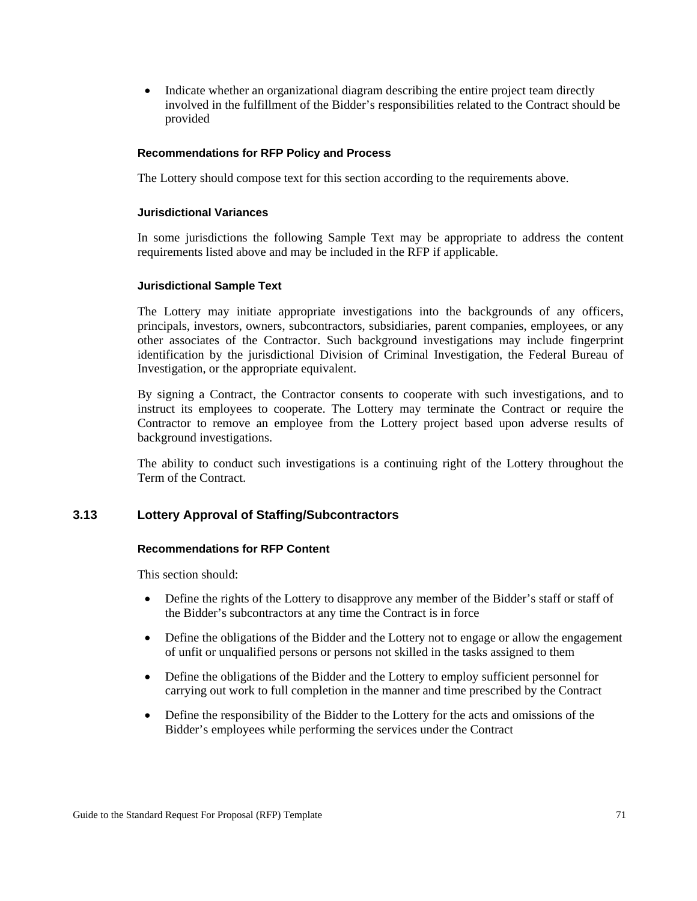- Indicate whether an organizational diagram describing the entire project team directly involved in the fulfillment of the Bidder's responsibilities related to the Contract should be provided

#### Recommendations for RFP Policy and Process

The Lottery should compose text for this section according to the requirements above.

#### Jurisdictional Variances

In some jurisdictions the following Sample Text may be appropriate to address the content requirements listed above and may be included in the RFP if applicable.

#### Jurisdictional Sample Text

The Lottery may initiate appropriate investigations into the backgrounds of any officers, principals, investors, owners, subcontractors, subsidiaries, parent companies, employees, or any other associates of the Contractor. Such background investigations may include fingerprint identification by the jurisdictional Division of Criminal Investigation, the Federal Bureau of Investigation, or the appropriate equivalent.

By signing a Contract, the Contractor consents to cooperate with such investigations, and to instruct its employees to cooperate. The Lottery may terminate the Contract or require the Contractor to remove an employee from the Lottery project based upon adverse results of background investigations.

The ability to conduct such investigations is a continuing right of the Lottery throughout the Term of the Contract.

### 3.13 Lottery Approval of Staffing/Subcontractors

#### Recommendations for RFP Content

This section should:

- Define the rights of the Lottery to disapprove any member of the Bidder's staff or staff of the Bidder's subcontractors at any time the Contract is in force
- Define the obligations of the Bidder and the Lottery not to engage or allow the engagement of unfit or unqualified persons or persons not skilled in the tasks assigned to them
- Define the obligations of the Bidder and the Lottery to employ sufficient personnel for carrying out work to full completion in the manner and time prescribed by the Contract
- Define the responsibility of the Bidder to the Lottery for the acts and omissions of the Bidder's employees while performing the services under the Contract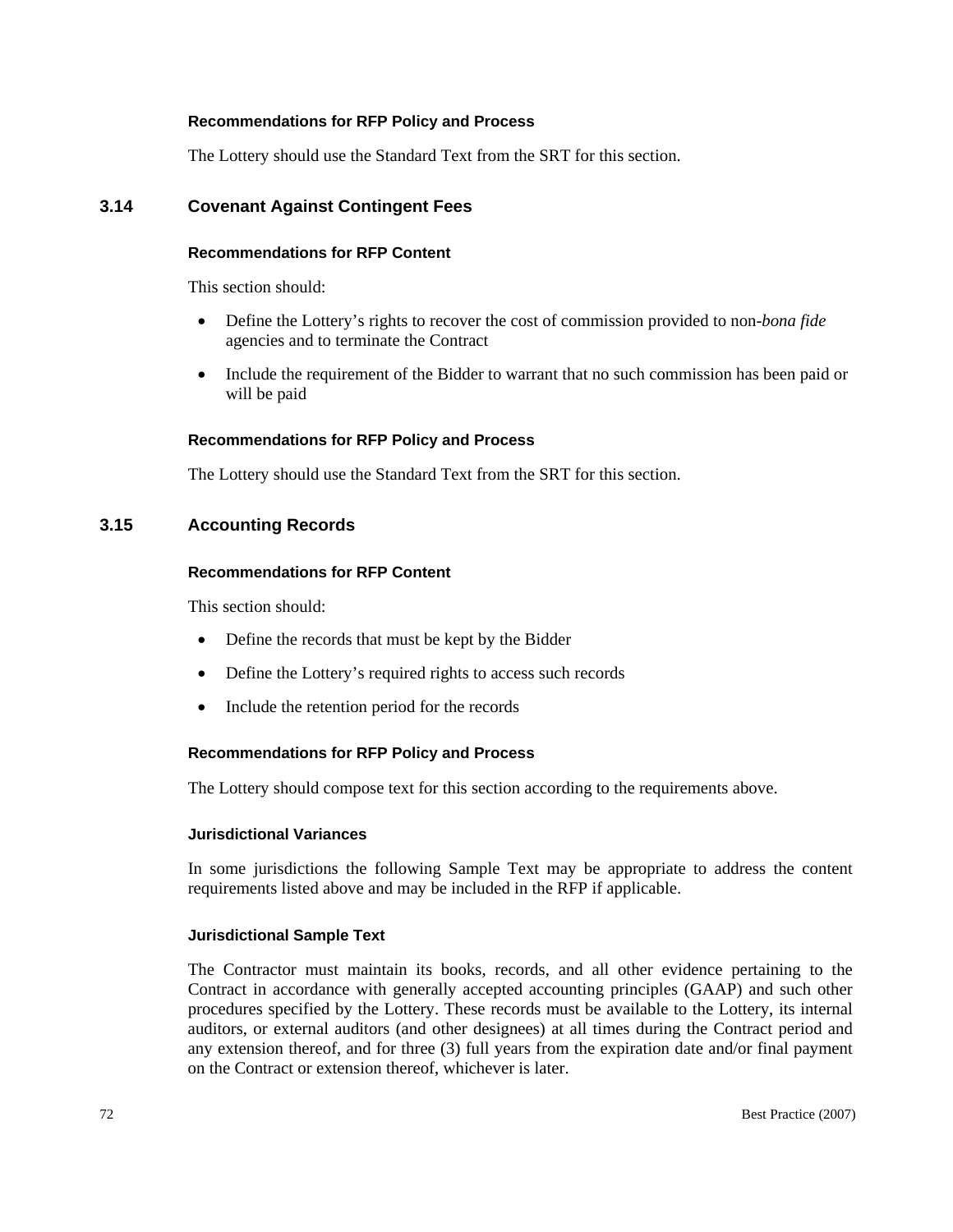#### Recommendations for RFP Policy and Process

The Lottery should use the Standard Text from the SRT for this section.

## 3.14 Covenant Against Contingent Fees

#### Recommendations for RFP Content

This section should:

- Define the Lottery's rights to recover the cost of commission provided to non-*bona fide* agencies and to terminate the Contract
- Include the requirement of the Bidder to warrant that no such commission has been paid or will be paid

#### Recommendations for RFP Policy and Process

The Lottery should use the Standard Text from the SRT for this section.

## 3.15 Accounting Records

#### Recommendations for RFP Content

This section should:

- Define the records that must be kept by the Bidder
- Define the Lottery's required rights to access such records
- Include the retention period for the records

#### Recommendations for RFP Policy and Process

The Lottery should compose text for this section according to the requirements above.

#### Jurisdictional Variances

In some jurisdictions the following Sample Text may be appropriate to address the content requirements listed above and may be included in the RFP if applicable.

#### Jurisdictional Sample Text

The Contractor must maintain its books, records, and all other evidence pertaining to the Contract in accordance with generally accepted accounting principles (GAAP) and such other procedures specified by the Lottery. These records must be available to the Lottery, its internal auditors, or external auditors (and other designees) at all times during the Contract period and any extension thereof, and for three (3) full years from the expiration date and/or final payment on the Contract or extension thereof, whichever is later.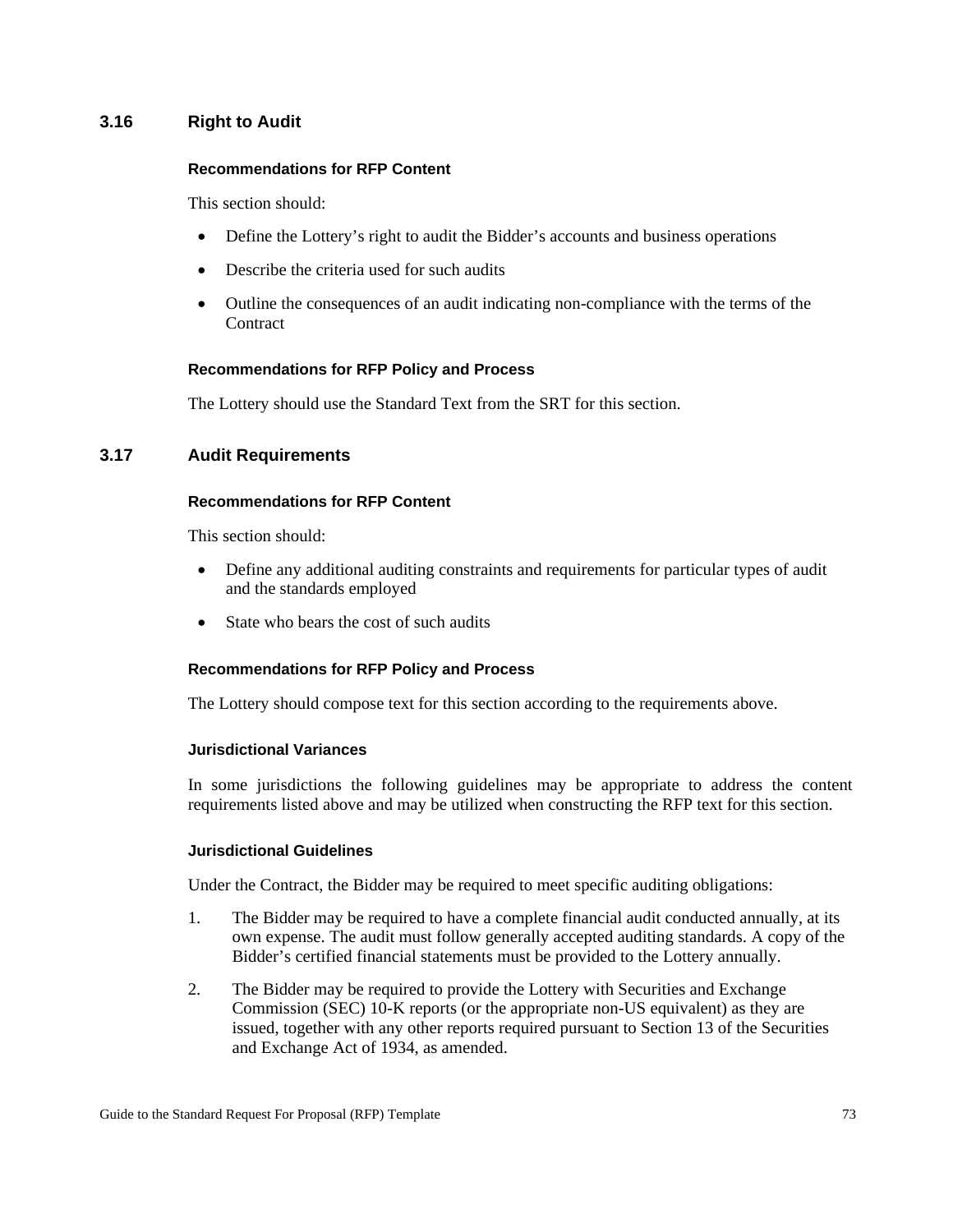## 3.16 Right to Audit

#### Recommendations for RFP Content

This section should:

- Define the Lottery’s right to audit the Bidder’s accounts and business operations
- Describe the criteria used for such audits
- Outline the consequences of an audit indicating non-compliance with the terms of the Contract

#### Recommendations for RFP Policy and Process

The Lottery should use the Standard Text from the SRT for this section.

## 3.17 Audit Requirements

#### Recommendations for RFP Content

This section should:

- Define any additional auditing constraints and requirements for particular types of audit and the standards employed
- State who bears the cost of such audits

#### Recommendations for RFP Policy and Process

The Lottery should compose text for this section according to the requirements above.

#### Jurisdictional Variances

In some jurisdictions the following guidelines may be appropriate to address the content requirements listed above and may be utilized when constructing the RFP text for this section.

#### Jurisdictional Guidelines

Under the Contract, the Bidder may be required to meet specific auditing obligations:

1. The Bidder may be required to have a complete financial audit conducted annually, at its own expense. The audit must follow generally accepted auditing standards. A copy of the Bidder’s certified financial statements must be provided to the Lottery annually.
2. The Bidder may be required to provide the Lottery with Securities and Exchange Commission (SEC) 10-K reports (or the appropriate non-US equivalent) as they are issued, together with any other reports required pursuant to Section 13 of the Securities and Exchange Act of 1934, as amended.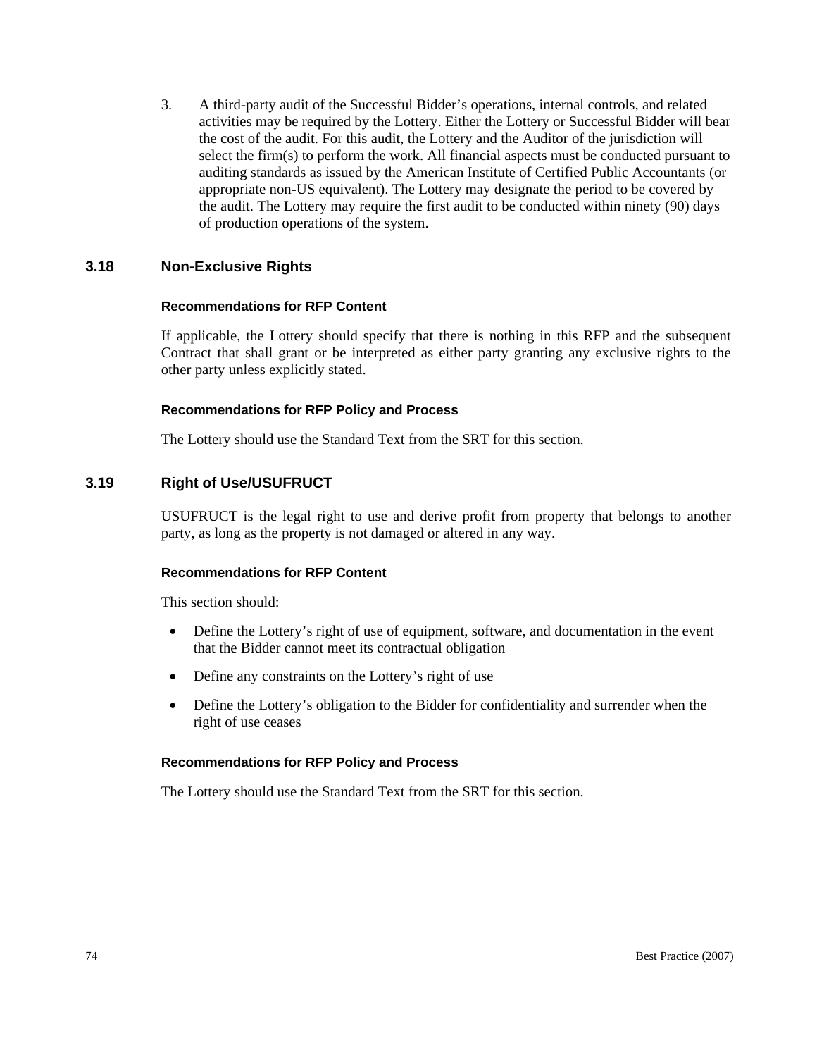3. A third-party audit of the Successful Bidder's operations, internal controls, and related activities may be required by the Lottery. Either the Lottery or Successful Bidder will bear the cost of the audit. For this audit, the Lottery and the Auditor of the jurisdiction will select the firm(s) to perform the work. All financial aspects must be conducted pursuant to auditing standards as issued by the American Institute of Certified Public Accountants (or appropriate non-US equivalent). The Lottery may designate the period to be covered by the audit. The Lottery may require the first audit to be conducted within ninety (90) days of production operations of the system.

## 3.18 Non-Exclusive Rights

#### Recommendations for RFP Content

If applicable, the Lottery should specify that there is nothing in this RFP and the subsequent Contract that shall grant or be interpreted as either party granting any exclusive rights to the other party unless explicitly stated.

#### Recommendations for RFP Policy and Process

The Lottery should use the Standard Text from the SRT for this section.

## 3.19 Right of Use/USUFRUCT

USUFRUCT is the legal right to use and derive profit from property that belongs to another party, as long as the property is not damaged or altered in any way.

#### Recommendations for RFP Content

This section should:

- Define the Lottery's right of use of equipment, software, and documentation in the event that the Bidder cannot meet its contractual obligation
- Define any constraints on the Lottery's right of use
- Define the Lottery's obligation to the Bidder for confidentiality and surrender when the right of use ceases

#### Recommendations for RFP Policy and Process

The Lottery should use the Standard Text from the SRT for this section.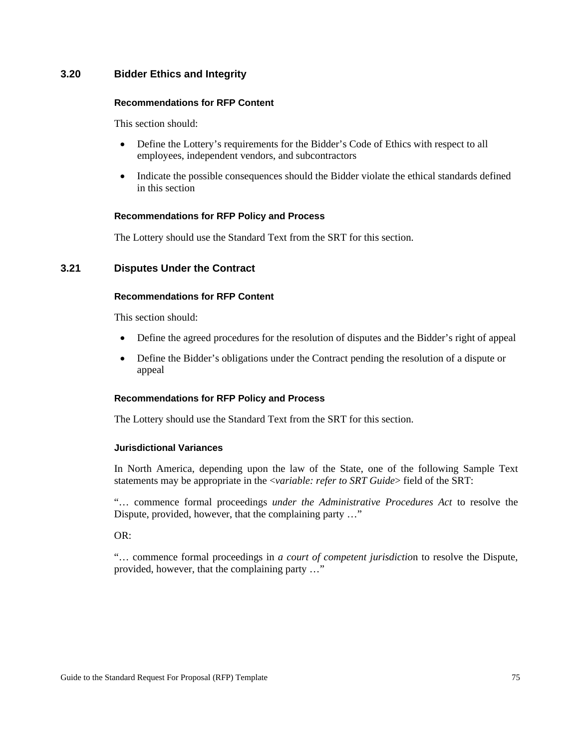## 3.20 Bidder Ethics and Integrity

#### Recommendations for RFP Content

This section should:

- Define the Lottery's requirements for the Bidder's Code of Ethics with respect to all employees, independent vendors, and subcontractors
- Indicate the possible consequences should the Bidder violate the ethical standards defined in this section

#### Recommendations for RFP Policy and Process

The Lottery should use the Standard Text from the SRT for this section.

## 3.21 Disputes Under the Contract

#### Recommendations for RFP Content

This section should:

- Define the agreed procedures for the resolution of disputes and the Bidder's right of appeal
- Define the Bidder's obligations under the Contract pending the resolution of a dispute or appeal

#### Recommendations for RFP Policy and Process

The Lottery should use the Standard Text from the SRT for this section.

#### Jurisdictional Variances

In North America, depending upon the law of the State, one of the following Sample Text statements may be appropriate in the <*variable: refer to SRT Guide*> field of the SRT:

"… commence formal proceedings *under the Administrative Procedures Act* to resolve the Dispute, provided, however, that the complaining party …"

OR:

"… commence formal proceedings in *a court of competent jurisdictio*n to resolve the Dispute, provided, however, that the complaining party …"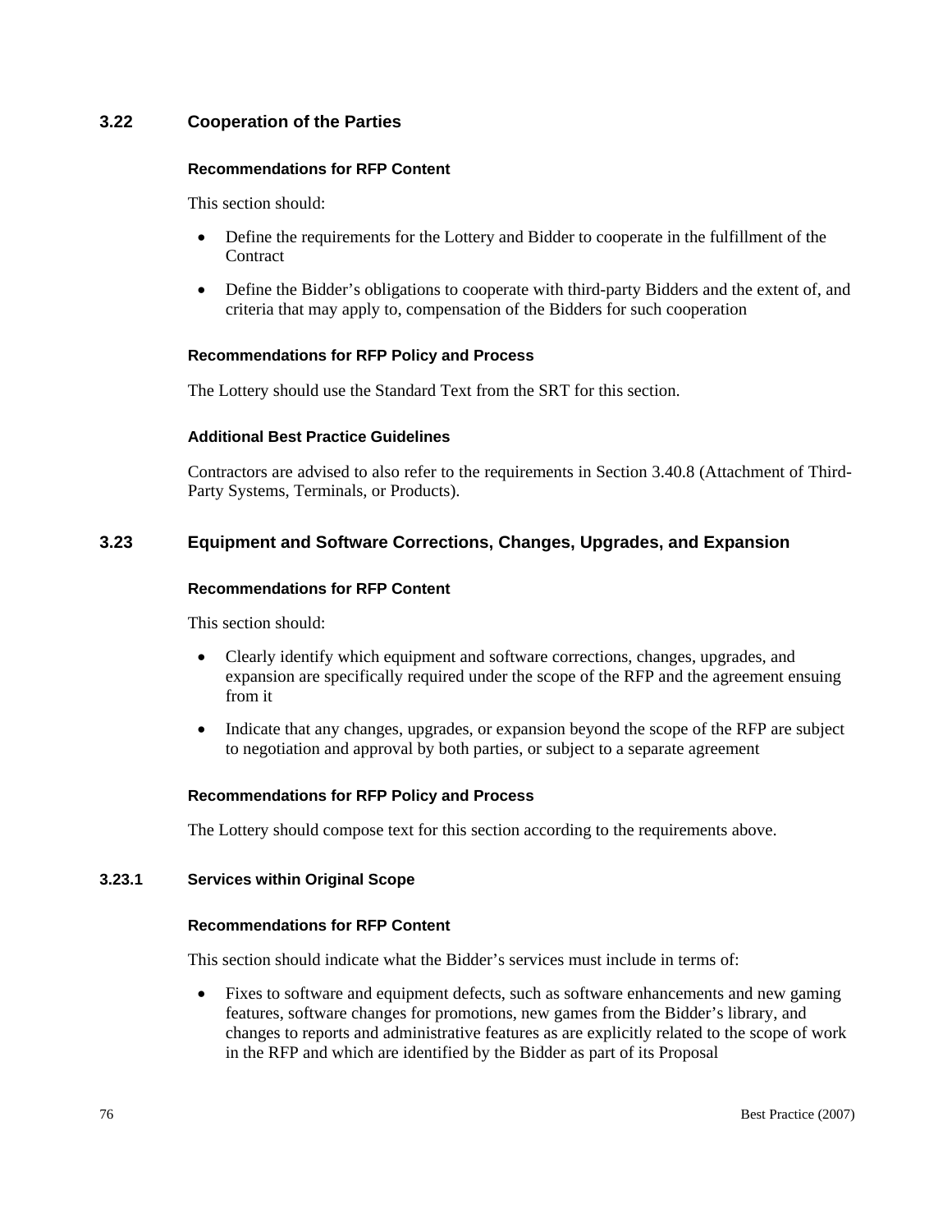## 3.22 Cooperation of the Parties

#### Recommendations for RFP Content

This section should:

- Define the requirements for the Lottery and Bidder to cooperate in the fulfillment of the Contract
- Define the Bidder's obligations to cooperate with third-party Bidders and the extent of, and criteria that may apply to, compensation of the Bidders for such cooperation

#### Recommendations for RFP Policy and Process

The Lottery should use the Standard Text from the SRT for this section.

#### Additional Best Practice Guidelines

Contractors are advised to also refer to the requirements in Section 3.40.8 (Attachment of Third-Party Systems, Terminals, or Products).

## 3.23 Equipment and Software Corrections, Changes, Upgrades, and Expansion

#### Recommendations for RFP Content

This section should:

- Clearly identify which equipment and software corrections, changes, upgrades, and expansion are specifically required under the scope of the RFP and the agreement ensuing from it
- Indicate that any changes, upgrades, or expansion beyond the scope of the RFP are subject to negotiation and approval by both parties, or subject to a separate agreement

#### Recommendations for RFP Policy and Process

The Lottery should compose text for this section according to the requirements above.

### 3.23.1 Services within Original Scope

#### Recommendations for RFP Content

This section should indicate what the Bidder's services must include in terms of:

- Fixes to software and equipment defects, such as software enhancements and new gaming features, software changes for promotions, new games from the Bidder's library, and changes to reports and administrative features as are explicitly related to the scope of work in the RFP and which are identified by the Bidder as part of its Proposal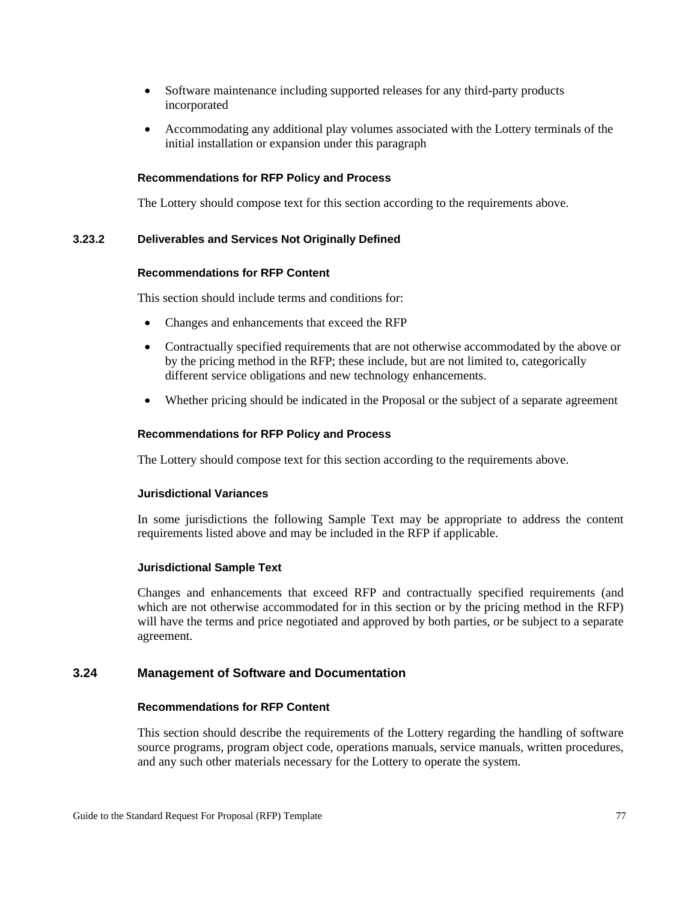- Software maintenance including supported releases for any third-party products incorporated
- Accommodating any additional play volumes associated with the Lottery terminals of the initial installation or expansion under this paragraph

#### Recommendations for RFP Policy and Process

The Lottery should compose text for this section according to the requirements above.

### 3.23.2 Deliverables and Services Not Originally Defined

#### Recommendations for RFP Content

This section should include terms and conditions for:

- Changes and enhancements that exceed the RFP
- Contractually specified requirements that are not otherwise accommodated by the above or by the pricing method in the RFP; these include, but are not limited to, categorically different service obligations and new technology enhancements.
- Whether pricing should be indicated in the Proposal or the subject of a separate agreement

#### Recommendations for RFP Policy and Process

The Lottery should compose text for this section according to the requirements above.

#### Jurisdictional Variances

In some jurisdictions the following Sample Text may be appropriate to address the content requirements listed above and may be included in the RFP if applicable.

#### Jurisdictional Sample Text

Changes and enhancements that exceed RFP and contractually specified requirements (and which are not otherwise accommodated for in this section or by the pricing method in the RFP) will have the terms and price negotiated and approved by both parties, or be subject to a separate agreement.

## 3.24 Management of Software and Documentation

#### Recommendations for RFP Content

This section should describe the requirements of the Lottery regarding the handling of software source programs, program object code, operations manuals, service manuals, written procedures, and any such other materials necessary for the Lottery to operate the system.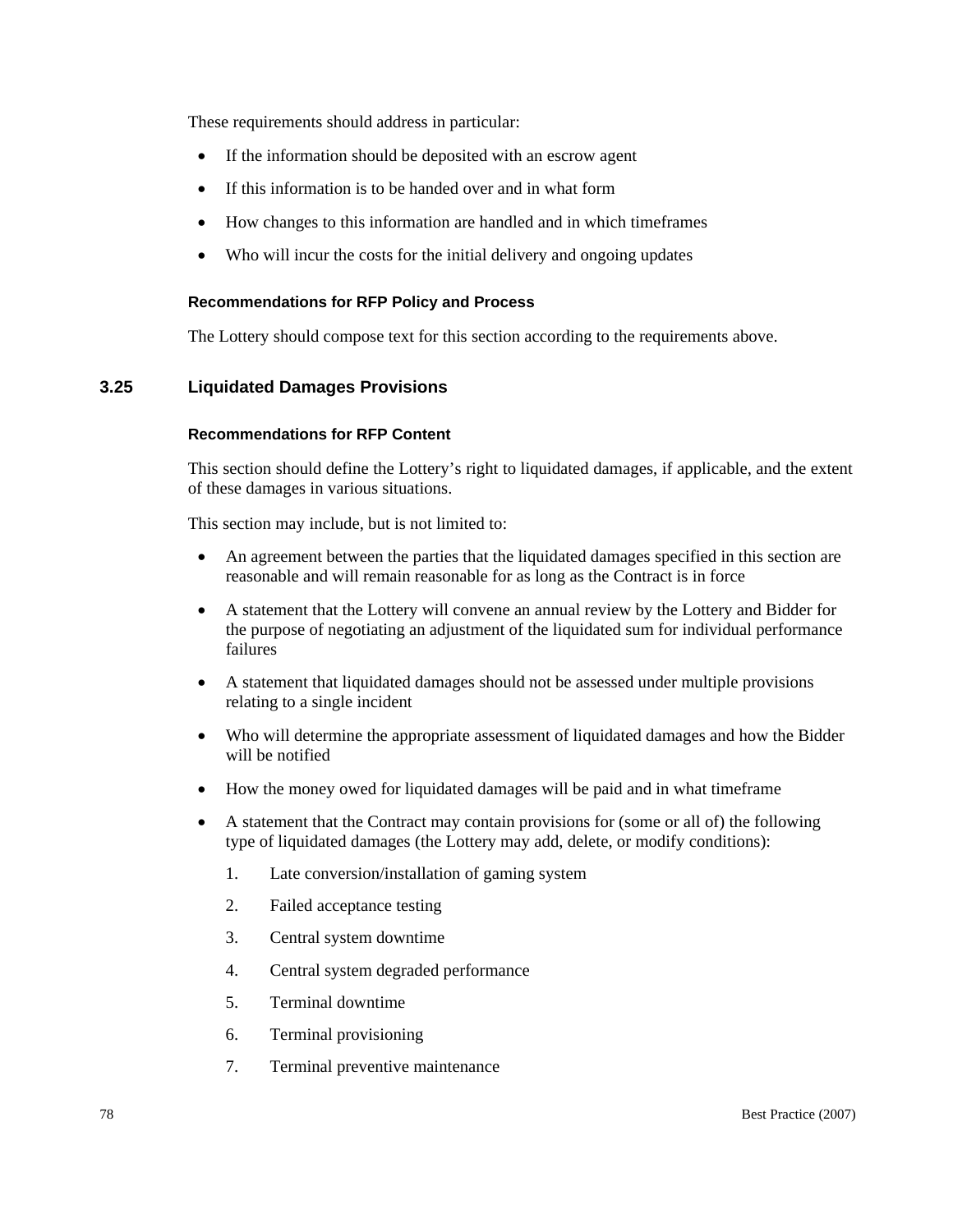These requirements should address in particular:

- If the information should be deposited with an escrow agent
- If this information is to be handed over and in what form
- How changes to this information are handled and in which timeframes
- Who will incur the costs for the initial delivery and ongoing updates

#### Recommendations for RFP Policy and Process

The Lottery should compose text for this section according to the requirements above.

### 3.25 Liquidated Damages Provisions

#### Recommendations for RFP Content

This section should define the Lottery's right to liquidated damages, if applicable, and the extent of these damages in various situations.

This section may include, but is not limited to:

- An agreement between the parties that the liquidated damages specified in this section are reasonable and will remain reasonable for as long as the Contract is in force
- A statement that the Lottery will convene an annual review by the Lottery and Bidder for the purpose of negotiating an adjustment of the liquidated sum for individual performance failures
- A statement that liquidated damages should not be assessed under multiple provisions relating to a single incident
- Who will determine the appropriate assessment of liquidated damages and how the Bidder will be notified
- How the money owed for liquidated damages will be paid and in what timeframe
- A statement that the Contract may contain provisions for (some or all of) the following type of liquidated damages (the Lottery may add, delete, or modify conditions):
  1. Late conversion/installation of gaming system
  2. Failed acceptance testing
  3. Central system downtime
  4. Central system degraded performance
  5. Terminal downtime
  6. Terminal provisioning
  7. Terminal preventive maintenance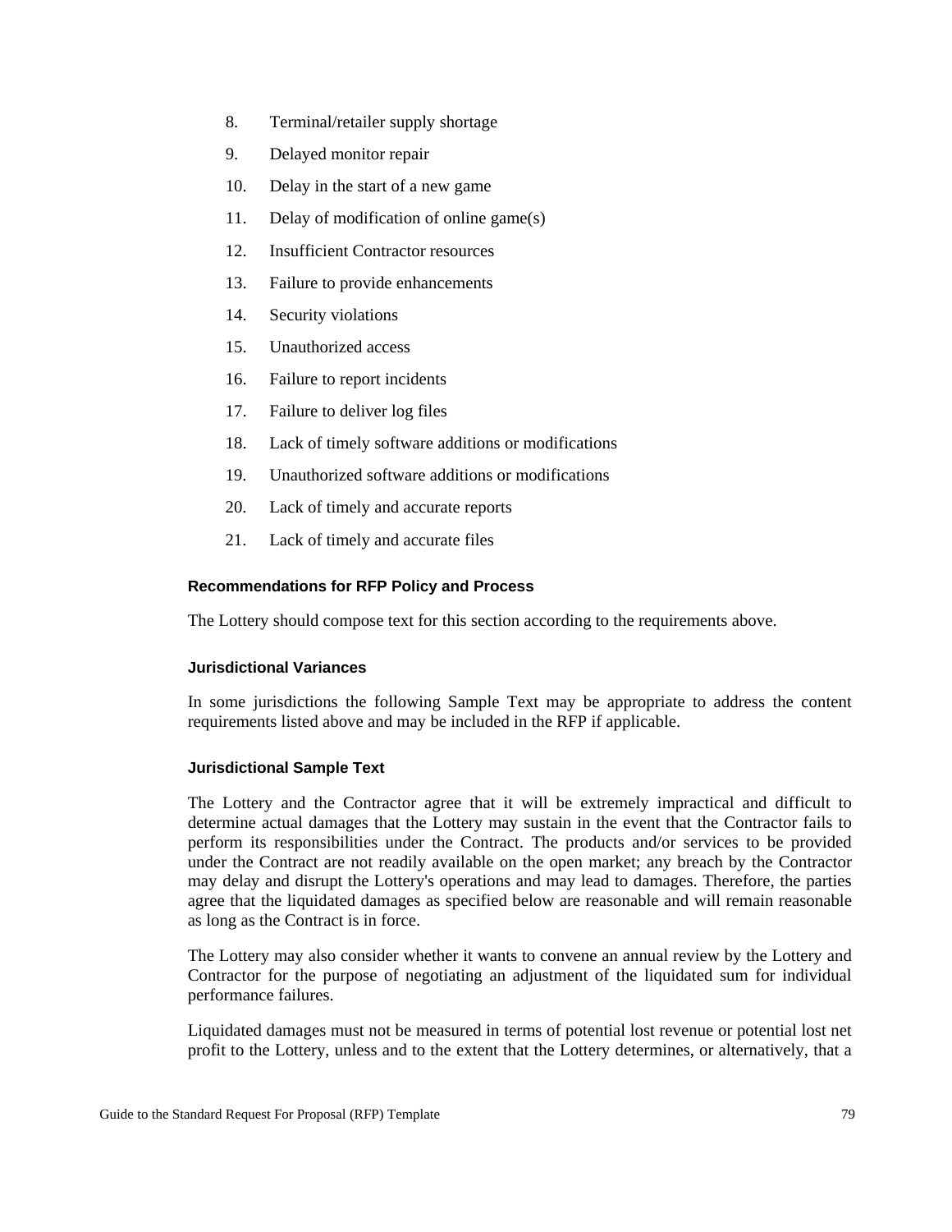8. Terminal/retailer supply shortage
9. Delayed monitor repair
10. Delay in the start of a new game
11. Delay of modification of online game(s)
12. Insufficient Contractor resources
13. Failure to provide enhancements
14. Security violations
15. Unauthorized access
16. Failure to report incidents
17. Failure to deliver log files
18. Lack of timely software additions or modifications
19. Unauthorized software additions or modifications
20. Lack of timely and accurate reports
21. Lack of timely and accurate files

#### Recommendations for RFP Policy and Process

The Lottery should compose text for this section according to the requirements above.

#### Jurisdictional Variances

In some jurisdictions the following Sample Text may be appropriate to address the content requirements listed above and may be included in the RFP if applicable.

#### Jurisdictional Sample Text

The Lottery and the Contractor agree that it will be extremely impractical and difficult to determine actual damages that the Lottery may sustain in the event that the Contractor fails to perform its responsibilities under the Contract. The products and/or services to be provided under the Contract are not readily available on the open market; any breach by the Contractor may delay and disrupt the Lottery's operations and may lead to damages. Therefore, the parties agree that the liquidated damages as specified below are reasonable and will remain reasonable as long as the Contract is in force.

The Lottery may also consider whether it wants to convene an annual review by the Lottery and Contractor for the purpose of negotiating an adjustment of the liquidated sum for individual performance failures.

Liquidated damages must not be measured in terms of potential lost revenue or potential lost net profit to the Lottery, unless and to the extent that the Lottery determines, or alternatively, that a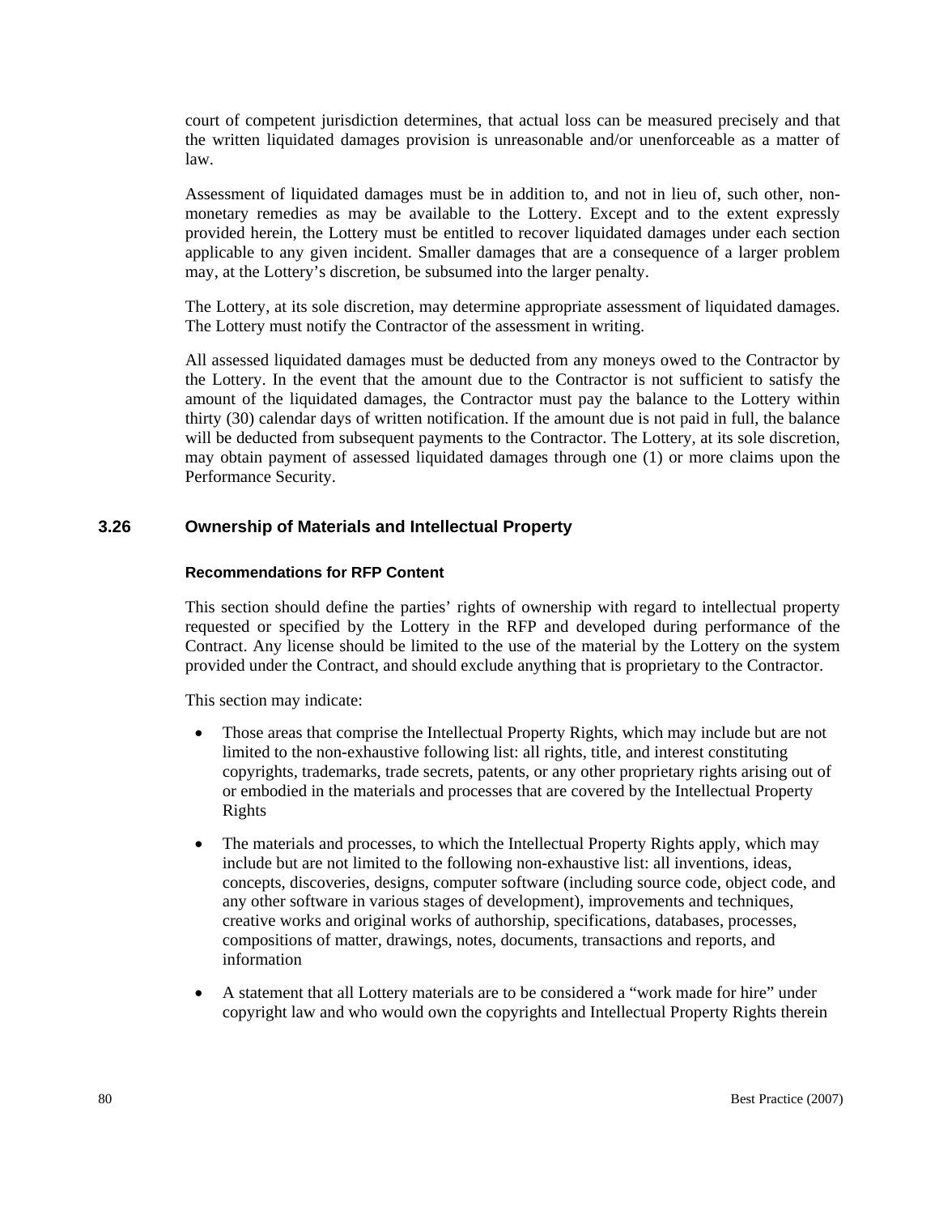court of competent jurisdiction determines, that actual loss can be measured precisely and that the written liquidated damages provision is unreasonable and/or unenforceable as a matter of law.

Assessment of liquidated damages must be in addition to, and not in lieu of, such other, non-monetary remedies as may be available to the Lottery. Except and to the extent expressly provided herein, the Lottery must be entitled to recover liquidated damages under each section applicable to any given incident. Smaller damages that are a consequence of a larger problem may, at the Lottery's discretion, be subsumed into the larger penalty.

The Lottery, at its sole discretion, may determine appropriate assessment of liquidated damages. The Lottery must notify the Contractor of the assessment in writing.

All assessed liquidated damages must be deducted from any moneys owed to the Contractor by the Lottery. In the event that the amount due to the Contractor is not sufficient to satisfy the amount of the liquidated damages, the Contractor must pay the balance to the Lottery within thirty (30) calendar days of written notification. If the amount due is not paid in full, the balance will be deducted from subsequent payments to the Contractor. The Lottery, at its sole discretion, may obtain payment of assessed liquidated damages through one (1) or more claims upon the Performance Security.

## 3.26 Ownership of Materials and Intellectual Property

#### Recommendations for RFP Content

This section should define the parties' rights of ownership with regard to intellectual property requested or specified by the Lottery in the RFP and developed during performance of the Contract. Any license should be limited to the use of the material by the Lottery on the system provided under the Contract, and should exclude anything that is proprietary to the Contractor.

This section may indicate:

- Those areas that comprise the Intellectual Property Rights, which may include but are not limited to the non-exhaustive following list: all rights, title, and interest constituting copyrights, trademarks, trade secrets, patents, or any other proprietary rights arising out of or embodied in the materials and processes that are covered by the Intellectual Property Rights
- The materials and processes, to which the Intellectual Property Rights apply, which may include but are not limited to the following non-exhaustive list: all inventions, ideas, concepts, discoveries, designs, computer software (including source code, object code, and any other software in various stages of development), improvements and techniques, creative works and original works of authorship, specifications, databases, processes, compositions of matter, drawings, notes, documents, transactions and reports, and information
- A statement that all Lottery materials are to be considered a "work made for hire" under copyright law and who would own the copyrights and Intellectual Property Rights therein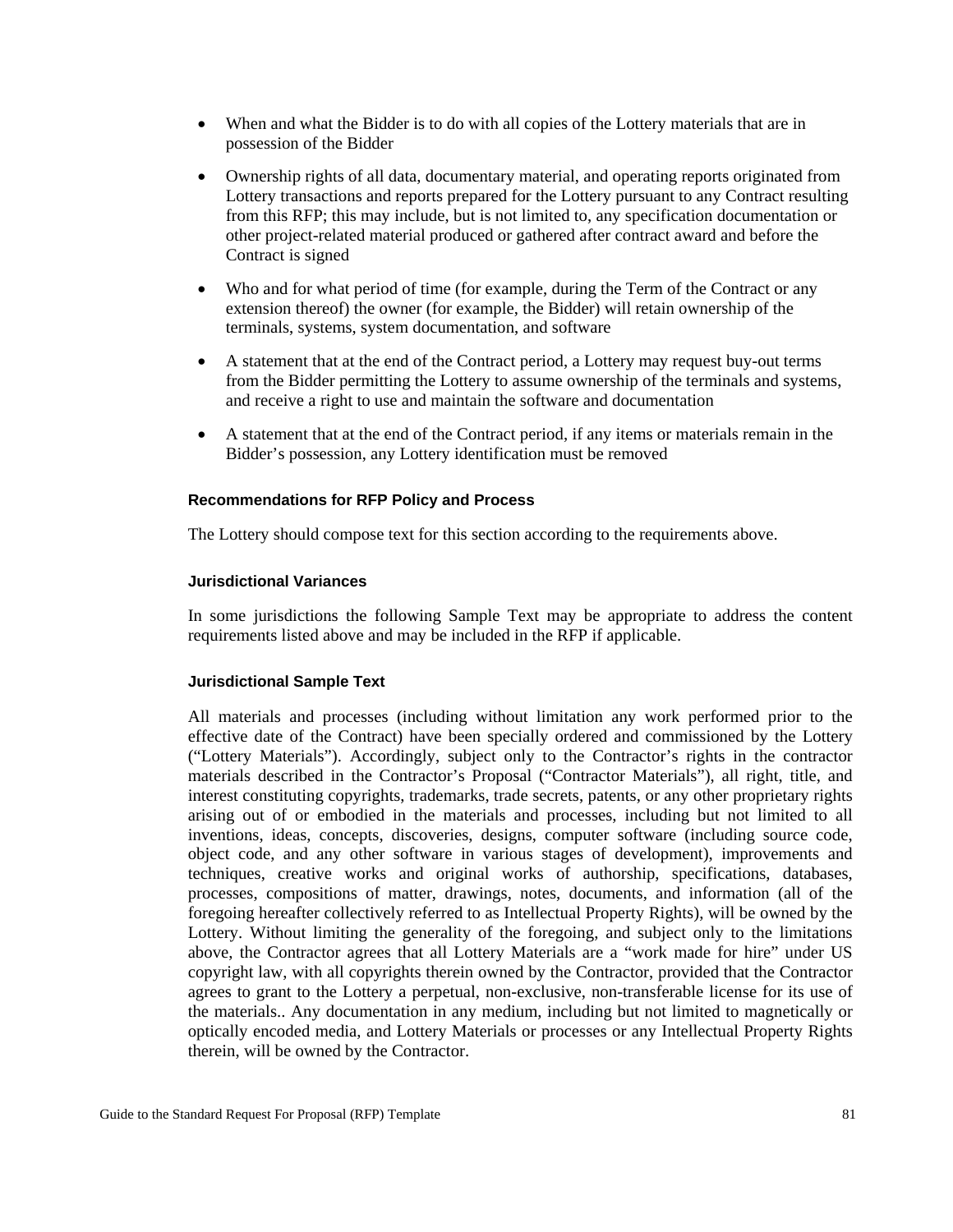- When and what the Bidder is to do with all copies of the Lottery materials that are in possession of the Bidder
- Ownership rights of all data, documentary material, and operating reports originated from Lottery transactions and reports prepared for the Lottery pursuant to any Contract resulting from this RFP; this may include, but is not limited to, any specification documentation or other project-related material produced or gathered after contract award and before the Contract is signed
- Who and for what period of time (for example, during the Term of the Contract or any extension thereof) the owner (for example, the Bidder) will retain ownership of the terminals, systems, system documentation, and software
- A statement that at the end of the Contract period, a Lottery may request buy-out terms from the Bidder permitting the Lottery to assume ownership of the terminals and systems, and receive a right to use and maintain the software and documentation
- A statement that at the end of the Contract period, if any items or materials remain in the Bidder's possession, any Lottery identification must be removed

#### Recommendations for RFP Policy and Process

The Lottery should compose text for this section according to the requirements above.

#### Jurisdictional Variances

In some jurisdictions the following Sample Text may be appropriate to address the content requirements listed above and may be included in the RFP if applicable.

#### Jurisdictional Sample Text

All materials and processes (including without limitation any work performed prior to the effective date of the Contract) have been specially ordered and commissioned by the Lottery ("Lottery Materials"). Accordingly, subject only to the Contractor's rights in the contractor materials described in the Contractor's Proposal ("Contractor Materials"), all right, title, and interest constituting copyrights, trademarks, trade secrets, patents, or any other proprietary rights arising out of or embodied in the materials and processes, including but not limited to all inventions, ideas, concepts, discoveries, designs, computer software (including source code, object code, and any other software in various stages of development), improvements and techniques, creative works and original works of authorship, specifications, databases, processes, compositions of matter, drawings, notes, documents, and information (all of the foregoing hereafter collectively referred to as Intellectual Property Rights), will be owned by the Lottery. Without limiting the generality of the foregoing, and subject only to the limitations above, the Contractor agrees that all Lottery Materials are a "work made for hire" under US copyright law, with all copyrights therein owned by the Contractor, provided that the Contractor agrees to grant to the Lottery a perpetual, non-exclusive, non-transferable license for its use of the materials.. Any documentation in any medium, including but not limited to magnetically or optically encoded media, and Lottery Materials or processes or any Intellectual Property Rights therein, will be owned by the Contractor.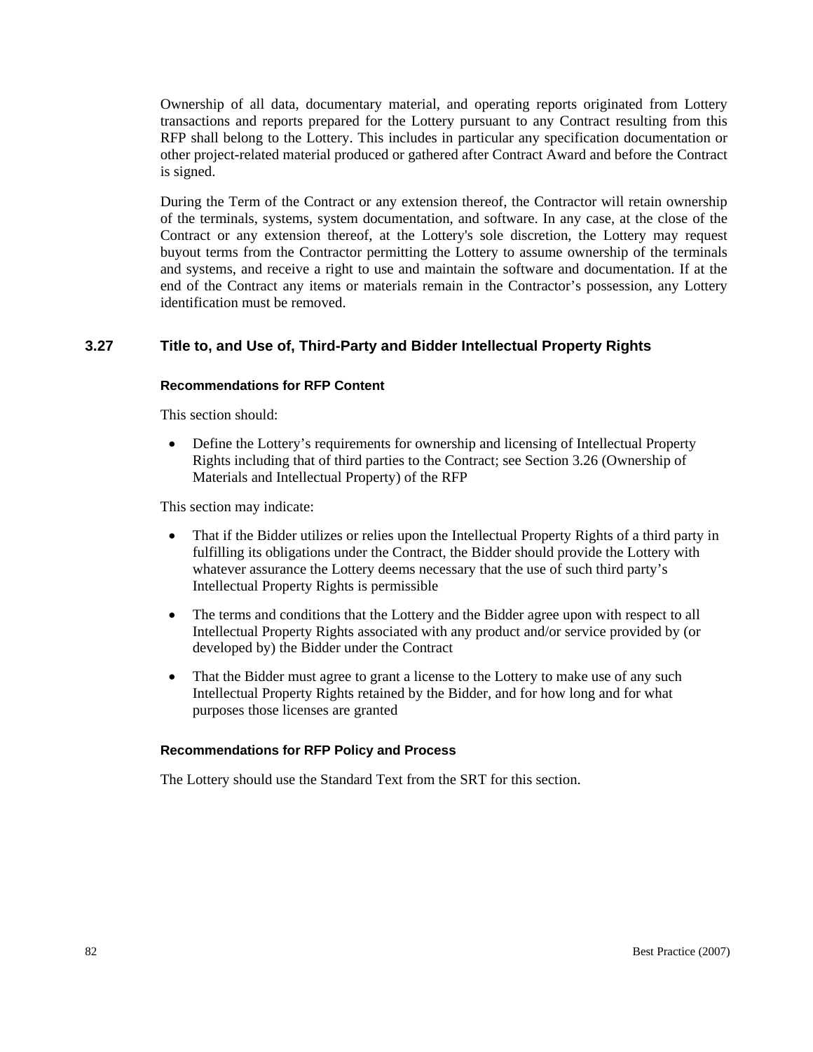Ownership of all data, documentary material, and operating reports originated from Lottery transactions and reports prepared for the Lottery pursuant to any Contract resulting from this RFP shall belong to the Lottery. This includes in particular any specification documentation or other project-related material produced or gathered after Contract Award and before the Contract is signed.

During the Term of the Contract or any extension thereof, the Contractor will retain ownership of the terminals, systems, system documentation, and software. In any case, at the close of the Contract or any extension thereof, at the Lottery's sole discretion, the Lottery may request buyout terms from the Contractor permitting the Lottery to assume ownership of the terminals and systems, and receive a right to use and maintain the software and documentation. If at the end of the Contract any items or materials remain in the Contractor's possession, any Lottery identification must be removed.

## 3.27 Title to, and Use of, Third-Party and Bidder Intellectual Property Rights

#### Recommendations for RFP Content

This section should:

- Define the Lottery's requirements for ownership and licensing of Intellectual Property Rights including that of third parties to the Contract; see Section 3.26 (Ownership of Materials and Intellectual Property) of the RFP

This section may indicate:

- That if the Bidder utilizes or relies upon the Intellectual Property Rights of a third party in fulfilling its obligations under the Contract, the Bidder should provide the Lottery with whatever assurance the Lottery deems necessary that the use of such third party's Intellectual Property Rights is permissible
- The terms and conditions that the Lottery and the Bidder agree upon with respect to all Intellectual Property Rights associated with any product and/or service provided by (or developed by) the Bidder under the Contract
- That the Bidder must agree to grant a license to the Lottery to make use of any such Intellectual Property Rights retained by the Bidder, and for how long and for what purposes those licenses are granted

#### Recommendations for RFP Policy and Process

The Lottery should use the Standard Text from the SRT for this section.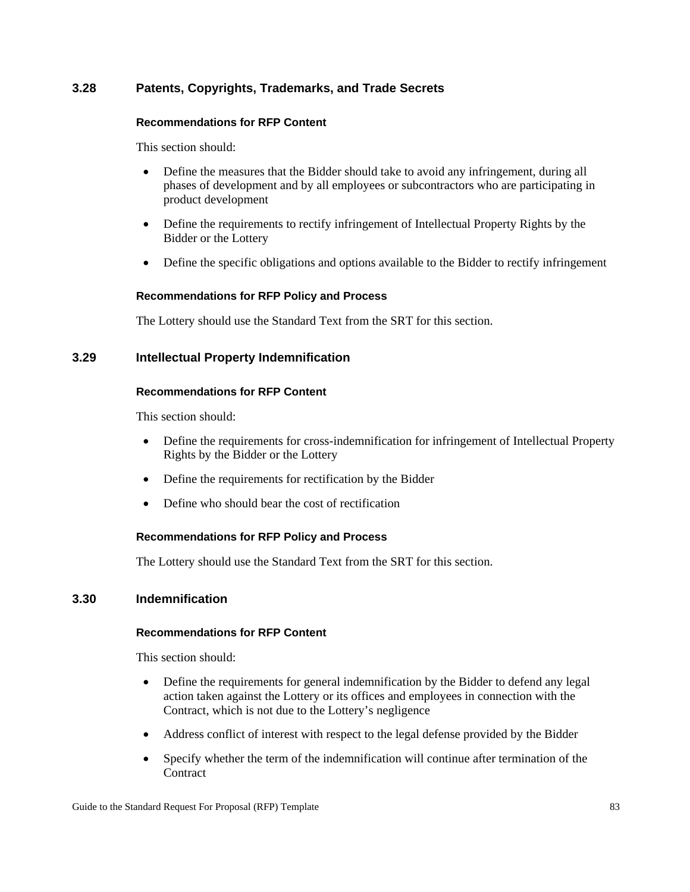### 3.28 Patents, Copyrights, Trademarks, and Trade Secrets

#### Recommendations for RFP Content

This section should:

- Define the measures that the Bidder should take to avoid any infringement, during all phases of development and by all employees or subcontractors who are participating in product development
- Define the requirements to rectify infringement of Intellectual Property Rights by the Bidder or the Lottery
- Define the specific obligations and options available to the Bidder to rectify infringement

#### Recommendations for RFP Policy and Process

The Lottery should use the Standard Text from the SRT for this section.

### 3.29 Intellectual Property Indemnification

#### Recommendations for RFP Content

This section should:

- Define the requirements for cross-indemnification for infringement of Intellectual Property Rights by the Bidder or the Lottery
- Define the requirements for rectification by the Bidder
- Define who should bear the cost of rectification

#### Recommendations for RFP Policy and Process

The Lottery should use the Standard Text from the SRT for this section.

### 3.30 Indemnification

#### Recommendations for RFP Content

This section should:

- Define the requirements for general indemnification by the Bidder to defend any legal action taken against the Lottery or its offices and employees in connection with the Contract, which is not due to the Lottery's negligence
- Address conflict of interest with respect to the legal defense provided by the Bidder
- Specify whether the term of the indemnification will continue after termination of the Contract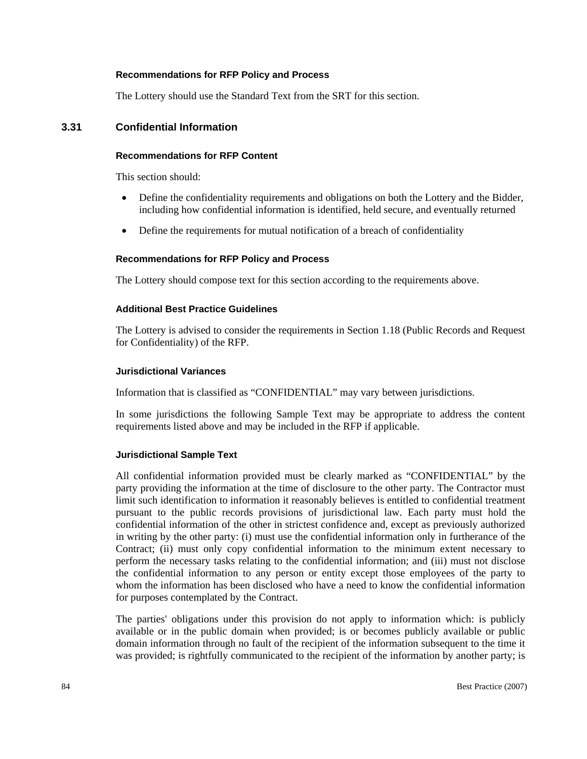#### Recommendations for RFP Policy and Process

The Lottery should use the Standard Text from the SRT for this section.

## 3.31 Confidential Information

#### Recommendations for RFP Content

This section should:

- Define the confidentiality requirements and obligations on both the Lottery and the Bidder, including how confidential information is identified, held secure, and eventually returned
- Define the requirements for mutual notification of a breach of confidentiality

#### Recommendations for RFP Policy and Process

The Lottery should compose text for this section according to the requirements above.

#### Additional Best Practice Guidelines

The Lottery is advised to consider the requirements in Section 1.18 (Public Records and Request for Confidentiality) of the RFP.

#### Jurisdictional Variances

Information that is classified as “CONFIDENTIAL” may vary between jurisdictions.

In some jurisdictions the following Sample Text may be appropriate to address the content requirements listed above and may be included in the RFP if applicable.

#### Jurisdictional Sample Text

All confidential information provided must be clearly marked as “CONFIDENTIAL” by the party providing the information at the time of disclosure to the other party. The Contractor must limit such identification to information it reasonably believes is entitled to confidential treatment pursuant to the public records provisions of jurisdictional law. Each party must hold the confidential information of the other in strictest confidence and, except as previously authorized in writing by the other party: (i) must use the confidential information only in furtherance of the Contract; (ii) must only copy confidential information to the minimum extent necessary to perform the necessary tasks relating to the confidential information; and (iii) must not disclose the confidential information to any person or entity except those employees of the party to whom the information has been disclosed who have a need to know the confidential information for purposes contemplated by the Contract.

The parties' obligations under this provision do not apply to information which: is publicly available or in the public domain when provided; is or becomes publicly available or public domain information through no fault of the recipient of the information subsequent to the time it was provided; is rightfully communicated to the recipient of the information by another party; is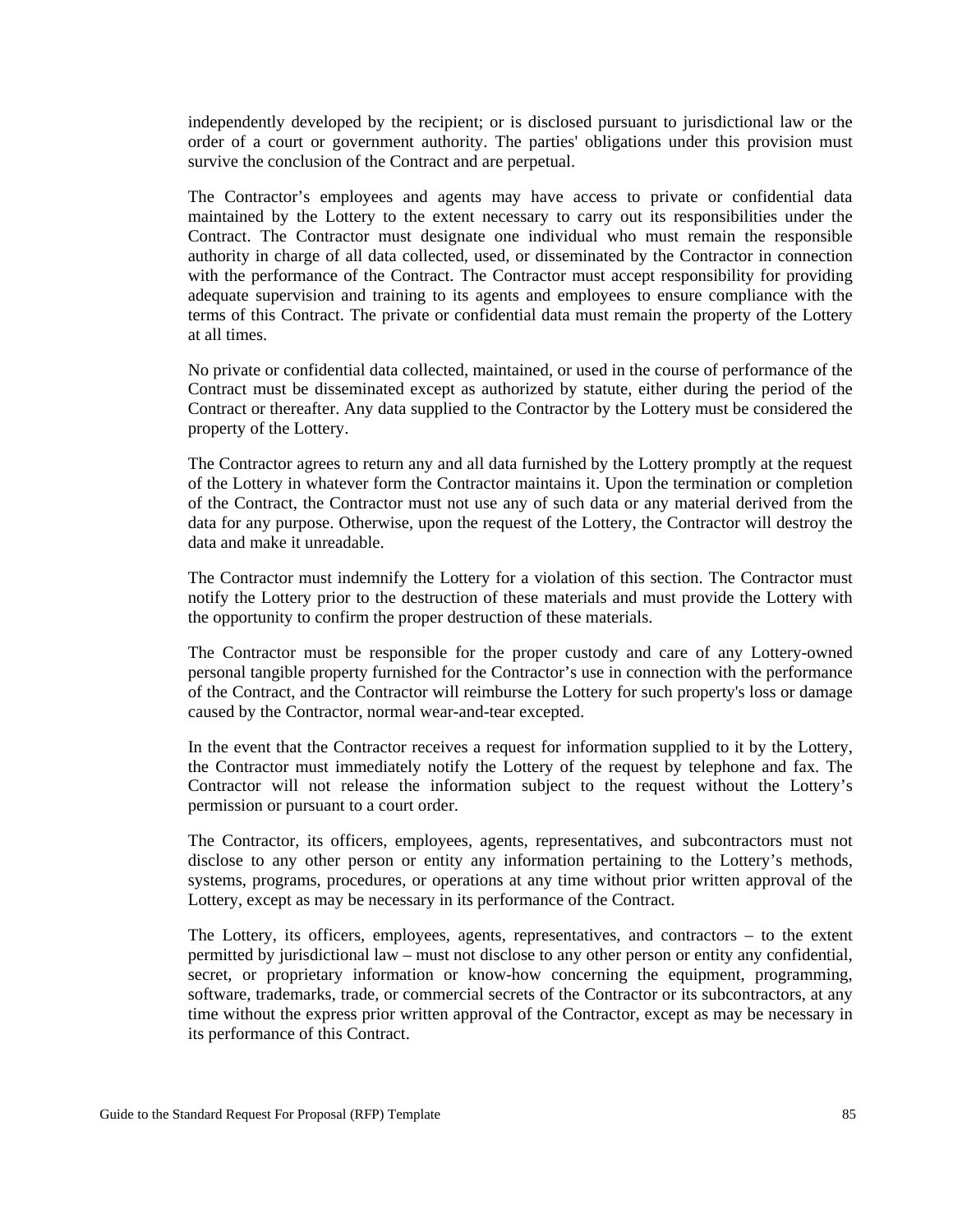independently developed by the recipient; or is disclosed pursuant to jurisdictional law or the order of a court or government authority. The parties' obligations under this provision must survive the conclusion of the Contract and are perpetual.

The Contractor's employees and agents may have access to private or confidential data maintained by the Lottery to the extent necessary to carry out its responsibilities under the Contract. The Contractor must designate one individual who must remain the responsible authority in charge of all data collected, used, or disseminated by the Contractor in connection with the performance of the Contract. The Contractor must accept responsibility for providing adequate supervision and training to its agents and employees to ensure compliance with the terms of this Contract. The private or confidential data must remain the property of the Lottery at all times.

No private or confidential data collected, maintained, or used in the course of performance of the Contract must be disseminated except as authorized by statute, either during the period of the Contract or thereafter. Any data supplied to the Contractor by the Lottery must be considered the property of the Lottery.

The Contractor agrees to return any and all data furnished by the Lottery promptly at the request of the Lottery in whatever form the Contractor maintains it. Upon the termination or completion of the Contract, the Contractor must not use any of such data or any material derived from the data for any purpose. Otherwise, upon the request of the Lottery, the Contractor will destroy the data and make it unreadable.

The Contractor must indemnify the Lottery for a violation of this section. The Contractor must notify the Lottery prior to the destruction of these materials and must provide the Lottery with the opportunity to confirm the proper destruction of these materials.

The Contractor must be responsible for the proper custody and care of any Lottery-owned personal tangible property furnished for the Contractor's use in connection with the performance of the Contract, and the Contractor will reimburse the Lottery for such property's loss or damage caused by the Contractor, normal wear-and-tear excepted.

In the event that the Contractor receives a request for information supplied to it by the Lottery, the Contractor must immediately notify the Lottery of the request by telephone and fax. The Contractor will not release the information subject to the request without the Lottery's permission or pursuant to a court order.

The Contractor, its officers, employees, agents, representatives, and subcontractors must not disclose to any other person or entity any information pertaining to the Lottery's methods, systems, programs, procedures, or operations at any time without prior written approval of the Lottery, except as may be necessary in its performance of the Contract.

The Lottery, its officers, employees, agents, representatives, and contractors – to the extent permitted by jurisdictional law – must not disclose to any other person or entity any confidential, secret, or proprietary information or know-how concerning the equipment, programming, software, trademarks, trade, or commercial secrets of the Contractor or its subcontractors, at any time without the express prior written approval of the Contractor, except as may be necessary in its performance of this Contract.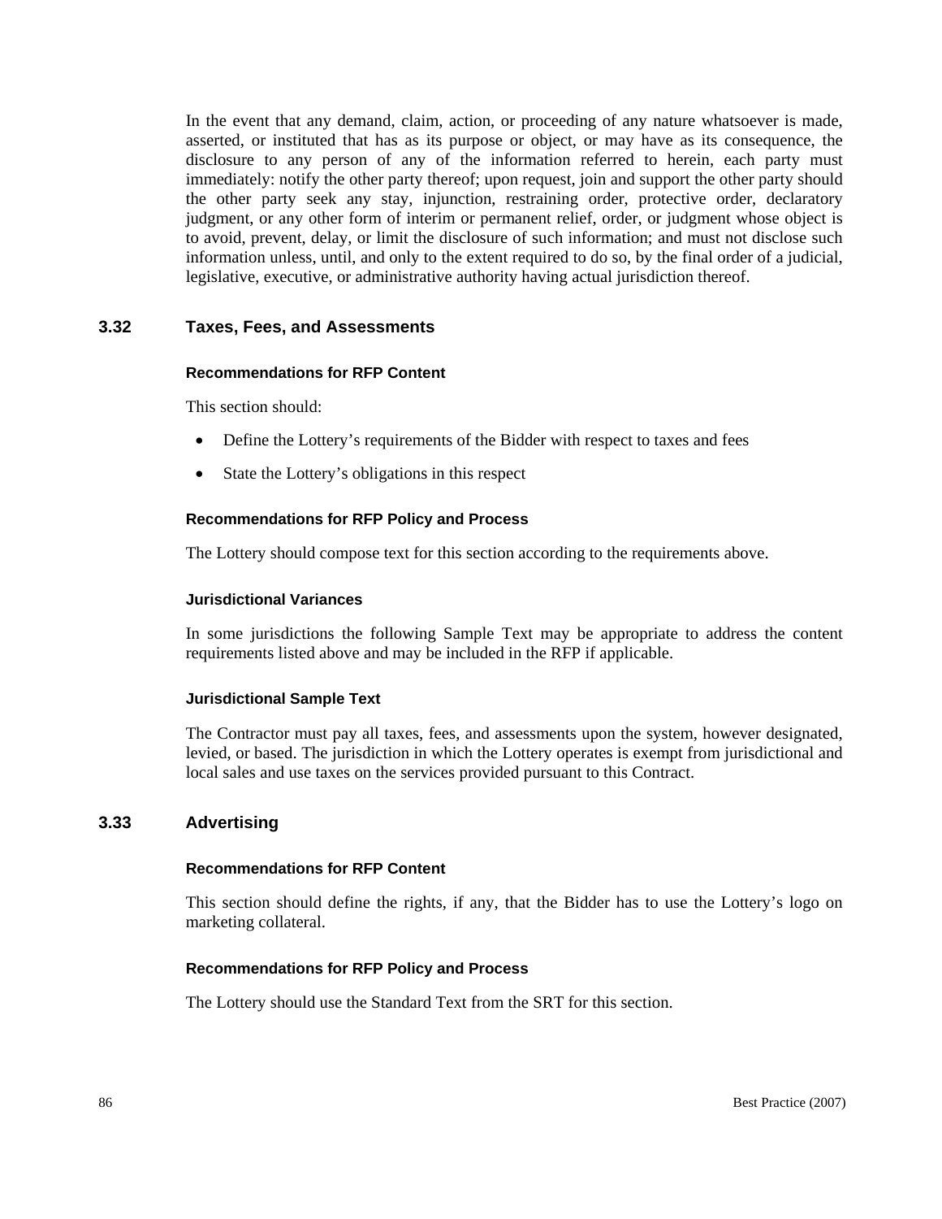In the event that any demand, claim, action, or proceeding of any nature whatsoever is made, asserted, or instituted that has as its purpose or object, or may have as its consequence, the disclosure to any person of any of the information referred to herein, each party must immediately: notify the other party thereof; upon request, join and support the other party should the other party seek any stay, injunction, restraining order, protective order, declaratory judgment, or any other form of interim or permanent relief, order, or judgment whose object is to avoid, prevent, delay, or limit the disclosure of such information; and must not disclose such information unless, until, and only to the extent required to do so, by the final order of a judicial, legislative, executive, or administrative authority having actual jurisdiction thereof.

## 3.32 Taxes, Fees, and Assessments

#### Recommendations for RFP Content

This section should:

- Define the Lottery's requirements of the Bidder with respect to taxes and fees
- State the Lottery's obligations in this respect

#### Recommendations for RFP Policy and Process

The Lottery should compose text for this section according to the requirements above.

#### Jurisdictional Variances

In some jurisdictions the following Sample Text may be appropriate to address the content requirements listed above and may be included in the RFP if applicable.

#### Jurisdictional Sample Text

The Contractor must pay all taxes, fees, and assessments upon the system, however designated, levied, or based. The jurisdiction in which the Lottery operates is exempt from jurisdictional and local sales and use taxes on the services provided pursuant to this Contract.

## 3.33 Advertising

#### Recommendations for RFP Content

This section should define the rights, if any, that the Bidder has to use the Lottery's logo on marketing collateral.

#### Recommendations for RFP Policy and Process

The Lottery should use the Standard Text from the SRT for this section.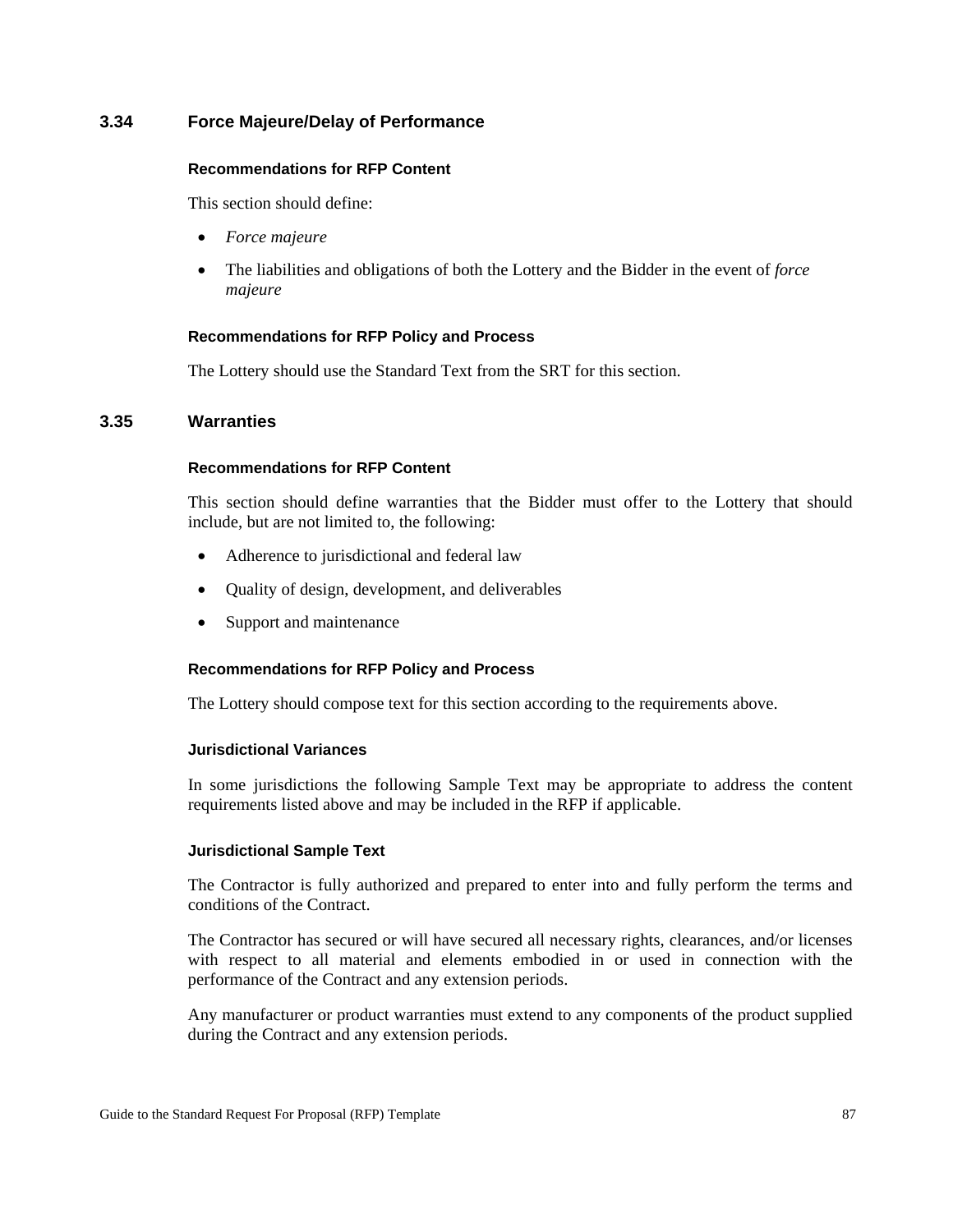## 3.34 Force Majeure/Delay of Performance

#### Recommendations for RFP Content

This section should define:

- *Force majeure*
- The liabilities and obligations of both the Lottery and the Bidder in the event of *force majeure*

#### Recommendations for RFP Policy and Process

The Lottery should use the Standard Text from the SRT for this section.

## 3.35 Warranties

#### Recommendations for RFP Content

This section should define warranties that the Bidder must offer to the Lottery that should include, but are not limited to, the following:

- Adherence to jurisdictional and federal law
- Quality of design, development, and deliverables
- Support and maintenance

#### Recommendations for RFP Policy and Process

The Lottery should compose text for this section according to the requirements above.

#### Jurisdictional Variances

In some jurisdictions the following Sample Text may be appropriate to address the content requirements listed above and may be included in the RFP if applicable.

#### Jurisdictional Sample Text

The Contractor is fully authorized and prepared to enter into and fully perform the terms and conditions of the Contract.

The Contractor has secured or will have secured all necessary rights, clearances, and/or licenses with respect to all material and elements embodied in or used in connection with the performance of the Contract and any extension periods.

Any manufacturer or product warranties must extend to any components of the product supplied during the Contract and any extension periods.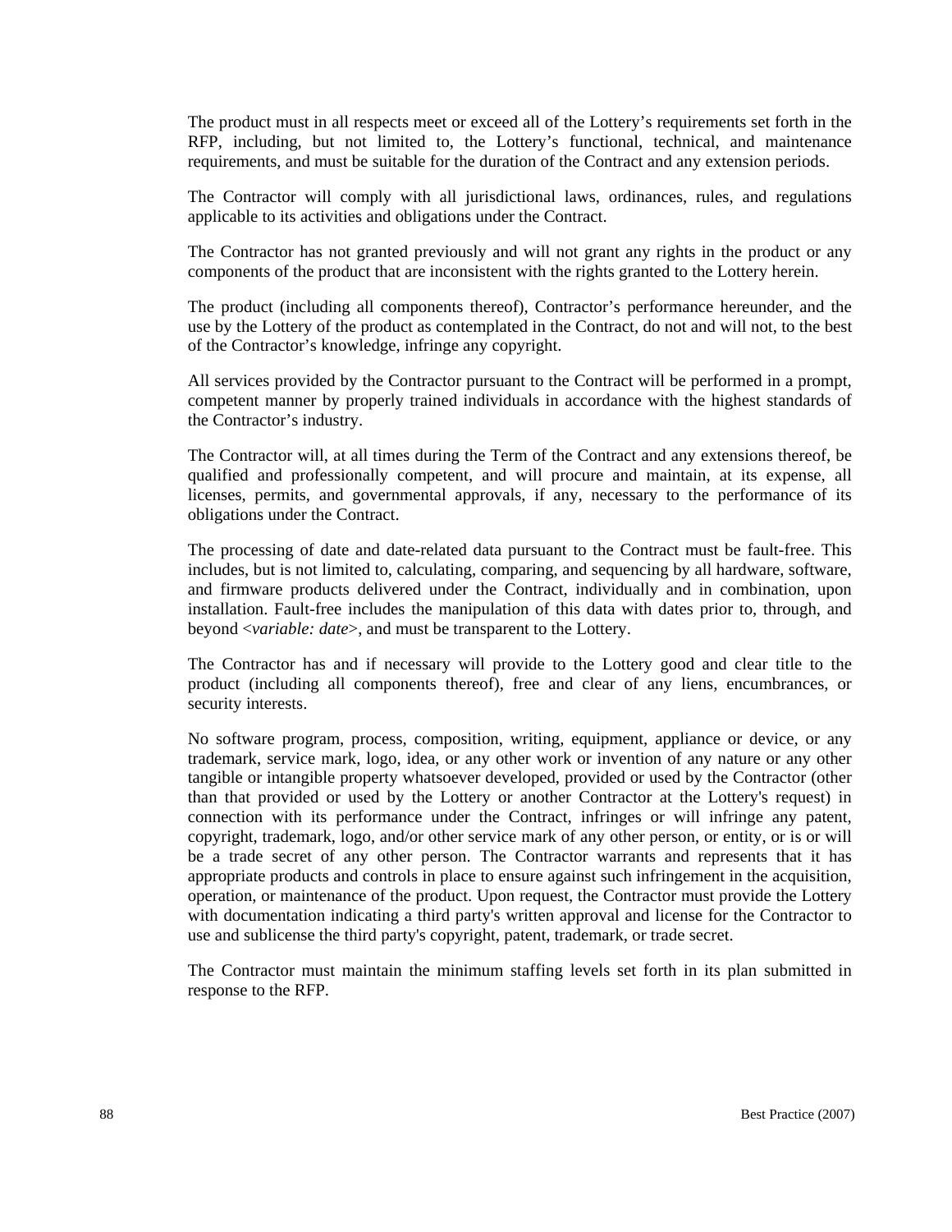The product must in all respects meet or exceed all of the Lottery's requirements set forth in the RFP, including, but not limited to, the Lottery's functional, technical, and maintenance requirements, and must be suitable for the duration of the Contract and any extension periods.

The Contractor will comply with all jurisdictional laws, ordinances, rules, and regulations applicable to its activities and obligations under the Contract.

The Contractor has not granted previously and will not grant any rights in the product or any components of the product that are inconsistent with the rights granted to the Lottery herein.

The product (including all components thereof), Contractor's performance hereunder, and the use by the Lottery of the product as contemplated in the Contract, do not and will not, to the best of the Contractor's knowledge, infringe any copyright.

All services provided by the Contractor pursuant to the Contract will be performed in a prompt, competent manner by properly trained individuals in accordance with the highest standards of the Contractor's industry.

The Contractor will, at all times during the Term of the Contract and any extensions thereof, be qualified and professionally competent, and will procure and maintain, at its expense, all licenses, permits, and governmental approvals, if any, necessary to the performance of its obligations under the Contract.

The processing of date and date-related data pursuant to the Contract must be fault-free. This includes, but is not limited to, calculating, comparing, and sequencing by all hardware, software, and firmware products delivered under the Contract, individually and in combination, upon installation. Fault-free includes the manipulation of this data with dates prior to, through, and beyond <*variable: date*>, and must be transparent to the Lottery.

The Contractor has and if necessary will provide to the Lottery good and clear title to the product (including all components thereof), free and clear of any liens, encumbrances, or security interests.

No software program, process, composition, writing, equipment, appliance or device, or any trademark, service mark, logo, idea, or any other work or invention of any nature or any other tangible or intangible property whatsoever developed, provided or used by the Contractor (other than that provided or used by the Lottery or another Contractor at the Lottery's request) in connection with its performance under the Contract, infringes or will infringe any patent, copyright, trademark, logo, and/or other service mark of any other person, or entity, or is or will be a trade secret of any other person. The Contractor warrants and represents that it has appropriate products and controls in place to ensure against such infringement in the acquisition, operation, or maintenance of the product. Upon request, the Contractor must provide the Lottery with documentation indicating a third party's written approval and license for the Contractor to use and sublicense the third party's copyright, patent, trademark, or trade secret.

The Contractor must maintain the minimum staffing levels set forth in its plan submitted in response to the RFP.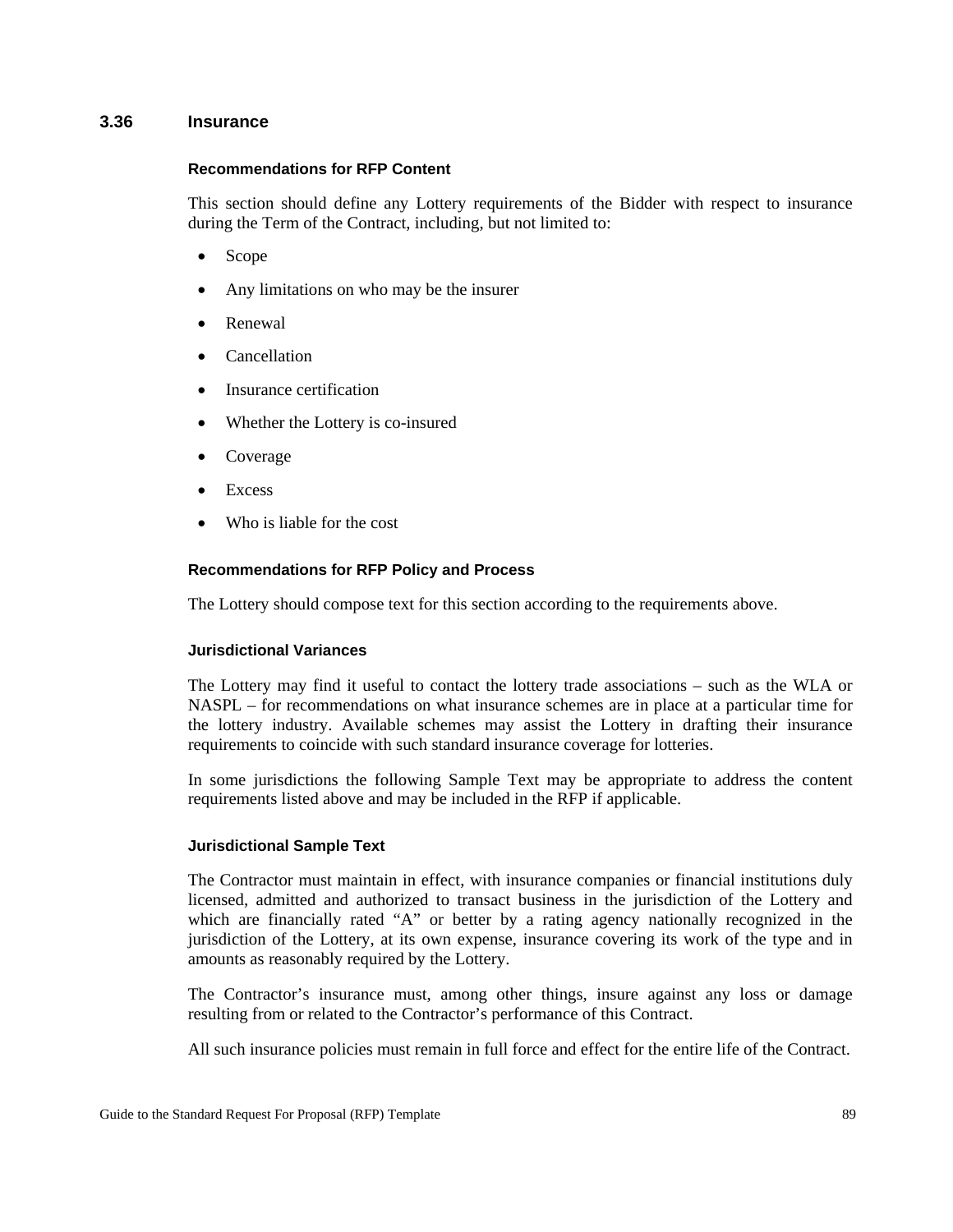## 3.36 Insurance

#### Recommendations for RFP Content

This section should define any Lottery requirements of the Bidder with respect to insurance during the Term of the Contract, including, but not limited to:

- Scope
- Any limitations on who may be the insurer
- Renewal
- Cancellation
- Insurance certification
- Whether the Lottery is co-insured
- Coverage
- Excess
- Who is liable for the cost

#### Recommendations for RFP Policy and Process

The Lottery should compose text for this section according to the requirements above.

#### Jurisdictional Variances

The Lottery may find it useful to contact the lottery trade associations – such as the WLA or NASPL – for recommendations on what insurance schemes are in place at a particular time for the lottery industry. Available schemes may assist the Lottery in drafting their insurance requirements to coincide with such standard insurance coverage for lotteries.

In some jurisdictions the following Sample Text may be appropriate to address the content requirements listed above and may be included in the RFP if applicable.

#### Jurisdictional Sample Text

The Contractor must maintain in effect, with insurance companies or financial institutions duly licensed, admitted and authorized to transact business in the jurisdiction of the Lottery and which are financially rated "A" or better by a rating agency nationally recognized in the jurisdiction of the Lottery, at its own expense, insurance covering its work of the type and in amounts as reasonably required by the Lottery.

The Contractor's insurance must, among other things, insure against any loss or damage resulting from or related to the Contractor's performance of this Contract.

All such insurance policies must remain in full force and effect for the entire life of the Contract.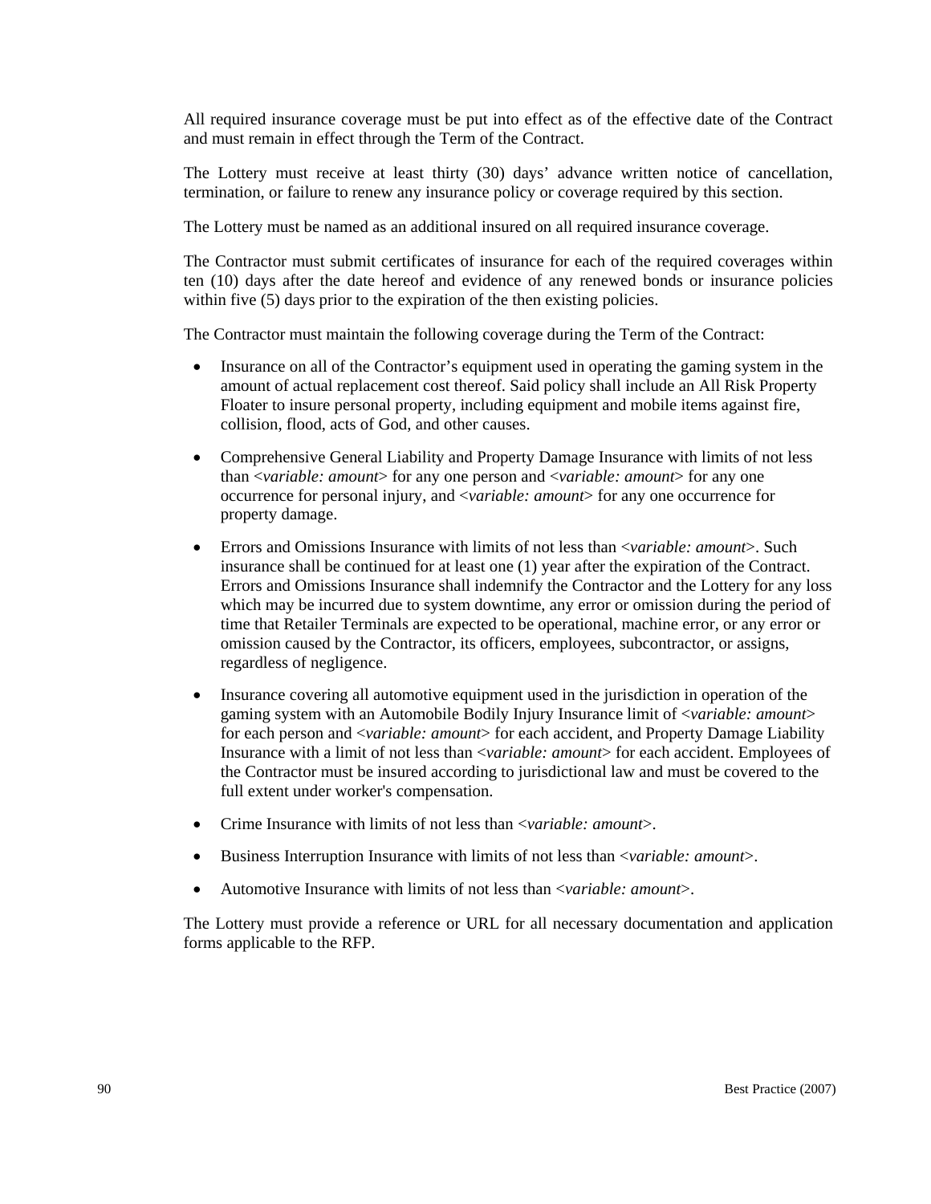All required insurance coverage must be put into effect as of the effective date of the Contract and must remain in effect through the Term of the Contract.

The Lottery must receive at least thirty (30) days' advance written notice of cancellation, termination, or failure to renew any insurance policy or coverage required by this section.

The Lottery must be named as an additional insured on all required insurance coverage.

The Contractor must submit certificates of insurance for each of the required coverages within ten (10) days after the date hereof and evidence of any renewed bonds or insurance policies within five (5) days prior to the expiration of the then existing policies.

The Contractor must maintain the following coverage during the Term of the Contract:

- Insurance on all of the Contractor's equipment used in operating the gaming system in the amount of actual replacement cost thereof. Said policy shall include an All Risk Property Floater to insure personal property, including equipment and mobile items against fire, collision, flood, acts of God, and other causes.

- Comprehensive General Liability and Property Damage Insurance with limits of not less than <*variable: amount*> for any one person and <*variable: amount*> for any one occurrence for personal injury, and <*variable: amount*> for any one occurrence for property damage.

- Errors and Omissions Insurance with limits of not less than <*variable: amount*>. Such insurance shall be continued for at least one (1) year after the expiration of the Contract. Errors and Omissions Insurance shall indemnify the Contractor and the Lottery for any loss which may be incurred due to system downtime, any error or omission during the period of time that Retailer Terminals are expected to be operational, machine error, or any error or omission caused by the Contractor, its officers, employees, subcontractor, or assigns, regardless of negligence.

- Insurance covering all automotive equipment used in the jurisdiction in operation of the gaming system with an Automobile Bodily Injury Insurance limit of <*variable: amount*> for each person and <*variable: amount*> for each accident, and Property Damage Liability Insurance with a limit of not less than <*variable: amount*> for each accident. Employees of the Contractor must be insured according to jurisdictional law and must be covered to the full extent under worker's compensation.

- Crime Insurance with limits of not less than <*variable: amount*>.

- Business Interruption Insurance with limits of not less than <*variable: amount*>.

- Automotive Insurance with limits of not less than <*variable: amount*>.

The Lottery must provide a reference or URL for all necessary documentation and application forms applicable to the RFP.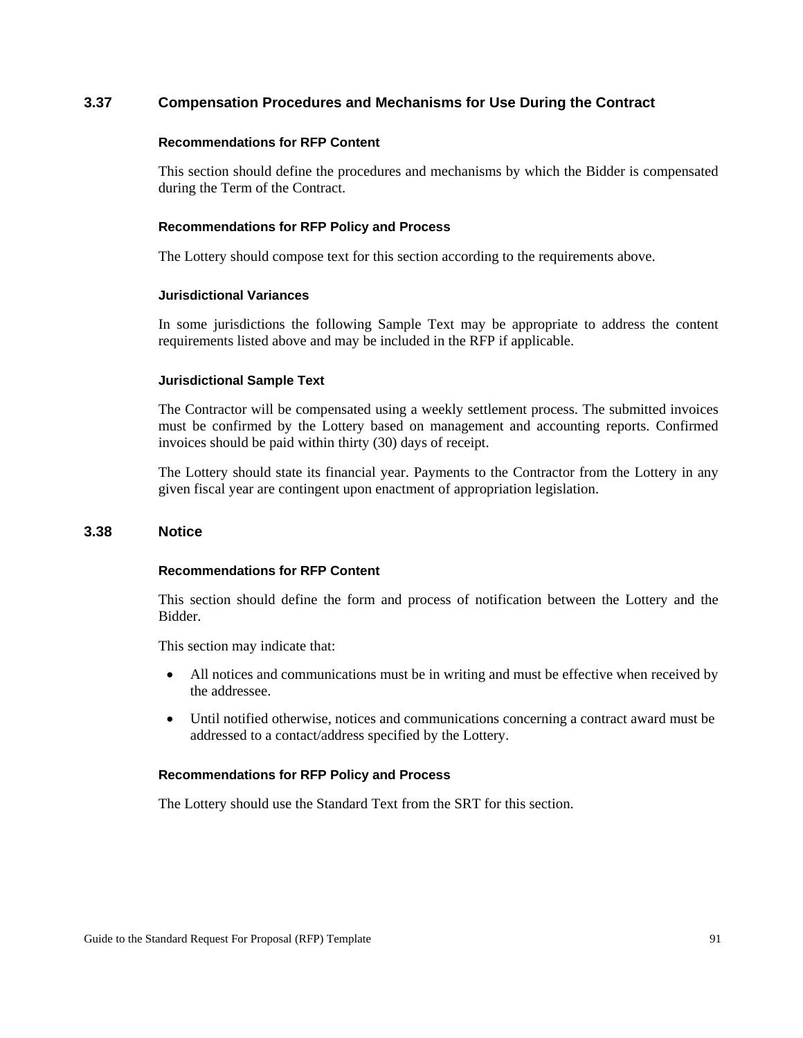## 3.37 Compensation Procedures and Mechanisms for Use During the Contract

#### Recommendations for RFP Content

This section should define the procedures and mechanisms by which the Bidder is compensated during the Term of the Contract.

#### Recommendations for RFP Policy and Process

The Lottery should compose text for this section according to the requirements above.

#### Jurisdictional Variances

In some jurisdictions the following Sample Text may be appropriate to address the content requirements listed above and may be included in the RFP if applicable.

#### Jurisdictional Sample Text

The Contractor will be compensated using a weekly settlement process. The submitted invoices must be confirmed by the Lottery based on management and accounting reports. Confirmed invoices should be paid within thirty (30) days of receipt.

The Lottery should state its financial year. Payments to the Contractor from the Lottery in any given fiscal year are contingent upon enactment of appropriation legislation.

## 3.38 Notice

#### Recommendations for RFP Content

This section should define the form and process of notification between the Lottery and the Bidder.

This section may indicate that:

- All notices and communications must be in writing and must be effective when received by the addressee.
- Until notified otherwise, notices and communications concerning a contract award must be addressed to a contact/address specified by the Lottery.

#### Recommendations for RFP Policy and Process

The Lottery should use the Standard Text from the SRT for this section.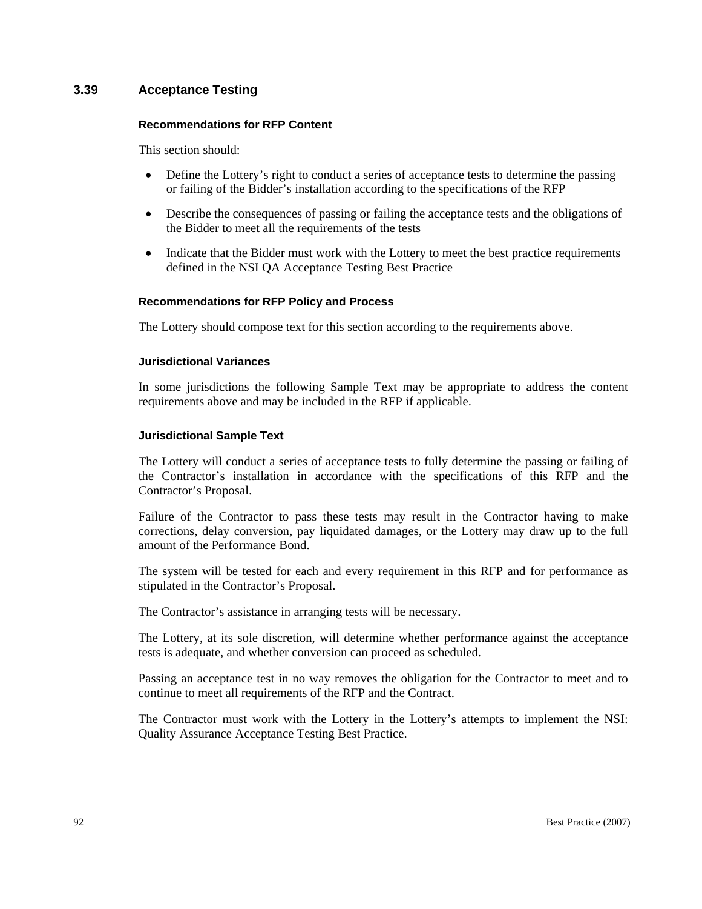## 3.39 Acceptance Testing

### Recommendations for RFP Content

This section should:

- Define the Lottery's right to conduct a series of acceptance tests to determine the passing or failing of the Bidder's installation according to the specifications of the RFP
- Describe the consequences of passing or failing the acceptance tests and the obligations of the Bidder to meet all the requirements of the tests
- Indicate that the Bidder must work with the Lottery to meet the best practice requirements defined in the NSI QA Acceptance Testing Best Practice

### Recommendations for RFP Policy and Process

The Lottery should compose text for this section according to the requirements above.

### Jurisdictional Variances

In some jurisdictions the following Sample Text may be appropriate to address the content requirements above and may be included in the RFP if applicable.

### Jurisdictional Sample Text

The Lottery will conduct a series of acceptance tests to fully determine the passing or failing of the Contractor's installation in accordance with the specifications of this RFP and the Contractor's Proposal.

Failure of the Contractor to pass these tests may result in the Contractor having to make corrections, delay conversion, pay liquidated damages, or the Lottery may draw up to the full amount of the Performance Bond.

The system will be tested for each and every requirement in this RFP and for performance as stipulated in the Contractor's Proposal.

The Contractor's assistance in arranging tests will be necessary.

The Lottery, at its sole discretion, will determine whether performance against the acceptance tests is adequate, and whether conversion can proceed as scheduled.

Passing an acceptance test in no way removes the obligation for the Contractor to meet and to continue to meet all requirements of the RFP and the Contract.

The Contractor must work with the Lottery in the Lottery's attempts to implement the NSI: Quality Assurance Acceptance Testing Best Practice.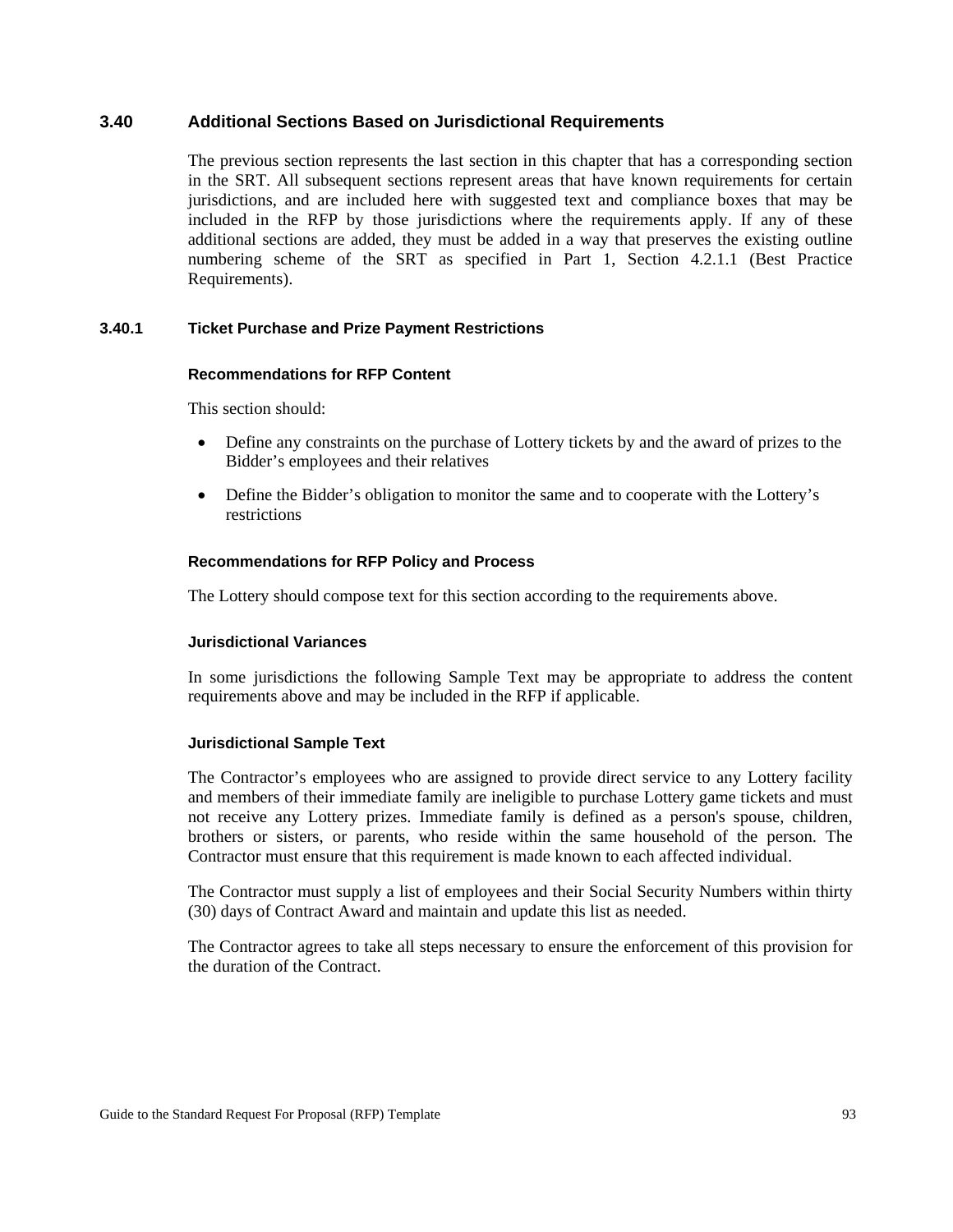## 3.40 Additional Sections Based on Jurisdictional Requirements

The previous section represents the last section in this chapter that has a corresponding section in the SRT. All subsequent sections represent areas that have known requirements for certain jurisdictions, and are included here with suggested text and compliance boxes that may be included in the RFP by those jurisdictions where the requirements apply. If any of these additional sections are added, they must be added in a way that preserves the existing outline numbering scheme of the SRT as specified in Part 1, Section 4.2.1.1 (Best Practice Requirements).

### 3.40.1 Ticket Purchase and Prize Payment Restrictions

#### Recommendations for RFP Content

This section should:

- Define any constraints on the purchase of Lottery tickets by and the award of prizes to the Bidder's employees and their relatives
- Define the Bidder's obligation to monitor the same and to cooperate with the Lottery's restrictions

#### Recommendations for RFP Policy and Process

The Lottery should compose text for this section according to the requirements above.

#### Jurisdictional Variances

In some jurisdictions the following Sample Text may be appropriate to address the content requirements above and may be included in the RFP if applicable.

#### Jurisdictional Sample Text

The Contractor's employees who are assigned to provide direct service to any Lottery facility and members of their immediate family are ineligible to purchase Lottery game tickets and must not receive any Lottery prizes. Immediate family is defined as a person's spouse, children, brothers or sisters, or parents, who reside within the same household of the person. The Contractor must ensure that this requirement is made known to each affected individual.

The Contractor must supply a list of employees and their Social Security Numbers within thirty (30) days of Contract Award and maintain and update this list as needed.

The Contractor agrees to take all steps necessary to ensure the enforcement of this provision for the duration of the Contract.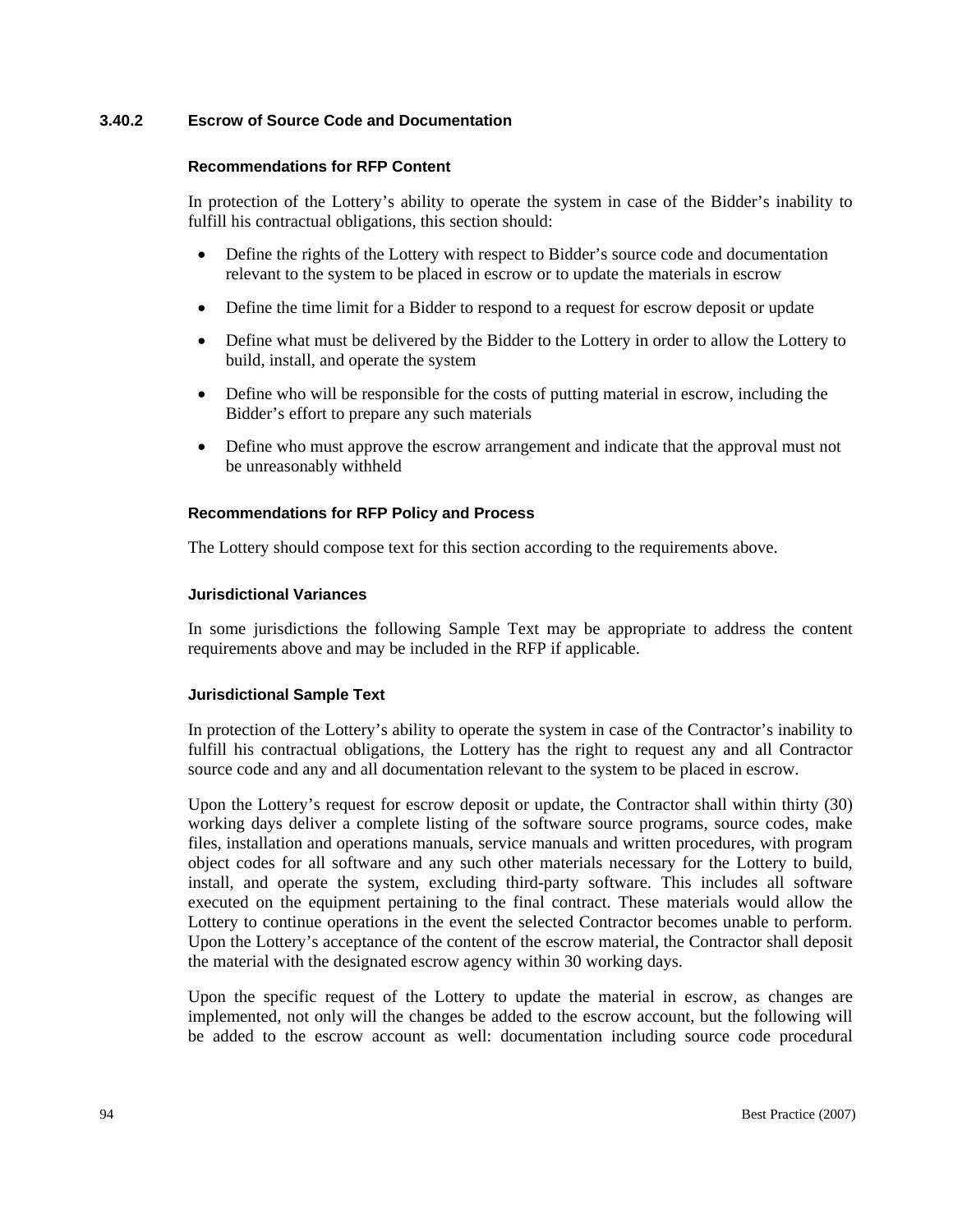### 3.40.2 Escrow of Source Code and Documentation

#### Recommendations for RFP Content

In protection of the Lottery's ability to operate the system in case of the Bidder's inability to fulfill his contractual obligations, this section should:

- Define the rights of the Lottery with respect to Bidder's source code and documentation relevant to the system to be placed in escrow or to update the materials in escrow
- Define the time limit for a Bidder to respond to a request for escrow deposit or update
- Define what must be delivered by the Bidder to the Lottery in order to allow the Lottery to build, install, and operate the system
- Define who will be responsible for the costs of putting material in escrow, including the Bidder's effort to prepare any such materials
- Define who must approve the escrow arrangement and indicate that the approval must not be unreasonably withheld

#### Recommendations for RFP Policy and Process

The Lottery should compose text for this section according to the requirements above.

#### Jurisdictional Variances

In some jurisdictions the following Sample Text may be appropriate to address the content requirements above and may be included in the RFP if applicable.

#### Jurisdictional Sample Text

In protection of the Lottery's ability to operate the system in case of the Contractor's inability to fulfill his contractual obligations, the Lottery has the right to request any and all Contractor source code and any and all documentation relevant to the system to be placed in escrow.

Upon the Lottery's request for escrow deposit or update, the Contractor shall within thirty (30) working days deliver a complete listing of the software source programs, source codes, make files, installation and operations manuals, service manuals and written procedures, with program object codes for all software and any such other materials necessary for the Lottery to build, install, and operate the system, excluding third-party software. This includes all software executed on the equipment pertaining to the final contract. These materials would allow the Lottery to continue operations in the event the selected Contractor becomes unable to perform. Upon the Lottery's acceptance of the content of the escrow material, the Contractor shall deposit the material with the designated escrow agency within 30 working days.

Upon the specific request of the Lottery to update the material in escrow, as changes are implemented, not only will the changes be added to the escrow account, but the following will be added to the escrow account as well: documentation including source code procedural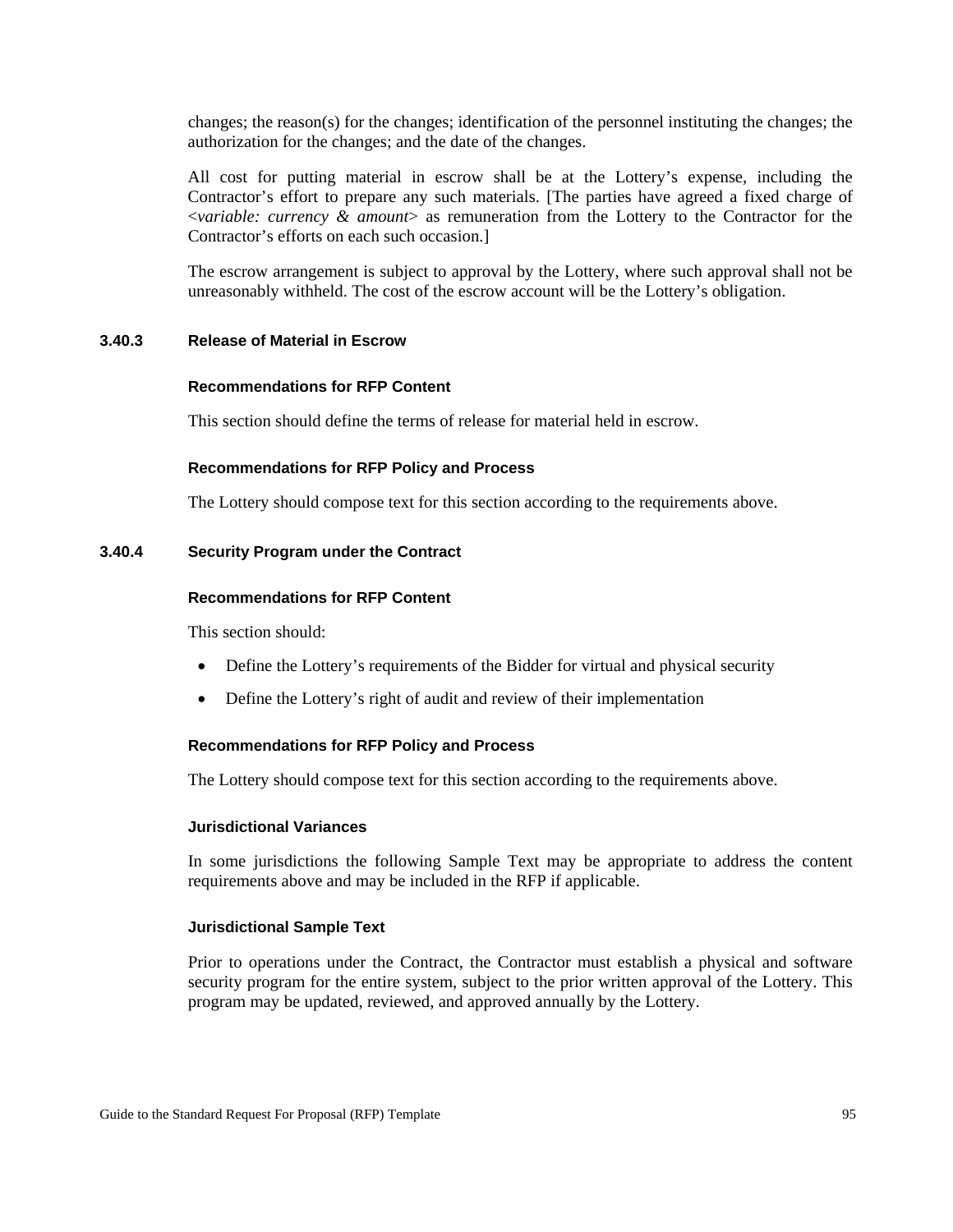changes; the reason(s) for the changes; identification of the personnel instituting the changes; the authorization for the changes; and the date of the changes.

All cost for putting material in escrow shall be at the Lottery's expense, including the Contractor's effort to prepare any such materials. [The parties have agreed a fixed charge of <*variable: currency & amount*> as remuneration from the Lottery to the Contractor for the Contractor's efforts on each such occasion.]

The escrow arrangement is subject to approval by the Lottery, where such approval shall not be unreasonably withheld. The cost of the escrow account will be the Lottery's obligation.

### 3.40.3 Release of Material in Escrow

#### Recommendations for RFP Content

This section should define the terms of release for material held in escrow.

#### Recommendations for RFP Policy and Process

The Lottery should compose text for this section according to the requirements above.

### 3.40.4 Security Program under the Contract

#### Recommendations for RFP Content

This section should:

- Define the Lottery's requirements of the Bidder for virtual and physical security
- Define the Lottery's right of audit and review of their implementation

#### Recommendations for RFP Policy and Process

The Lottery should compose text for this section according to the requirements above.

#### Jurisdictional Variances

In some jurisdictions the following Sample Text may be appropriate to address the content requirements above and may be included in the RFP if applicable.

#### Jurisdictional Sample Text

Prior to operations under the Contract, the Contractor must establish a physical and software security program for the entire system, subject to the prior written approval of the Lottery. This program may be updated, reviewed, and approved annually by the Lottery.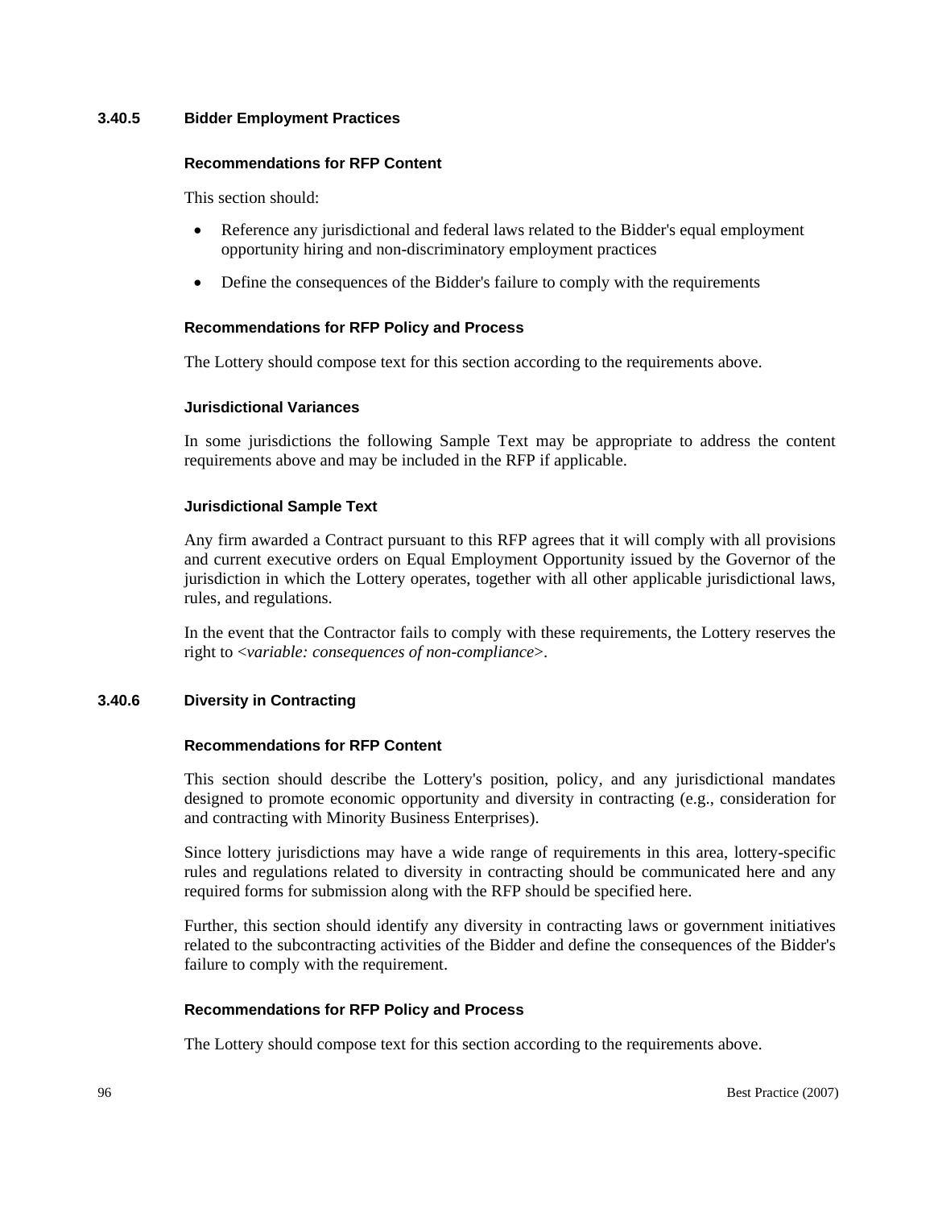### 3.40.5 Bidder Employment Practices

#### Recommendations for RFP Content

This section should:

- Reference any jurisdictional and federal laws related to the Bidder's equal employment opportunity hiring and non-discriminatory employment practices
- Define the consequences of the Bidder's failure to comply with the requirements

#### Recommendations for RFP Policy and Process

The Lottery should compose text for this section according to the requirements above.

#### Jurisdictional Variances

In some jurisdictions the following Sample Text may be appropriate to address the content requirements above and may be included in the RFP if applicable.

#### Jurisdictional Sample Text

Any firm awarded a Contract pursuant to this RFP agrees that it will comply with all provisions and current executive orders on Equal Employment Opportunity issued by the Governor of the jurisdiction in which the Lottery operates, together with all other applicable jurisdictional laws, rules, and regulations.

In the event that the Contractor fails to comply with these requirements, the Lottery reserves the right to <*variable: consequences of non-compliance*>.

### 3.40.6 Diversity in Contracting

#### Recommendations for RFP Content

This section should describe the Lottery's position, policy, and any jurisdictional mandates designed to promote economic opportunity and diversity in contracting (e.g., consideration for and contracting with Minority Business Enterprises).

Since lottery jurisdictions may have a wide range of requirements in this area, lottery-specific rules and regulations related to diversity in contracting should be communicated here and any required forms for submission along with the RFP should be specified here.

Further, this section should identify any diversity in contracting laws or government initiatives related to the subcontracting activities of the Bidder and define the consequences of the Bidder's failure to comply with the requirement.

#### Recommendations for RFP Policy and Process

The Lottery should compose text for this section according to the requirements above.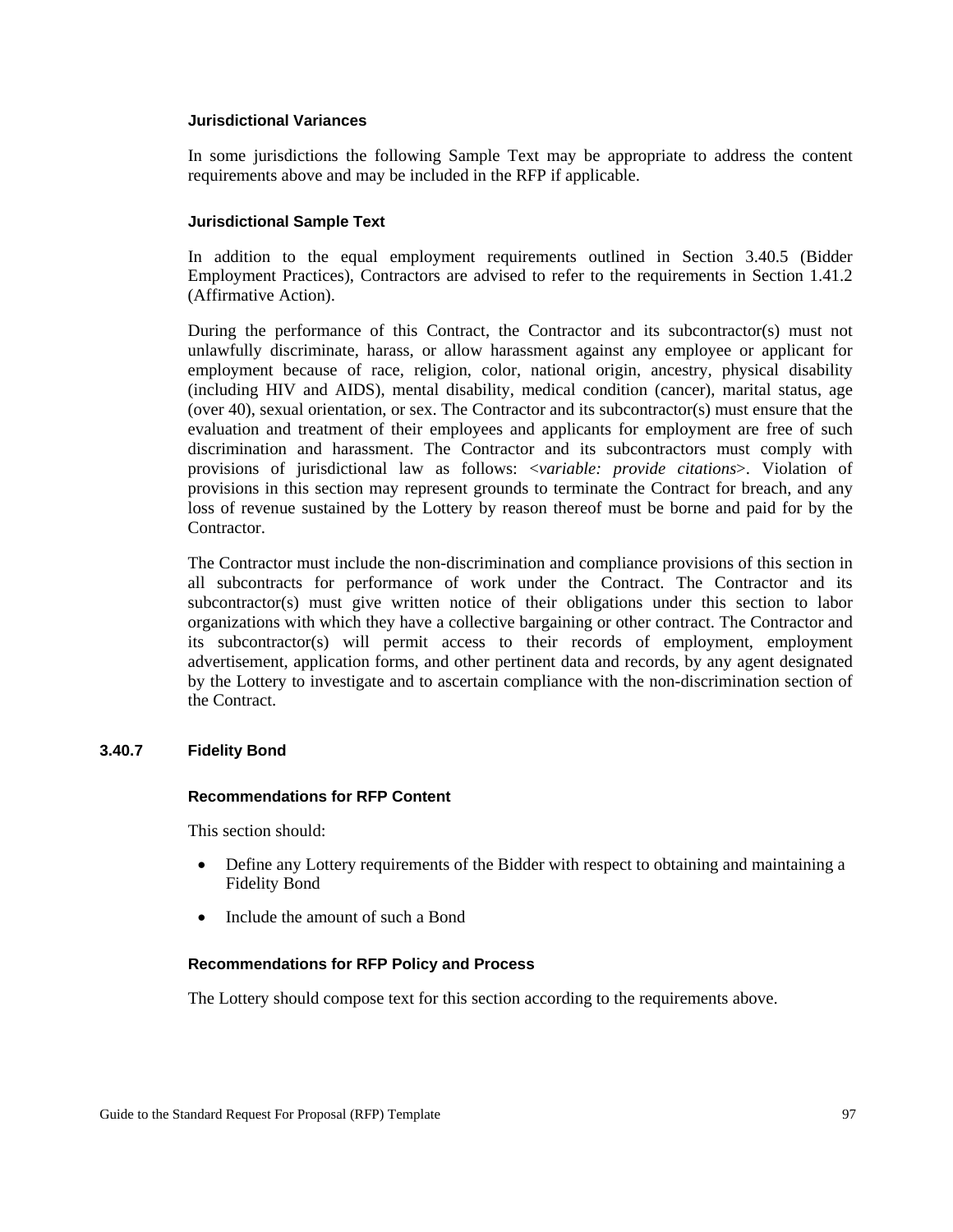#### Jurisdictional Variances

In some jurisdictions the following Sample Text may be appropriate to address the content requirements above and may be included in the RFP if applicable.

#### Jurisdictional Sample Text

In addition to the equal employment requirements outlined in Section 3.40.5 (Bidder Employment Practices), Contractors are advised to refer to the requirements in Section 1.41.2 (Affirmative Action).

During the performance of this Contract, the Contractor and its subcontractor(s) must not unlawfully discriminate, harass, or allow harassment against any employee or applicant for employment because of race, religion, color, national origin, ancestry, physical disability (including HIV and AIDS), mental disability, medical condition (cancer), marital status, age (over 40), sexual orientation, or sex. The Contractor and its subcontractor(s) must ensure that the evaluation and treatment of their employees and applicants for employment are free of such discrimination and harassment. The Contractor and its subcontractors must comply with provisions of jurisdictional law as follows: <*variable: provide citations*>. Violation of provisions in this section may represent grounds to terminate the Contract for breach, and any loss of revenue sustained by the Lottery by reason thereof must be borne and paid for by the Contractor.

The Contractor must include the non-discrimination and compliance provisions of this section in all subcontracts for performance of work under the Contract. The Contractor and its subcontractor(s) must give written notice of their obligations under this section to labor organizations with which they have a collective bargaining or other contract. The Contractor and its subcontractor(s) will permit access to their records of employment, employment advertisement, application forms, and other pertinent data and records, by any agent designated by the Lottery to investigate and to ascertain compliance with the non-discrimination section of the Contract.

### 3.40.7 Fidelity Bond

#### Recommendations for RFP Content

This section should:

- Define any Lottery requirements of the Bidder with respect to obtaining and maintaining a Fidelity Bond
- Include the amount of such a Bond

#### Recommendations for RFP Policy and Process

The Lottery should compose text for this section according to the requirements above.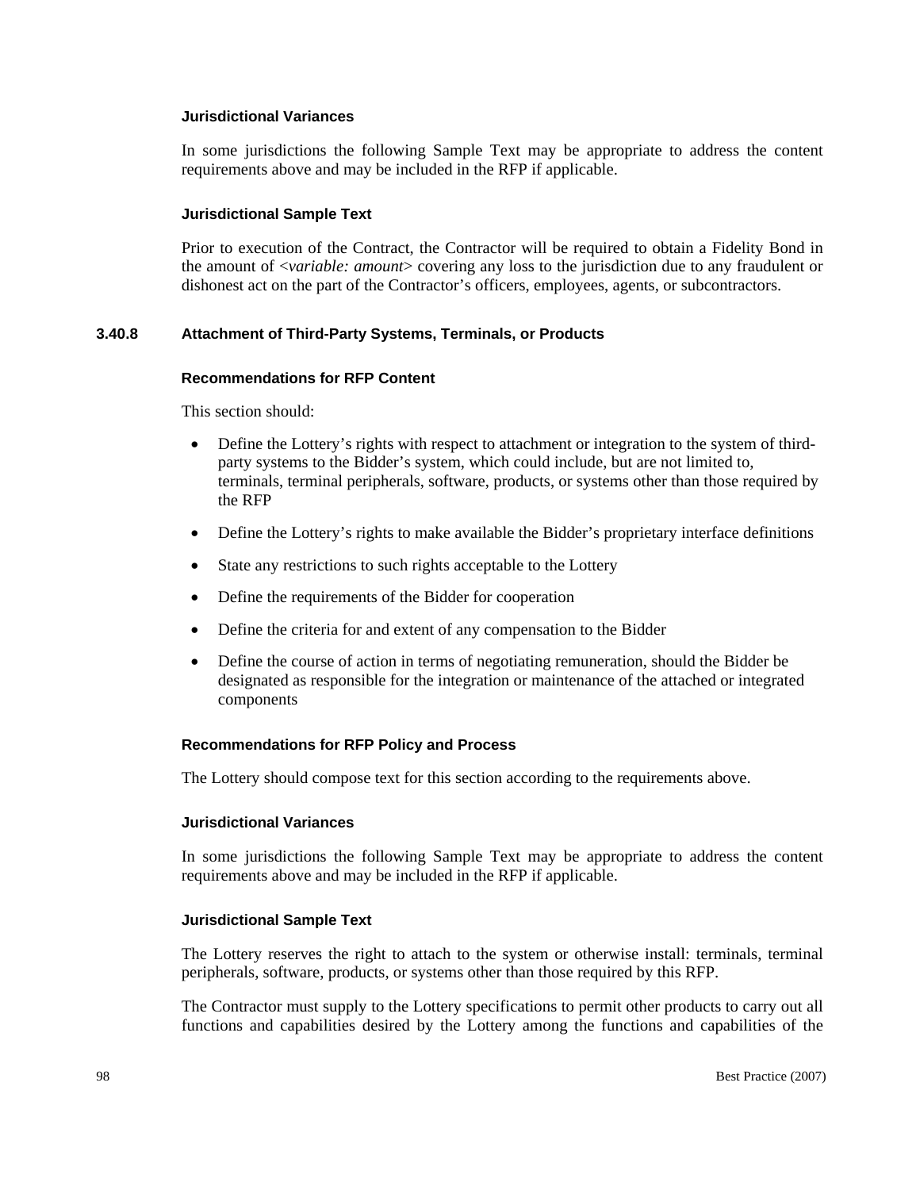#### Jurisdictional Variances

In some jurisdictions the following Sample Text may be appropriate to address the content requirements above and may be included in the RFP if applicable.

#### Jurisdictional Sample Text

Prior to execution of the Contract, the Contractor will be required to obtain a Fidelity Bond in the amount of <*variable: amount*> covering any loss to the jurisdiction due to any fraudulent or dishonest act on the part of the Contractor's officers, employees, agents, or subcontractors.

### 3.40.8 Attachment of Third-Party Systems, Terminals, or Products

#### Recommendations for RFP Content

This section should:

- Define the Lottery's rights with respect to attachment or integration to the system of third-party systems to the Bidder's system, which could include, but are not limited to, terminals, terminal peripherals, software, products, or systems other than those required by the RFP
- Define the Lottery's rights to make available the Bidder's proprietary interface definitions
- State any restrictions to such rights acceptable to the Lottery
- Define the requirements of the Bidder for cooperation
- Define the criteria for and extent of any compensation to the Bidder
- Define the course of action in terms of negotiating remuneration, should the Bidder be designated as responsible for the integration or maintenance of the attached or integrated components

#### Recommendations for RFP Policy and Process

The Lottery should compose text for this section according to the requirements above.

#### Jurisdictional Variances

In some jurisdictions the following Sample Text may be appropriate to address the content requirements above and may be included in the RFP if applicable.

#### Jurisdictional Sample Text

The Lottery reserves the right to attach to the system or otherwise install: terminals, terminal peripherals, software, products, or systems other than those required by this RFP.

The Contractor must supply to the Lottery specifications to permit other products to carry out all functions and capabilities desired by the Lottery among the functions and capabilities of the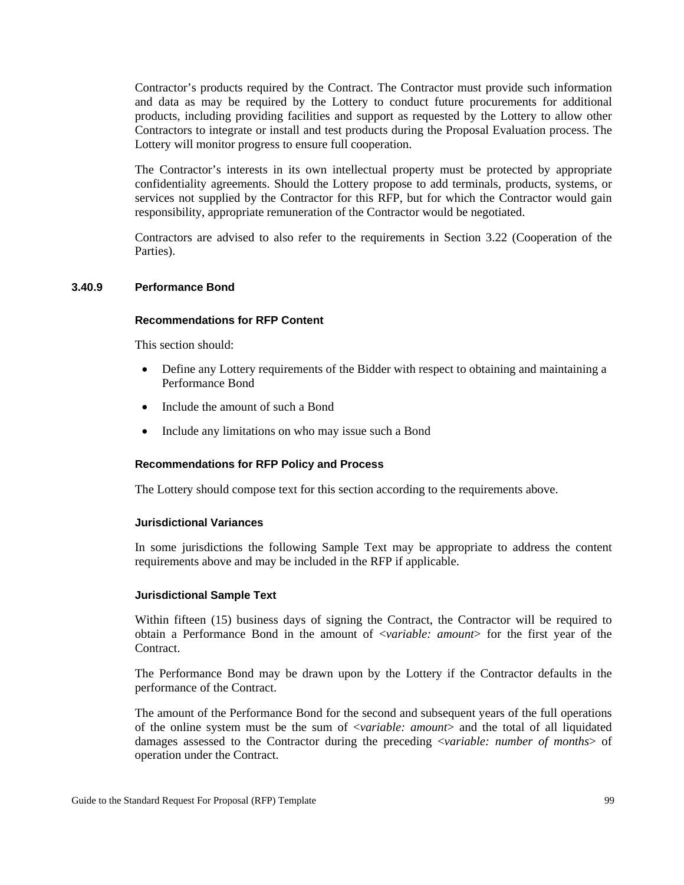Contractor's products required by the Contract. The Contractor must provide such information and data as may be required by the Lottery to conduct future procurements for additional products, including providing facilities and support as requested by the Lottery to allow other Contractors to integrate or install and test products during the Proposal Evaluation process. The Lottery will monitor progress to ensure full cooperation.

The Contractor's interests in its own intellectual property must be protected by appropriate confidentiality agreements. Should the Lottery propose to add terminals, products, systems, or services not supplied by the Contractor for this RFP, but for which the Contractor would gain responsibility, appropriate remuneration of the Contractor would be negotiated.

Contractors are advised to also refer to the requirements in Section 3.22 (Cooperation of the Parties).

### 3.40.9 Performance Bond

#### Recommendations for RFP Content

This section should:

- Define any Lottery requirements of the Bidder with respect to obtaining and maintaining a Performance Bond
- Include the amount of such a Bond
- Include any limitations on who may issue such a Bond

#### Recommendations for RFP Policy and Process

The Lottery should compose text for this section according to the requirements above.

#### Jurisdictional Variances

In some jurisdictions the following Sample Text may be appropriate to address the content requirements above and may be included in the RFP if applicable.

#### Jurisdictional Sample Text

Within fifteen (15) business days of signing the Contract, the Contractor will be required to obtain a Performance Bond in the amount of <*variable: amount*> for the first year of the Contract.

The Performance Bond may be drawn upon by the Lottery if the Contractor defaults in the performance of the Contract.

The amount of the Performance Bond for the second and subsequent years of the full operations of the online system must be the sum of <*variable: amount*> and the total of all liquidated damages assessed to the Contractor during the preceding <*variable: number of months*> of operation under the Contract.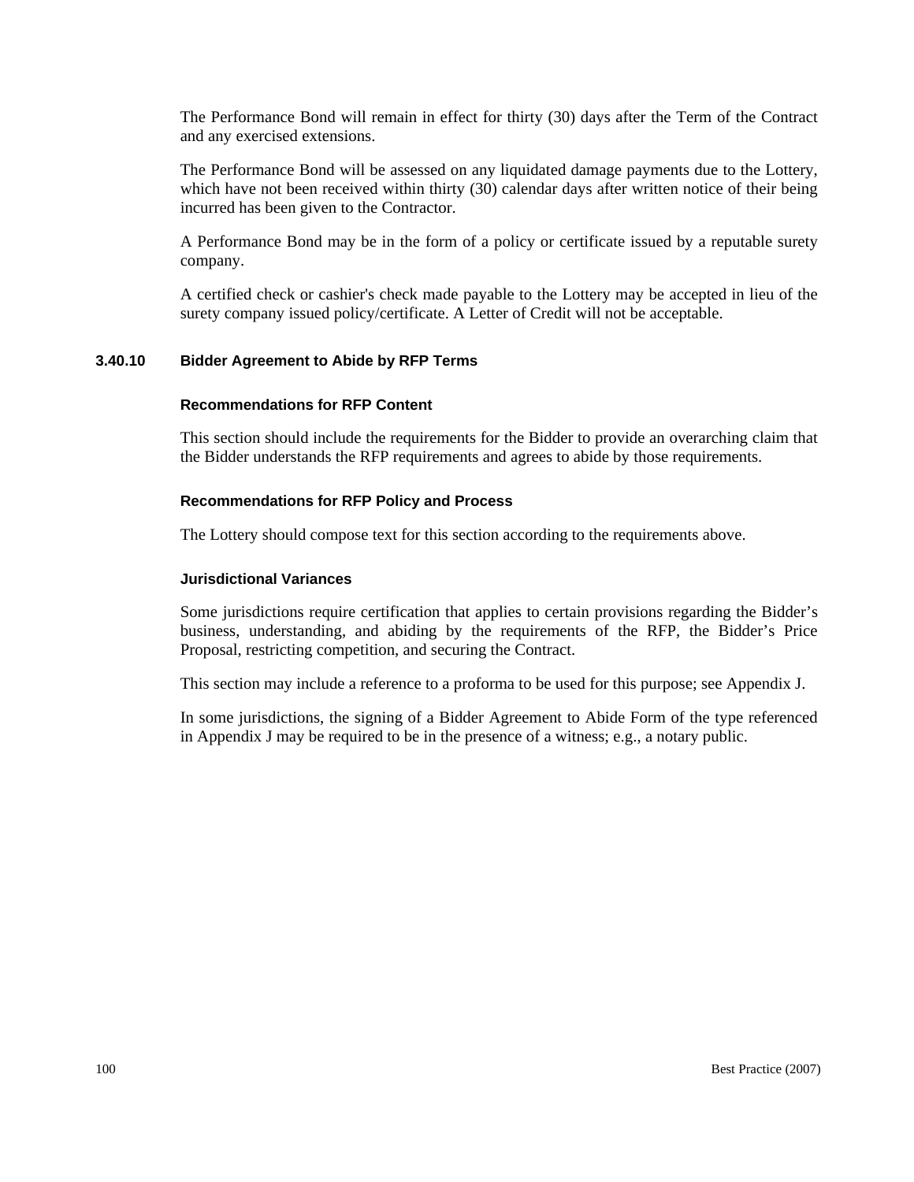The Performance Bond will remain in effect for thirty (30) days after the Term of the Contract and any exercised extensions.

The Performance Bond will be assessed on any liquidated damage payments due to the Lottery, which have not been received within thirty (30) calendar days after written notice of their being incurred has been given to the Contractor.

A Performance Bond may be in the form of a policy or certificate issued by a reputable surety company.

A certified check or cashier's check made payable to the Lottery may be accepted in lieu of the surety company issued policy/certificate. A Letter of Credit will not be acceptable.

### 3.40.10 Bidder Agreement to Abide by RFP Terms

#### Recommendations for RFP Content

This section should include the requirements for the Bidder to provide an overarching claim that the Bidder understands the RFP requirements and agrees to abide by those requirements.

#### Recommendations for RFP Policy and Process

The Lottery should compose text for this section according to the requirements above.

#### Jurisdictional Variances

Some jurisdictions require certification that applies to certain provisions regarding the Bidder's business, understanding, and abiding by the requirements of the RFP, the Bidder's Price Proposal, restricting competition, and securing the Contract.

This section may include a reference to a proforma to be used for this purpose; see Appendix J.

In some jurisdictions, the signing of a Bidder Agreement to Abide Form of the type referenced in Appendix J may be required to be in the presence of a witness; e.g., a notary public.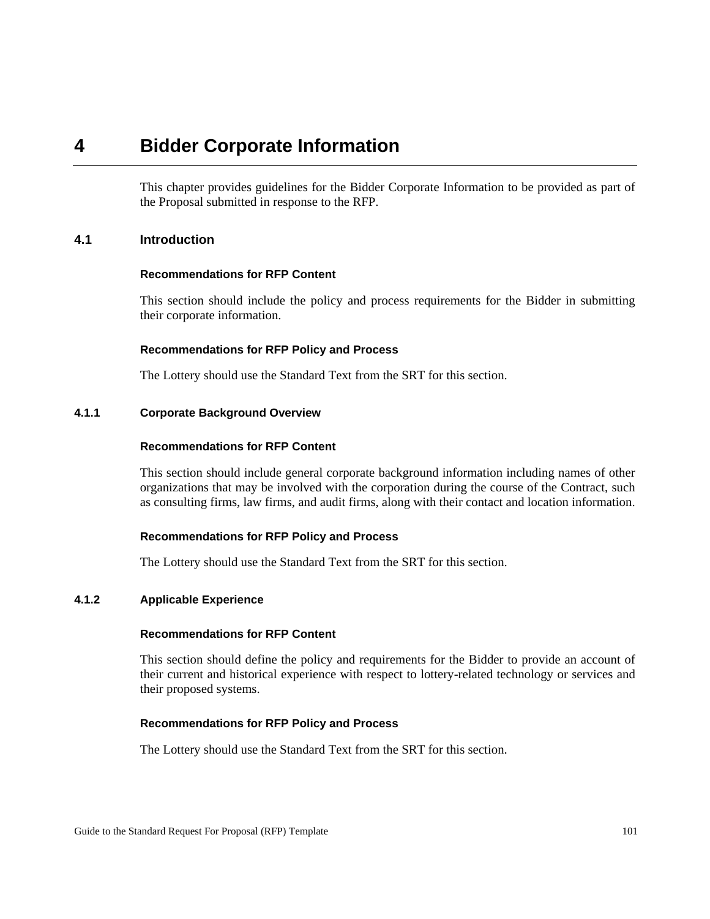# 4 Bidder Corporate Information

This chapter provides guidelines for the Bidder Corporate Information to be provided as part of the Proposal submitted in response to the RFP.

## 4.1 Introduction

#### Recommendations for RFP Content

This section should include the policy and process requirements for the Bidder in submitting their corporate information.

#### Recommendations for RFP Policy and Process

The Lottery should use the Standard Text from the SRT for this section.

### 4.1.1 Corporate Background Overview

#### Recommendations for RFP Content

This section should include general corporate background information including names of other organizations that may be involved with the corporation during the course of the Contract, such as consulting firms, law firms, and audit firms, along with their contact and location information.

#### Recommendations for RFP Policy and Process

The Lottery should use the Standard Text from the SRT for this section.

### 4.1.2 Applicable Experience

#### Recommendations for RFP Content

This section should define the policy and requirements for the Bidder to provide an account of their current and historical experience with respect to lottery-related technology or services and their proposed systems.

#### Recommendations for RFP Policy and Process

The Lottery should use the Standard Text from the SRT for this section.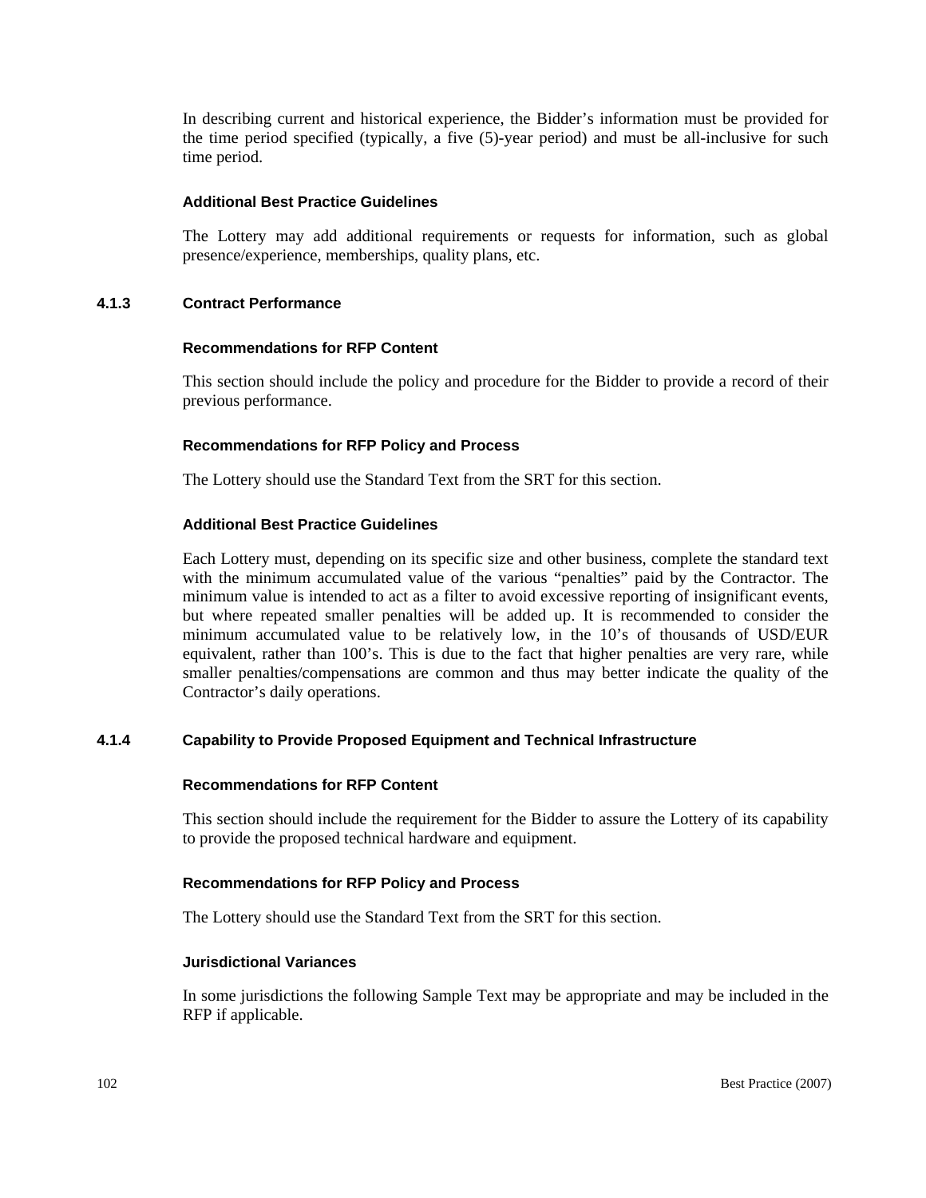In describing current and historical experience, the Bidder's information must be provided for the time period specified (typically, a five (5)-year period) and must be all-inclusive for such time period.

#### Additional Best Practice Guidelines

The Lottery may add additional requirements or requests for information, such as global presence/experience, memberships, quality plans, etc.

### 4.1.3 Contract Performance

#### Recommendations for RFP Content

This section should include the policy and procedure for the Bidder to provide a record of their previous performance.

#### Recommendations for RFP Policy and Process

The Lottery should use the Standard Text from the SRT for this section.

#### Additional Best Practice Guidelines

Each Lottery must, depending on its specific size and other business, complete the standard text with the minimum accumulated value of the various "penalties" paid by the Contractor. The minimum value is intended to act as a filter to avoid excessive reporting of insignificant events, but where repeated smaller penalties will be added up. It is recommended to consider the minimum accumulated value to be relatively low, in the 10's of thousands of USD/EUR equivalent, rather than 100's. This is due to the fact that higher penalties are very rare, while smaller penalties/compensations are common and thus may better indicate the quality of the Contractor's daily operations.

### 4.1.4 Capability to Provide Proposed Equipment and Technical Infrastructure

#### Recommendations for RFP Content

This section should include the requirement for the Bidder to assure the Lottery of its capability to provide the proposed technical hardware and equipment.

#### Recommendations for RFP Policy and Process

The Lottery should use the Standard Text from the SRT for this section.

#### Jurisdictional Variances

In some jurisdictions the following Sample Text may be appropriate and may be included in the RFP if applicable.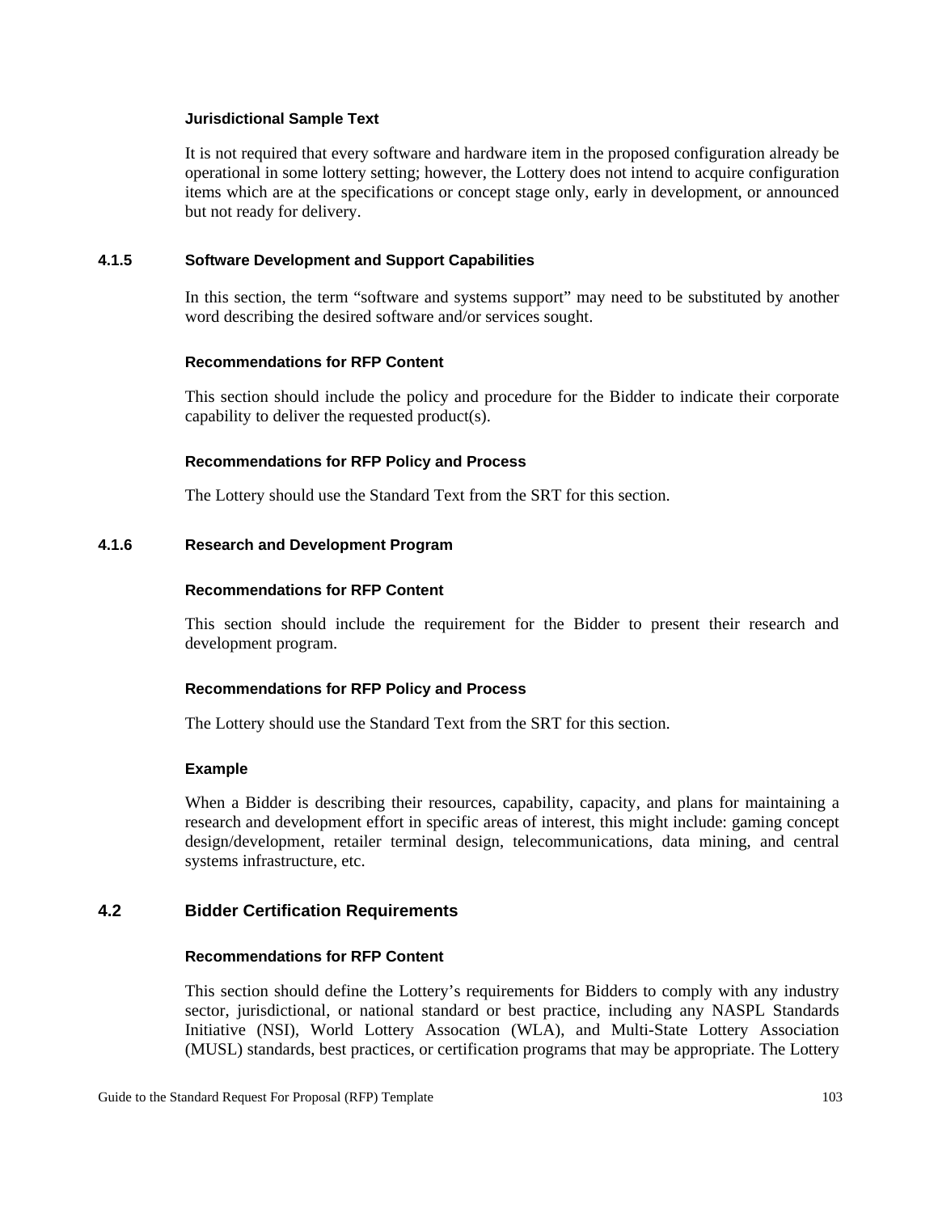#### Jurisdictional Sample Text

It is not required that every software and hardware item in the proposed configuration already be operational in some lottery setting; however, the Lottery does not intend to acquire configuration items which are at the specifications or concept stage only, early in development, or announced but not ready for delivery.

### 4.1.5 Software Development and Support Capabilities

In this section, the term "software and systems support" may need to be substituted by another word describing the desired software and/or services sought.

#### Recommendations for RFP Content

This section should include the policy and procedure for the Bidder to indicate their corporate capability to deliver the requested product(s).

#### Recommendations for RFP Policy and Process

The Lottery should use the Standard Text from the SRT for this section.

### 4.1.6 Research and Development Program

#### Recommendations for RFP Content

This section should include the requirement for the Bidder to present their research and development program.

#### Recommendations for RFP Policy and Process

The Lottery should use the Standard Text from the SRT for this section.

#### Example

When a Bidder is describing their resources, capability, capacity, and plans for maintaining a research and development effort in specific areas of interest, this might include: gaming concept design/development, retailer terminal design, telecommunications, data mining, and central systems infrastructure, etc.

## 4.2 Bidder Certification Requirements

#### Recommendations for RFP Content

This section should define the Lottery's requirements for Bidders to comply with any industry sector, jurisdictional, or national standard or best practice, including any NASPL Standards Initiative (NSI), World Lottery Assocation (WLA), and Multi-State Lottery Association (MUSL) standards, best practices, or certification programs that may be appropriate. The Lottery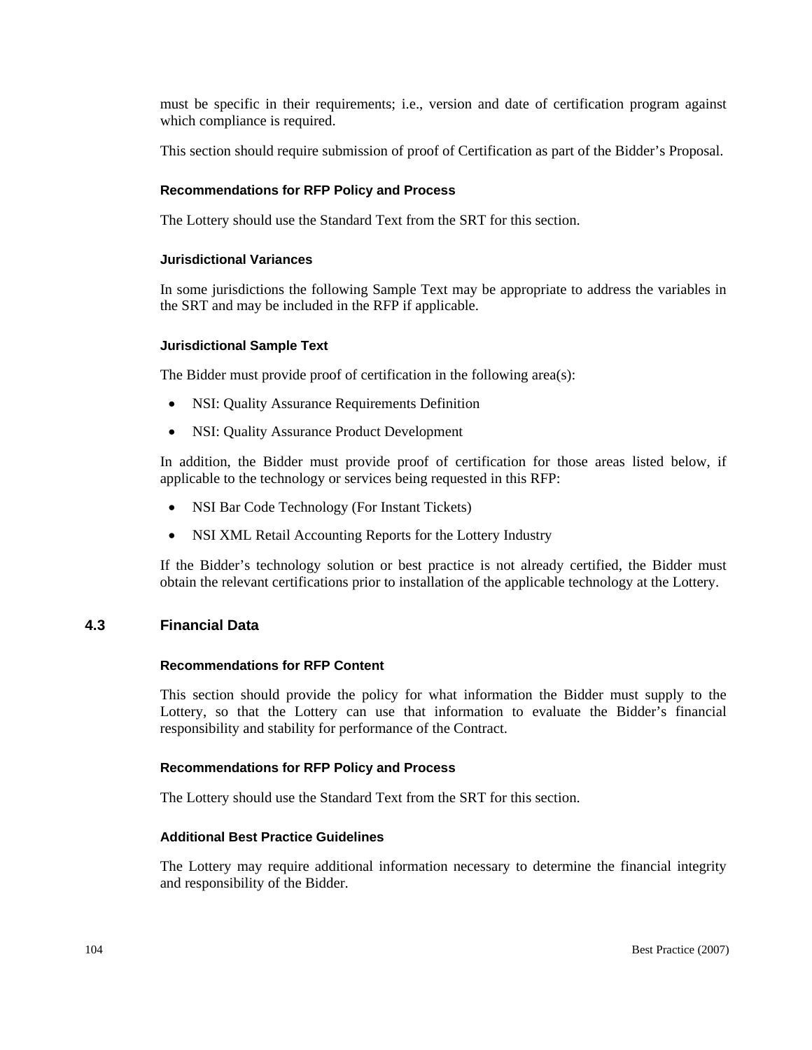must be specific in their requirements; i.e., version and date of certification program against which compliance is required.

This section should require submission of proof of Certification as part of the Bidder's Proposal.

#### Recommendations for RFP Policy and Process

The Lottery should use the Standard Text from the SRT for this section.

#### Jurisdictional Variances

In some jurisdictions the following Sample Text may be appropriate to address the variables in the SRT and may be included in the RFP if applicable.

#### Jurisdictional Sample Text

The Bidder must provide proof of certification in the following area(s):

- NSI: Quality Assurance Requirements Definition
- NSI: Quality Assurance Product Development

In addition, the Bidder must provide proof of certification for those areas listed below, if applicable to the technology or services being requested in this RFP:

- NSI Bar Code Technology (For Instant Tickets)
- NSI XML Retail Accounting Reports for the Lottery Industry

If the Bidder's technology solution or best practice is not already certified, the Bidder must obtain the relevant certifications prior to installation of the applicable technology at the Lottery.

### 4.3 Financial Data

#### Recommendations for RFP Content

This section should provide the policy for what information the Bidder must supply to the Lottery, so that the Lottery can use that information to evaluate the Bidder's financial responsibility and stability for performance of the Contract.

#### Recommendations for RFP Policy and Process

The Lottery should use the Standard Text from the SRT for this section.

#### Additional Best Practice Guidelines

The Lottery may require additional information necessary to determine the financial integrity and responsibility of the Bidder.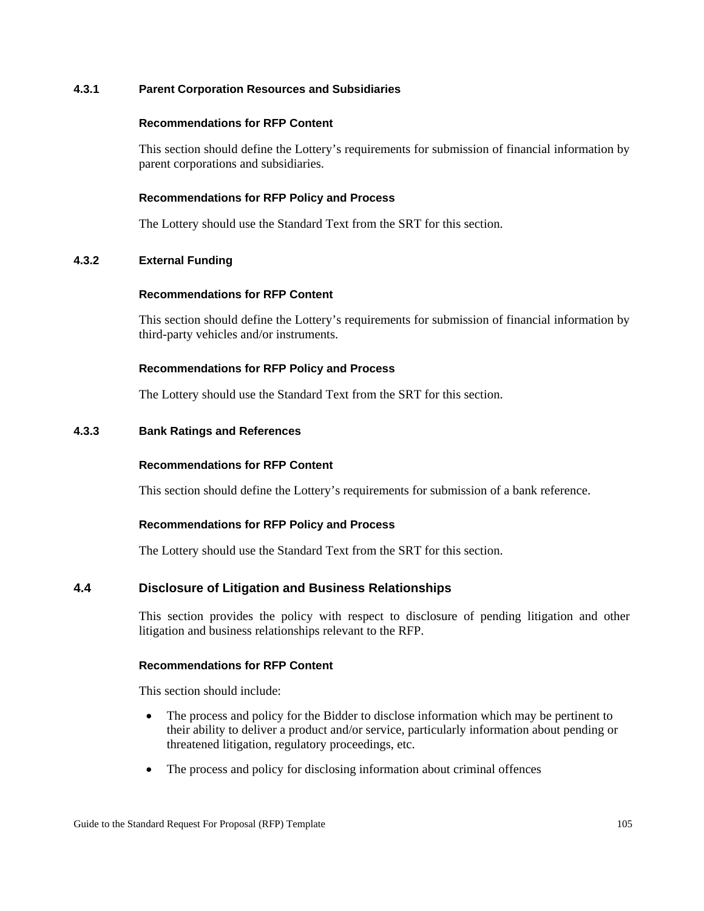#### 4.3.1 Parent Corporation Resources and Subsidiaries

**Recommendations for RFP Content**

This section should define the Lottery's requirements for submission of financial information by parent corporations and subsidiaries.

**Recommendations for RFP Policy and Process**

The Lottery should use the Standard Text from the SRT for this section.

#### 4.3.2 External Funding

**Recommendations for RFP Content**

This section should define the Lottery's requirements for submission of financial information by third-party vehicles and/or instruments.

**Recommendations for RFP Policy and Process**

The Lottery should use the Standard Text from the SRT for this section.

#### 4.3.3 Bank Ratings and References

**Recommendations for RFP Content**

This section should define the Lottery's requirements for submission of a bank reference.

**Recommendations for RFP Policy and Process**

The Lottery should use the Standard Text from the SRT for this section.

### 4.4 Disclosure of Litigation and Business Relationships

This section provides the policy with respect to disclosure of pending litigation and other litigation and business relationships relevant to the RFP.

**Recommendations for RFP Content**

This section should include:

- The process and policy for the Bidder to disclose information which may be pertinent to their ability to deliver a product and/or service, particularly information about pending or threatened litigation, regulatory proceedings, etc.
- The process and policy for disclosing information about criminal offences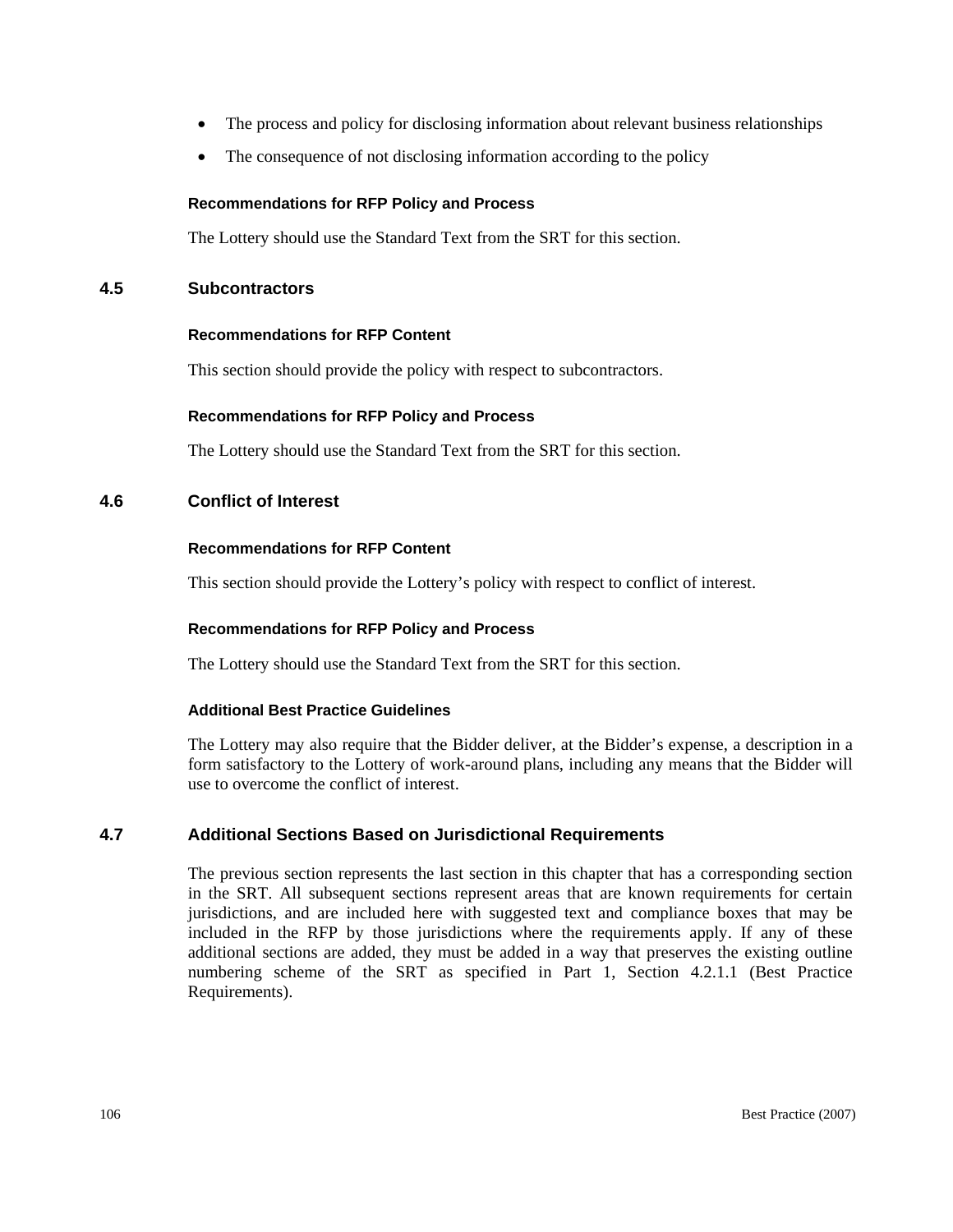- The process and policy for disclosing information about relevant business relationships
- The consequence of not disclosing information according to the policy

#### Recommendations for RFP Policy and Process

The Lottery should use the Standard Text from the SRT for this section.

## 4.5 Subcontractors

#### Recommendations for RFP Content

This section should provide the policy with respect to subcontractors.

#### Recommendations for RFP Policy and Process

The Lottery should use the Standard Text from the SRT for this section.

## 4.6 Conflict of Interest

#### Recommendations for RFP Content

This section should provide the Lottery's policy with respect to conflict of interest.

#### Recommendations for RFP Policy and Process

The Lottery should use the Standard Text from the SRT for this section.

#### Additional Best Practice Guidelines

The Lottery may also require that the Bidder deliver, at the Bidder's expense, a description in a form satisfactory to the Lottery of work-around plans, including any means that the Bidder will use to overcome the conflict of interest.

## 4.7 Additional Sections Based on Jurisdictional Requirements

The previous section represents the last section in this chapter that has a corresponding section in the SRT. All subsequent sections represent areas that are known requirements for certain jurisdictions, and are included here with suggested text and compliance boxes that may be included in the RFP by those jurisdictions where the requirements apply. If any of these additional sections are added, they must be added in a way that preserves the existing outline numbering scheme of the SRT as specified in Part 1, Section 4.2.1.1 (Best Practice Requirements).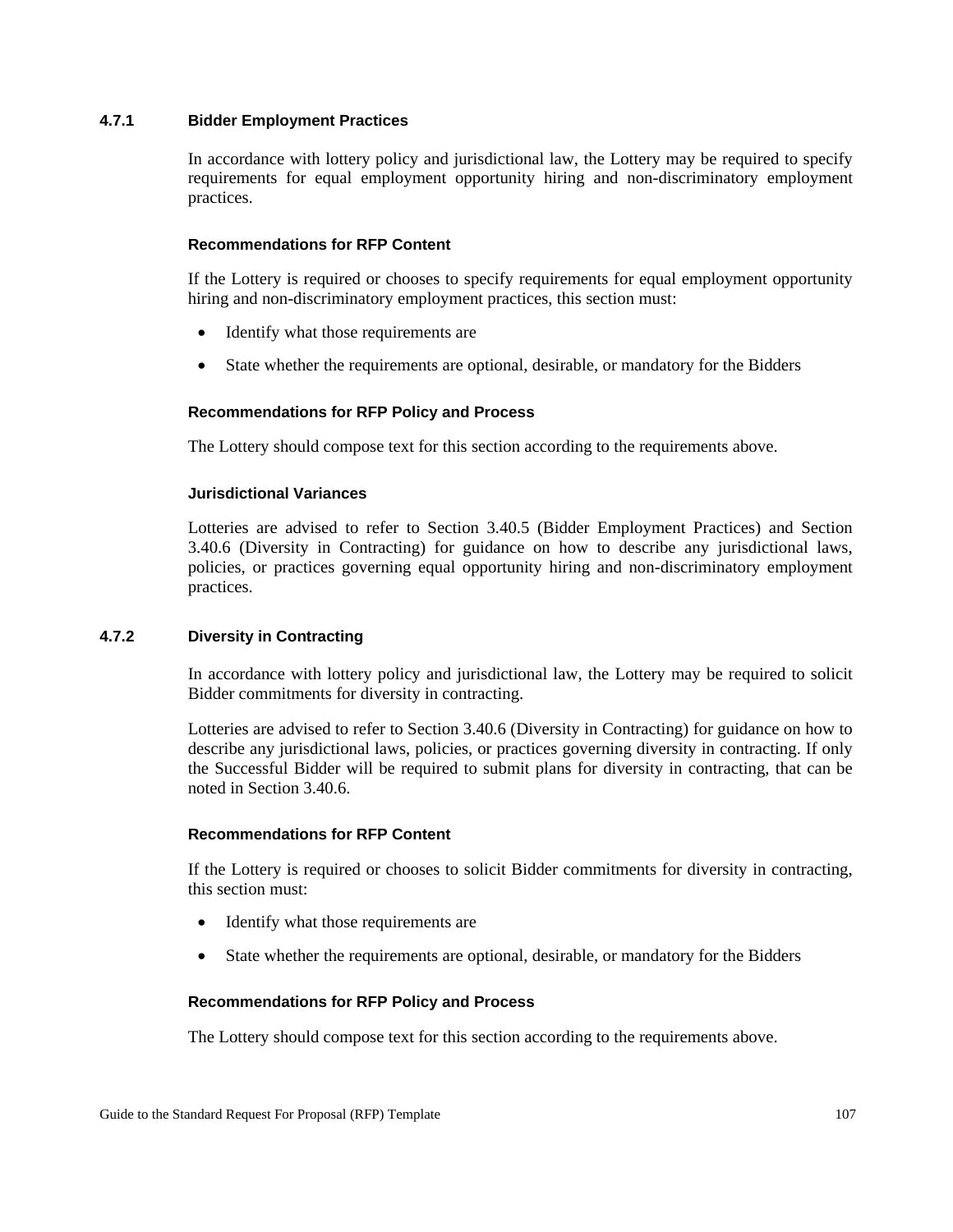### 4.7.1 Bidder Employment Practices

In accordance with lottery policy and jurisdictional law, the Lottery may be required to specify requirements for equal employment opportunity hiring and non-discriminatory employment practices.

#### Recommendations for RFP Content

If the Lottery is required or chooses to specify requirements for equal employment opportunity hiring and non-discriminatory employment practices, this section must:

- Identify what those requirements are
- State whether the requirements are optional, desirable, or mandatory for the Bidders

#### Recommendations for RFP Policy and Process

The Lottery should compose text for this section according to the requirements above.

#### Jurisdictional Variances

Lotteries are advised to refer to Section 3.40.5 (Bidder Employment Practices) and Section 3.40.6 (Diversity in Contracting) for guidance on how to describe any jurisdictional laws, policies, or practices governing equal opportunity hiring and non-discriminatory employment practices.

### 4.7.2 Diversity in Contracting

In accordance with lottery policy and jurisdictional law, the Lottery may be required to solicit Bidder commitments for diversity in contracting.

Lotteries are advised to refer to Section 3.40.6 (Diversity in Contracting) for guidance on how to describe any jurisdictional laws, policies, or practices governing diversity in contracting. If only the Successful Bidder will be required to submit plans for diversity in contracting, that can be noted in Section 3.40.6.

#### Recommendations for RFP Content

If the Lottery is required or chooses to solicit Bidder commitments for diversity in contracting, this section must:

- Identify what those requirements are
- State whether the requirements are optional, desirable, or mandatory for the Bidders

#### Recommendations for RFP Policy and Process

The Lottery should compose text for this section according to the requirements above.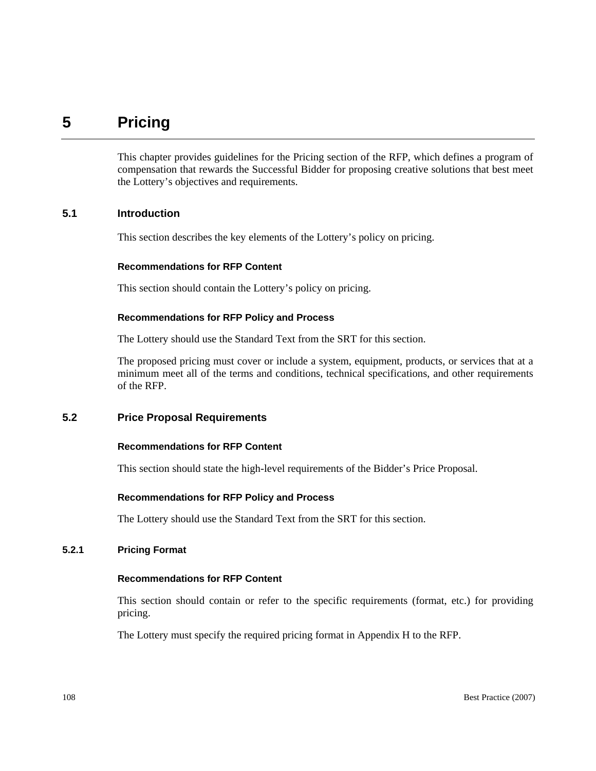# 5 Pricing

This chapter provides guidelines for the Pricing section of the RFP, which defines a program of compensation that rewards the Successful Bidder for proposing creative solutions that best meet the Lottery's objectives and requirements.

## 5.1 Introduction

This section describes the key elements of the Lottery's policy on pricing.

#### Recommendations for RFP Content

This section should contain the Lottery's policy on pricing.

#### Recommendations for RFP Policy and Process

The Lottery should use the Standard Text from the SRT for this section.

The proposed pricing must cover or include a system, equipment, products, or services that at a minimum meet all of the terms and conditions, technical specifications, and other requirements of the RFP.

## 5.2 Price Proposal Requirements

#### Recommendations for RFP Content

This section should state the high-level requirements of the Bidder's Price Proposal.

#### Recommendations for RFP Policy and Process

The Lottery should use the Standard Text from the SRT for this section.

### 5.2.1 Pricing Format

#### Recommendations for RFP Content

This section should contain or refer to the specific requirements (format, etc.) for providing pricing.

The Lottery must specify the required pricing format in Appendix H to the RFP.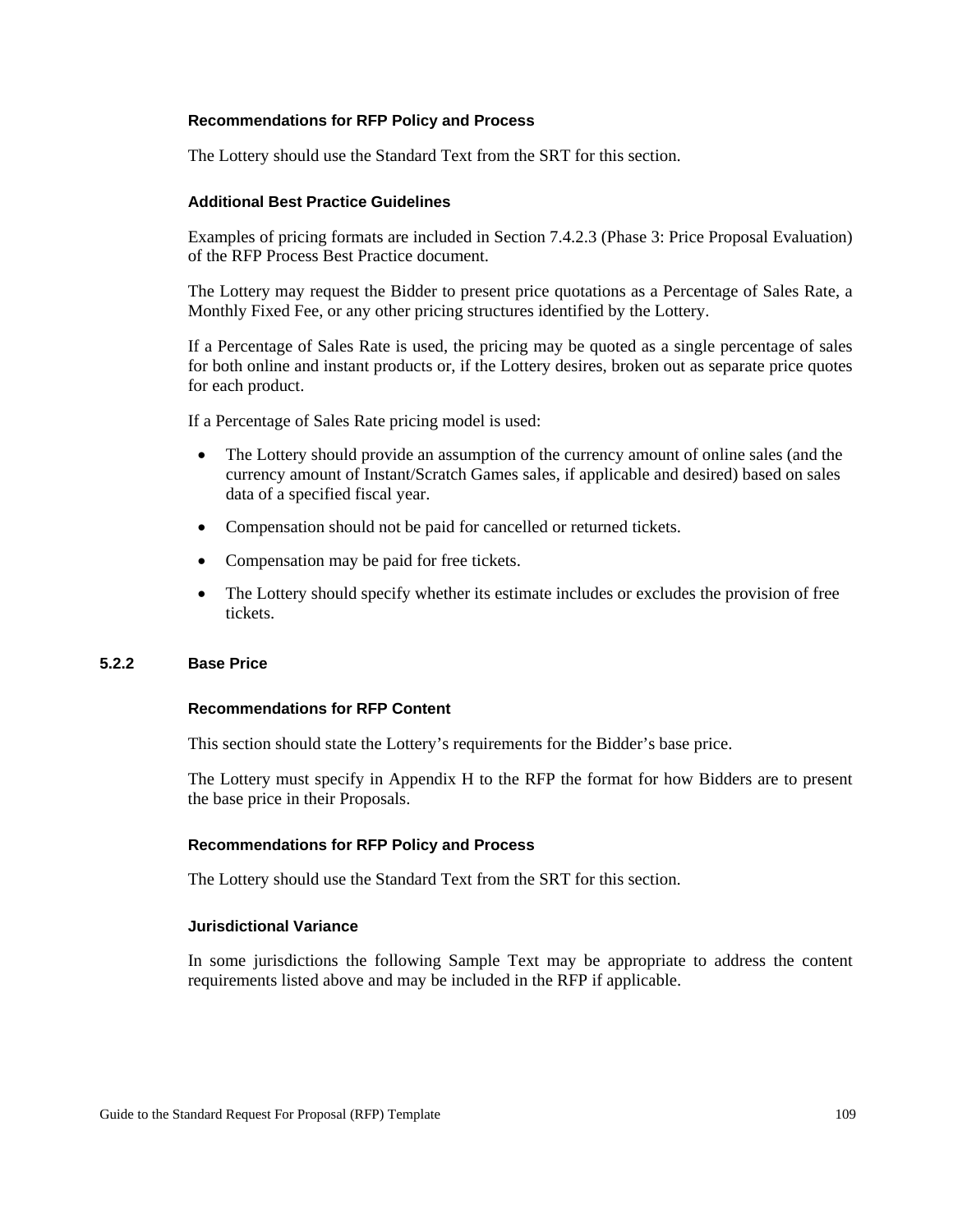#### Recommendations for RFP Policy and Process

The Lottery should use the Standard Text from the SRT for this section.

#### Additional Best Practice Guidelines

Examples of pricing formats are included in Section 7.4.2.3 (Phase 3: Price Proposal Evaluation) of the RFP Process Best Practice document.

The Lottery may request the Bidder to present price quotations as a Percentage of Sales Rate, a Monthly Fixed Fee, or any other pricing structures identified by the Lottery.

If a Percentage of Sales Rate is used, the pricing may be quoted as a single percentage of sales for both online and instant products or, if the Lottery desires, broken out as separate price quotes for each product.

If a Percentage of Sales Rate pricing model is used:

- The Lottery should provide an assumption of the currency amount of online sales (and the currency amount of Instant/Scratch Games sales, if applicable and desired) based on sales data of a specified fiscal year.
- Compensation should not be paid for cancelled or returned tickets.
- Compensation may be paid for free tickets.
- The Lottery should specify whether its estimate includes or excludes the provision of free tickets.

### 5.2.2 Base Price

#### Recommendations for RFP Content

This section should state the Lottery's requirements for the Bidder's base price.

The Lottery must specify in Appendix H to the RFP the format for how Bidders are to present the base price in their Proposals.

#### Recommendations for RFP Policy and Process

The Lottery should use the Standard Text from the SRT for this section.

#### Jurisdictional Variance

In some jurisdictions the following Sample Text may be appropriate to address the content requirements listed above and may be included in the RFP if applicable.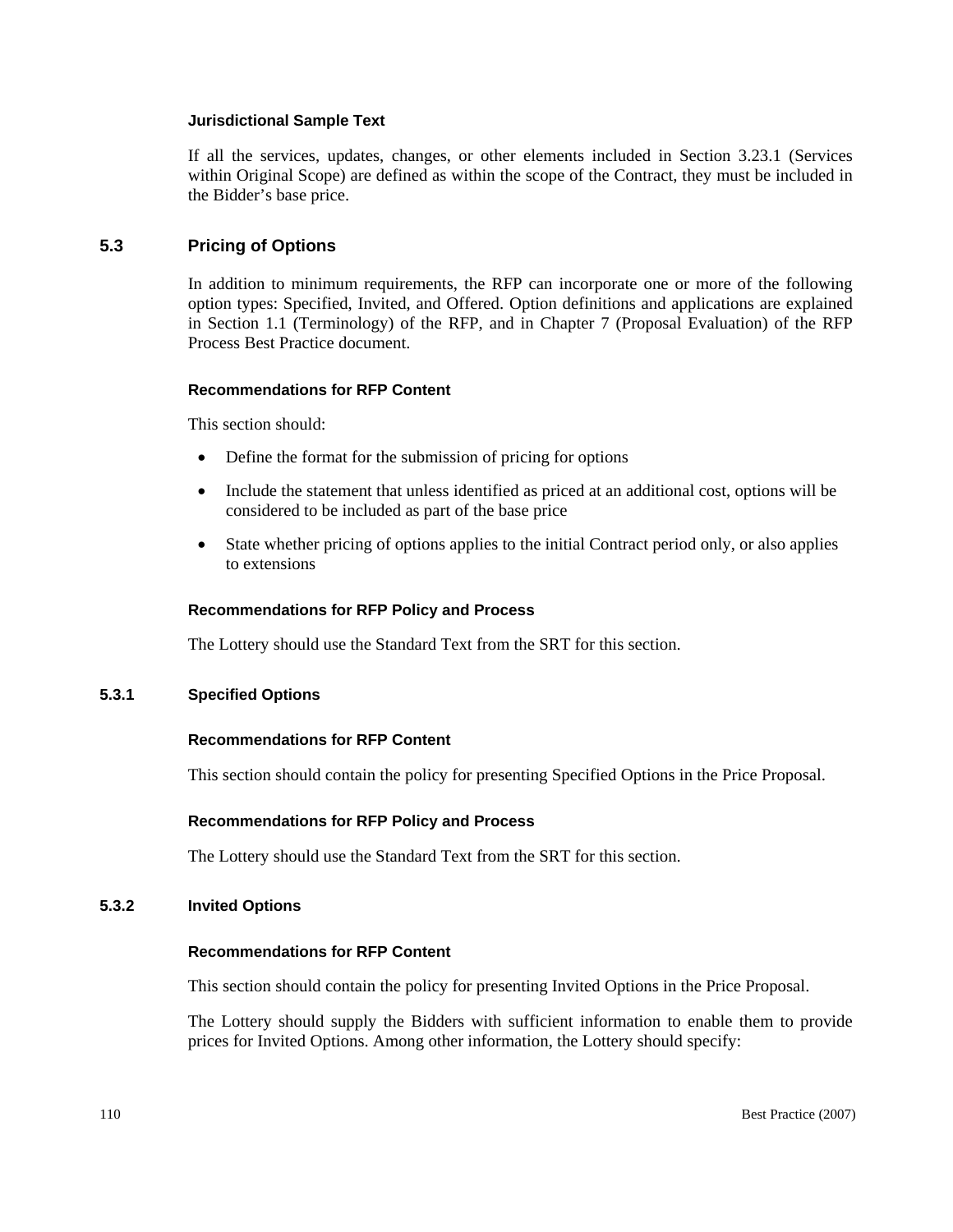#### Jurisdictional Sample Text

If all the services, updates, changes, or other elements included in Section 3.23.1 (Services within Original Scope) are defined as within the scope of the Contract, they must be included in the Bidder's base price.

## 5.3 Pricing of Options

In addition to minimum requirements, the RFP can incorporate one or more of the following option types: Specified, Invited, and Offered. Option definitions and applications are explained in Section 1.1 (Terminology) of the RFP, and in Chapter 7 (Proposal Evaluation) of the RFP Process Best Practice document.

#### Recommendations for RFP Content

This section should:

- Define the format for the submission of pricing for options
- Include the statement that unless identified as priced at an additional cost, options will be considered to be included as part of the base price
- State whether pricing of options applies to the initial Contract period only, or also applies to extensions

#### Recommendations for RFP Policy and Process

The Lottery should use the Standard Text from the SRT for this section.

### 5.3.1 Specified Options

#### Recommendations for RFP Content

This section should contain the policy for presenting Specified Options in the Price Proposal.

#### Recommendations for RFP Policy and Process

The Lottery should use the Standard Text from the SRT for this section.

### 5.3.2 Invited Options

#### Recommendations for RFP Content

This section should contain the policy for presenting Invited Options in the Price Proposal.

The Lottery should supply the Bidders with sufficient information to enable them to provide prices for Invited Options. Among other information, the Lottery should specify: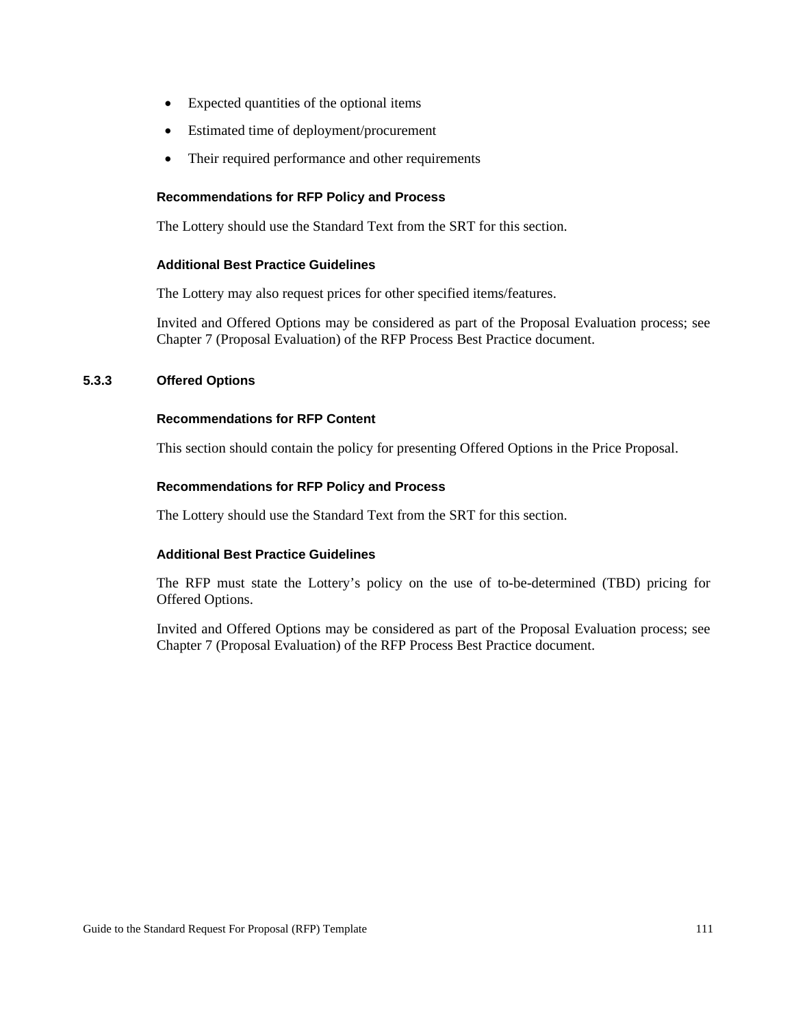- Expected quantities of the optional items
- Estimated time of deployment/procurement
- Their required performance and other requirements

#### Recommendations for RFP Policy and Process

The Lottery should use the Standard Text from the SRT for this section.

#### Additional Best Practice Guidelines

The Lottery may also request prices for other specified items/features.

Invited and Offered Options may be considered as part of the Proposal Evaluation process; see Chapter 7 (Proposal Evaluation) of the RFP Process Best Practice document.

### 5.3.3 Offered Options

#### Recommendations for RFP Content

This section should contain the policy for presenting Offered Options in the Price Proposal.

#### Recommendations for RFP Policy and Process

The Lottery should use the Standard Text from the SRT for this section.

#### Additional Best Practice Guidelines

The RFP must state the Lottery's policy on the use of to-be-determined (TBD) pricing for Offered Options.

Invited and Offered Options may be considered as part of the Proposal Evaluation process; see Chapter 7 (Proposal Evaluation) of the RFP Process Best Practice document.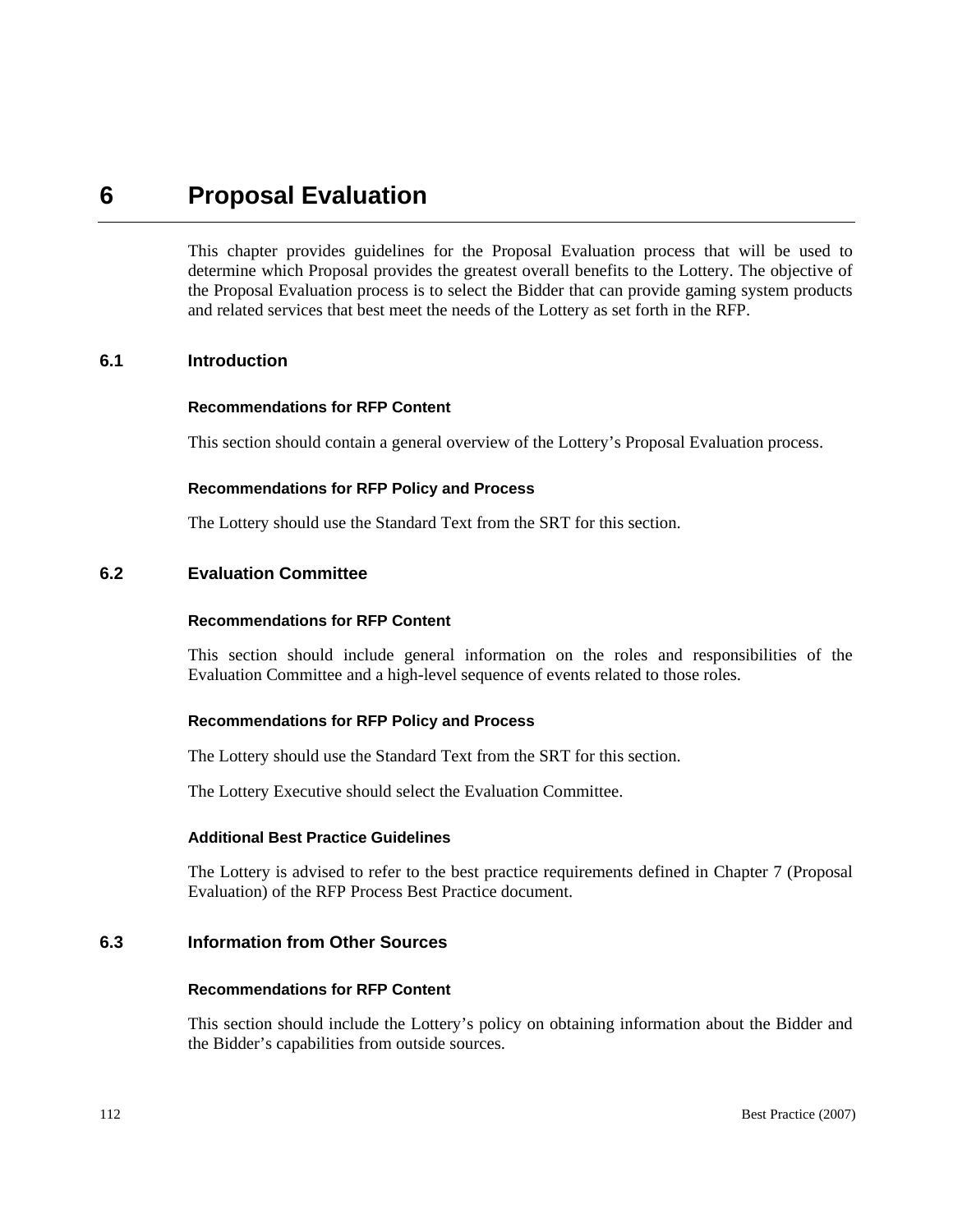# 6 Proposal Evaluation

This chapter provides guidelines for the Proposal Evaluation process that will be used to determine which Proposal provides the greatest overall benefits to the Lottery. The objective of the Proposal Evaluation process is to select the Bidder that can provide gaming system products and related services that best meet the needs of the Lottery as set forth in the RFP.

## 6.1 Introduction

#### Recommendations for RFP Content

This section should contain a general overview of the Lottery's Proposal Evaluation process.

#### Recommendations for RFP Policy and Process

The Lottery should use the Standard Text from the SRT for this section.

## 6.2 Evaluation Committee

#### Recommendations for RFP Content

This section should include general information on the roles and responsibilities of the Evaluation Committee and a high-level sequence of events related to those roles.

#### Recommendations for RFP Policy and Process

The Lottery should use the Standard Text from the SRT for this section.

The Lottery Executive should select the Evaluation Committee.

#### Additional Best Practice Guidelines

The Lottery is advised to refer to the best practice requirements defined in Chapter 7 (Proposal Evaluation) of the RFP Process Best Practice document.

## 6.3 Information from Other Sources

#### Recommendations for RFP Content

This section should include the Lottery's policy on obtaining information about the Bidder and the Bidder's capabilities from outside sources.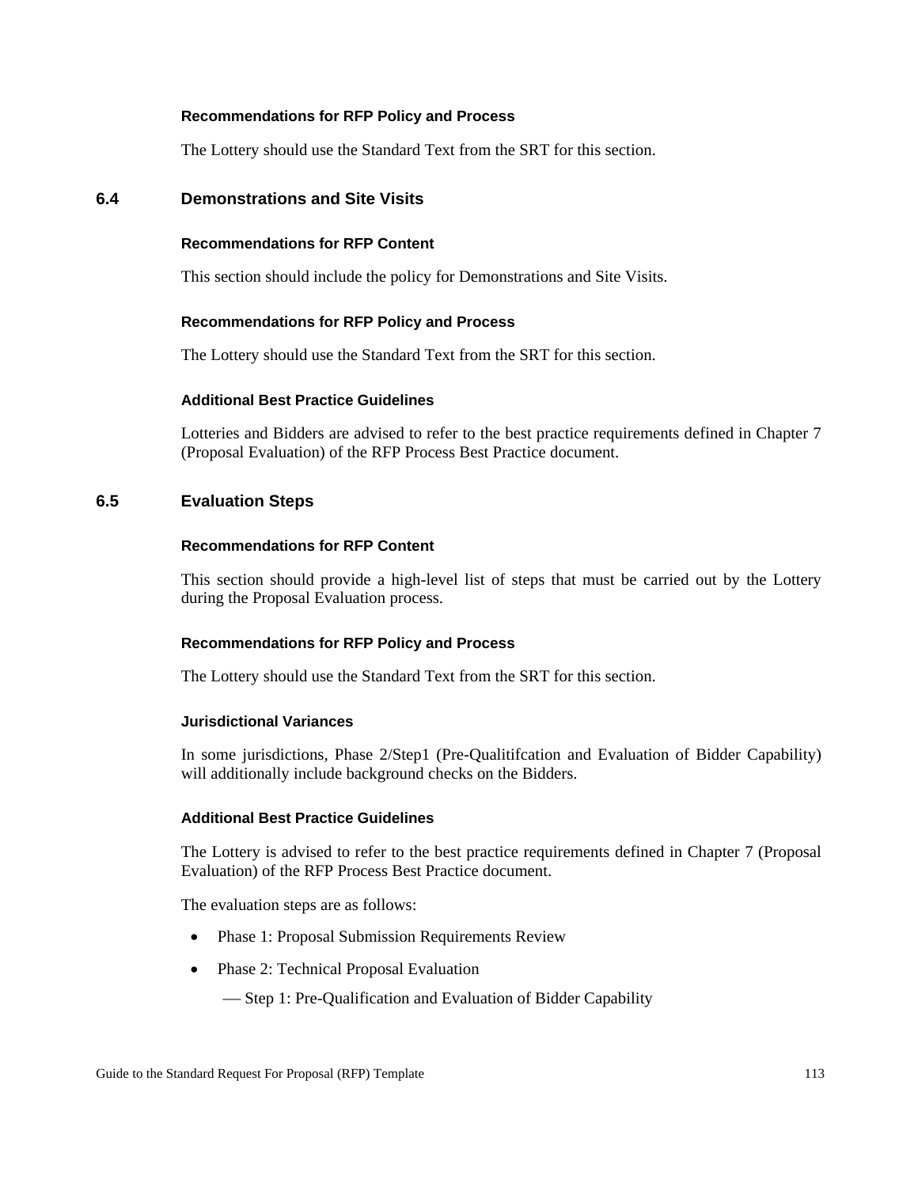#### Recommendations for RFP Policy and Process

The Lottery should use the Standard Text from the SRT for this section.

## 6.4 Demonstrations and Site Visits

#### Recommendations for RFP Content

This section should include the policy for Demonstrations and Site Visits.

#### Recommendations for RFP Policy and Process

The Lottery should use the Standard Text from the SRT for this section.

#### Additional Best Practice Guidelines

Lotteries and Bidders are advised to refer to the best practice requirements defined in Chapter 7 (Proposal Evaluation) of the RFP Process Best Practice document.

## 6.5 Evaluation Steps

#### Recommendations for RFP Content

This section should provide a high-level list of steps that must be carried out by the Lottery during the Proposal Evaluation process.

#### Recommendations for RFP Policy and Process

The Lottery should use the Standard Text from the SRT for this section.

#### Jurisdictional Variances

In some jurisdictions, Phase 2/Step1 (Pre-Qualitifcation and Evaluation of Bidder Capability) will additionally include background checks on the Bidders.

#### Additional Best Practice Guidelines

The Lottery is advised to refer to the best practice requirements defined in Chapter 7 (Proposal Evaluation) of the RFP Process Best Practice document.

The evaluation steps are as follows:

- Phase 1: Proposal Submission Requirements Review
- Phase 2: Technical Proposal Evaluation
  - Step 1: Pre-Qualification and Evaluation of Bidder Capability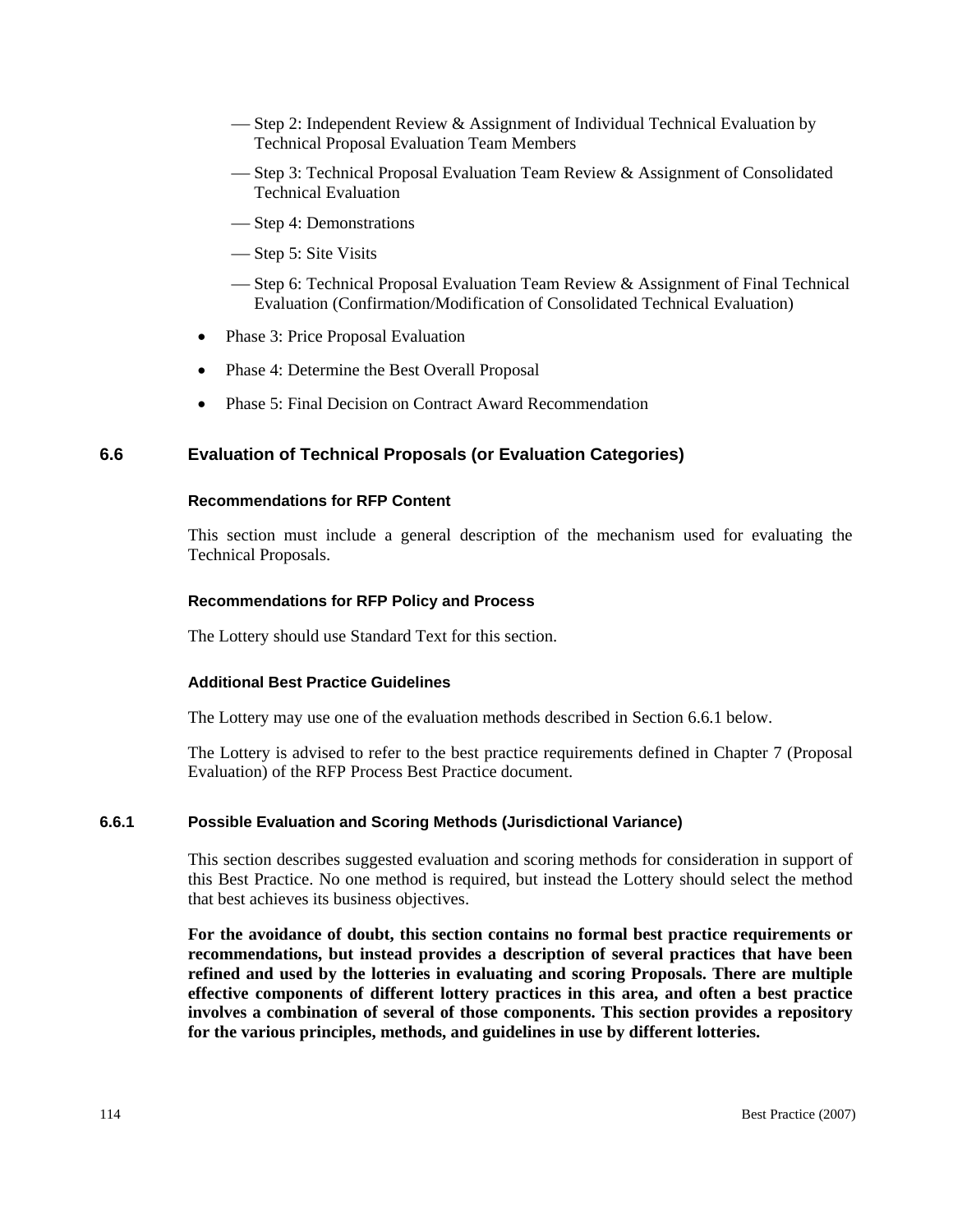- Step 2: Independent Review & Assignment of Individual Technical Evaluation by Technical Proposal Evaluation Team Members
  - Step 3: Technical Proposal Evaluation Team Review & Assignment of Consolidated Technical Evaluation
  - Step 4: Demonstrations
  - Step 5: Site Visits
  - Step 6: Technical Proposal Evaluation Team Review & Assignment of Final Technical Evaluation (Confirmation/Modification of Consolidated Technical Evaluation)
- Phase 3: Price Proposal Evaluation
- Phase 4: Determine the Best Overall Proposal
- Phase 5: Final Decision on Contract Award Recommendation

## 6.6 Evaluation of Technical Proposals (or Evaluation Categories)

#### Recommendations for RFP Content

This section must include a general description of the mechanism used for evaluating the Technical Proposals.

#### Recommendations for RFP Policy and Process

The Lottery should use Standard Text for this section.

#### Additional Best Practice Guidelines

The Lottery may use one of the evaluation methods described in Section 6.6.1 below.

The Lottery is advised to refer to the best practice requirements defined in Chapter 7 (Proposal Evaluation) of the RFP Process Best Practice document.

### 6.6.1 Possible Evaluation and Scoring Methods (Jurisdictional Variance)

This section describes suggested evaluation and scoring methods for consideration in support of this Best Practice. No one method is required, but instead the Lottery should select the method that best achieves its business objectives.

**For the avoidance of doubt, this section contains no formal best practice requirements or recommendations, but instead provides a description of several practices that have been refined and used by the lotteries in evaluating and scoring Proposals. There are multiple effective components of different lottery practices in this area, and often a best practice involves a combination of several of those components. This section provides a repository for the various principles, methods, and guidelines in use by different lotteries.**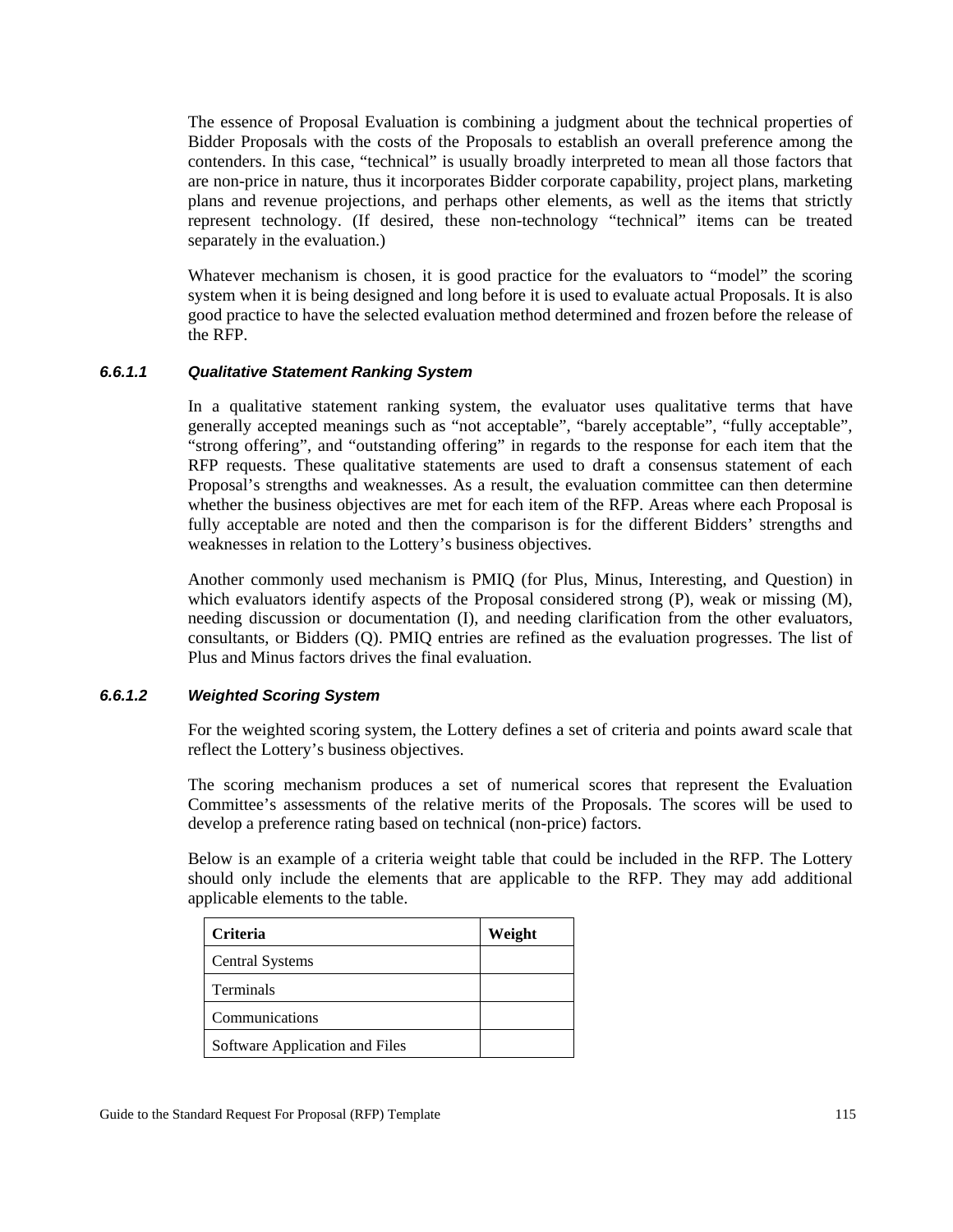The essence of Proposal Evaluation is combining a judgment about the technical properties of Bidder Proposals with the costs of the Proposals to establish an overall preference among the contenders. In this case, "technical" is usually broadly interpreted to mean all those factors that are non-price in nature, thus it incorporates Bidder corporate capability, project plans, marketing plans and revenue projections, and perhaps other elements, as well as the items that strictly represent technology. (If desired, these non-technology "technical" items can be treated separately in the evaluation.)

Whatever mechanism is chosen, it is good practice for the evaluators to "model" the scoring system when it is being designed and long before it is used to evaluate actual Proposals. It is also good practice to have the selected evaluation method determined and frozen before the release of the RFP.

#### *6.6.1.1 Qualitative Statement Ranking System*

In a qualitative statement ranking system, the evaluator uses qualitative terms that have generally accepted meanings such as "not acceptable", "barely acceptable", "fully acceptable", "strong offering", and "outstanding offering" in regards to the response for each item that the RFP requests. These qualitative statements are used to draft a consensus statement of each Proposal's strengths and weaknesses. As a result, the evaluation committee can then determine whether the business objectives are met for each item of the RFP. Areas where each Proposal is fully acceptable are noted and then the comparison is for the different Bidders' strengths and weaknesses in relation to the Lottery's business objectives.

Another commonly used mechanism is PMIQ (for Plus, Minus, Interesting, and Question) in which evaluators identify aspects of the Proposal considered strong (P), weak or missing (M), needing discussion or documentation (I), and needing clarification from the other evaluators, consultants, or Bidders (Q). PMIQ entries are refined as the evaluation progresses. The list of Plus and Minus factors drives the final evaluation.

#### *6.6.1.2 Weighted Scoring System*

For the weighted scoring system, the Lottery defines a set of criteria and points award scale that reflect the Lottery's business objectives.

The scoring mechanism produces a set of numerical scores that represent the Evaluation Committee's assessments of the relative merits of the Proposals. The scores will be used to develop a preference rating based on technical (non-price) factors.

Below is an example of a criteria weight table that could be included in the RFP. The Lottery should only include the elements that are applicable to the RFP. They may add additional applicable elements to the table.

| Criteria | Weight |
|---|---|
| Central Systems | |
| Terminals | |
| Communications | |
| Software Application and Files | |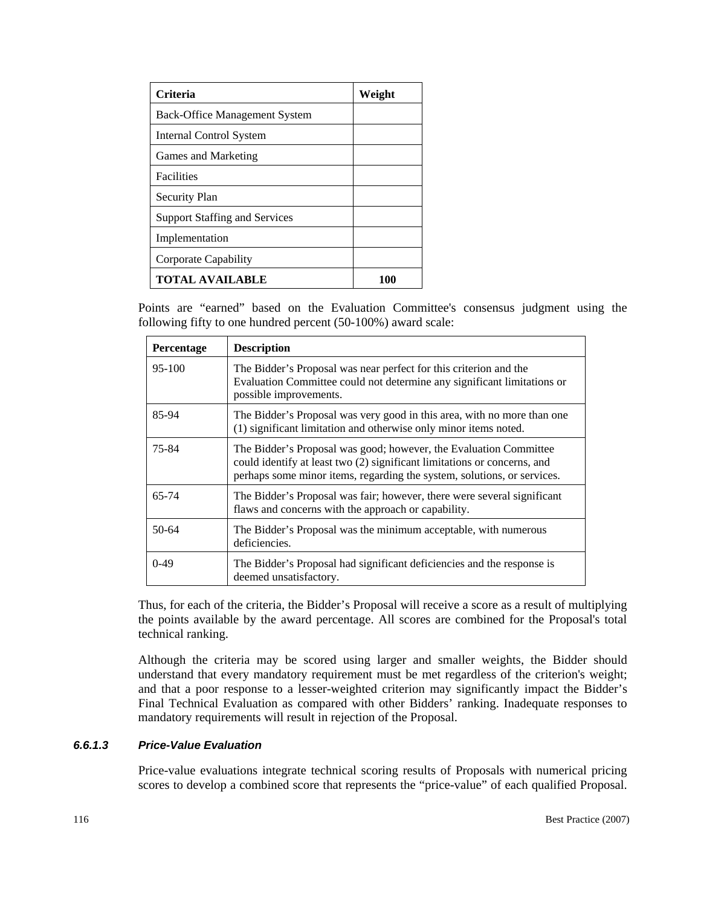| Criteria | Weight |
| --- | --- |
| Back-Office Management System | |
| Internal Control System | |
| Games and Marketing | |
| Facilities | |
| Security Plan | |
| Support Staffing and Services | |
| Implementation | |
| Corporate Capability | |
| **TOTAL AVAILABLE** | **100** |

Points are "earned" based on the Evaluation Committee's consensus judgment using the following fifty to one hundred percent (50-100%) award scale:

| Percentage | Description |
| --- | --- |
| 95-100 | The Bidder's Proposal was near perfect for this criterion and the Evaluation Committee could not determine any significant limitations or possible improvements. |
| 85-94 | The Bidder's Proposal was very good in this area, with no more than one (1) significant limitation and otherwise only minor items noted. |
| 75-84 | The Bidder's Proposal was good; however, the Evaluation Committee could identify at least two (2) significant limitations or concerns, and perhaps some minor items, regarding the system, solutions, or services. |
| 65-74 | The Bidder's Proposal was fair; however, there were several significant flaws and concerns with the approach or capability. |
| 50-64 | The Bidder's Proposal was the minimum acceptable, with numerous deficiencies. |
| 0-49 | The Bidder's Proposal had significant deficiencies and the response is deemed unsatisfactory. |

Thus, for each of the criteria, the Bidder's Proposal will receive a score as a result of multiplying the points available by the award percentage. All scores are combined for the Proposal's total technical ranking.

Although the criteria may be scored using larger and smaller weights, the Bidder should understand that every mandatory requirement must be met regardless of the criterion's weight; and that a poor response to a lesser-weighted criterion may significantly impact the Bidder's Final Technical Evaluation as compared with other Bidders' ranking. Inadequate responses to mandatory requirements will result in rejection of the Proposal.

#### *6.6.1.3 Price-Value Evaluation*

Price-value evaluations integrate technical scoring results of Proposals with numerical pricing scores to develop a combined score that represents the "price-value" of each qualified Proposal.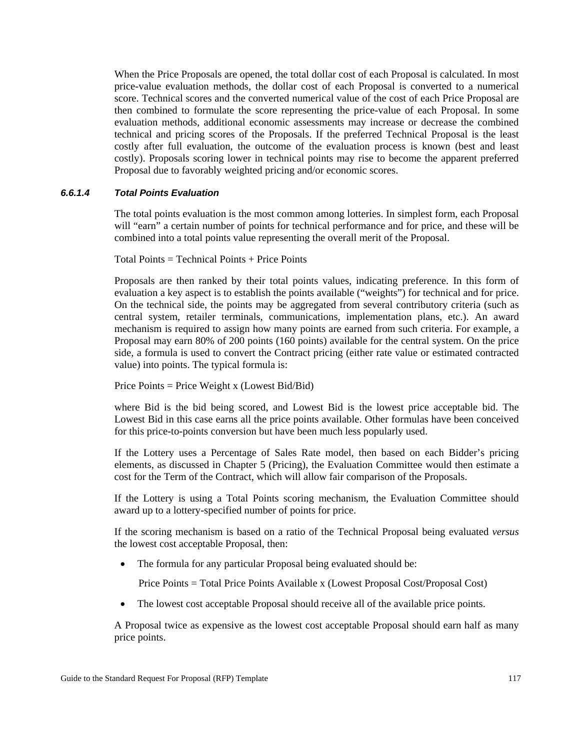When the Price Proposals are opened, the total dollar cost of each Proposal is calculated. In most price-value evaluation methods, the dollar cost of each Proposal is converted to a numerical score. Technical scores and the converted numerical value of the cost of each Price Proposal are then combined to formulate the score representing the price-value of each Proposal. In some evaluation methods, additional economic assessments may increase or decrease the combined technical and pricing scores of the Proposals. If the preferred Technical Proposal is the least costly after full evaluation, the outcome of the evaluation process is known (best and least costly). Proposals scoring lower in technical points may rise to become the apparent preferred Proposal due to favorably weighted pricing and/or economic scores.

#### *6.6.1.4 Total Points Evaluation*

The total points evaluation is the most common among lotteries. In simplest form, each Proposal will "earn" a certain number of points for technical performance and for price, and these will be combined into a total points value representing the overall merit of the Proposal.

Total Points = Technical Points + Price Points

Proposals are then ranked by their total points values, indicating preference. In this form of evaluation a key aspect is to establish the points available ("weights") for technical and for price. On the technical side, the points may be aggregated from several contributory criteria (such as central system, retailer terminals, communications, implementation plans, etc.). An award mechanism is required to assign how many points are earned from such criteria. For example, a Proposal may earn 80% of 200 points (160 points) available for the central system. On the price side, a formula is used to convert the Contract pricing (either rate value or estimated contracted value) into points. The typical formula is:

Price Points = Price Weight x (Lowest Bid/Bid)

where Bid is the bid being scored, and Lowest Bid is the lowest price acceptable bid. The Lowest Bid in this case earns all the price points available. Other formulas have been conceived for this price-to-points conversion but have been much less popularly used.

If the Lottery uses a Percentage of Sales Rate model, then based on each Bidder's pricing elements, as discussed in Chapter 5 (Pricing), the Evaluation Committee would then estimate a cost for the Term of the Contract, which will allow fair comparison of the Proposals.

If the Lottery is using a Total Points scoring mechanism, the Evaluation Committee should award up to a lottery-specified number of points for price.

If the scoring mechanism is based on a ratio of the Technical Proposal being evaluated *versus* the lowest cost acceptable Proposal, then:

- The formula for any particular Proposal being evaluated should be:

  Price Points = Total Price Points Available x (Lowest Proposal Cost/Proposal Cost)

- The lowest cost acceptable Proposal should receive all of the available price points.

A Proposal twice as expensive as the lowest cost acceptable Proposal should earn half as many price points.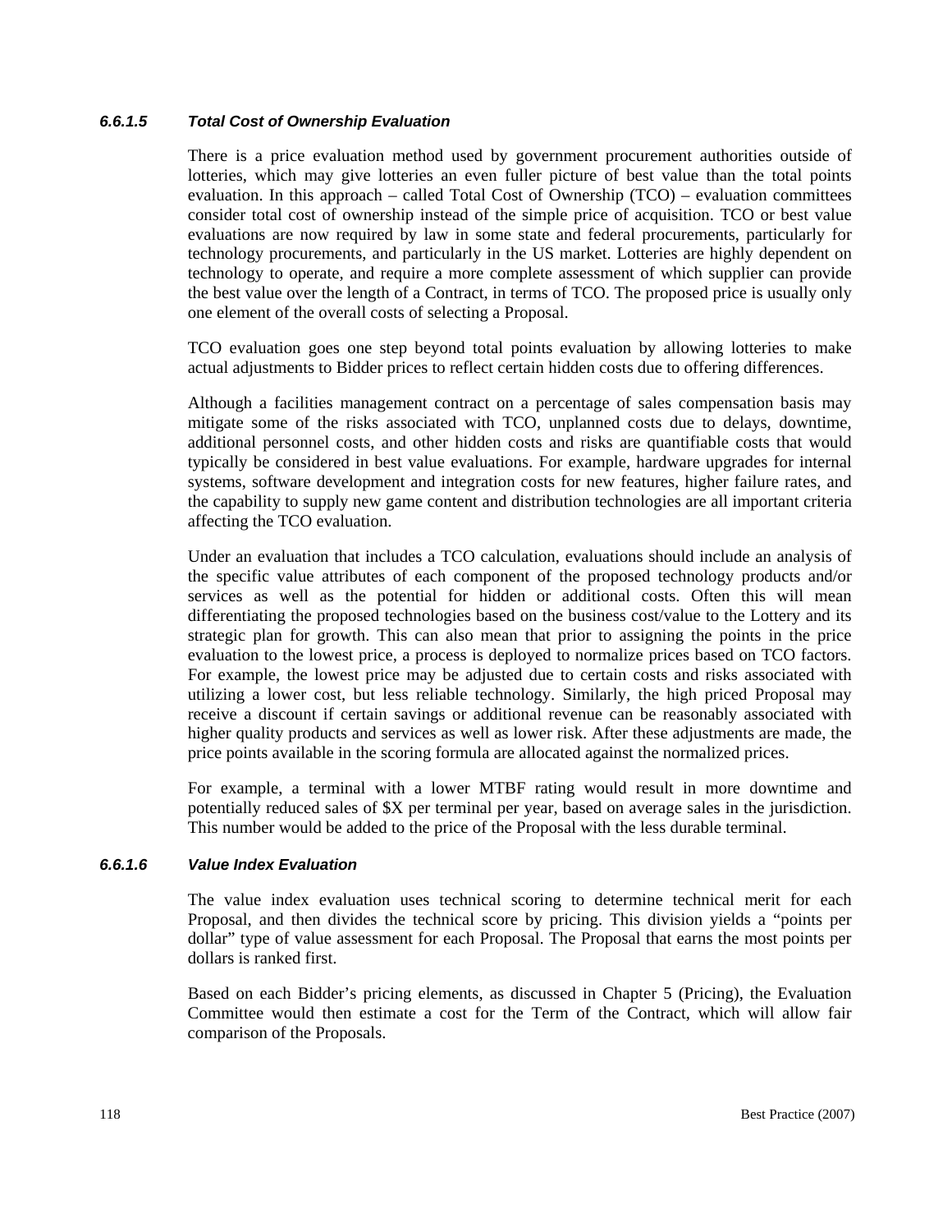#### *6.6.1.5 Total Cost of Ownership Evaluation*

There is a price evaluation method used by government procurement authorities outside of lotteries, which may give lotteries an even fuller picture of best value than the total points evaluation. In this approach – called Total Cost of Ownership (TCO) – evaluation committees consider total cost of ownership instead of the simple price of acquisition. TCO or best value evaluations are now required by law in some state and federal procurements, particularly for technology procurements, and particularly in the US market. Lotteries are highly dependent on technology to operate, and require a more complete assessment of which supplier can provide the best value over the length of a Contract, in terms of TCO. The proposed price is usually only one element of the overall costs of selecting a Proposal.

TCO evaluation goes one step beyond total points evaluation by allowing lotteries to make actual adjustments to Bidder prices to reflect certain hidden costs due to offering differences.

Although a facilities management contract on a percentage of sales compensation basis may mitigate some of the risks associated with TCO, unplanned costs due to delays, downtime, additional personnel costs, and other hidden costs and risks are quantifiable costs that would typically be considered in best value evaluations. For example, hardware upgrades for internal systems, software development and integration costs for new features, higher failure rates, and the capability to supply new game content and distribution technologies are all important criteria affecting the TCO evaluation.

Under an evaluation that includes a TCO calculation, evaluations should include an analysis of the specific value attributes of each component of the proposed technology products and/or services as well as the potential for hidden or additional costs. Often this will mean differentiating the proposed technologies based on the business cost/value to the Lottery and its strategic plan for growth. This can also mean that prior to assigning the points in the price evaluation to the lowest price, a process is deployed to normalize prices based on TCO factors. For example, the lowest price may be adjusted due to certain costs and risks associated with utilizing a lower cost, but less reliable technology. Similarly, the high priced Proposal may receive a discount if certain savings or additional revenue can be reasonably associated with higher quality products and services as well as lower risk. After these adjustments are made, the price points available in the scoring formula are allocated against the normalized prices.

For example, a terminal with a lower MTBF rating would result in more downtime and potentially reduced sales of $X per terminal per year, based on average sales in the jurisdiction. This number would be added to the price of the Proposal with the less durable terminal.

#### *6.6.1.6 Value Index Evaluation*

The value index evaluation uses technical scoring to determine technical merit for each Proposal, and then divides the technical score by pricing. This division yields a "points per dollar" type of value assessment for each Proposal. The Proposal that earns the most points per dollars is ranked first.

Based on each Bidder's pricing elements, as discussed in Chapter 5 (Pricing), the Evaluation Committee would then estimate a cost for the Term of the Contract, which will allow fair comparison of the Proposals.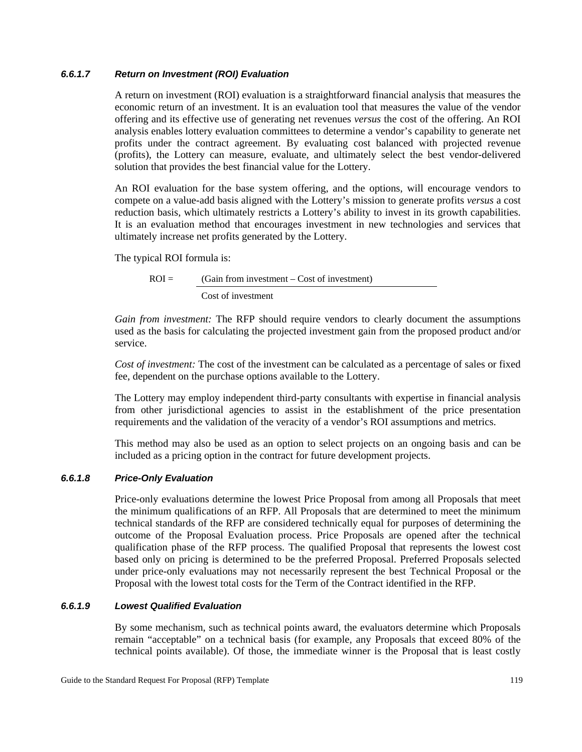#### *6.6.1.7 Return on Investment (ROI) Evaluation*

A return on investment (ROI) evaluation is a straightforward financial analysis that measures the economic return of an investment. It is an evaluation tool that measures the value of the vendor offering and its effective use of generating net revenues *versus* the cost of the offering. An ROI analysis enables lottery evaluation committees to determine a vendor's capability to generate net profits under the contract agreement. By evaluating cost balanced with projected revenue (profits), the Lottery can measure, evaluate, and ultimately select the best vendor-delivered solution that provides the best financial value for the Lottery.

An ROI evaluation for the base system offering, and the options, will encourage vendors to compete on a value-add basis aligned with the Lottery's mission to generate profits *versus* a cost reduction basis, which ultimately restricts a Lottery's ability to invest in its growth capabilities. It is an evaluation method that encourages investment in new technologies and services that ultimately increase net profits generated by the Lottery.

The typical ROI formula is:

$$\text{ROI} = \frac{(\text{Gain from investment} - \text{Cost of investment})}{\text{Cost of investment}}$$

*Gain from investment:* The RFP should require vendors to clearly document the assumptions used as the basis for calculating the projected investment gain from the proposed product and/or service.

*Cost of investment:* The cost of the investment can be calculated as a percentage of sales or fixed fee, dependent on the purchase options available to the Lottery.

The Lottery may employ independent third-party consultants with expertise in financial analysis from other jurisdictional agencies to assist in the establishment of the price presentation requirements and the validation of the veracity of a vendor's ROI assumptions and metrics.

This method may also be used as an option to select projects on an ongoing basis and can be included as a pricing option in the contract for future development projects.

#### *6.6.1.8 Price-Only Evaluation*

Price-only evaluations determine the lowest Price Proposal from among all Proposals that meet the minimum qualifications of an RFP. All Proposals that are determined to meet the minimum technical standards of the RFP are considered technically equal for purposes of determining the outcome of the Proposal Evaluation process. Price Proposals are opened after the technical qualification phase of the RFP process. The qualified Proposal that represents the lowest cost based only on pricing is determined to be the preferred Proposal. Preferred Proposals selected under price-only evaluations may not necessarily represent the best Technical Proposal or the Proposal with the lowest total costs for the Term of the Contract identified in the RFP.

#### *6.6.1.9 Lowest Qualified Evaluation*

By some mechanism, such as technical points award, the evaluators determine which Proposals remain "acceptable" on a technical basis (for example, any Proposals that exceed 80% of the technical points available). Of those, the immediate winner is the Proposal that is least costly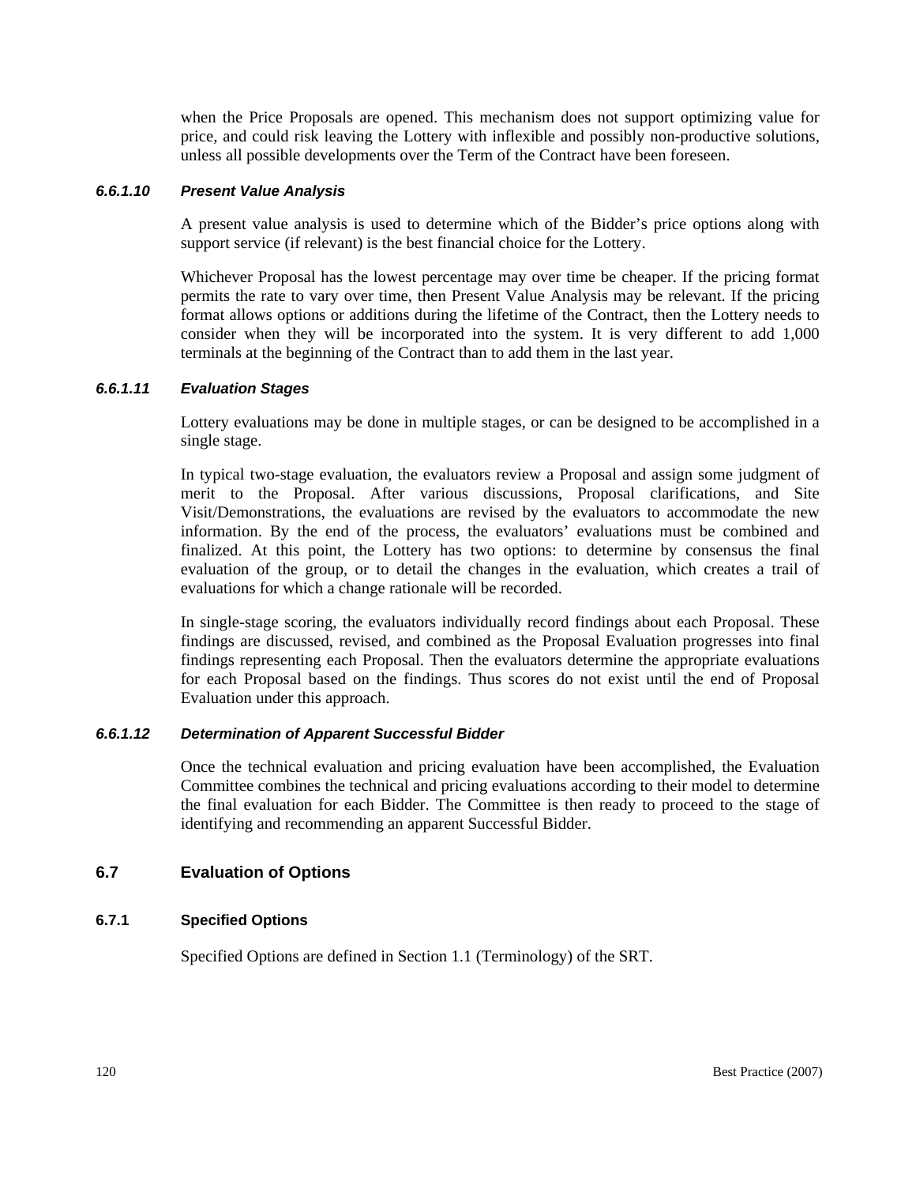when the Price Proposals are opened. This mechanism does not support optimizing value for price, and could risk leaving the Lottery with inflexible and possibly non-productive solutions, unless all possible developments over the Term of the Contract have been foreseen.

#### *6.6.1.10 Present Value Analysis*

A present value analysis is used to determine which of the Bidder's price options along with support service (if relevant) is the best financial choice for the Lottery.

Whichever Proposal has the lowest percentage may over time be cheaper. If the pricing format permits the rate to vary over time, then Present Value Analysis may be relevant. If the pricing format allows options or additions during the lifetime of the Contract, then the Lottery needs to consider when they will be incorporated into the system. It is very different to add 1,000 terminals at the beginning of the Contract than to add them in the last year.

#### *6.6.1.11 Evaluation Stages*

Lottery evaluations may be done in multiple stages, or can be designed to be accomplished in a single stage.

In typical two-stage evaluation, the evaluators review a Proposal and assign some judgment of merit to the Proposal. After various discussions, Proposal clarifications, and Site Visit/Demonstrations, the evaluations are revised by the evaluators to accommodate the new information. By the end of the process, the evaluators' evaluations must be combined and finalized. At this point, the Lottery has two options: to determine by consensus the final evaluation of the group, or to detail the changes in the evaluation, which creates a trail of evaluations for which a change rationale will be recorded.

In single-stage scoring, the evaluators individually record findings about each Proposal. These findings are discussed, revised, and combined as the Proposal Evaluation progresses into final findings representing each Proposal. Then the evaluators determine the appropriate evaluations for each Proposal based on the findings. Thus scores do not exist until the end of Proposal Evaluation under this approach.

#### *6.6.1.12 Determination of Apparent Successful Bidder*

Once the technical evaluation and pricing evaluation have been accomplished, the Evaluation Committee combines the technical and pricing evaluations according to their model to determine the final evaluation for each Bidder. The Committee is then ready to proceed to the stage of identifying and recommending an apparent Successful Bidder.

## 6.7 Evaluation of Options

### 6.7.1 Specified Options

Specified Options are defined in Section 1.1 (Terminology) of the SRT.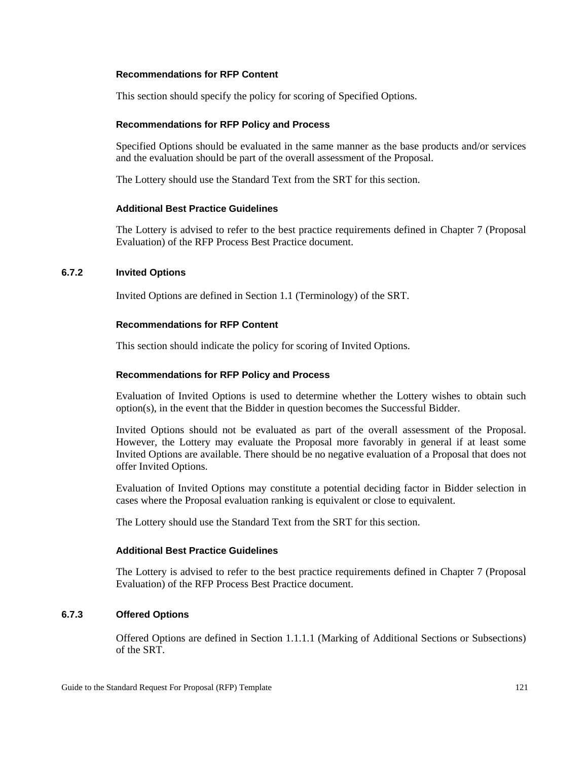#### Recommendations for RFP Content

This section should specify the policy for scoring of Specified Options.

#### Recommendations for RFP Policy and Process

Specified Options should be evaluated in the same manner as the base products and/or services and the evaluation should be part of the overall assessment of the Proposal.

The Lottery should use the Standard Text from the SRT for this section.

#### Additional Best Practice Guidelines

The Lottery is advised to refer to the best practice requirements defined in Chapter 7 (Proposal Evaluation) of the RFP Process Best Practice document.

### 6.7.2 Invited Options

Invited Options are defined in Section 1.1 (Terminology) of the SRT.

#### Recommendations for RFP Content

This section should indicate the policy for scoring of Invited Options.

#### Recommendations for RFP Policy and Process

Evaluation of Invited Options is used to determine whether the Lottery wishes to obtain such option(s), in the event that the Bidder in question becomes the Successful Bidder.

Invited Options should not be evaluated as part of the overall assessment of the Proposal. However, the Lottery may evaluate the Proposal more favorably in general if at least some Invited Options are available. There should be no negative evaluation of a Proposal that does not offer Invited Options.

Evaluation of Invited Options may constitute a potential deciding factor in Bidder selection in cases where the Proposal evaluation ranking is equivalent or close to equivalent.

The Lottery should use the Standard Text from the SRT for this section.

#### Additional Best Practice Guidelines

The Lottery is advised to refer to the best practice requirements defined in Chapter 7 (Proposal Evaluation) of the RFP Process Best Practice document.

### 6.7.3 Offered Options

Offered Options are defined in Section 1.1.1.1 (Marking of Additional Sections or Subsections) of the SRT.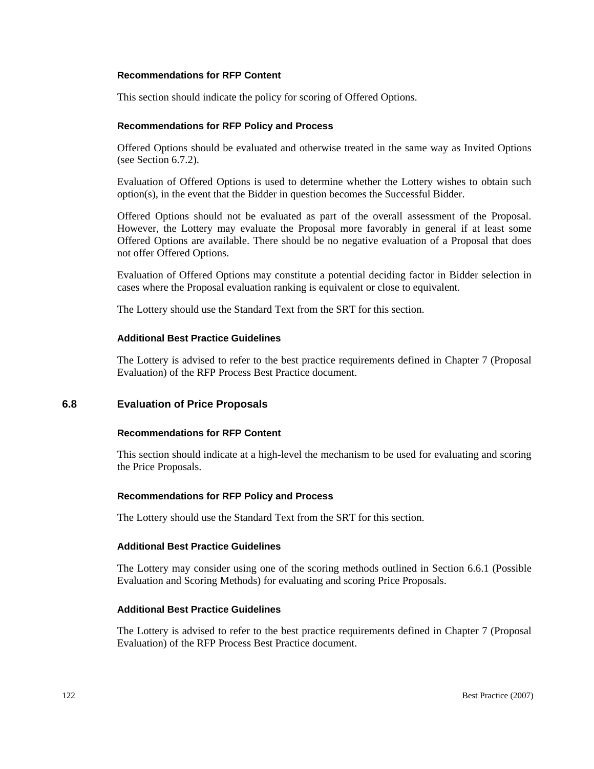#### Recommendations for RFP Content

This section should indicate the policy for scoring of Offered Options.

#### Recommendations for RFP Policy and Process

Offered Options should be evaluated and otherwise treated in the same way as Invited Options (see Section 6.7.2).

Evaluation of Offered Options is used to determine whether the Lottery wishes to obtain such option(s), in the event that the Bidder in question becomes the Successful Bidder.

Offered Options should not be evaluated as part of the overall assessment of the Proposal. However, the Lottery may evaluate the Proposal more favorably in general if at least some Offered Options are available. There should be no negative evaluation of a Proposal that does not offer Offered Options.

Evaluation of Offered Options may constitute a potential deciding factor in Bidder selection in cases where the Proposal evaluation ranking is equivalent or close to equivalent.

The Lottery should use the Standard Text from the SRT for this section.

#### Additional Best Practice Guidelines

The Lottery is advised to refer to the best practice requirements defined in Chapter 7 (Proposal Evaluation) of the RFP Process Best Practice document.

## 6.8 Evaluation of Price Proposals

#### Recommendations for RFP Content

This section should indicate at a high-level the mechanism to be used for evaluating and scoring the Price Proposals.

#### Recommendations for RFP Policy and Process

The Lottery should use the Standard Text from the SRT for this section.

#### Additional Best Practice Guidelines

The Lottery may consider using one of the scoring methods outlined in Section 6.6.1 (Possible Evaluation and Scoring Methods) for evaluating and scoring Price Proposals.

#### Additional Best Practice Guidelines

The Lottery is advised to refer to the best practice requirements defined in Chapter 7 (Proposal Evaluation) of the RFP Process Best Practice document.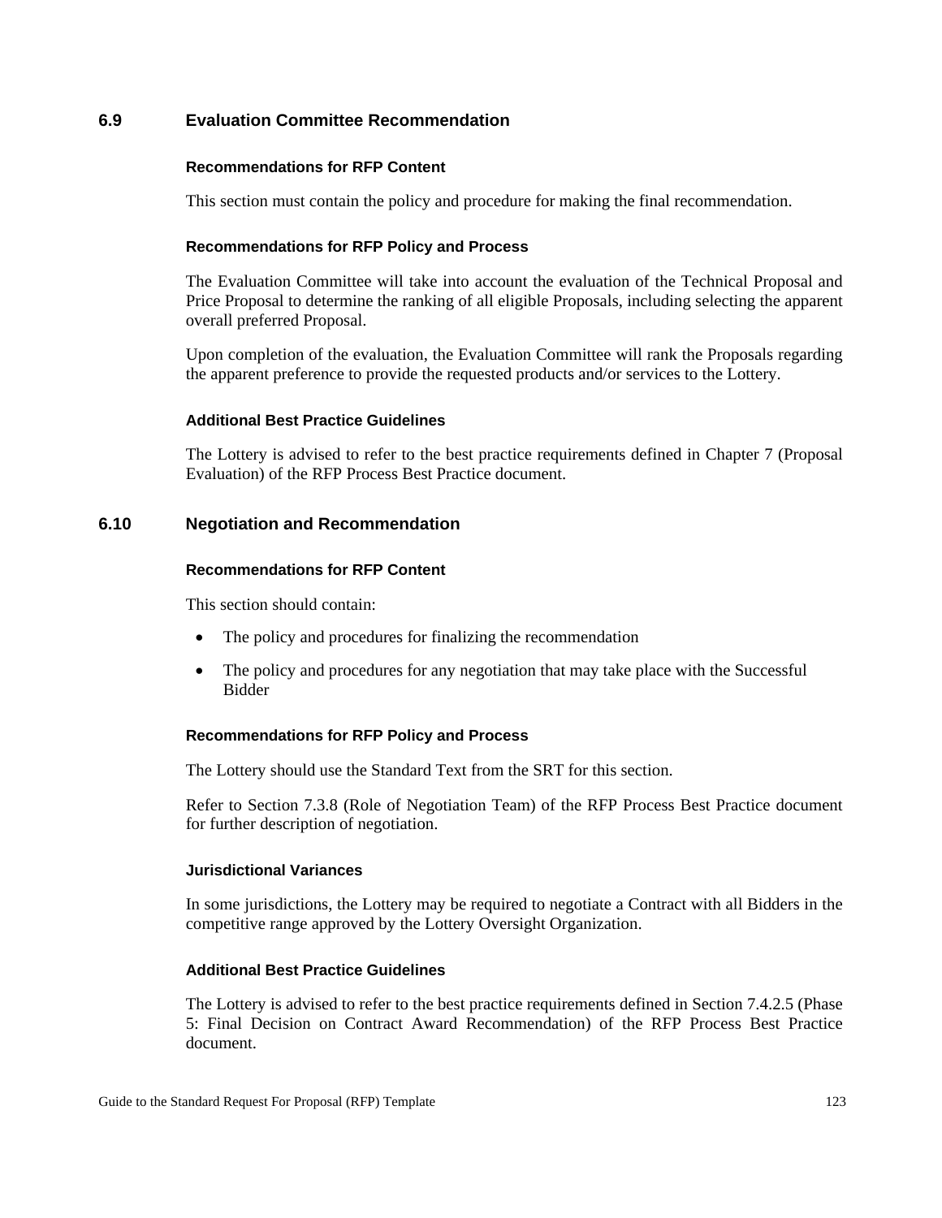## 6.9 Evaluation Committee Recommendation

#### Recommendations for RFP Content

This section must contain the policy and procedure for making the final recommendation.

#### Recommendations for RFP Policy and Process

The Evaluation Committee will take into account the evaluation of the Technical Proposal and Price Proposal to determine the ranking of all eligible Proposals, including selecting the apparent overall preferred Proposal.

Upon completion of the evaluation, the Evaluation Committee will rank the Proposals regarding the apparent preference to provide the requested products and/or services to the Lottery.

#### Additional Best Practice Guidelines

The Lottery is advised to refer to the best practice requirements defined in Chapter 7 (Proposal Evaluation) of the RFP Process Best Practice document.

## 6.10 Negotiation and Recommendation

#### Recommendations for RFP Content

This section should contain:

- The policy and procedures for finalizing the recommendation
- The policy and procedures for any negotiation that may take place with the Successful Bidder

#### Recommendations for RFP Policy and Process

The Lottery should use the Standard Text from the SRT for this section.

Refer to Section 7.3.8 (Role of Negotiation Team) of the RFP Process Best Practice document for further description of negotiation.

#### Jurisdictional Variances

In some jurisdictions, the Lottery may be required to negotiate a Contract with all Bidders in the competitive range approved by the Lottery Oversight Organization.

#### Additional Best Practice Guidelines

The Lottery is advised to refer to the best practice requirements defined in Section 7.4.2.5 (Phase 5: Final Decision on Contract Award Recommendation) of the RFP Process Best Practice document.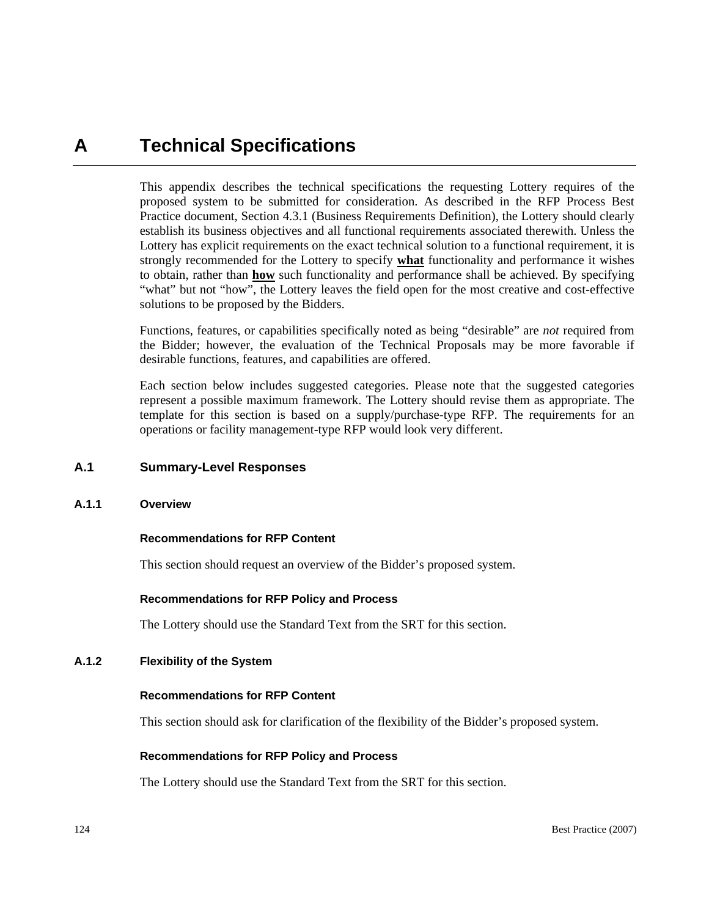# A Technical Specifications

This appendix describes the technical specifications the requesting Lottery requires of the proposed system to be submitted for consideration. As described in the RFP Process Best Practice document, Section 4.3.1 (Business Requirements Definition), the Lottery should clearly establish its business objectives and all functional requirements associated therewith. Unless the Lottery has explicit requirements on the exact technical solution to a functional requirement, it is strongly recommended for the Lottery to specify **what** functionality and performance it wishes to obtain, rather than **how** such functionality and performance shall be achieved. By specifying "what" but not "how", the Lottery leaves the field open for the most creative and cost-effective solutions to be proposed by the Bidders.

Functions, features, or capabilities specifically noted as being "desirable" are *not* required from the Bidder; however, the evaluation of the Technical Proposals may be more favorable if desirable functions, features, and capabilities are offered.

Each section below includes suggested categories. Please note that the suggested categories represent a possible maximum framework. The Lottery should revise them as appropriate. The template for this section is based on a supply/purchase-type RFP. The requirements for an operations or facility management-type RFP would look very different.

## A.1 Summary-Level Responses

### A.1.1 Overview

#### Recommendations for RFP Content

This section should request an overview of the Bidder's proposed system.

#### Recommendations for RFP Policy and Process

The Lottery should use the Standard Text from the SRT for this section.

### A.1.2 Flexibility of the System

#### Recommendations for RFP Content

This section should ask for clarification of the flexibility of the Bidder's proposed system.

#### Recommendations for RFP Policy and Process

The Lottery should use the Standard Text from the SRT for this section.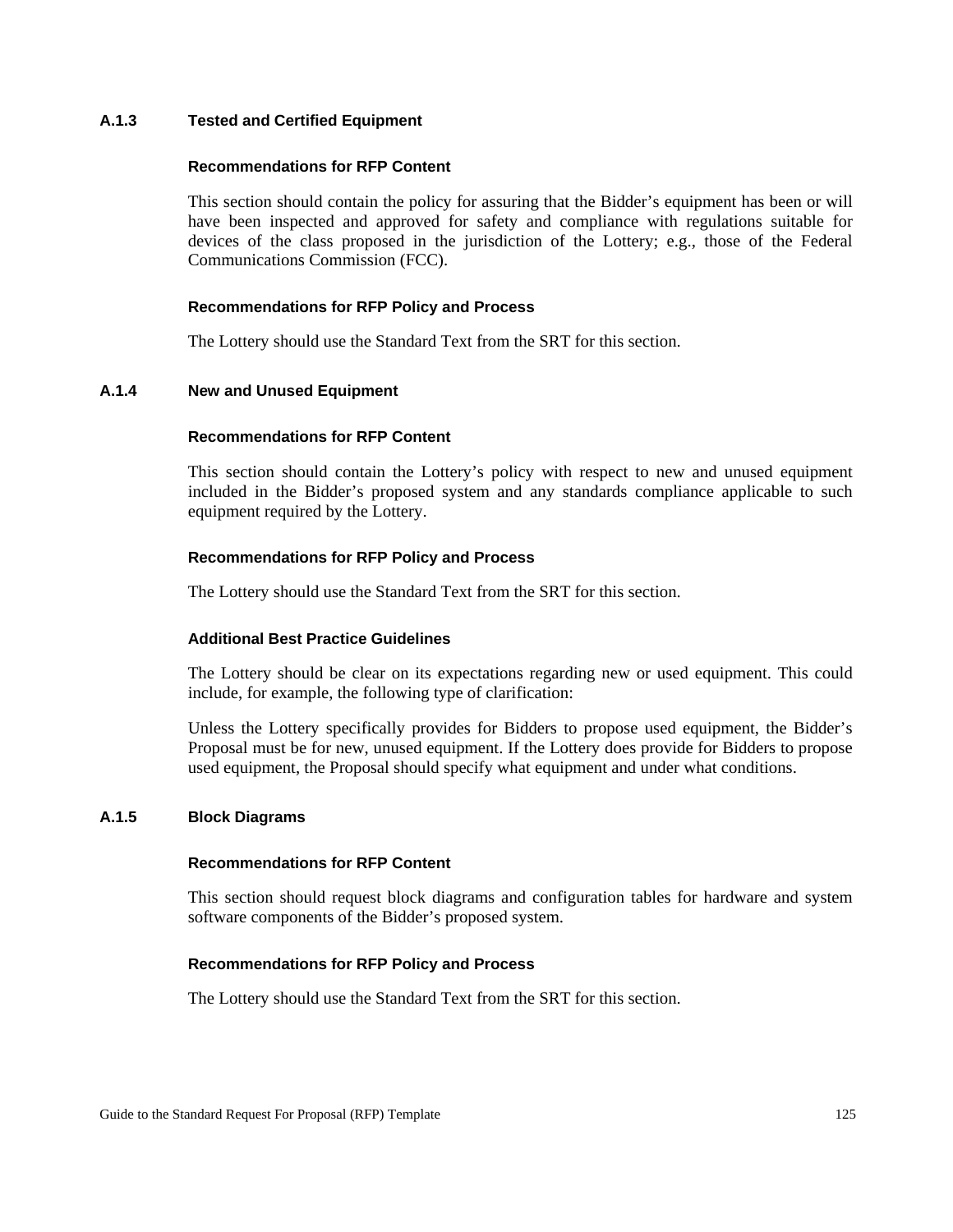### A.1.3 Tested and Certified Equipment

#### Recommendations for RFP Content

This section should contain the policy for assuring that the Bidder's equipment has been or will have been inspected and approved for safety and compliance with regulations suitable for devices of the class proposed in the jurisdiction of the Lottery; e.g., those of the Federal Communications Commission (FCC).

#### Recommendations for RFP Policy and Process

The Lottery should use the Standard Text from the SRT for this section.

### A.1.4 New and Unused Equipment

#### Recommendations for RFP Content

This section should contain the Lottery's policy with respect to new and unused equipment included in the Bidder's proposed system and any standards compliance applicable to such equipment required by the Lottery.

#### Recommendations for RFP Policy and Process

The Lottery should use the Standard Text from the SRT for this section.

#### Additional Best Practice Guidelines

The Lottery should be clear on its expectations regarding new or used equipment. This could include, for example, the following type of clarification:

Unless the Lottery specifically provides for Bidders to propose used equipment, the Bidder's Proposal must be for new, unused equipment. If the Lottery does provide for Bidders to propose used equipment, the Proposal should specify what equipment and under what conditions.

### A.1.5 Block Diagrams

#### Recommendations for RFP Content

This section should request block diagrams and configuration tables for hardware and system software components of the Bidder's proposed system.

#### Recommendations for RFP Policy and Process

The Lottery should use the Standard Text from the SRT for this section.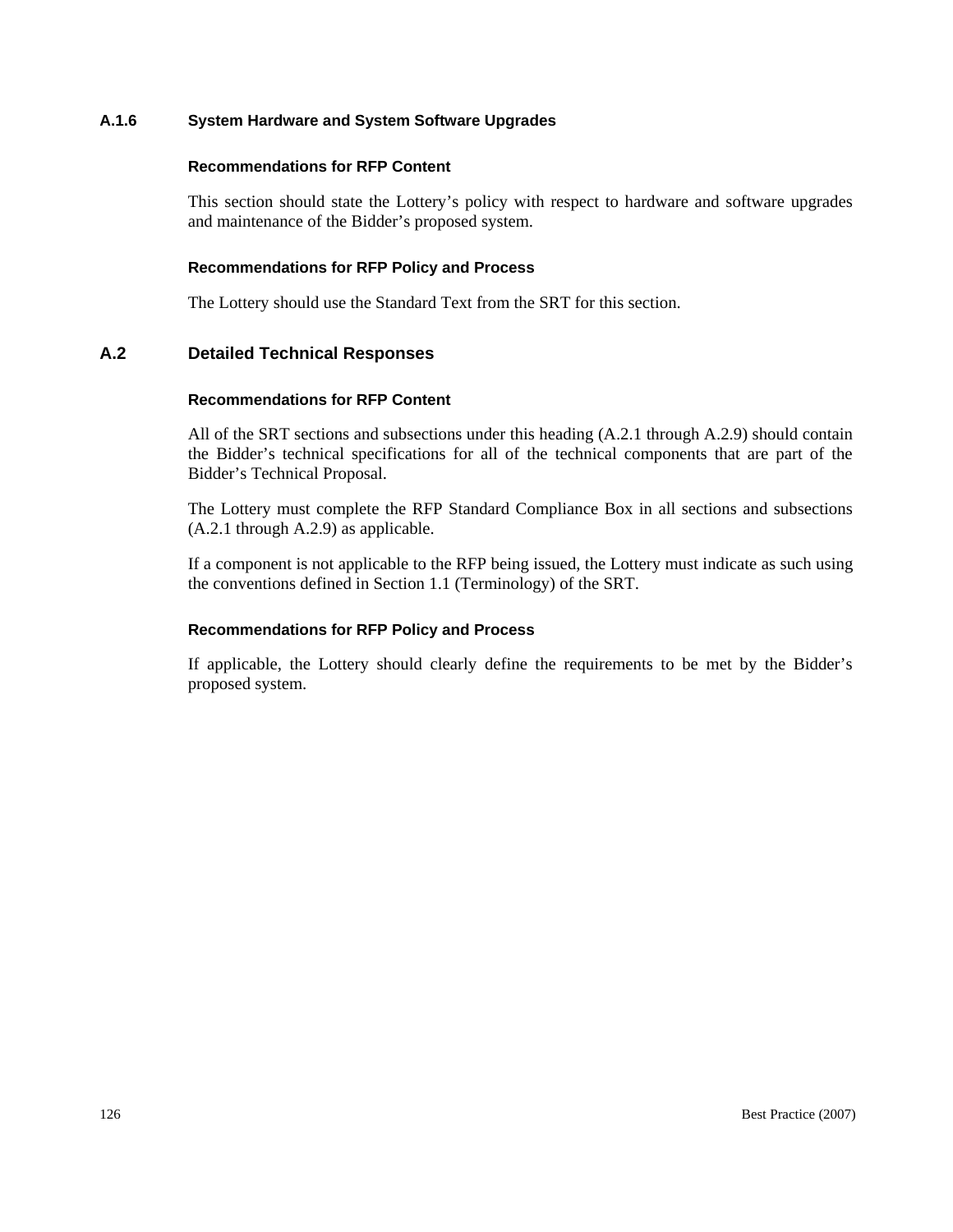### A.1.6 System Hardware and System Software Upgrades

#### Recommendations for RFP Content

This section should state the Lottery’s policy with respect to hardware and software upgrades and maintenance of the Bidder’s proposed system.

#### Recommendations for RFP Policy and Process

The Lottery should use the Standard Text from the SRT for this section.

## A.2 Detailed Technical Responses

#### Recommendations for RFP Content

All of the SRT sections and subsections under this heading (A.2.1 through A.2.9) should contain the Bidder’s technical specifications for all of the technical components that are part of the Bidder’s Technical Proposal.

The Lottery must complete the RFP Standard Compliance Box in all sections and subsections (A.2.1 through A.2.9) as applicable.

If a component is not applicable to the RFP being issued, the Lottery must indicate as such using the conventions defined in Section 1.1 (Terminology) of the SRT.

#### Recommendations for RFP Policy and Process

If applicable, the Lottery should clearly define the requirements to be met by the Bidder’s proposed system.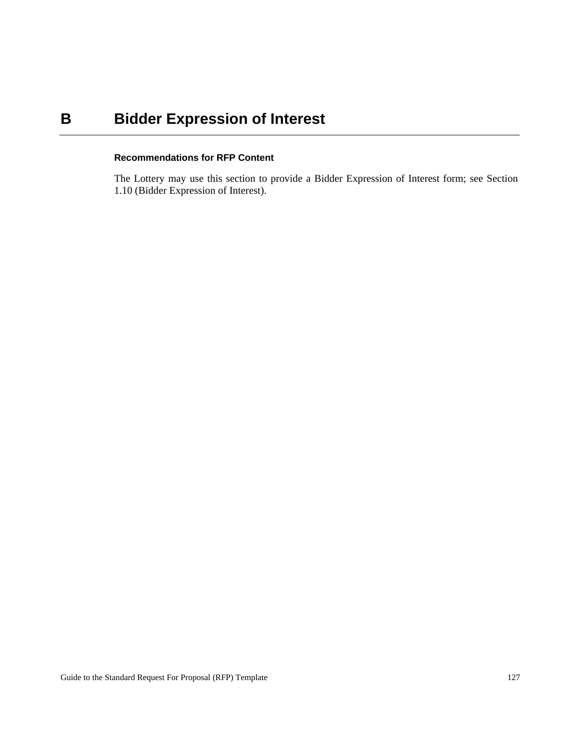# B Bidder Expression of Interest

### Recommendations for RFP Content

The Lottery may use this section to provide a Bidder Expression of Interest form; see Section 1.10 (Bidder Expression of Interest).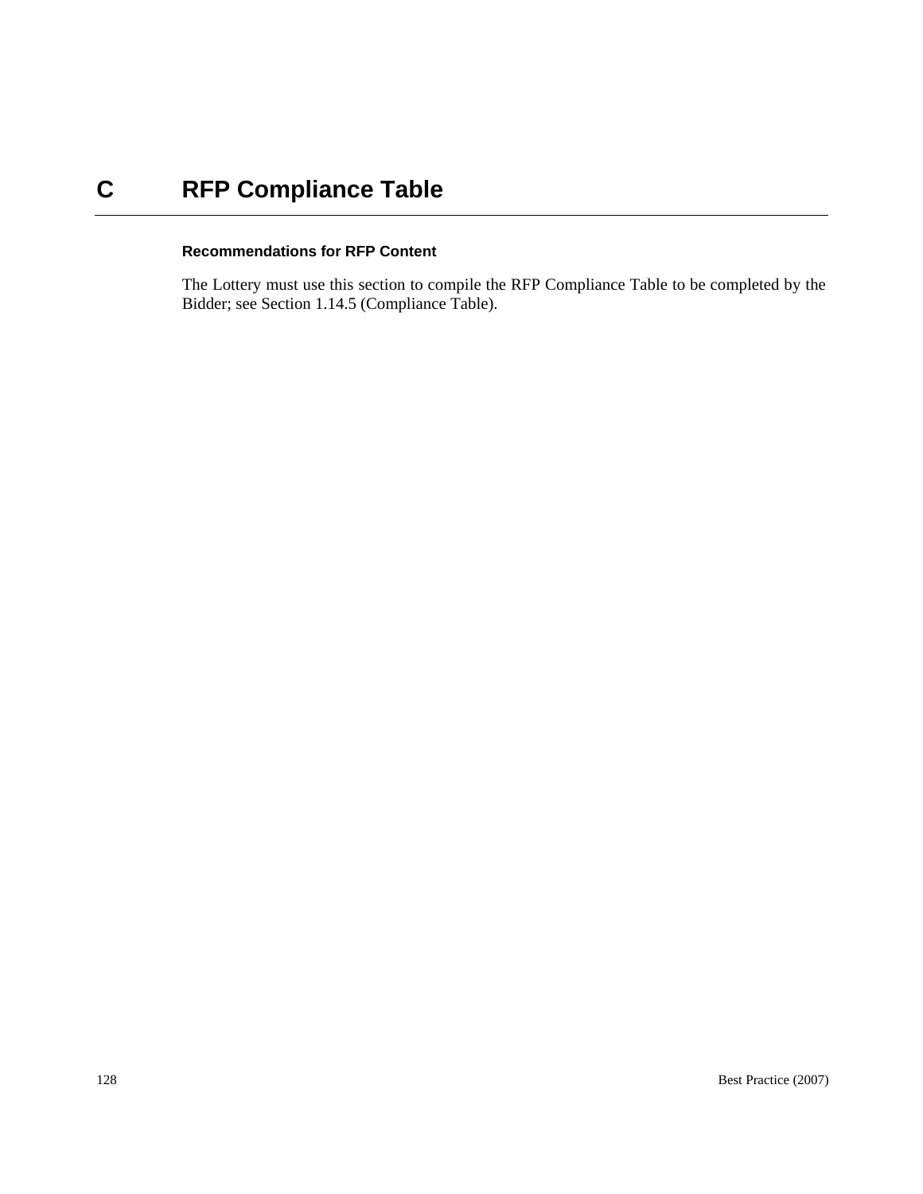# C RFP Compliance Table

### Recommendations for RFP Content

The Lottery must use this section to compile the RFP Compliance Table to be completed by the Bidder; see Section 1.14.5 (Compliance Table).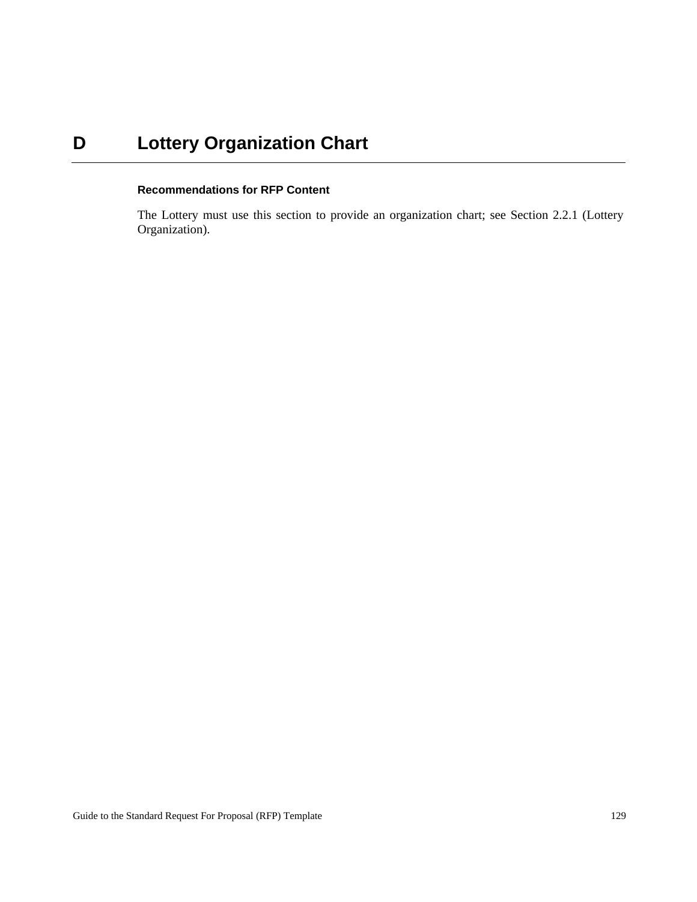# D Lottery Organization Chart

### Recommendations for RFP Content

The Lottery must use this section to provide an organization chart; see Section 2.2.1 (Lottery Organization).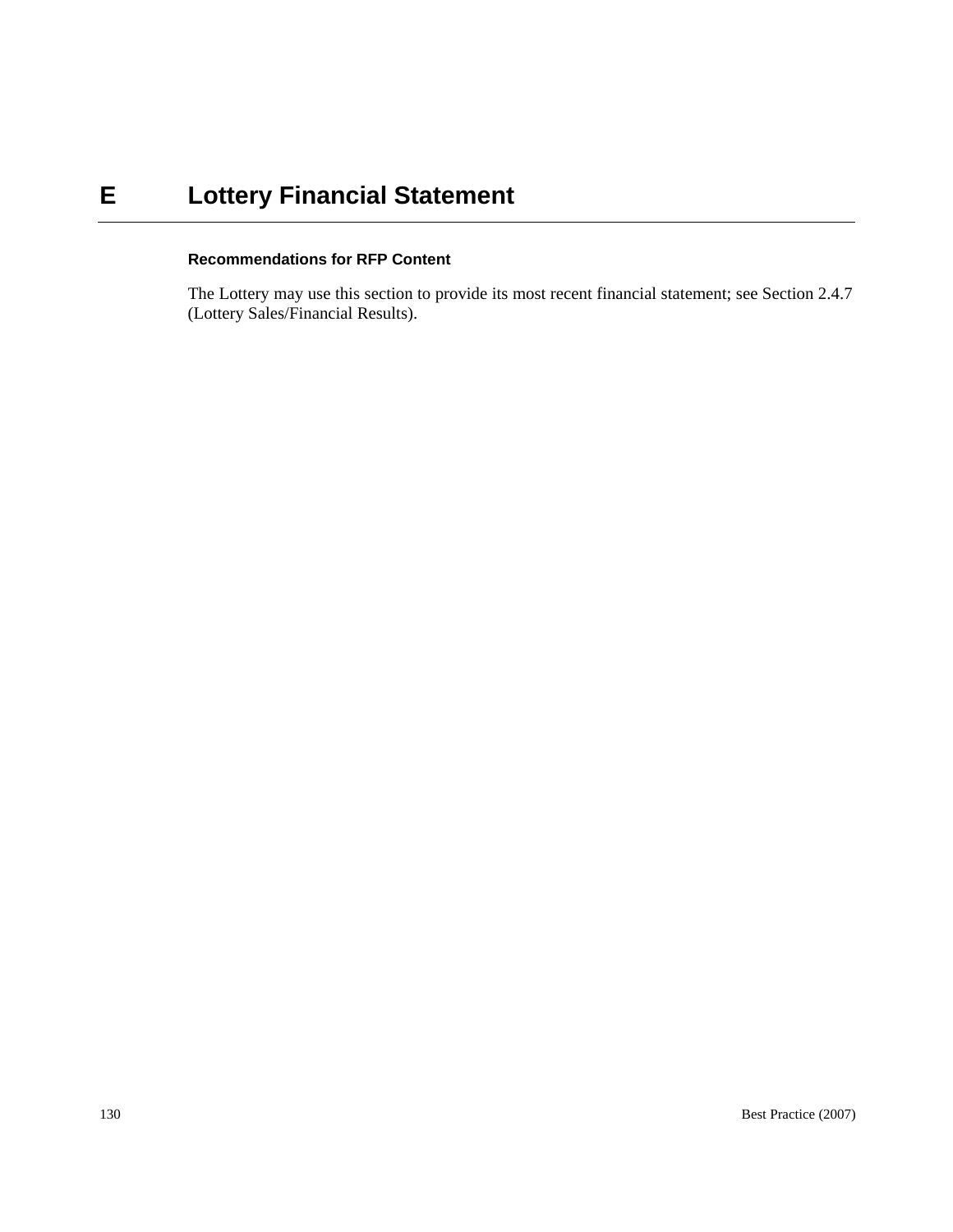# E Lottery Financial Statement

### Recommendations for RFP Content

The Lottery may use this section to provide its most recent financial statement; see Section 2.4.7 (Lottery Sales/Financial Results).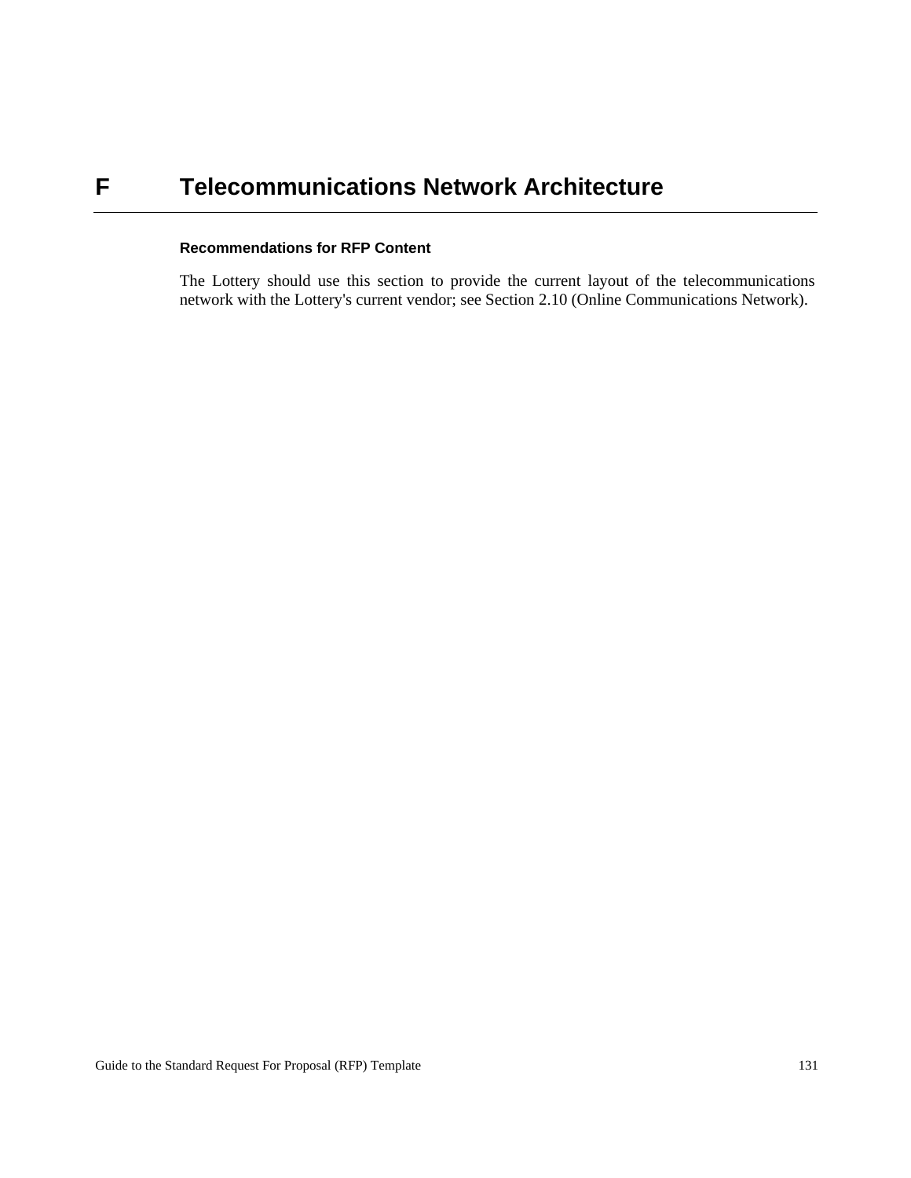# F Telecommunications Network Architecture

### Recommendations for RFP Content

The Lottery should use this section to provide the current layout of the telecommunications network with the Lottery's current vendor; see Section 2.10 (Online Communications Network).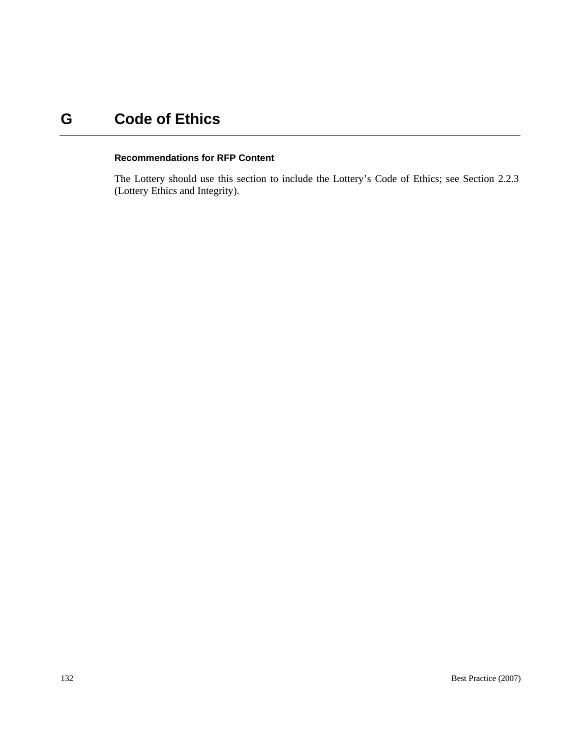# G Code of Ethics

### Recommendations for RFP Content

The Lottery should use this section to include the Lottery's Code of Ethics; see Section 2.2.3 (Lottery Ethics and Integrity).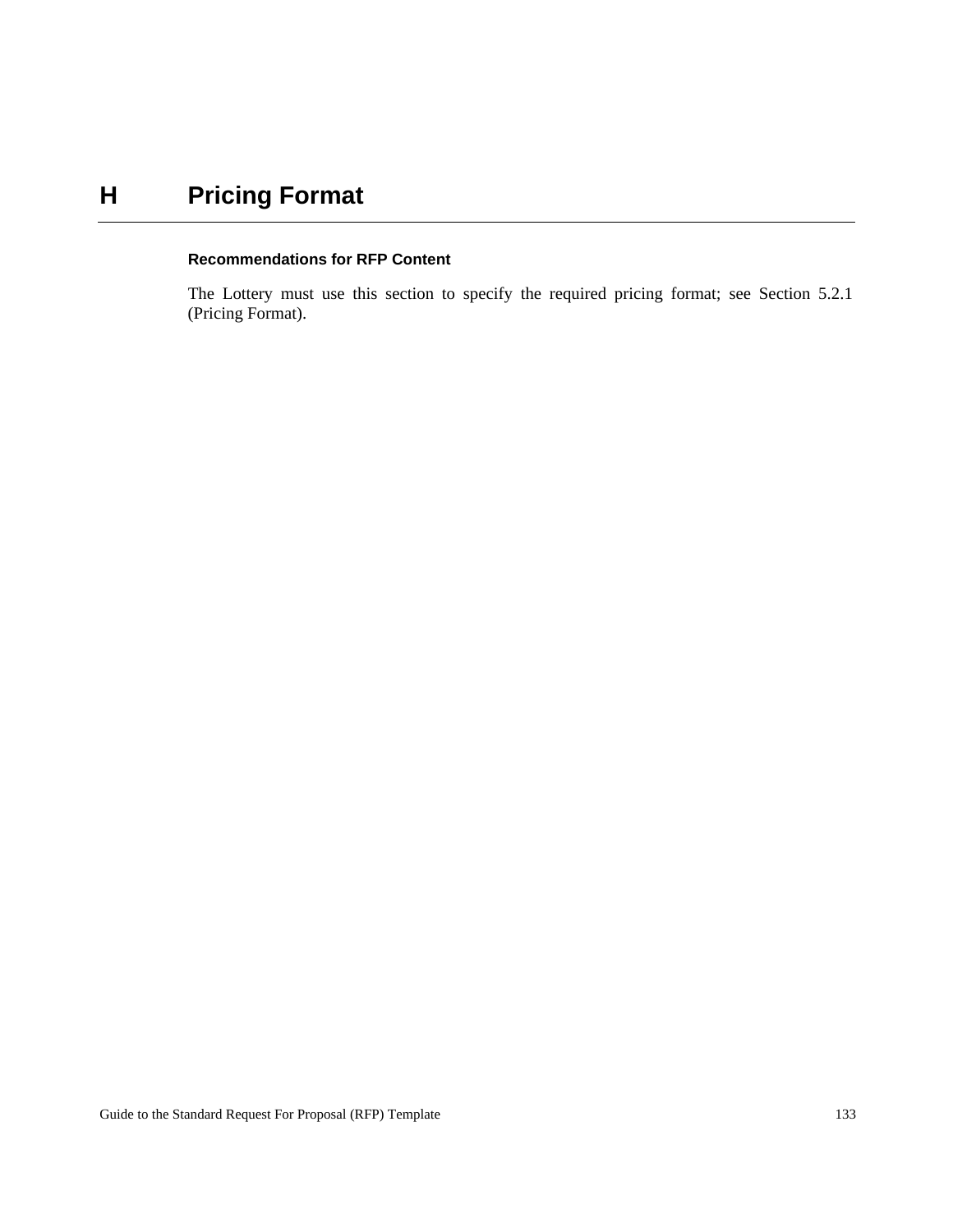# H Pricing Format

### Recommendations for RFP Content

The Lottery must use this section to specify the required pricing format; see Section 5.2.1 (Pricing Format).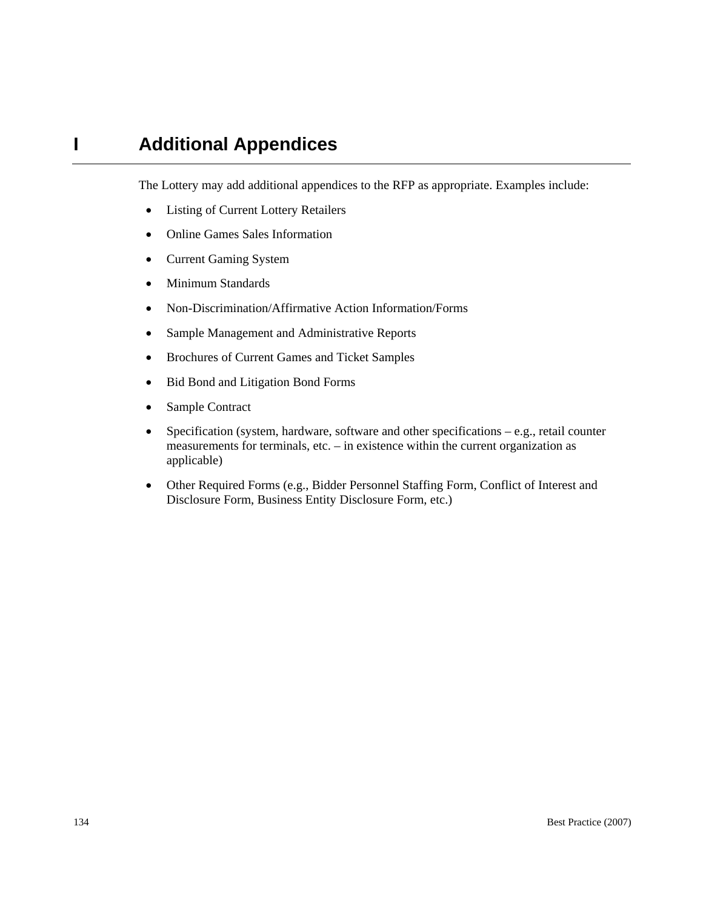# I Additional Appendices

The Lottery may add additional appendices to the RFP as appropriate. Examples include:

- Listing of Current Lottery Retailers
- Online Games Sales Information
- Current Gaming System
- Minimum Standards
- Non-Discrimination/Affirmative Action Information/Forms
- Sample Management and Administrative Reports
- Brochures of Current Games and Ticket Samples
- Bid Bond and Litigation Bond Forms
- Sample Contract
- Specification (system, hardware, software and other specifications – e.g., retail counter measurements for terminals, etc. – in existence within the current organization as applicable)
- Other Required Forms (e.g., Bidder Personnel Staffing Form, Conflict of Interest and Disclosure Form, Business Entity Disclosure Form, etc.)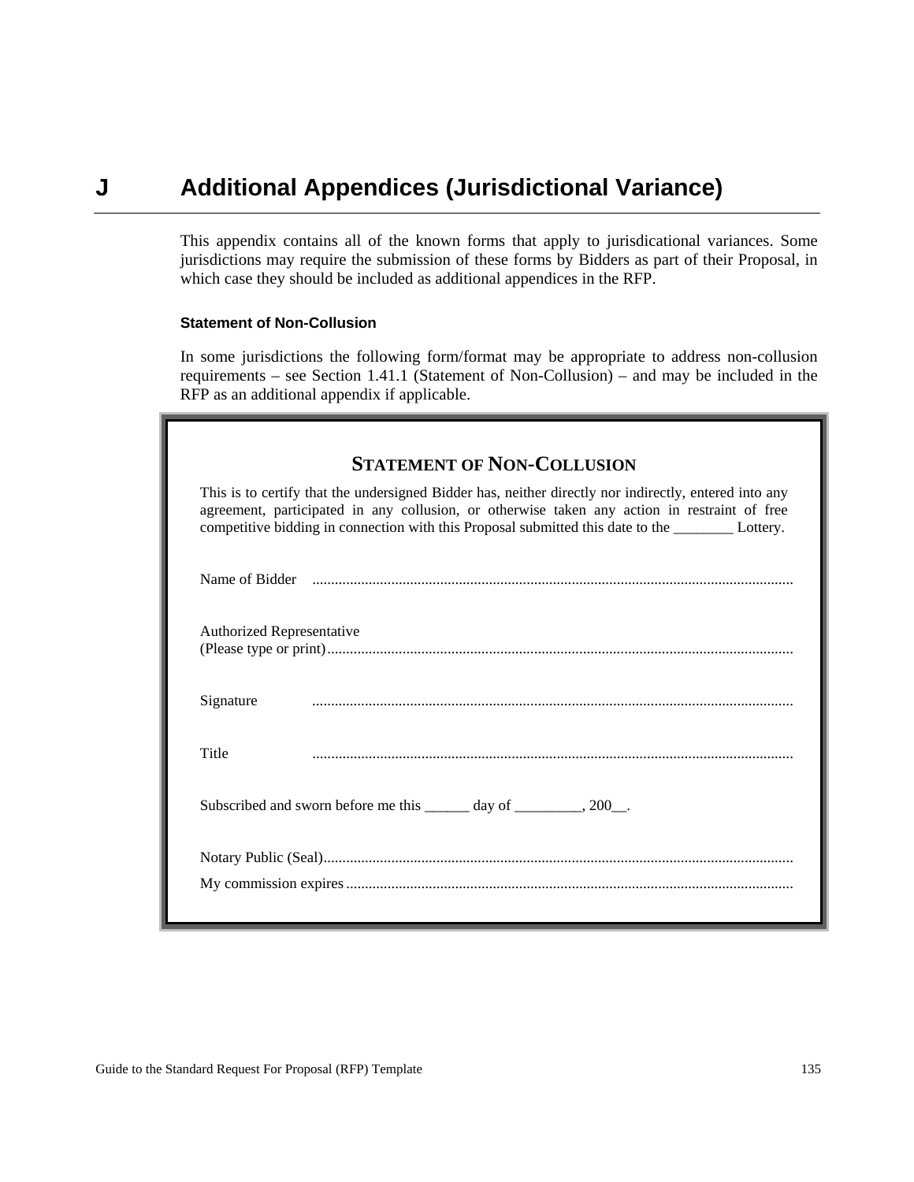# J Additional Appendices (Jurisdictional Variance)

This appendix contains all of the known forms that apply to jurisdicational variances. Some jurisdictions may require the submission of these forms by Bidders as part of their Proposal, in which case they should be included as additional appendices in the RFP.

#### Statement of Non-Collusion

In some jurisdictions the following form/format may be appropriate to address non-collusion requirements – see Section 1.41.1 (Statement of Non-Collusion) – and may be included in the RFP as an additional appendix if applicable.

### STATEMENT OF NON-COLLUSION

This is to certify that the undersigned Bidder has, neither directly nor indirectly, entered into any agreement, participated in any collusion, or otherwise taken any action in restraint of free competitive bidding in connection with this Proposal submitted this date to the ________ Lottery.

Name of Bidder ..............................................................................................................................

Authorized Representative
(Please type or print)..........................................................................................................................

Signature ..............................................................................................................................

Title ..............................................................................................................................

Subscribed and sworn before me this ______ day of _________, 200__.

Notary Public (Seal)...........................................................................................................................

My commission expires .....................................................................................................................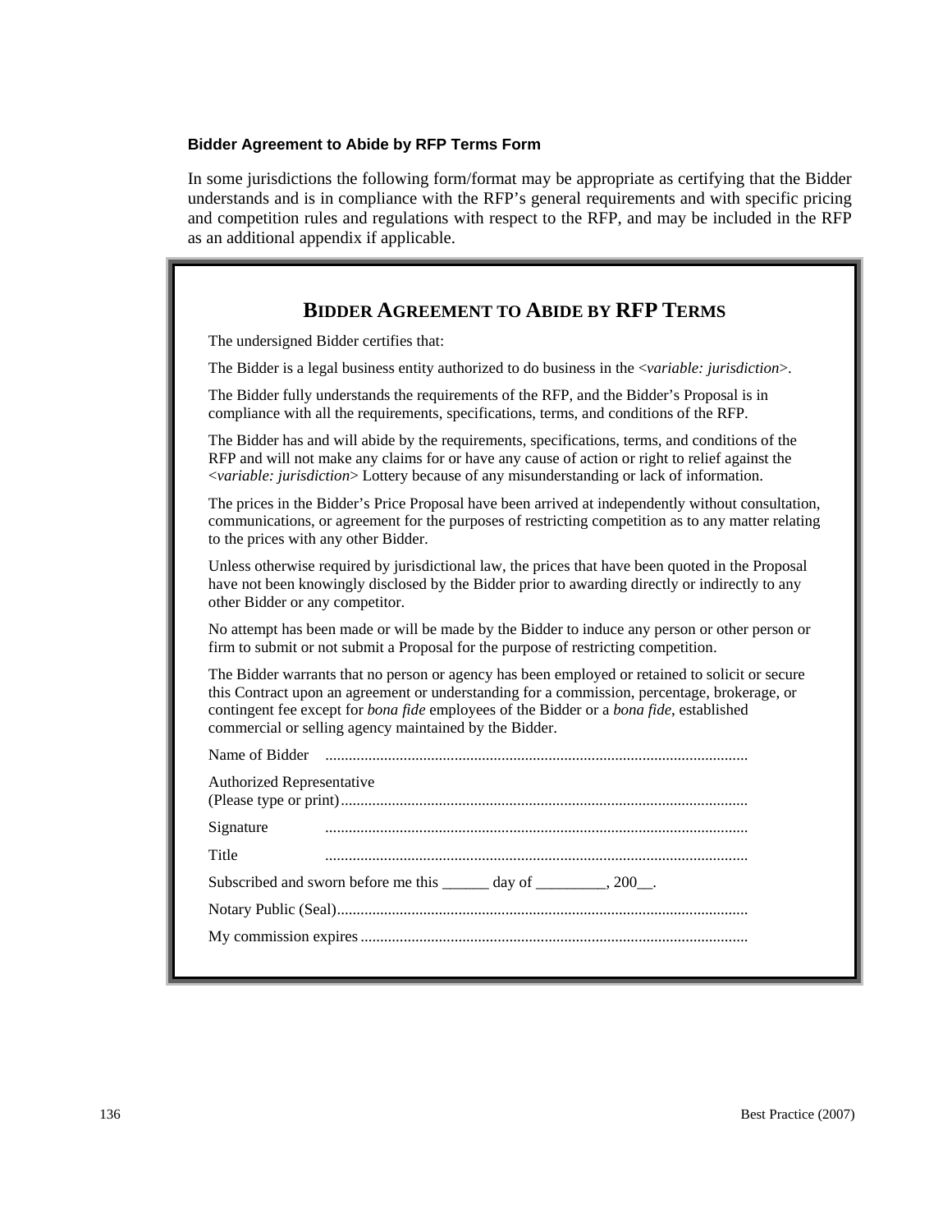**Bidder Agreement to Abide by RFP Terms Form**

In some jurisdictions the following form/format may be appropriate as certifying that the Bidder understands and is in compliance with the RFP's general requirements and with specific pricing and competition rules and regulations with respect to the RFP, and may be included in the RFP as an additional appendix if applicable.

## BIDDER AGREEMENT TO ABIDE BY RFP TERMS

The undersigned Bidder certifies that:

The Bidder is a legal business entity authorized to do business in the <*variable: jurisdiction*>.

The Bidder fully understands the requirements of the RFP, and the Bidder's Proposal is in compliance with all the requirements, specifications, terms, and conditions of the RFP.

The Bidder has and will abide by the requirements, specifications, terms, and conditions of the RFP and will not make any claims for or have any cause of action or right to relief against the <*variable: jurisdiction*> Lottery because of any misunderstanding or lack of information.

The prices in the Bidder's Price Proposal have been arrived at independently without consultation, communications, or agreement for the purposes of restricting competition as to any matter relating to the prices with any other Bidder.

Unless otherwise required by jurisdictional law, the prices that have been quoted in the Proposal have not been knowingly disclosed by the Bidder prior to awarding directly or indirectly to any other Bidder or any competitor.

No attempt has been made or will be made by the Bidder to induce any person or other person or firm to submit or not submit a Proposal for the purpose of restricting competition.

The Bidder warrants that no person or agency has been employed or retained to solicit or secure this Contract upon an agreement or understanding for a commission, percentage, brokerage, or contingent fee except for *bona fide* employees of the Bidder or a *bona fide*, established commercial or selling agency maintained by the Bidder.

Name of Bidder ..........................................................................................................

Authorized Representative
(Please type or print)......................................................................................................

Signature ..........................................................................................................

Title ..........................................................................................................

Subscribed and sworn before me this ______ day of _________, 200__.

Notary Public (Seal).......................................................................................................

My commission expires.................................................................................................